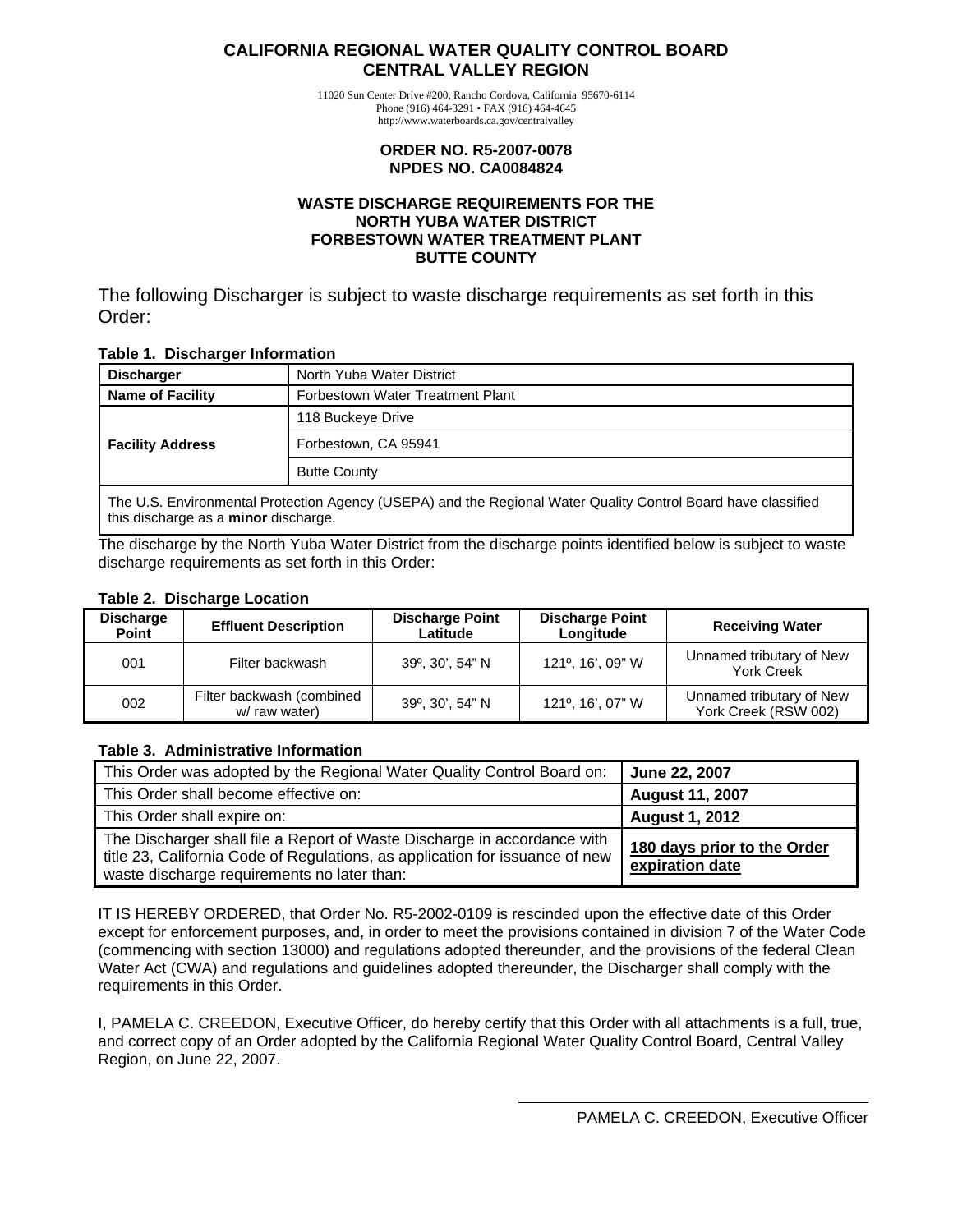# CALIFORNIA REGIONAL WATER QUALITY CONTROL BOARD
# CENTRAL VALLEY REGION

11020 Sun Center Drive #200, Rancho Cordova, California 95670-6114
Phone (916) 464-3291 • FAX (916) 464-4645
http://www.waterboards.ca.gov/centralvalley

**ORDER NO. R5-2007-0078**
**NPDES NO. CA0084824**

**WASTE DISCHARGE REQUIREMENTS FOR THE**
**NORTH YUBA WATER DISTRICT**
**FORBESTOWN WATER TREATMENT PLANT**
**BUTTE COUNTY**

The following Discharger is subject to waste discharge requirements as set forth in this Order:

**Table 1. Discharger Information**

| **Discharger** | North Yuba Water District |
|---|---|
| **Name of Facility** | Forbestown Water Treatment Plant |
| **Facility Address** | 118 Buckeye Drive |
| | Forbestown, CA 95941 |
| | Butte County |
| The U.S. Environmental Protection Agency (USEPA) and the Regional Water Quality Control Board have classified this discharge as a **minor** discharge. | |

The discharge by the North Yuba Water District from the discharge points identified below is subject to waste discharge requirements as set forth in this Order:

**Table 2. Discharge Location**

| Discharge Point | Effluent Description | Discharge Point Latitude | Discharge Point Longitude | Receiving Water |
|---|---|---|---|---|
| 001 | Filter backwash | 39º, 30', 54" N | 121º, 16', 09" W | Unnamed tributary of New York Creek |
| 002 | Filter backwash (combined w/ raw water) | 39º, 30', 54" N | 121º, 16', 07" W | Unnamed tributary of New York Creek (RSW 002) |

**Table 3. Administrative Information**

| This Order was adopted by the Regional Water Quality Control Board on: | **June 22, 2007** |
|---|---|
| This Order shall become effective on: | **August 11, 2007** |
| This Order shall expire on: | **August 1, 2012** |
| The Discharger shall file a Report of Waste Discharge in accordance with title 23, California Code of Regulations, as application for issuance of new waste discharge requirements no later than: | **180 days prior to the Order expiration date** |

IT IS HEREBY ORDERED, that Order No. R5-2002-0109 is rescinded upon the effective date of this Order except for enforcement purposes, and, in order to meet the provisions contained in division 7 of the Water Code (commencing with section 13000) and regulations adopted thereunder, and the provisions of the federal Clean Water Act (CWA) and regulations and guidelines adopted thereunder, the Discharger shall comply with the requirements in this Order.

I, PAMELA C. CREEDON, Executive Officer, do hereby certify that this Order with all attachments is a full, true, and correct copy of an Order adopted by the California Regional Water Quality Control Board, Central Valley Region, on June 22, 2007.

PAMELA C. CREEDON, Executive Officer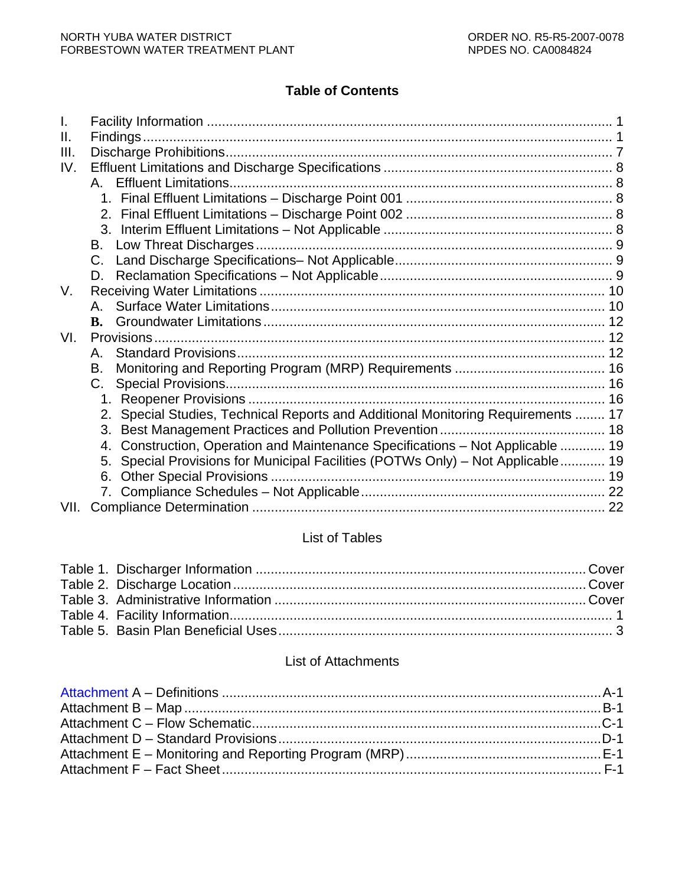## Table of Contents

- I. Facility Information ........................................................................................................ 1
- II. Findings ........................................................................................................................ 1
- III. Discharge Prohibitions .................................................................................................. 7
- IV. Effluent Limitations and Discharge Specifications ........................................................ 8
  - A. Effluent Limitations ................................................................................................. 8
    - 1. Final Effluent Limitations – Discharge Point 001 .................................................. 8
    - 2. Final Effluent Limitations – Discharge Point 002 .................................................. 8
    - 3. Interim Effluent Limitations – Not Applicable ........................................................ 8
  - B. Low Threat Discharges ............................................................................................ 9
  - C. Land Discharge Specifications– Not Applicable ....................................................... 9
  - D. Reclamation Specifications – Not Applicable ........................................................... 9
- V. Receiving Water Limitations .......................................................................................... 10
  - A. Surface Water Limitations ....................................................................................... 10
  - B. Groundwater Limitations .......................................................................................... 12
- VI. Provisions .................................................................................................................... 12
  - A. Standard Provisions ................................................................................................ 12
  - B. Monitoring and Reporting Program (MRP) Requirements ........................................ 16
  - C. Special Provisions ................................................................................................... 16
    - 1. Reopener Provisions ............................................................................................ 16
    - 2. Special Studies, Technical Reports and Additional Monitoring Requirements ........ 17
    - 3. Best Management Practices and Pollution Prevention .......................................... 18
    - 4. Construction, Operation and Maintenance Specifications – Not Applicable ............ 19
    - 5. Special Provisions for Municipal Facilities (POTWs Only) – Not Applicable ............ 19
    - 6. Other Special Provisions ...................................................................................... 19
    - 7. Compliance Schedules – Not Applicable ................................................................ 22
- VII. Compliance Determination ........................................................................................... 22

### List of Tables

- Table 1. Discharger Information ....................................................................................... Cover
- Table 2. Discharge Location ............................................................................................. Cover
- Table 3. Administrative Information .................................................................................. Cover
- Table 4. Facility Information .................................................................................................. 1
- Table 5. Basin Plan Beneficial Uses ...................................................................................... 3

### List of Attachments

- Attachment A – Definitions ..................................................................................................A-1
- Attachment B – Map ............................................................................................................B-1
- Attachment C – Flow Schematic ..........................................................................................C-1
- Attachment D – Standard Provisions ....................................................................................D-1
- Attachment E – Monitoring and Reporting Program (MRP) ..................................................E-1
- Attachment F – Fact Sheet ................................................................................................... F-1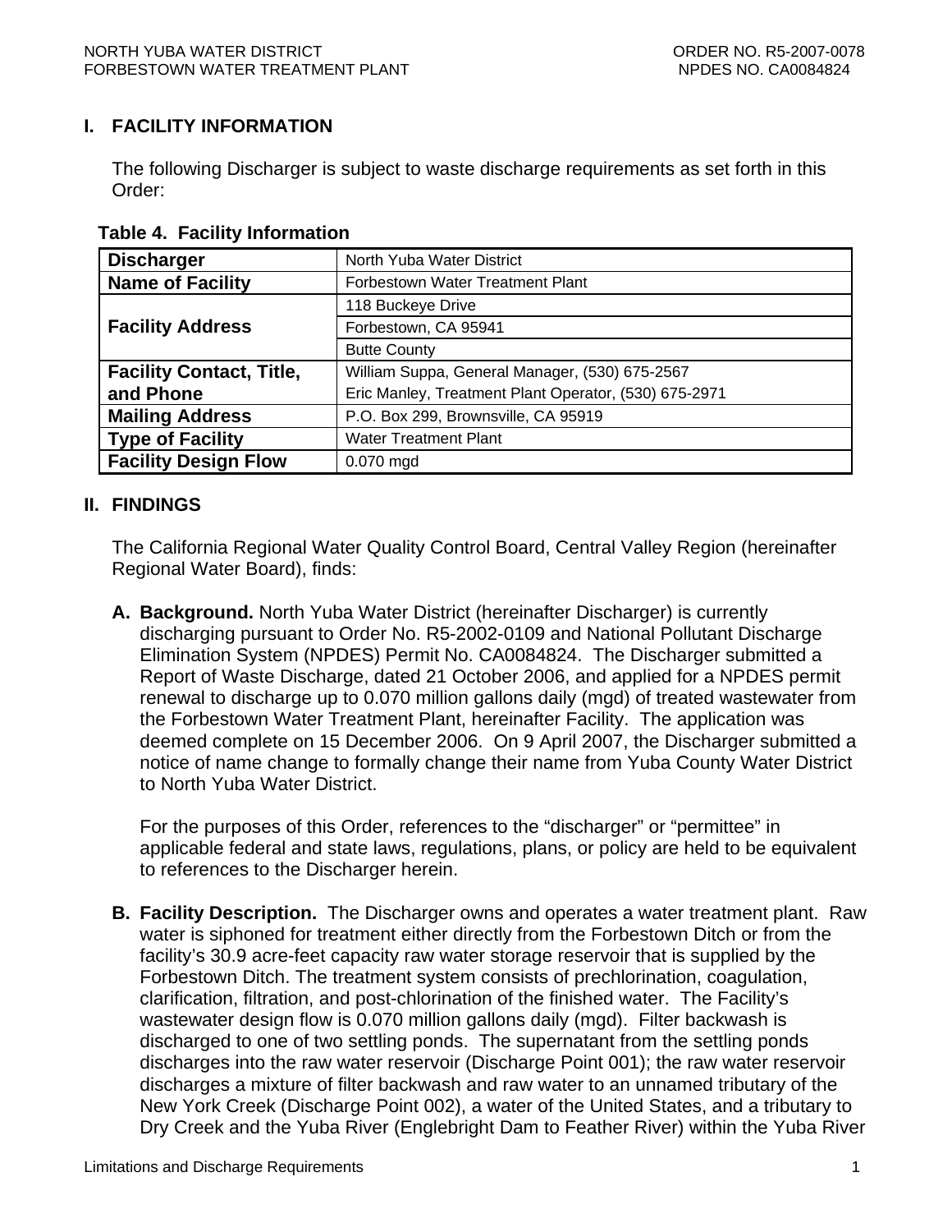## I. FACILITY INFORMATION

The following Discharger is subject to waste discharge requirements as set forth in this Order:

**Table 4. Facility Information**

| | |
|---|---|
| **Discharger** | North Yuba Water District |
| **Name of Facility** | Forbestown Water Treatment Plant |
| **Facility Address** | 118 Buckeye Drive |
| | Forbestown, CA 95941 |
| | Butte County |
| **Facility Contact, Title, and Phone** | William Suppa, General Manager, (530) 675-2567<br>Eric Manley, Treatment Plant Operator, (530) 675-2971 |
| **Mailing Address** | P.O. Box 299, Brownsville, CA 95919 |
| **Type of Facility** | Water Treatment Plant |
| **Facility Design Flow** | 0.070 mgd |

## II. FINDINGS

The California Regional Water Quality Control Board, Central Valley Region (hereinafter Regional Water Board), finds:

**A. Background.** North Yuba Water District (hereinafter Discharger) is currently discharging pursuant to Order No. R5-2002-0109 and National Pollutant Discharge Elimination System (NPDES) Permit No. CA0084824. The Discharger submitted a Report of Waste Discharge, dated 21 October 2006, and applied for a NPDES permit renewal to discharge up to 0.070 million gallons daily (mgd) of treated wastewater from the Forbestown Water Treatment Plant, hereinafter Facility. The application was deemed complete on 15 December 2006. On 9 April 2007, the Discharger submitted a notice of name change to formally change their name from Yuba County Water District to North Yuba Water District.

For the purposes of this Order, references to the "discharger" or "permittee" in applicable federal and state laws, regulations, plans, or policy are held to be equivalent to references to the Discharger herein.

**B. Facility Description.** The Discharger owns and operates a water treatment plant. Raw water is siphoned for treatment either directly from the Forbestown Ditch or from the facility's 30.9 acre-feet capacity raw water storage reservoir that is supplied by the Forbestown Ditch. The treatment system consists of prechlorination, coagulation, clarification, filtration, and post-chlorination of the finished water. The Facility's wastewater design flow is 0.070 million gallons daily (mgd). Filter backwash is discharged to one of two settling ponds. The supernatant from the settling ponds discharges into the raw water reservoir (Discharge Point 001); the raw water reservoir discharges a mixture of filter backwash and raw water to an unnamed tributary of the New York Creek (Discharge Point 002), a water of the United States, and a tributary to Dry Creek and the Yuba River (Englebright Dam to Feather River) within the Yuba River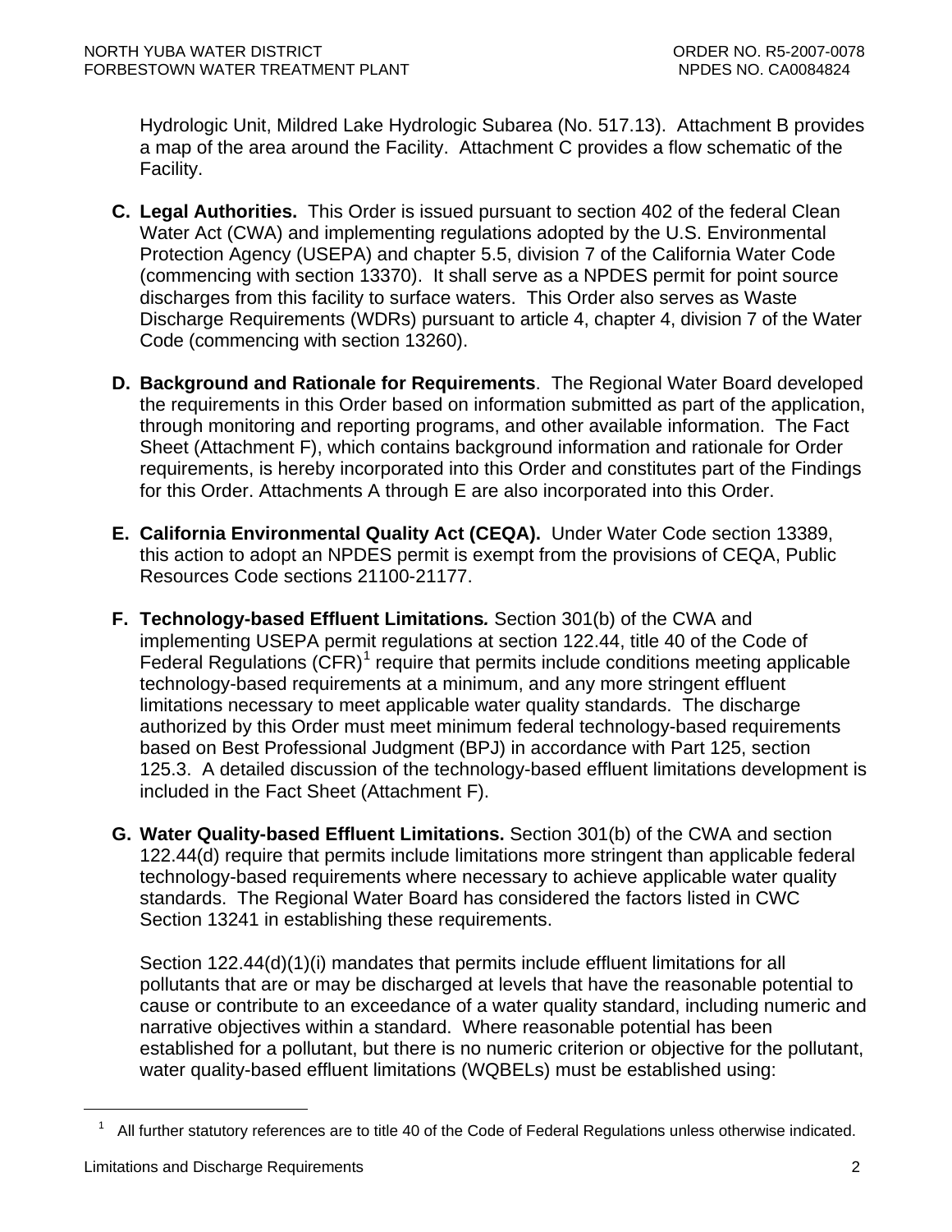Hydrologic Unit, Mildred Lake Hydrologic Subarea (No. 517.13). Attachment B provides a map of the area around the Facility. Attachment C provides a flow schematic of the Facility.

**C. Legal Authorities.** This Order is issued pursuant to section 402 of the federal Clean Water Act (CWA) and implementing regulations adopted by the U.S. Environmental Protection Agency (USEPA) and chapter 5.5, division 7 of the California Water Code (commencing with section 13370). It shall serve as a NPDES permit for point source discharges from this facility to surface waters. This Order also serves as Waste Discharge Requirements (WDRs) pursuant to article 4, chapter 4, division 7 of the Water Code (commencing with section 13260).

**D. Background and Rationale for Requirements**. The Regional Water Board developed the requirements in this Order based on information submitted as part of the application, through monitoring and reporting programs, and other available information. The Fact Sheet (Attachment F), which contains background information and rationale for Order requirements, is hereby incorporated into this Order and constitutes part of the Findings for this Order. Attachments A through E are also incorporated into this Order.

**E. California Environmental Quality Act (CEQA).** Under Water Code section 13389, this action to adopt an NPDES permit is exempt from the provisions of CEQA, Public Resources Code sections 21100-21177.

**F. Technology-based Effluent Limitations*.*** Section 301(b) of the CWA and implementing USEPA permit regulations at section 122.44, title 40 of the Code of Federal Regulations (CFR)[1] require that permits include conditions meeting applicable technology-based requirements at a minimum, and any more stringent effluent limitations necessary to meet applicable water quality standards. The discharge authorized by this Order must meet minimum federal technology-based requirements based on Best Professional Judgment (BPJ) in accordance with Part 125, section 125.3. A detailed discussion of the technology-based effluent limitations development is included in the Fact Sheet (Attachment F).

**G. Water Quality-based Effluent Limitations.** Section 301(b) of the CWA and section 122.44(d) require that permits include limitations more stringent than applicable federal technology-based requirements where necessary to achieve applicable water quality standards. The Regional Water Board has considered the factors listed in CWC Section 13241 in establishing these requirements.

Section 122.44(d)(1)(i) mandates that permits include effluent limitations for all pollutants that are or may be discharged at levels that have the reasonable potential to cause or contribute to an exceedance of a water quality standard, including numeric and narrative objectives within a standard. Where reasonable potential has been established for a pollutant, but there is no numeric criterion or objective for the pollutant, water quality-based effluent limitations (WQBELs) must be established using:

---

[1] All further statutory references are to title 40 of the Code of Federal Regulations unless otherwise indicated.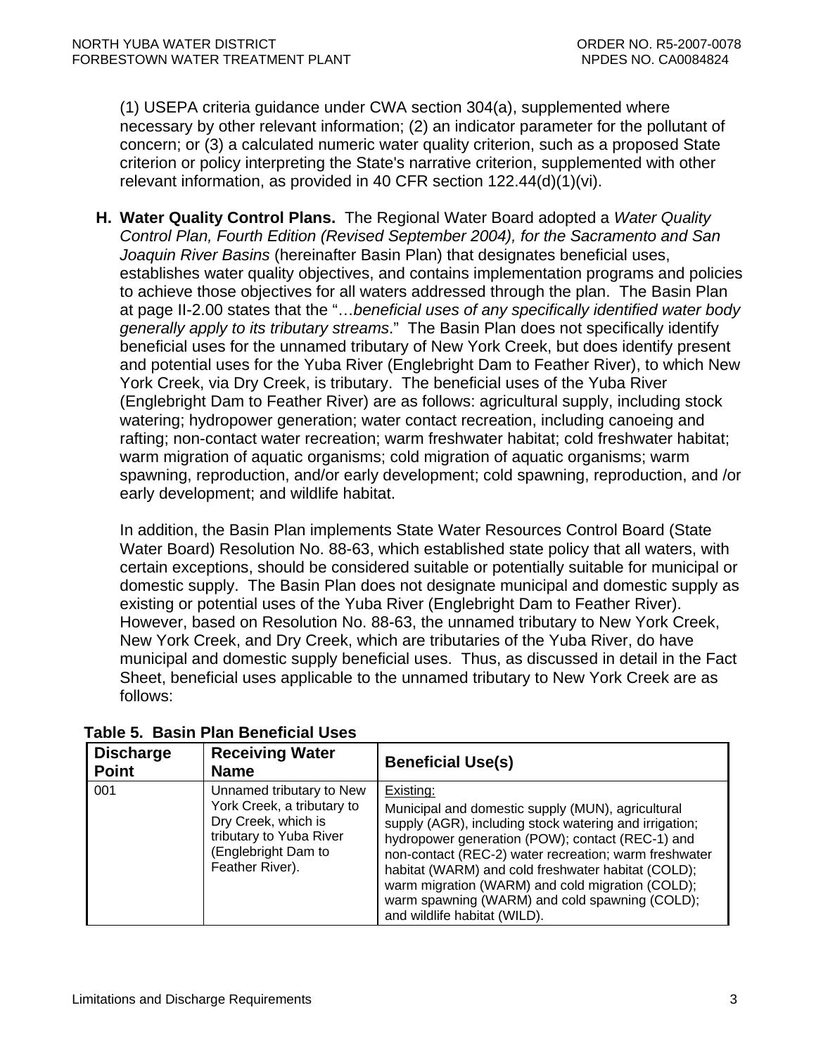(1) USEPA criteria guidance under CWA section 304(a), supplemented where necessary by other relevant information; (2) an indicator parameter for the pollutant of concern; or (3) a calculated numeric water quality criterion, such as a proposed State criterion or policy interpreting the State's narrative criterion, supplemented with other relevant information, as provided in 40 CFR section 122.44(d)(1)(vi).

**H. Water Quality Control Plans.** The Regional Water Board adopted a *Water Quality Control Plan, Fourth Edition (Revised September 2004), for the Sacramento and San Joaquin River Basins* (hereinafter Basin Plan) that designates beneficial uses, establishes water quality objectives, and contains implementation programs and policies to achieve those objectives for all waters addressed through the plan. The Basin Plan at page II-2.00 states that the "…*beneficial uses of any specifically identified water body generally apply to its tributary streams*." The Basin Plan does not specifically identify beneficial uses for the unnamed tributary of New York Creek, but does identify present and potential uses for the Yuba River (Englebright Dam to Feather River), to which New York Creek, via Dry Creek, is tributary. The beneficial uses of the Yuba River (Englebright Dam to Feather River) are as follows: agricultural supply, including stock watering; hydropower generation; water contact recreation, including canoeing and rafting; non-contact water recreation; warm freshwater habitat; cold freshwater habitat; warm migration of aquatic organisms; cold migration of aquatic organisms; warm spawning, reproduction, and/or early development; cold spawning, reproduction, and /or early development; and wildlife habitat.

In addition, the Basin Plan implements State Water Resources Control Board (State Water Board) Resolution No. 88-63, which established state policy that all waters, with certain exceptions, should be considered suitable or potentially suitable for municipal or domestic supply. The Basin Plan does not designate municipal and domestic supply as existing or potential uses of the Yuba River (Englebright Dam to Feather River). However, based on Resolution No. 88-63, the unnamed tributary to New York Creek, New York Creek, and Dry Creek, which are tributaries of the Yuba River, do have municipal and domestic supply beneficial uses. Thus, as discussed in detail in the Fact Sheet, beneficial uses applicable to the unnamed tributary to New York Creek are as follows:

**Table 5. Basin Plan Beneficial Uses**

| Discharge Point | Receiving Water Name | Beneficial Use(s) |
|---|---|---|
| 001 | Unnamed tributary to New York Creek, a tributary to Dry Creek, which is tributary to Yuba River (Englebright Dam to Feather River). | Existing: Municipal and domestic supply (MUN), agricultural supply (AGR), including stock watering and irrigation; hydropower generation (POW); contact (REC-1) and non-contact (REC-2) water recreation; warm freshwater habitat (WARM) and cold freshwater habitat (COLD); warm migration (WARM) and cold migration (COLD); warm spawning (WARM) and cold spawning (COLD); and wildlife habitat (WILD). |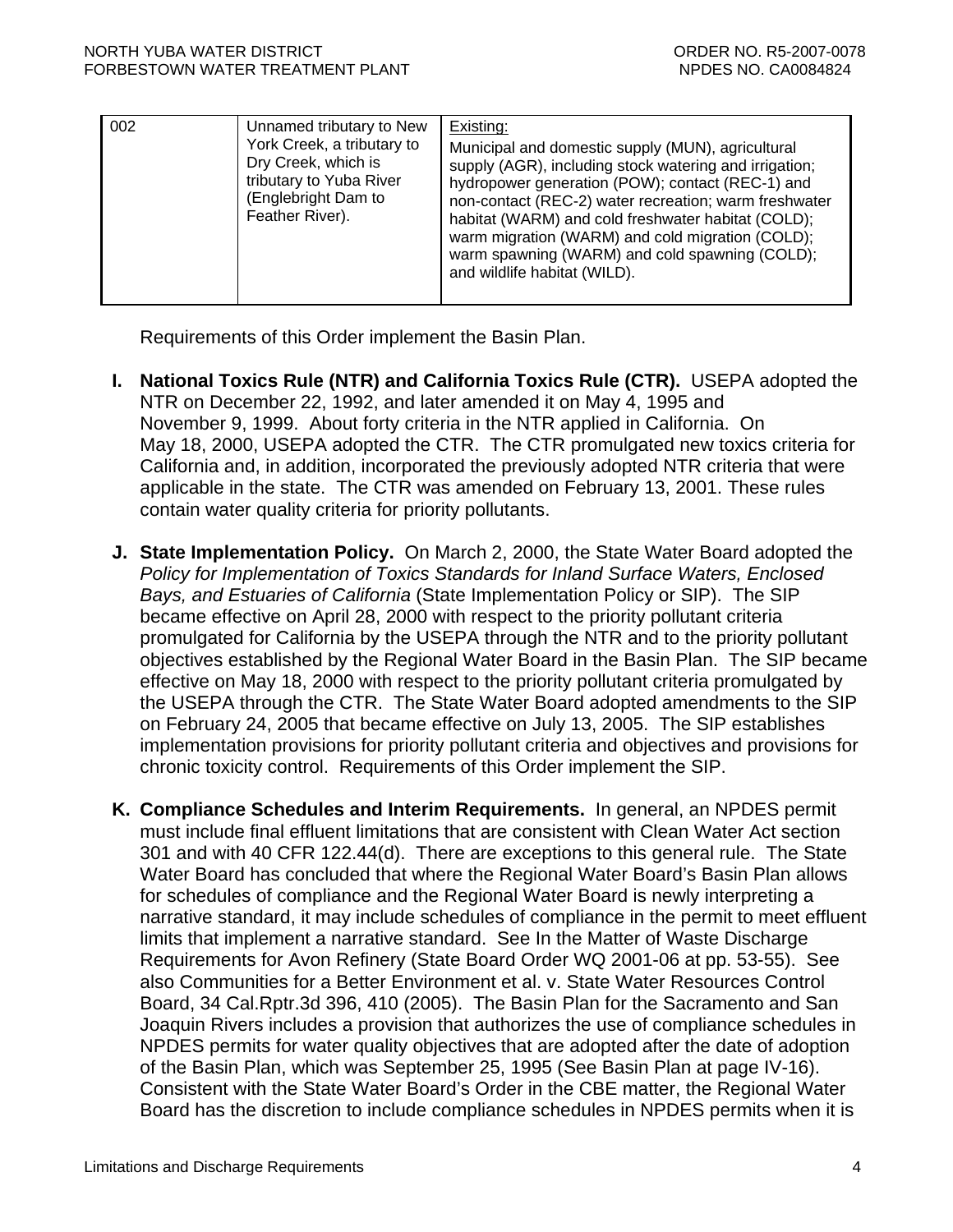| 002 | Unnamed tributary to New York Creek, a tributary to Dry Creek, which is tributary to Yuba River (Englebright Dam to Feather River). | Existing:<br>Municipal and domestic supply (MUN), agricultural supply (AGR), including stock watering and irrigation; hydropower generation (POW); contact (REC-1) and non-contact (REC-2) water recreation; warm freshwater habitat (WARM) and cold freshwater habitat (COLD); warm migration (WARM) and cold migration (COLD); warm spawning (WARM) and cold spawning (COLD); and wildlife habitat (WILD). |
|---|---|---|

Requirements of this Order implement the Basin Plan.

**I. National Toxics Rule (NTR) and California Toxics Rule (CTR).** USEPA adopted the NTR on December 22, 1992, and later amended it on May 4, 1995 and November 9, 1999. About forty criteria in the NTR applied in California. On May 18, 2000, USEPA adopted the CTR. The CTR promulgated new toxics criteria for California and, in addition, incorporated the previously adopted NTR criteria that were applicable in the state. The CTR was amended on February 13, 2001. These rules contain water quality criteria for priority pollutants.

**J. State Implementation Policy.** On March 2, 2000, the State Water Board adopted the *Policy for Implementation of Toxics Standards for Inland Surface Waters, Enclosed Bays, and Estuaries of California* (State Implementation Policy or SIP). The SIP became effective on April 28, 2000 with respect to the priority pollutant criteria promulgated for California by the USEPA through the NTR and to the priority pollutant objectives established by the Regional Water Board in the Basin Plan. The SIP became effective on May 18, 2000 with respect to the priority pollutant criteria promulgated by the USEPA through the CTR. The State Water Board adopted amendments to the SIP on February 24, 2005 that became effective on July 13, 2005. The SIP establishes implementation provisions for priority pollutant criteria and objectives and provisions for chronic toxicity control. Requirements of this Order implement the SIP.

**K. Compliance Schedules and Interim Requirements.** In general, an NPDES permit must include final effluent limitations that are consistent with Clean Water Act section 301 and with 40 CFR 122.44(d). There are exceptions to this general rule. The State Water Board has concluded that where the Regional Water Board's Basin Plan allows for schedules of compliance and the Regional Water Board is newly interpreting a narrative standard, it may include schedules of compliance in the permit to meet effluent limits that implement a narrative standard. See In the Matter of Waste Discharge Requirements for Avon Refinery (State Board Order WQ 2001-06 at pp. 53-55). See also Communities for a Better Environment et al. v. State Water Resources Control Board, 34 Cal.Rptr.3d 396, 410 (2005). The Basin Plan for the Sacramento and San Joaquin Rivers includes a provision that authorizes the use of compliance schedules in NPDES permits for water quality objectives that are adopted after the date of adoption of the Basin Plan, which was September 25, 1995 (See Basin Plan at page IV-16). Consistent with the State Water Board's Order in the CBE matter, the Regional Water Board has the discretion to include compliance schedules in NPDES permits when it is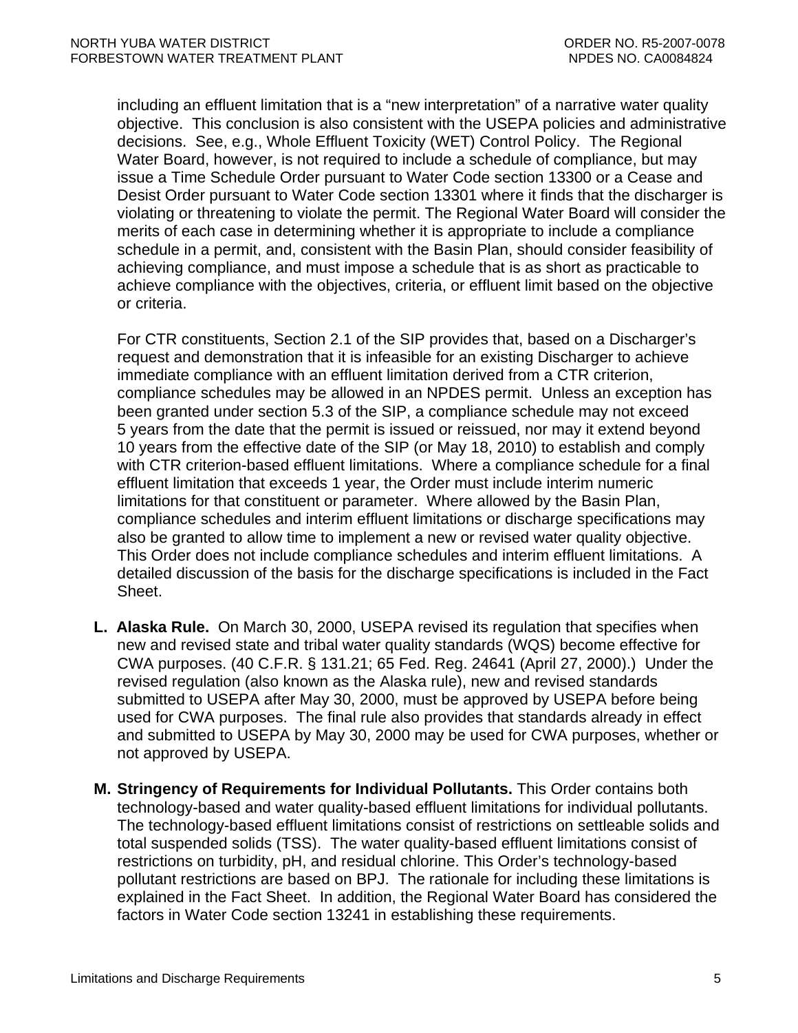including an effluent limitation that is a "new interpretation" of a narrative water quality objective. This conclusion is also consistent with the USEPA policies and administrative decisions. See, e.g., Whole Effluent Toxicity (WET) Control Policy. The Regional Water Board, however, is not required to include a schedule of compliance, but may issue a Time Schedule Order pursuant to Water Code section 13300 or a Cease and Desist Order pursuant to Water Code section 13301 where it finds that the discharger is violating or threatening to violate the permit. The Regional Water Board will consider the merits of each case in determining whether it is appropriate to include a compliance schedule in a permit, and, consistent with the Basin Plan, should consider feasibility of achieving compliance, and must impose a schedule that is as short as practicable to achieve compliance with the objectives, criteria, or effluent limit based on the objective or criteria.

For CTR constituents, Section 2.1 of the SIP provides that, based on a Discharger's request and demonstration that it is infeasible for an existing Discharger to achieve immediate compliance with an effluent limitation derived from a CTR criterion, compliance schedules may be allowed in an NPDES permit. Unless an exception has been granted under section 5.3 of the SIP, a compliance schedule may not exceed 5 years from the date that the permit is issued or reissued, nor may it extend beyond 10 years from the effective date of the SIP (or May 18, 2010) to establish and comply with CTR criterion-based effluent limitations. Where a compliance schedule for a final effluent limitation that exceeds 1 year, the Order must include interim numeric limitations for that constituent or parameter. Where allowed by the Basin Plan, compliance schedules and interim effluent limitations or discharge specifications may also be granted to allow time to implement a new or revised water quality objective. This Order does not include compliance schedules and interim effluent limitations. A detailed discussion of the basis for the discharge specifications is included in the Fact Sheet.

**L. Alaska Rule.** On March 30, 2000, USEPA revised its regulation that specifies when new and revised state and tribal water quality standards (WQS) become effective for CWA purposes. (40 C.F.R. § 131.21; 65 Fed. Reg. 24641 (April 27, 2000).) Under the revised regulation (also known as the Alaska rule), new and revised standards submitted to USEPA after May 30, 2000, must be approved by USEPA before being used for CWA purposes. The final rule also provides that standards already in effect and submitted to USEPA by May 30, 2000 may be used for CWA purposes, whether or not approved by USEPA.

**M. Stringency of Requirements for Individual Pollutants.** This Order contains both technology-based and water quality-based effluent limitations for individual pollutants. The technology-based effluent limitations consist of restrictions on settleable solids and total suspended solids (TSS). The water quality-based effluent limitations consist of restrictions on turbidity, pH, and residual chlorine. This Order's technology-based pollutant restrictions are based on BPJ. The rationale for including these limitations is explained in the Fact Sheet. In addition, the Regional Water Board has considered the factors in Water Code section 13241 in establishing these requirements.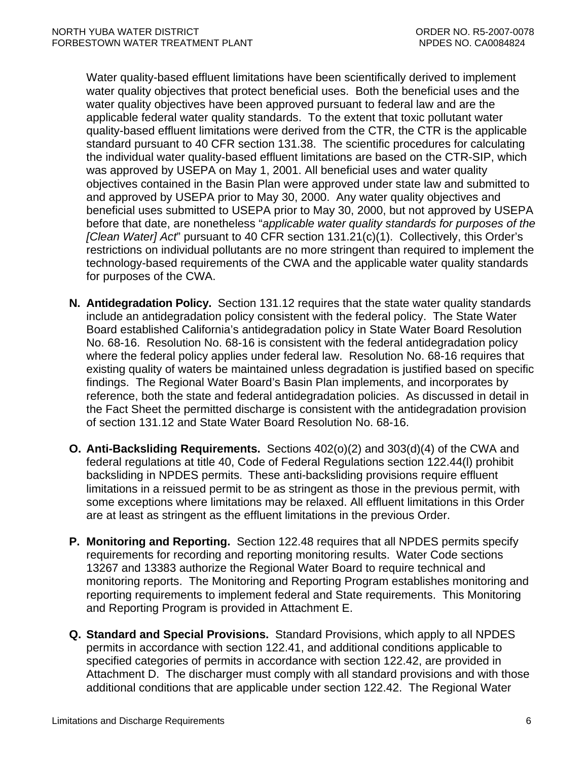Water quality-based effluent limitations have been scientifically derived to implement water quality objectives that protect beneficial uses. Both the beneficial uses and the water quality objectives have been approved pursuant to federal law and are the applicable federal water quality standards. To the extent that toxic pollutant water quality-based effluent limitations were derived from the CTR, the CTR is the applicable standard pursuant to 40 CFR section 131.38. The scientific procedures for calculating the individual water quality-based effluent limitations are based on the CTR-SIP, which was approved by USEPA on May 1, 2001. All beneficial uses and water quality objectives contained in the Basin Plan were approved under state law and submitted to and approved by USEPA prior to May 30, 2000. Any water quality objectives and beneficial uses submitted to USEPA prior to May 30, 2000, but not approved by USEPA before that date, are nonetheless "*applicable water quality standards for purposes of the [Clean Water] Act*" pursuant to 40 CFR section 131.21(c)(1). Collectively, this Order's restrictions on individual pollutants are no more stringent than required to implement the technology-based requirements of the CWA and the applicable water quality standards for purposes of the CWA.

**N. Antidegradation Policy.** Section 131.12 requires that the state water quality standards include an antidegradation policy consistent with the federal policy. The State Water Board established California's antidegradation policy in State Water Board Resolution No. 68-16. Resolution No. 68-16 is consistent with the federal antidegradation policy where the federal policy applies under federal law. Resolution No. 68-16 requires that existing quality of waters be maintained unless degradation is justified based on specific findings. The Regional Water Board's Basin Plan implements, and incorporates by reference, both the state and federal antidegradation policies. As discussed in detail in the Fact Sheet the permitted discharge is consistent with the antidegradation provision of section 131.12 and State Water Board Resolution No. 68-16.

**O. Anti-Backsliding Requirements.** Sections 402(o)(2) and 303(d)(4) of the CWA and federal regulations at title 40, Code of Federal Regulations section 122.44(l) prohibit backsliding in NPDES permits. These anti-backsliding provisions require effluent limitations in a reissued permit to be as stringent as those in the previous permit, with some exceptions where limitations may be relaxed. All effluent limitations in this Order are at least as stringent as the effluent limitations in the previous Order.

**P. Monitoring and Reporting.** Section 122.48 requires that all NPDES permits specify requirements for recording and reporting monitoring results. Water Code sections 13267 and 13383 authorize the Regional Water Board to require technical and monitoring reports. The Monitoring and Reporting Program establishes monitoring and reporting requirements to implement federal and State requirements. This Monitoring and Reporting Program is provided in Attachment E.

**Q. Standard and Special Provisions.** Standard Provisions, which apply to all NPDES permits in accordance with section 122.41, and additional conditions applicable to specified categories of permits in accordance with section 122.42, are provided in Attachment D. The discharger must comply with all standard provisions and with those additional conditions that are applicable under section 122.42. The Regional Water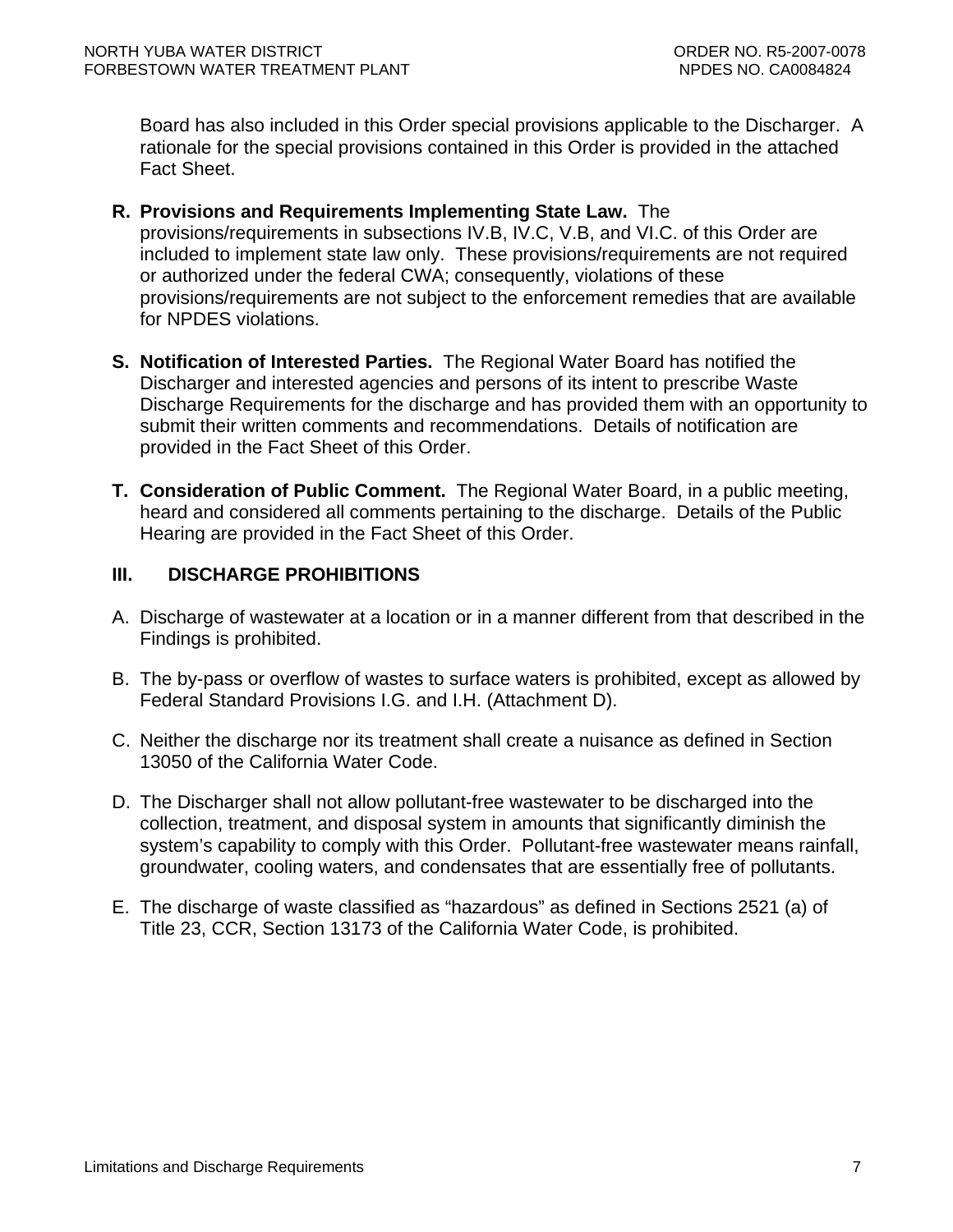Board has also included in this Order special provisions applicable to the Discharger. A rationale for the special provisions contained in this Order is provided in the attached Fact Sheet.

**R. Provisions and Requirements Implementing State Law.** The provisions/requirements in subsections IV.B, IV.C, V.B, and VI.C. of this Order are included to implement state law only. These provisions/requirements are not required or authorized under the federal CWA; consequently, violations of these provisions/requirements are not subject to the enforcement remedies that are available for NPDES violations.

**S. Notification of Interested Parties.** The Regional Water Board has notified the Discharger and interested agencies and persons of its intent to prescribe Waste Discharge Requirements for the discharge and has provided them with an opportunity to submit their written comments and recommendations. Details of notification are provided in the Fact Sheet of this Order.

**T. Consideration of Public Comment.** The Regional Water Board, in a public meeting, heard and considered all comments pertaining to the discharge. Details of the Public Hearing are provided in the Fact Sheet of this Order.

## III. DISCHARGE PROHIBITIONS

A. Discharge of wastewater at a location or in a manner different from that described in the Findings is prohibited.

B. The by-pass or overflow of wastes to surface waters is prohibited, except as allowed by Federal Standard Provisions I.G. and I.H. (Attachment D).

C. Neither the discharge nor its treatment shall create a nuisance as defined in Section 13050 of the California Water Code.

D. The Discharger shall not allow pollutant-free wastewater to be discharged into the collection, treatment, and disposal system in amounts that significantly diminish the system's capability to comply with this Order. Pollutant-free wastewater means rainfall, groundwater, cooling waters, and condensates that are essentially free of pollutants.

E. The discharge of waste classified as "hazardous" as defined in Sections 2521 (a) of Title 23, CCR, Section 13173 of the California Water Code, is prohibited.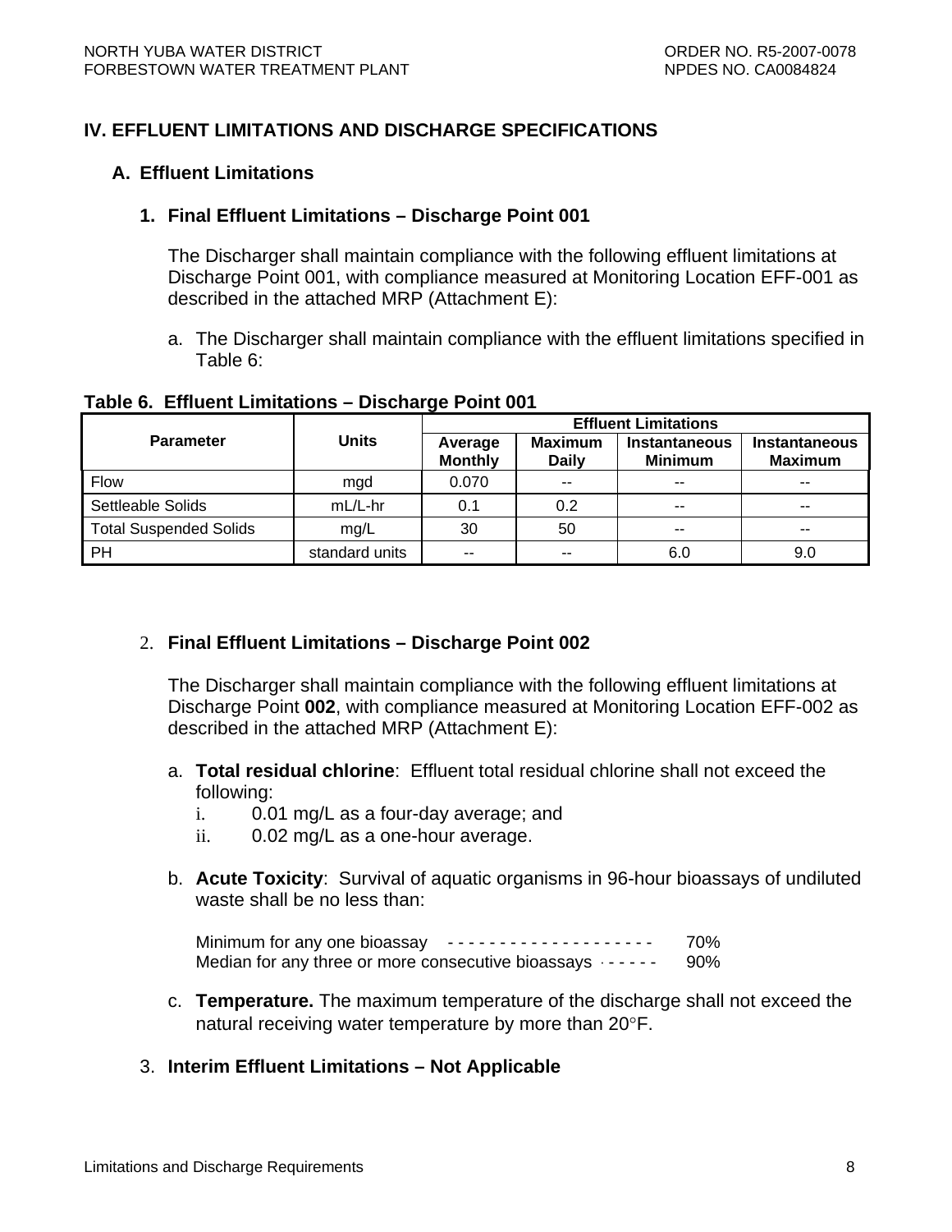## IV. EFFLUENT LIMITATIONS AND DISCHARGE SPECIFICATIONS

### A. Effluent Limitations

#### 1. Final Effluent Limitations – Discharge Point 001

The Discharger shall maintain compliance with the following effluent limitations at Discharge Point 001, with compliance measured at Monitoring Location EFF-001 as described in the attached MRP (Attachment E):

a. The Discharger shall maintain compliance with the effluent limitations specified in Table 6:

**Table 6. Effluent Limitations – Discharge Point 001**

| Parameter | Units | Effluent Limitations | | | |
|---|---|---|---|---|---|
| | | Average Monthly | Maximum Daily | Instantaneous Minimum | Instantaneous Maximum |
| Flow | mgd | 0.070 | -- | -- | -- |
| Settleable Solids | mL/L-hr | 0.1 | 0.2 | -- | -- |
| Total Suspended Solids | mg/L | 30 | 50 | -- | -- |
| PH | standard units | -- | -- | 6.0 | 9.0 |

#### 2. Final Effluent Limitations – Discharge Point 002

The Discharger shall maintain compliance with the following effluent limitations at Discharge Point **002**, with compliance measured at Monitoring Location EFF-002 as described in the attached MRP (Attachment E):

a. **Total residual chlorine**: Effluent total residual chlorine shall not exceed the following:
   i. 0.01 mg/L as a four-day average; and
   ii. 0.02 mg/L as a one-hour average.

b. **Acute Toxicity**: Survival of aquatic organisms in 96-hour bioassays of undiluted waste shall be no less than:

   Minimum for any one bioassay - - - - - - - - - - - - - - - - - - - - 70%
   Median for any three or more consecutive bioassays - - - - - - 90%

c. **Temperature.** The maximum temperature of the discharge shall not exceed the natural receiving water temperature by more than 20°F.

#### 3. Interim Effluent Limitations – Not Applicable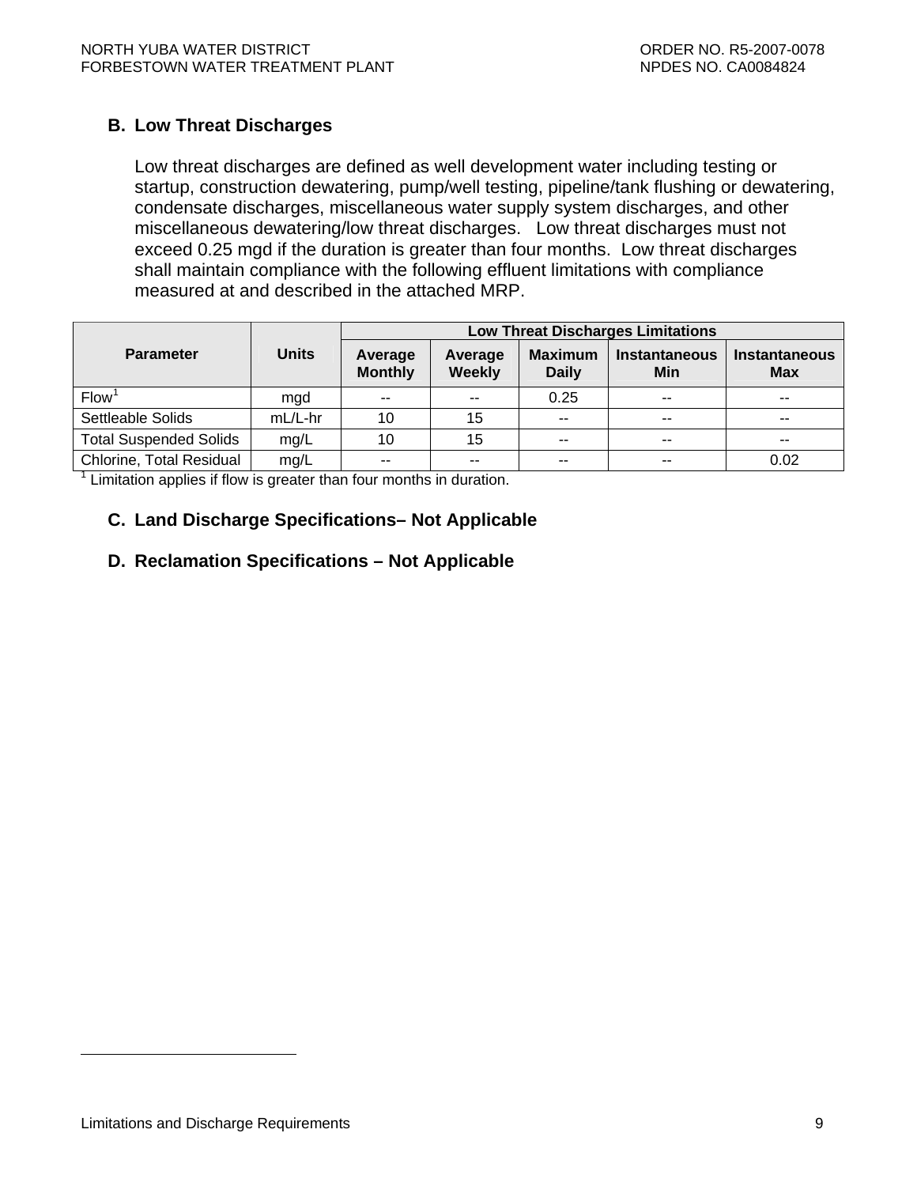### B. Low Threat Discharges

Low threat discharges are defined as well development water including testing or startup, construction dewatering, pump/well testing, pipeline/tank flushing or dewatering, condensate discharges, miscellaneous water supply system discharges, and other miscellaneous dewatering/low threat discharges. Low threat discharges must not exceed 0.25 mgd if the duration is greater than four months. Low threat discharges shall maintain compliance with the following effluent limitations with compliance measured at and described in the attached MRP.

| Parameter | Units | Low Threat Discharges Limitations | | | | |
|---|---|---|---|---|---|---|
| | | Average Monthly | Average Weekly | Maximum Daily | Instantaneous Min | Instantaneous Max |
| Flow[1] | mgd | -- | -- | 0.25 | -- | -- |
| Settleable Solids | mL/L-hr | 10 | 15 | -- | -- | -- |
| Total Suspended Solids | mg/L | 10 | 15 | -- | -- | -- |
| Chlorine, Total Residual | mg/L | -- | -- | -- | -- | 0.02 |

[1] Limitation applies if flow is greater than four months in duration.

### C. Land Discharge Specifications– Not Applicable

### D. Reclamation Specifications – Not Applicable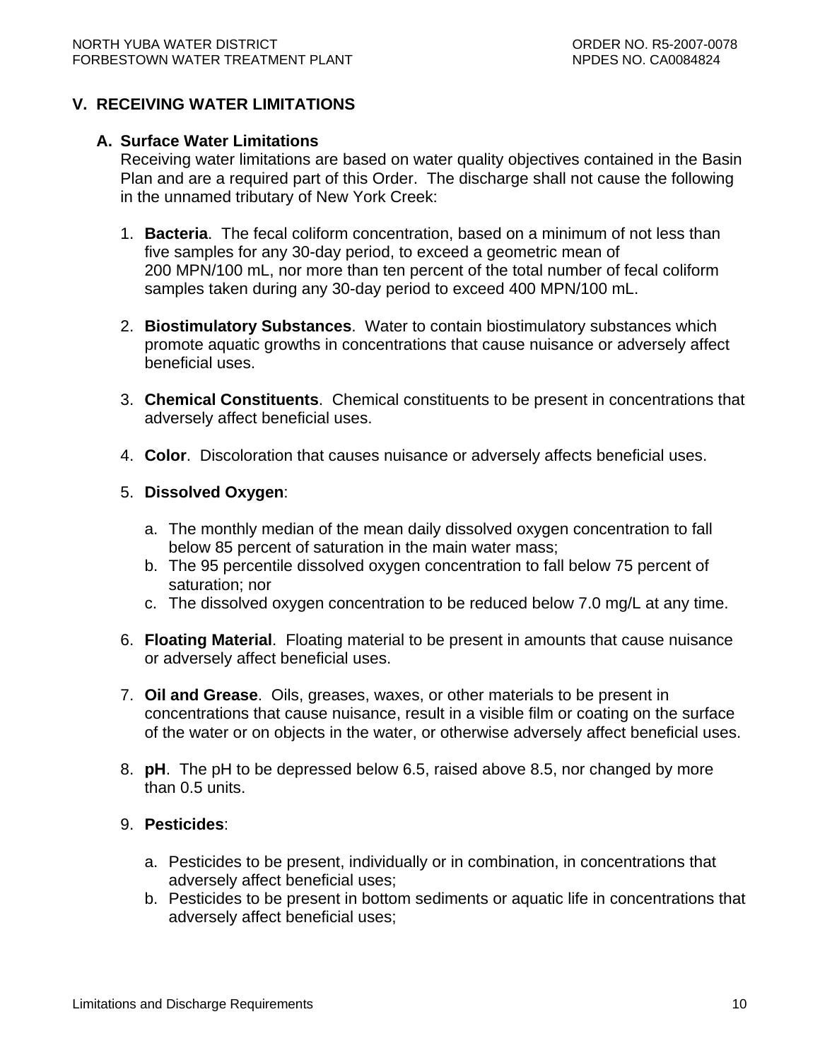## V. RECEIVING WATER LIMITATIONS

### A. Surface Water Limitations

Receiving water limitations are based on water quality objectives contained in the Basin Plan and are a required part of this Order. The discharge shall not cause the following in the unnamed tributary of New York Creek:

1. **Bacteria**. The fecal coliform concentration, based on a minimum of not less than five samples for any 30-day period, to exceed a geometric mean of 200 MPN/100 mL, nor more than ten percent of the total number of fecal coliform samples taken during any 30-day period to exceed 400 MPN/100 mL.

2. **Biostimulatory Substances**. Water to contain biostimulatory substances which promote aquatic growths in concentrations that cause nuisance or adversely affect beneficial uses.

3. **Chemical Constituents**. Chemical constituents to be present in concentrations that adversely affect beneficial uses.

4. **Color**. Discoloration that causes nuisance or adversely affects beneficial uses.

5. **Dissolved Oxygen**:

   a. The monthly median of the mean daily dissolved oxygen concentration to fall below 85 percent of saturation in the main water mass;
   b. The 95 percentile dissolved oxygen concentration to fall below 75 percent of saturation; nor
   c. The dissolved oxygen concentration to be reduced below 7.0 mg/L at any time.

6. **Floating Material**. Floating material to be present in amounts that cause nuisance or adversely affect beneficial uses.

7. **Oil and Grease**. Oils, greases, waxes, or other materials to be present in concentrations that cause nuisance, result in a visible film or coating on the surface of the water or on objects in the water, or otherwise adversely affect beneficial uses.

8. **pH**. The pH to be depressed below 6.5, raised above 8.5, nor changed by more than 0.5 units.

9. **Pesticides**:

   a. Pesticides to be present, individually or in combination, in concentrations that adversely affect beneficial uses;
   b. Pesticides to be present in bottom sediments or aquatic life in concentrations that adversely affect beneficial uses;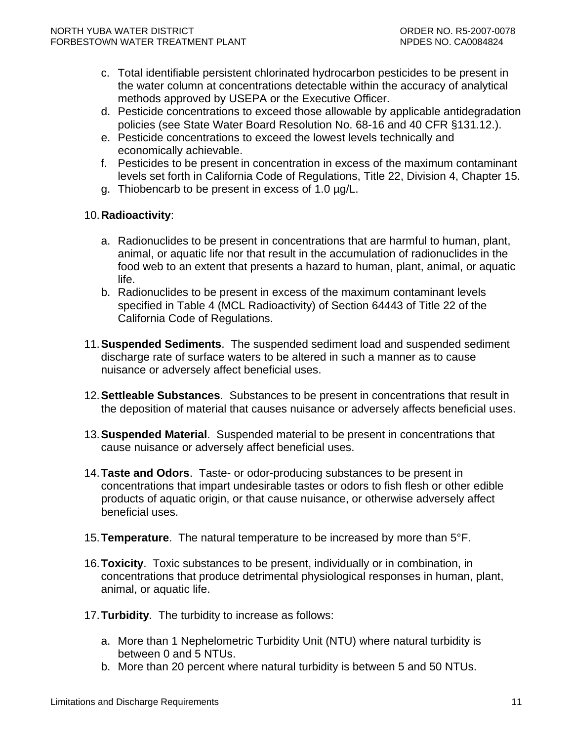c. Total identifiable persistent chlorinated hydrocarbon pesticides to be present in the water column at concentrations detectable within the accuracy of analytical methods approved by USEPA or the Executive Officer.
d. Pesticide concentrations to exceed those allowable by applicable antidegradation policies (see State Water Board Resolution No. 68-16 and 40 CFR §131.12.).
e. Pesticide concentrations to exceed the lowest levels technically and economically achievable.
f. Pesticides to be present in concentration in excess of the maximum contaminant levels set forth in California Code of Regulations, Title 22, Division 4, Chapter 15.
g. Thiobencarb to be present in excess of 1.0 µg/L.

10. **Radioactivity**:

    a. Radionuclides to be present in concentrations that are harmful to human, plant, animal, or aquatic life nor that result in the accumulation of radionuclides in the food web to an extent that presents a hazard to human, plant, animal, or aquatic life.
    b. Radionuclides to be present in excess of the maximum contaminant levels specified in Table 4 (MCL Radioactivity) of Section 64443 of Title 22 of the California Code of Regulations.

11. **Suspended Sediments**. The suspended sediment load and suspended sediment discharge rate of surface waters to be altered in such a manner as to cause nuisance or adversely affect beneficial uses.

12. **Settleable Substances**. Substances to be present in concentrations that result in the deposition of material that causes nuisance or adversely affects beneficial uses.

13. **Suspended Material**. Suspended material to be present in concentrations that cause nuisance or adversely affect beneficial uses.

14. **Taste and Odors**. Taste- or odor-producing substances to be present in concentrations that impart undesirable tastes or odors to fish flesh or other edible products of aquatic origin, or that cause nuisance, or otherwise adversely affect beneficial uses.

15. **Temperature**. The natural temperature to be increased by more than 5°F.

16. **Toxicity**. Toxic substances to be present, individually or in combination, in concentrations that produce detrimental physiological responses in human, plant, animal, or aquatic life.

17. **Turbidity**. The turbidity to increase as follows:

    a. More than 1 Nephelometric Turbidity Unit (NTU) where natural turbidity is between 0 and 5 NTUs.
    b. More than 20 percent where natural turbidity is between 5 and 50 NTUs.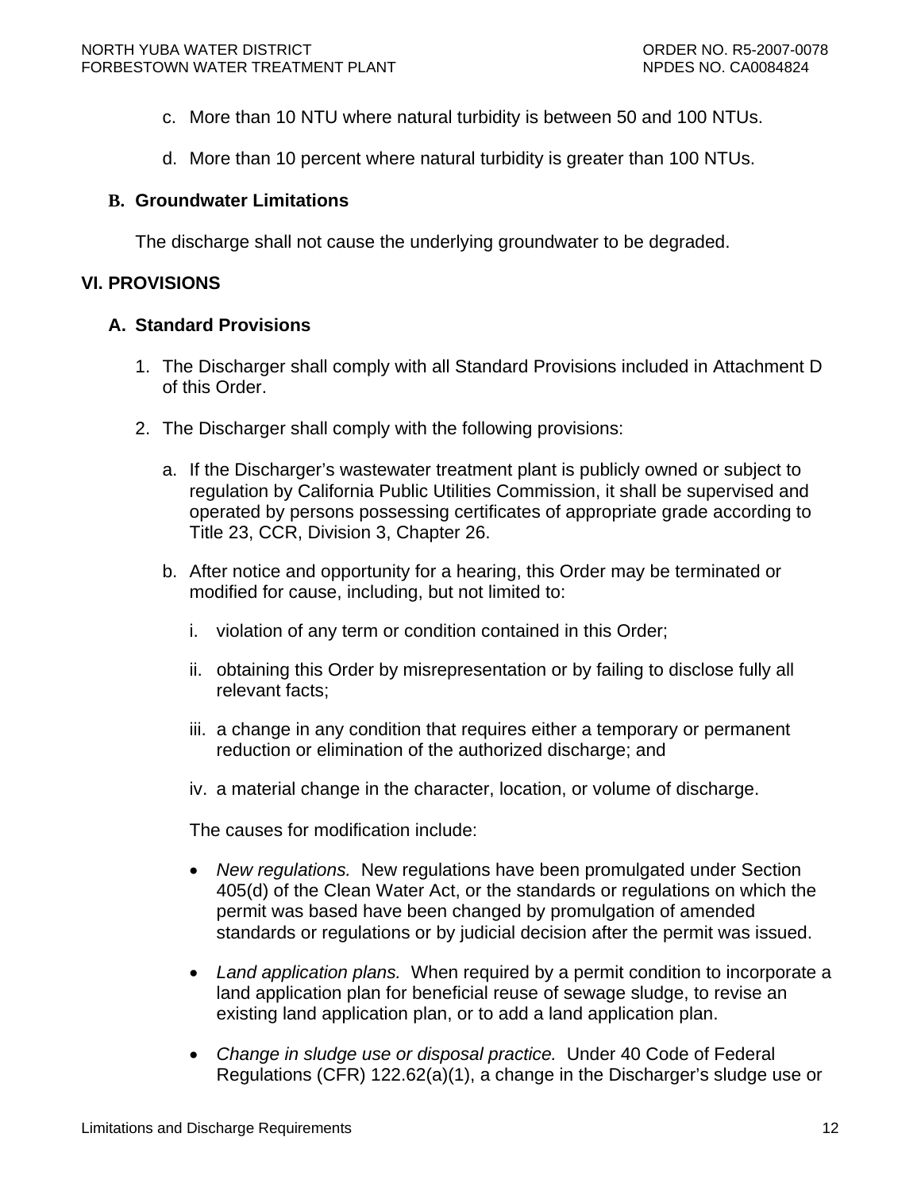c. More than 10 NTU where natural turbidity is between 50 and 100 NTUs.

d. More than 10 percent where natural turbidity is greater than 100 NTUs.

### B. Groundwater Limitations

The discharge shall not cause the underlying groundwater to be degraded.

## VI. PROVISIONS

### A. Standard Provisions

1. The Discharger shall comply with all Standard Provisions included in Attachment D of this Order.

2. The Discharger shall comply with the following provisions:

   a. If the Discharger's wastewater treatment plant is publicly owned or subject to regulation by California Public Utilities Commission, it shall be supervised and operated by persons possessing certificates of appropriate grade according to Title 23, CCR, Division 3, Chapter 26.

   b. After notice and opportunity for a hearing, this Order may be terminated or modified for cause, including, but not limited to:

      i. violation of any term or condition contained in this Order;

      ii. obtaining this Order by misrepresentation or by failing to disclose fully all relevant facts;

      iii. a change in any condition that requires either a temporary or permanent reduction or elimination of the authorized discharge; and

      iv. a material change in the character, location, or volume of discharge.

      The causes for modification include:

      - *New regulations.* New regulations have been promulgated under Section 405(d) of the Clean Water Act, or the standards or regulations on which the permit was based have been changed by promulgation of amended standards or regulations or by judicial decision after the permit was issued.

      - *Land application plans.* When required by a permit condition to incorporate a land application plan for beneficial reuse of sewage sludge, to revise an existing land application plan, or to add a land application plan.

      - *Change in sludge use or disposal practice.* Under 40 Code of Federal Regulations (CFR) 122.62(a)(1), a change in the Discharger's sludge use or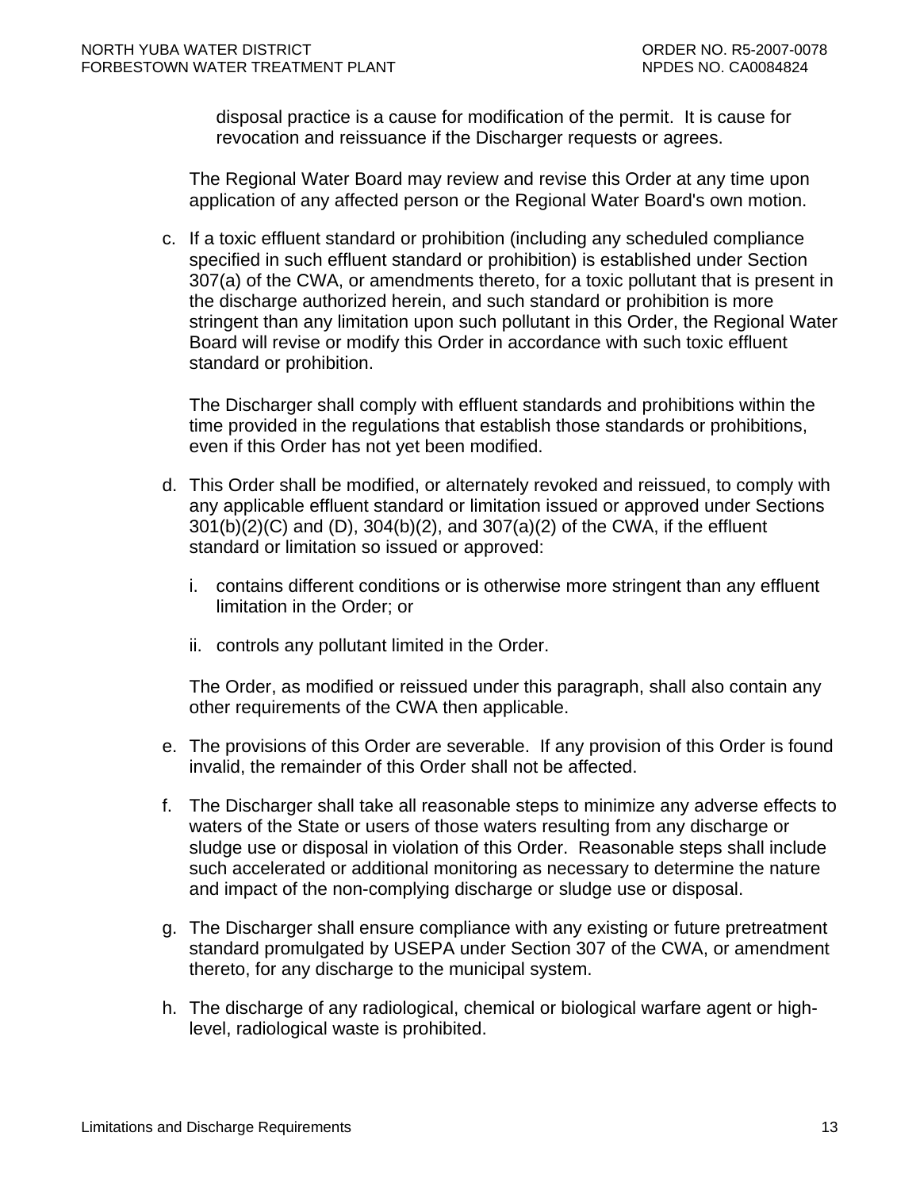disposal practice is a cause for modification of the permit. It is cause for revocation and reissuance if the Discharger requests or agrees.

The Regional Water Board may review and revise this Order at any time upon application of any affected person or the Regional Water Board's own motion.

c. If a toxic effluent standard or prohibition (including any scheduled compliance specified in such effluent standard or prohibition) is established under Section 307(a) of the CWA, or amendments thereto, for a toxic pollutant that is present in the discharge authorized herein, and such standard or prohibition is more stringent than any limitation upon such pollutant in this Order, the Regional Water Board will revise or modify this Order in accordance with such toxic effluent standard or prohibition.

   The Discharger shall comply with effluent standards and prohibitions within the time provided in the regulations that establish those standards or prohibitions, even if this Order has not yet been modified.

d. This Order shall be modified, or alternately revoked and reissued, to comply with any applicable effluent standard or limitation issued or approved under Sections 301(b)(2)(C) and (D), 304(b)(2), and 307(a)(2) of the CWA, if the effluent standard or limitation so issued or approved:

   i. contains different conditions or is otherwise more stringent than any effluent limitation in the Order; or

   ii. controls any pollutant limited in the Order.

   The Order, as modified or reissued under this paragraph, shall also contain any other requirements of the CWA then applicable.

e. The provisions of this Order are severable. If any provision of this Order is found invalid, the remainder of this Order shall not be affected.

f. The Discharger shall take all reasonable steps to minimize any adverse effects to waters of the State or users of those waters resulting from any discharge or sludge use or disposal in violation of this Order. Reasonable steps shall include such accelerated or additional monitoring as necessary to determine the nature and impact of the non-complying discharge or sludge use or disposal.

g. The Discharger shall ensure compliance with any existing or future pretreatment standard promulgated by USEPA under Section 307 of the CWA, or amendment thereto, for any discharge to the municipal system.

h. The discharge of any radiological, chemical or biological warfare agent or high-level, radiological waste is prohibited.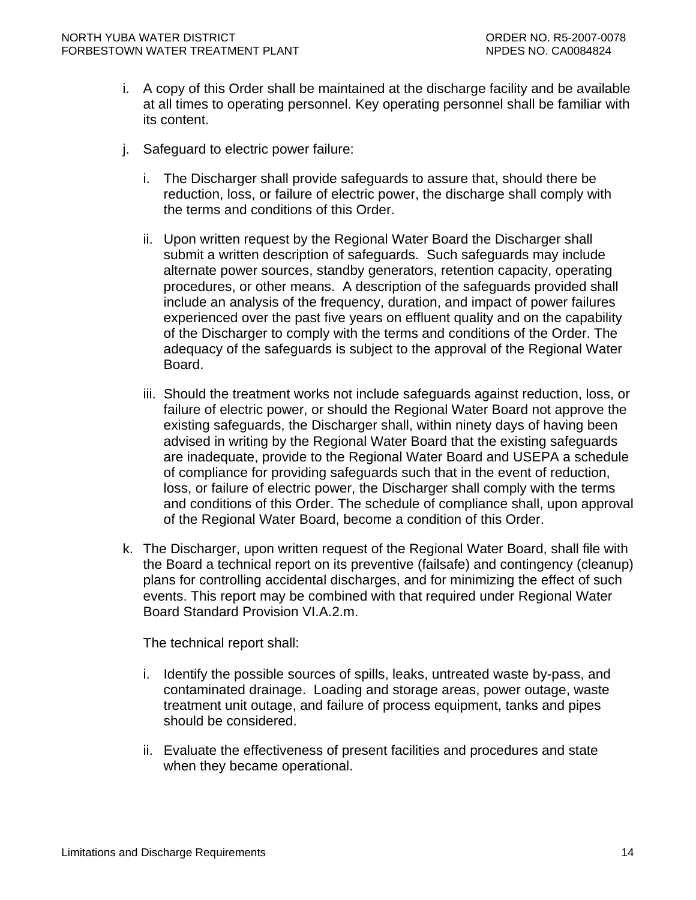i. A copy of this Order shall be maintained at the discharge facility and be available at all times to operating personnel. Key operating personnel shall be familiar with its content.

j. Safeguard to electric power failure:

   i. The Discharger shall provide safeguards to assure that, should there be reduction, loss, or failure of electric power, the discharge shall comply with the terms and conditions of this Order.

   ii. Upon written request by the Regional Water Board the Discharger shall submit a written description of safeguards. Such safeguards may include alternate power sources, standby generators, retention capacity, operating procedures, or other means. A description of the safeguards provided shall include an analysis of the frequency, duration, and impact of power failures experienced over the past five years on effluent quality and on the capability of the Discharger to comply with the terms and conditions of the Order. The adequacy of the safeguards is subject to the approval of the Regional Water Board.

   iii. Should the treatment works not include safeguards against reduction, loss, or failure of electric power, or should the Regional Water Board not approve the existing safeguards, the Discharger shall, within ninety days of having been advised in writing by the Regional Water Board that the existing safeguards are inadequate, provide to the Regional Water Board and USEPA a schedule of compliance for providing safeguards such that in the event of reduction, loss, or failure of electric power, the Discharger shall comply with the terms and conditions of this Order. The schedule of compliance shall, upon approval of the Regional Water Board, become a condition of this Order.

k. The Discharger, upon written request of the Regional Water Board, shall file with the Board a technical report on its preventive (failsafe) and contingency (cleanup) plans for controlling accidental discharges, and for minimizing the effect of such events. This report may be combined with that required under Regional Water Board Standard Provision VI.A.2.m.

   The technical report shall:

   i. Identify the possible sources of spills, leaks, untreated waste by-pass, and contaminated drainage. Loading and storage areas, power outage, waste treatment unit outage, and failure of process equipment, tanks and pipes should be considered.

   ii. Evaluate the effectiveness of present facilities and procedures and state when they became operational.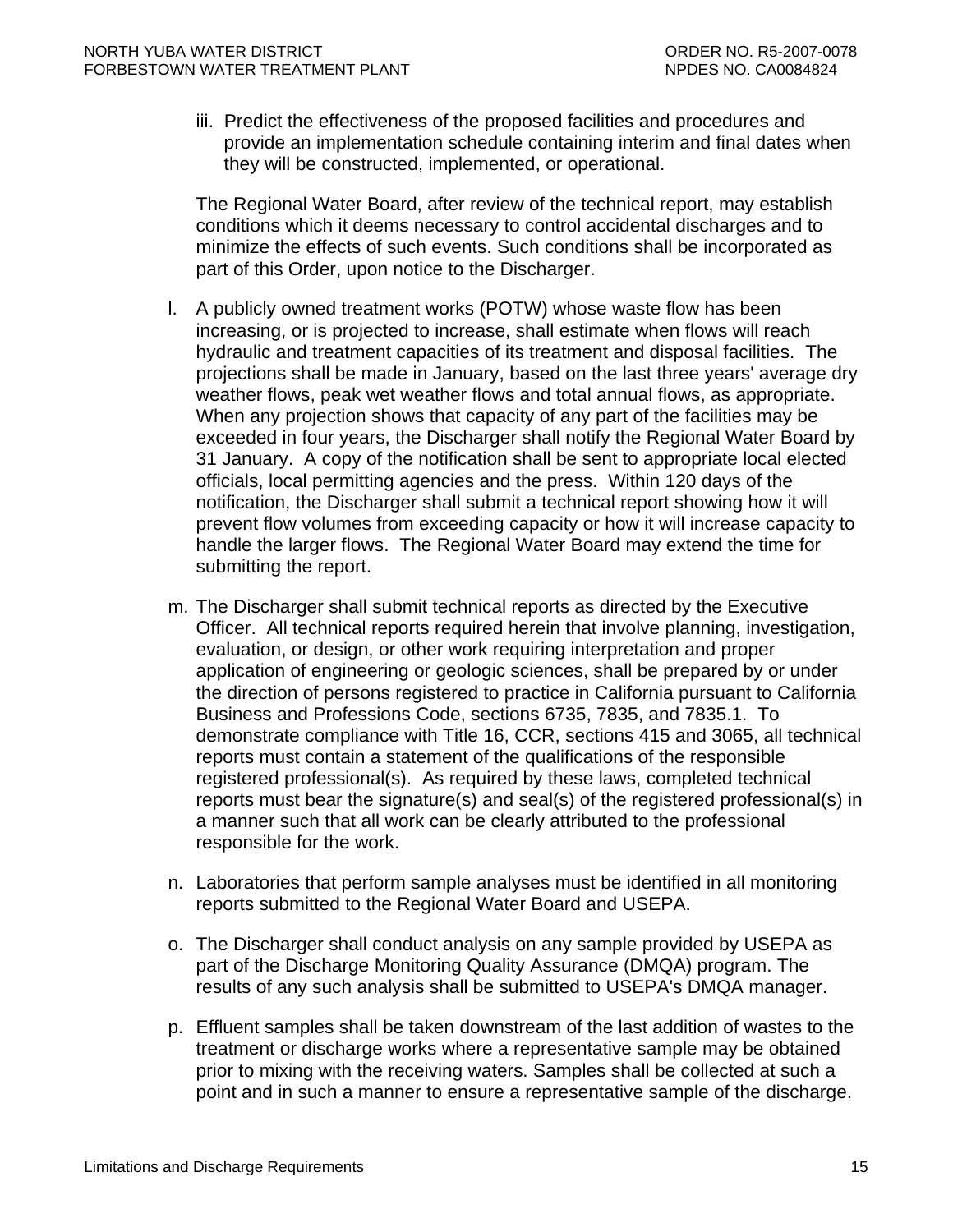iii. Predict the effectiveness of the proposed facilities and procedures and provide an implementation schedule containing interim and final dates when they will be constructed, implemented, or operational.

The Regional Water Board, after review of the technical report, may establish conditions which it deems necessary to control accidental discharges and to minimize the effects of such events. Such conditions shall be incorporated as part of this Order, upon notice to the Discharger.

l. A publicly owned treatment works (POTW) whose waste flow has been increasing, or is projected to increase, shall estimate when flows will reach hydraulic and treatment capacities of its treatment and disposal facilities. The projections shall be made in January, based on the last three years' average dry weather flows, peak wet weather flows and total annual flows, as appropriate. When any projection shows that capacity of any part of the facilities may be exceeded in four years, the Discharger shall notify the Regional Water Board by 31 January. A copy of the notification shall be sent to appropriate local elected officials, local permitting agencies and the press. Within 120 days of the notification, the Discharger shall submit a technical report showing how it will prevent flow volumes from exceeding capacity or how it will increase capacity to handle the larger flows. The Regional Water Board may extend the time for submitting the report.

m. The Discharger shall submit technical reports as directed by the Executive Officer. All technical reports required herein that involve planning, investigation, evaluation, or design, or other work requiring interpretation and proper application of engineering or geologic sciences, shall be prepared by or under the direction of persons registered to practice in California pursuant to California Business and Professions Code, sections 6735, 7835, and 7835.1. To demonstrate compliance with Title 16, CCR, sections 415 and 3065, all technical reports must contain a statement of the qualifications of the responsible registered professional(s). As required by these laws, completed technical reports must bear the signature(s) and seal(s) of the registered professional(s) in a manner such that all work can be clearly attributed to the professional responsible for the work.

n. Laboratories that perform sample analyses must be identified in all monitoring reports submitted to the Regional Water Board and USEPA.

o. The Discharger shall conduct analysis on any sample provided by USEPA as part of the Discharge Monitoring Quality Assurance (DMQA) program. The results of any such analysis shall be submitted to USEPA's DMQA manager.

p. Effluent samples shall be taken downstream of the last addition of wastes to the treatment or discharge works where a representative sample may be obtained prior to mixing with the receiving waters. Samples shall be collected at such a point and in such a manner to ensure a representative sample of the discharge.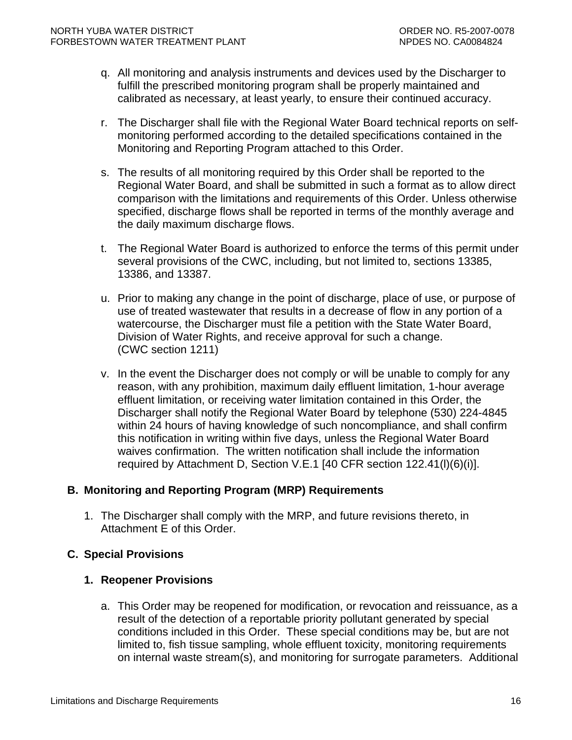q. All monitoring and analysis instruments and devices used by the Discharger to fulfill the prescribed monitoring program shall be properly maintained and calibrated as necessary, at least yearly, to ensure their continued accuracy.

r. The Discharger shall file with the Regional Water Board technical reports on self-monitoring performed according to the detailed specifications contained in the Monitoring and Reporting Program attached to this Order.

s. The results of all monitoring required by this Order shall be reported to the Regional Water Board, and shall be submitted in such a format as to allow direct comparison with the limitations and requirements of this Order. Unless otherwise specified, discharge flows shall be reported in terms of the monthly average and the daily maximum discharge flows.

t. The Regional Water Board is authorized to enforce the terms of this permit under several provisions of the CWC, including, but not limited to, sections 13385, 13386, and 13387.

u. Prior to making any change in the point of discharge, place of use, or purpose of use of treated wastewater that results in a decrease of flow in any portion of a watercourse, the Discharger must file a petition with the State Water Board, Division of Water Rights, and receive approval for such a change. (CWC section 1211)

v. In the event the Discharger does not comply or will be unable to comply for any reason, with any prohibition, maximum daily effluent limitation, 1-hour average effluent limitation, or receiving water limitation contained in this Order, the Discharger shall notify the Regional Water Board by telephone (530) 224-4845 within 24 hours of having knowledge of such noncompliance, and shall confirm this notification in writing within five days, unless the Regional Water Board waives confirmation. The written notification shall include the information required by Attachment D, Section V.E.1 [40 CFR section 122.41(l)(6)(i)].

## B. Monitoring and Reporting Program (MRP) Requirements

1. The Discharger shall comply with the MRP, and future revisions thereto, in Attachment E of this Order.

## C. Special Provisions

### 1. Reopener Provisions

a. This Order may be reopened for modification, or revocation and reissuance, as a result of the detection of a reportable priority pollutant generated by special conditions included in this Order. These special conditions may be, but are not limited to, fish tissue sampling, whole effluent toxicity, monitoring requirements on internal waste stream(s), and monitoring for surrogate parameters. Additional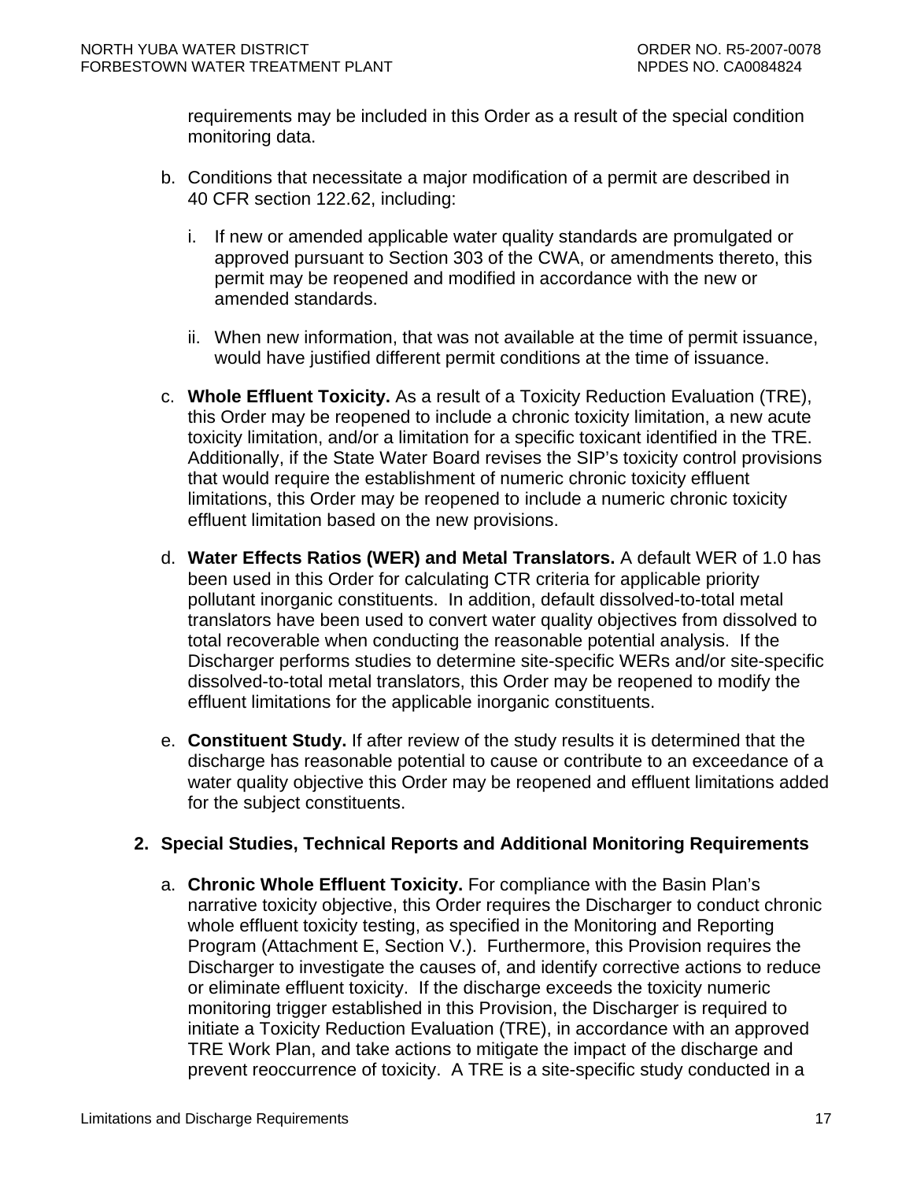requirements may be included in this Order as a result of the special condition monitoring data.

b. Conditions that necessitate a major modification of a permit are described in 40 CFR section 122.62, including:

   i. If new or amended applicable water quality standards are promulgated or approved pursuant to Section 303 of the CWA, or amendments thereto, this permit may be reopened and modified in accordance with the new or amended standards.

   ii. When new information, that was not available at the time of permit issuance, would have justified different permit conditions at the time of issuance.

c. **Whole Effluent Toxicity.** As a result of a Toxicity Reduction Evaluation (TRE), this Order may be reopened to include a chronic toxicity limitation, a new acute toxicity limitation, and/or a limitation for a specific toxicant identified in the TRE. Additionally, if the State Water Board revises the SIP's toxicity control provisions that would require the establishment of numeric chronic toxicity effluent limitations, this Order may be reopened to include a numeric chronic toxicity effluent limitation based on the new provisions.

d. **Water Effects Ratios (WER) and Metal Translators.** A default WER of 1.0 has been used in this Order for calculating CTR criteria for applicable priority pollutant inorganic constituents. In addition, default dissolved-to-total metal translators have been used to convert water quality objectives from dissolved to total recoverable when conducting the reasonable potential analysis. If the Discharger performs studies to determine site-specific WERs and/or site-specific dissolved-to-total metal translators, this Order may be reopened to modify the effluent limitations for the applicable inorganic constituents.

e. **Constituent Study.** If after review of the study results it is determined that the discharge has reasonable potential to cause or contribute to an exceedance of a water quality objective this Order may be reopened and effluent limitations added for the subject constituents.

## 2. Special Studies, Technical Reports and Additional Monitoring Requirements

a. **Chronic Whole Effluent Toxicity.** For compliance with the Basin Plan's narrative toxicity objective, this Order requires the Discharger to conduct chronic whole effluent toxicity testing, as specified in the Monitoring and Reporting Program (Attachment E, Section V.). Furthermore, this Provision requires the Discharger to investigate the causes of, and identify corrective actions to reduce or eliminate effluent toxicity. If the discharge exceeds the toxicity numeric monitoring trigger established in this Provision, the Discharger is required to initiate a Toxicity Reduction Evaluation (TRE), in accordance with an approved TRE Work Plan, and take actions to mitigate the impact of the discharge and prevent reoccurrence of toxicity. A TRE is a site-specific study conducted in a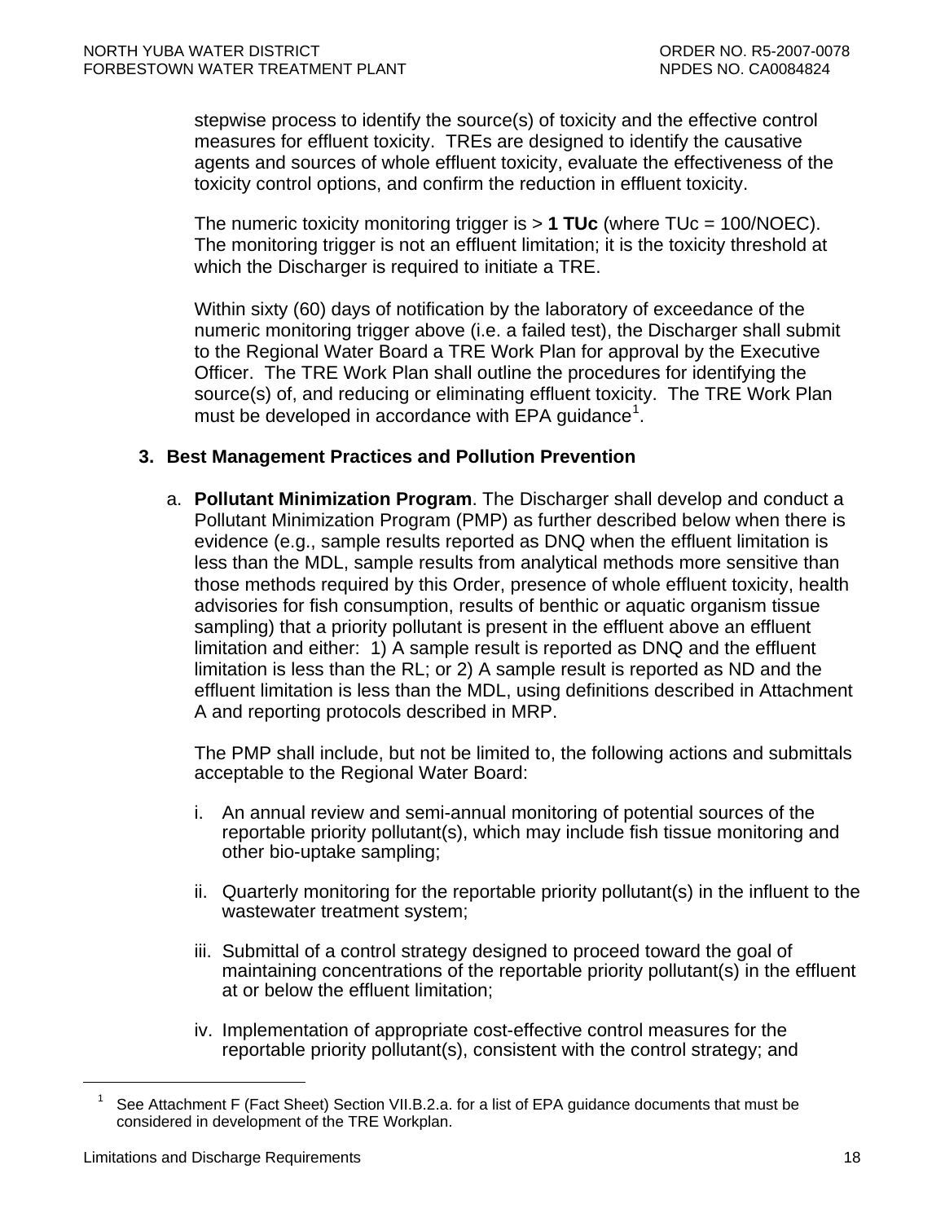stepwise process to identify the source(s) of toxicity and the effective control measures for effluent toxicity. TREs are designed to identify the causative agents and sources of whole effluent toxicity, evaluate the effectiveness of the toxicity control options, and confirm the reduction in effluent toxicity.

The numeric toxicity monitoring trigger is > **1 TUc** (where TUc = 100/NOEC). The monitoring trigger is not an effluent limitation; it is the toxicity threshold at which the Discharger is required to initiate a TRE.

Within sixty (60) days of notification by the laboratory of exceedance of the numeric monitoring trigger above (i.e. a failed test), the Discharger shall submit to the Regional Water Board a TRE Work Plan for approval by the Executive Officer. The TRE Work Plan shall outline the procedures for identifying the source(s) of, and reducing or eliminating effluent toxicity. The TRE Work Plan must be developed in accordance with EPA guidance[1].

### 3. Best Management Practices and Pollution Prevention

a. **Pollutant Minimization Program**. The Discharger shall develop and conduct a Pollutant Minimization Program (PMP) as further described below when there is evidence (e.g., sample results reported as DNQ when the effluent limitation is less than the MDL, sample results from analytical methods more sensitive than those methods required by this Order, presence of whole effluent toxicity, health advisories for fish consumption, results of benthic or aquatic organism tissue sampling) that a priority pollutant is present in the effluent above an effluent limitation and either: 1) A sample result is reported as DNQ and the effluent limitation is less than the RL; or 2) A sample result is reported as ND and the effluent limitation is less than the MDL, using definitions described in Attachment A and reporting protocols described in MRP.

   The PMP shall include, but not be limited to, the following actions and submittals acceptable to the Regional Water Board:

   i. An annual review and semi-annual monitoring of potential sources of the reportable priority pollutant(s), which may include fish tissue monitoring and other bio-uptake sampling;

   ii. Quarterly monitoring for the reportable priority pollutant(s) in the influent to the wastewater treatment system;

   iii. Submittal of a control strategy designed to proceed toward the goal of maintaining concentrations of the reportable priority pollutant(s) in the effluent at or below the effluent limitation;

   iv. Implementation of appropriate cost-effective control measures for the reportable priority pollutant(s), consistent with the control strategy; and

[1] See Attachment F (Fact Sheet) Section VII.B.2.a. for a list of EPA guidance documents that must be considered in development of the TRE Workplan.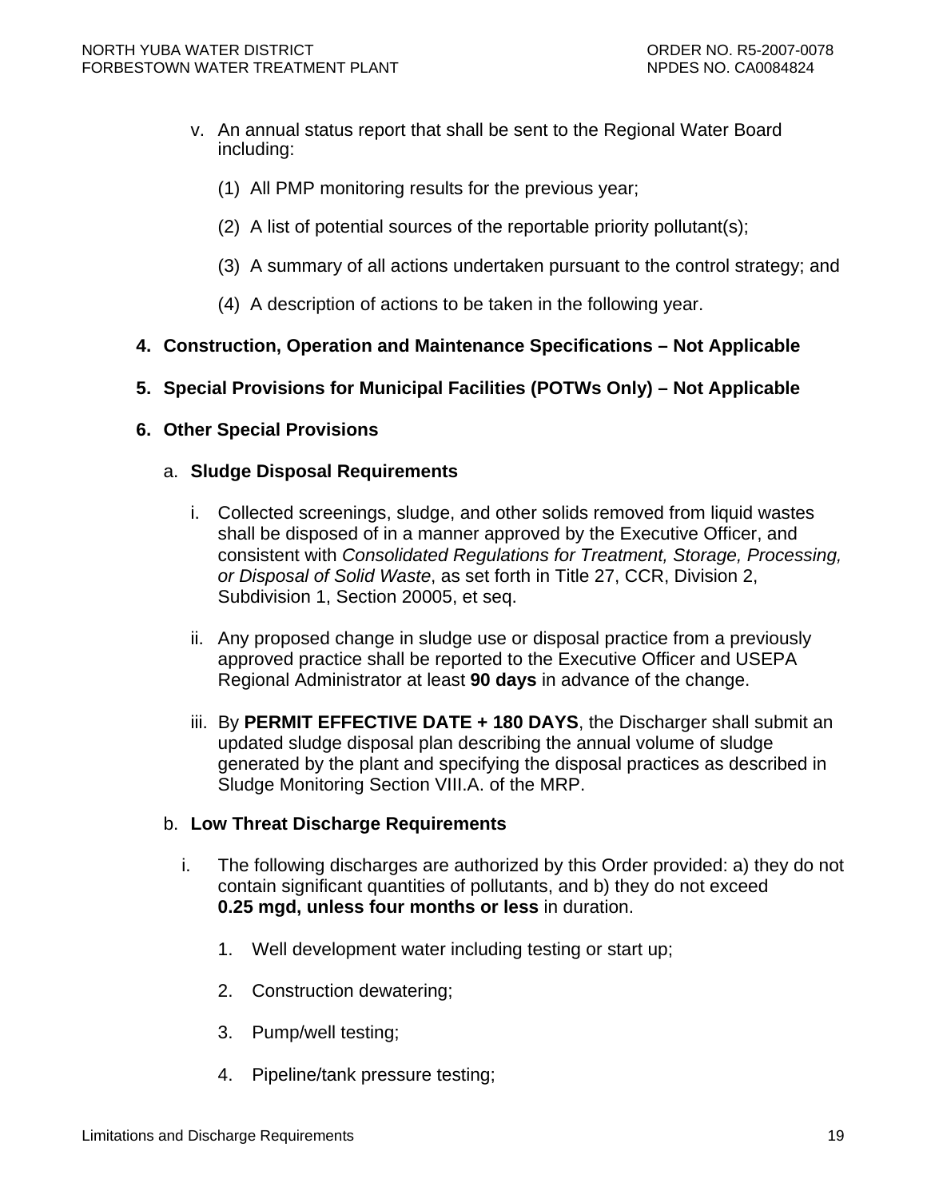v. An annual status report that shall be sent to the Regional Water Board including:

    (1) All PMP monitoring results for the previous year;

    (2) A list of potential sources of the reportable priority pollutant(s);

    (3) A summary of all actions undertaken pursuant to the control strategy; and

    (4) A description of actions to be taken in the following year.

**4. Construction, Operation and Maintenance Specifications – Not Applicable**

**5. Special Provisions for Municipal Facilities (POTWs Only) – Not Applicable**

**6. Other Special Provisions**

a. **Sludge Disposal Requirements**

i. Collected screenings, sludge, and other solids removed from liquid wastes shall be disposed of in a manner approved by the Executive Officer, and consistent with *Consolidated Regulations for Treatment, Storage, Processing, or Disposal of Solid Waste*, as set forth in Title 27, CCR, Division 2, Subdivision 1, Section 20005, et seq.

ii. Any proposed change in sludge use or disposal practice from a previously approved practice shall be reported to the Executive Officer and USEPA Regional Administrator at least **90 days** in advance of the change.

iii. By **PERMIT EFFECTIVE DATE + 180 DAYS**, the Discharger shall submit an updated sludge disposal plan describing the annual volume of sludge generated by the plant and specifying the disposal practices as described in Sludge Monitoring Section VIII.A. of the MRP.

b. **Low Threat Discharge Requirements**

i. The following discharges are authorized by this Order provided: a) they do not contain significant quantities of pollutants, and b) they do not exceed **0.25 mgd, unless four months or less** in duration.

    1. Well development water including testing or start up;

    2. Construction dewatering;

    3. Pump/well testing;

    4. Pipeline/tank pressure testing;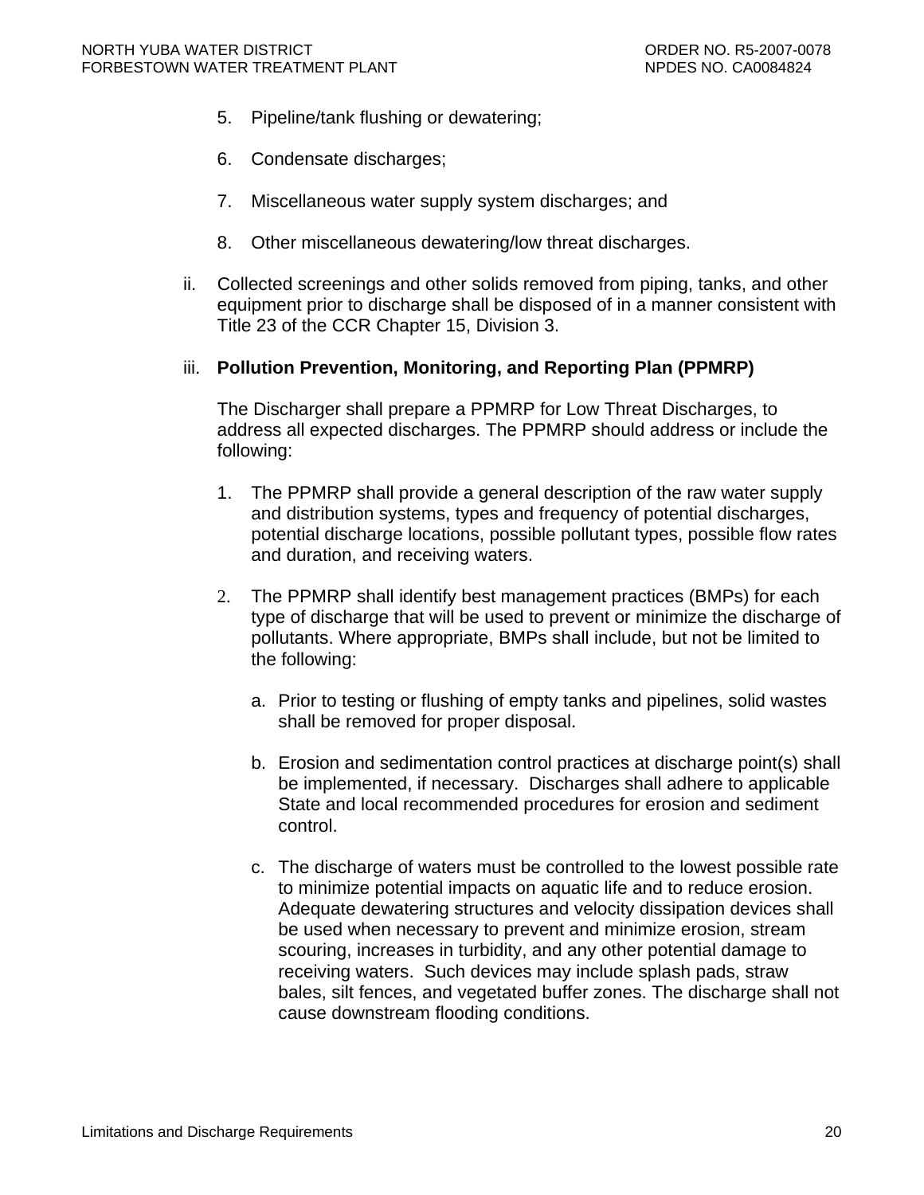5. Pipeline/tank flushing or dewatering;

6. Condensate discharges;

7. Miscellaneous water supply system discharges; and

8. Other miscellaneous dewatering/low threat discharges.

ii. Collected screenings and other solids removed from piping, tanks, and other equipment prior to discharge shall be disposed of in a manner consistent with Title 23 of the CCR Chapter 15, Division 3.

iii. **Pollution Prevention, Monitoring, and Reporting Plan (PPMRP)**

The Discharger shall prepare a PPMRP for Low Threat Discharges, to address all expected discharges. The PPMRP should address or include the following:

1. The PPMRP shall provide a general description of the raw water supply and distribution systems, types and frequency of potential discharges, potential discharge locations, possible pollutant types, possible flow rates and duration, and receiving waters.

2. The PPMRP shall identify best management practices (BMPs) for each type of discharge that will be used to prevent or minimize the discharge of pollutants. Where appropriate, BMPs shall include, but not be limited to the following:

   a. Prior to testing or flushing of empty tanks and pipelines, solid wastes shall be removed for proper disposal.

   b. Erosion and sedimentation control practices at discharge point(s) shall be implemented, if necessary. Discharges shall adhere to applicable State and local recommended procedures for erosion and sediment control.

   c. The discharge of waters must be controlled to the lowest possible rate to minimize potential impacts on aquatic life and to reduce erosion. Adequate dewatering structures and velocity dissipation devices shall be used when necessary to prevent and minimize erosion, stream scouring, increases in turbidity, and any other potential damage to receiving waters. Such devices may include splash pads, straw bales, silt fences, and vegetated buffer zones. The discharge shall not cause downstream flooding conditions.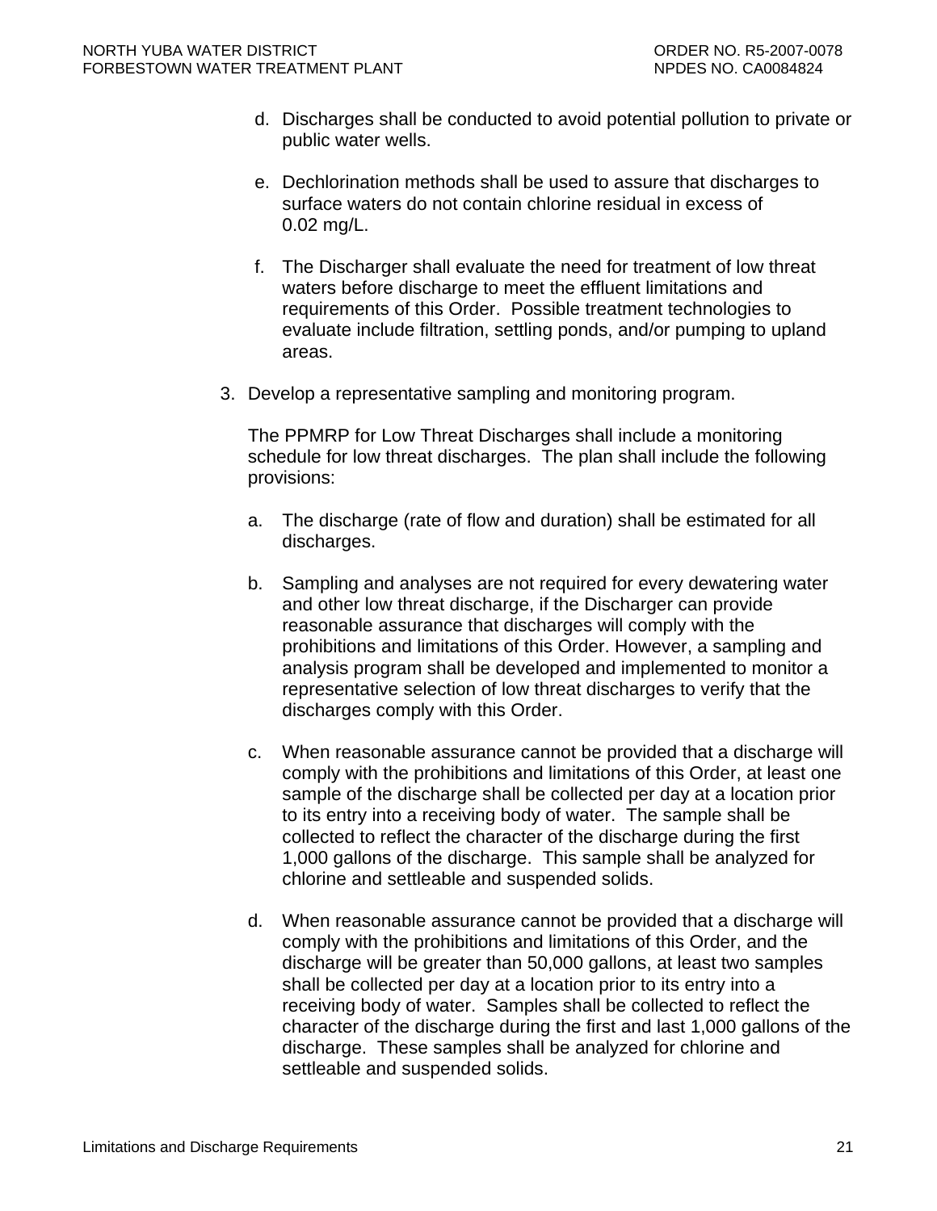d. Discharges shall be conducted to avoid potential pollution to private or public water wells.

e. Dechlorination methods shall be used to assure that discharges to surface waters do not contain chlorine residual in excess of 0.02 mg/L.

f. The Discharger shall evaluate the need for treatment of low threat waters before discharge to meet the effluent limitations and requirements of this Order. Possible treatment technologies to evaluate include filtration, settling ponds, and/or pumping to upland areas.

3. Develop a representative sampling and monitoring program.

   The PPMRP for Low Threat Discharges shall include a monitoring schedule for low threat discharges. The plan shall include the following provisions:

   a. The discharge (rate of flow and duration) shall be estimated for all discharges.

   b. Sampling and analyses are not required for every dewatering water and other low threat discharge, if the Discharger can provide reasonable assurance that discharges will comply with the prohibitions and limitations of this Order. However, a sampling and analysis program shall be developed and implemented to monitor a representative selection of low threat discharges to verify that the discharges comply with this Order.

   c. When reasonable assurance cannot be provided that a discharge will comply with the prohibitions and limitations of this Order, at least one sample of the discharge shall be collected per day at a location prior to its entry into a receiving body of water. The sample shall be collected to reflect the character of the discharge during the first 1,000 gallons of the discharge. This sample shall be analyzed for chlorine and settleable and suspended solids.

   d. When reasonable assurance cannot be provided that a discharge will comply with the prohibitions and limitations of this Order, and the discharge will be greater than 50,000 gallons, at least two samples shall be collected per day at a location prior to its entry into a receiving body of water. Samples shall be collected to reflect the character of the discharge during the first and last 1,000 gallons of the discharge. These samples shall be analyzed for chlorine and settleable and suspended solids.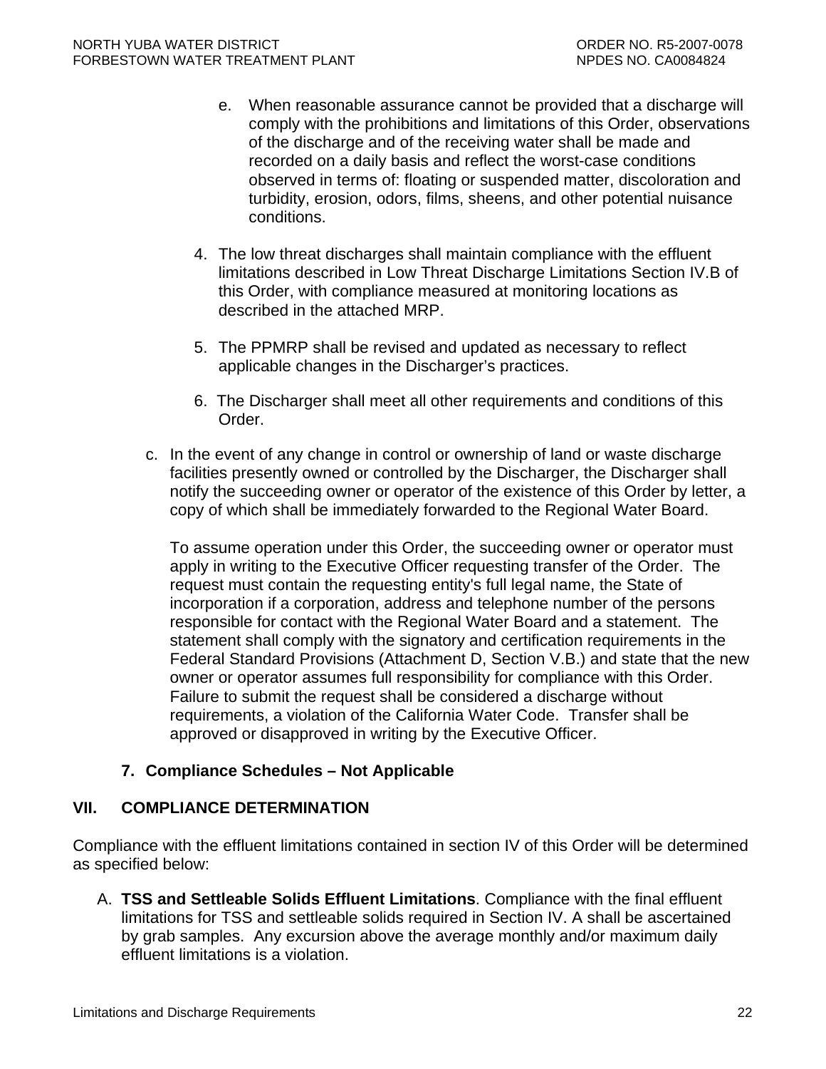e. When reasonable assurance cannot be provided that a discharge will comply with the prohibitions and limitations of this Order, observations of the discharge and of the receiving water shall be made and recorded on a daily basis and reflect the worst-case conditions observed in terms of: floating or suspended matter, discoloration and turbidity, erosion, odors, films, sheens, and other potential nuisance conditions.

4. The low threat discharges shall maintain compliance with the effluent limitations described in Low Threat Discharge Limitations Section IV.B of this Order, with compliance measured at monitoring locations as described in the attached MRP.

5. The PPMRP shall be revised and updated as necessary to reflect applicable changes in the Discharger's practices.

6. The Discharger shall meet all other requirements and conditions of this Order.

c. In the event of any change in control or ownership of land or waste discharge facilities presently owned or controlled by the Discharger, the Discharger shall notify the succeeding owner or operator of the existence of this Order by letter, a copy of which shall be immediately forwarded to the Regional Water Board.

To assume operation under this Order, the succeeding owner or operator must apply in writing to the Executive Officer requesting transfer of the Order. The request must contain the requesting entity's full legal name, the State of incorporation if a corporation, address and telephone number of the persons responsible for contact with the Regional Water Board and a statement. The statement shall comply with the signatory and certification requirements in the Federal Standard Provisions (Attachment D, Section V.B.) and state that the new owner or operator assumes full responsibility for compliance with this Order. Failure to submit the request shall be considered a discharge without requirements, a violation of the California Water Code. Transfer shall be approved or disapproved in writing by the Executive Officer.

**7. Compliance Schedules – Not Applicable**

## VII. COMPLIANCE DETERMINATION

Compliance with the effluent limitations contained in section IV of this Order will be determined as specified below:

A. **TSS and Settleable Solids Effluent Limitations**. Compliance with the final effluent limitations for TSS and settleable solids required in Section IV. A shall be ascertained by grab samples. Any excursion above the average monthly and/or maximum daily effluent limitations is a violation.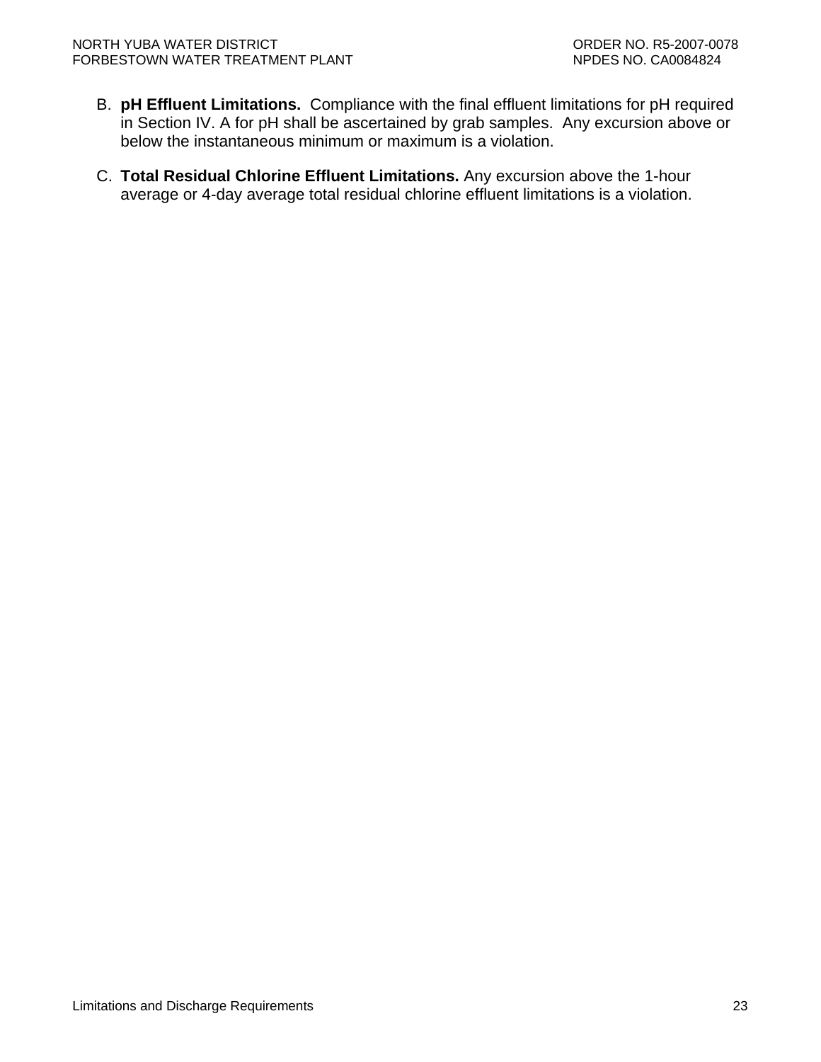B. **pH Effluent Limitations.** Compliance with the final effluent limitations for pH required in Section IV. A for pH shall be ascertained by grab samples. Any excursion above or below the instantaneous minimum or maximum is a violation.

C. **Total Residual Chlorine Effluent Limitations.** Any excursion above the 1-hour average or 4-day average total residual chlorine effluent limitations is a violation.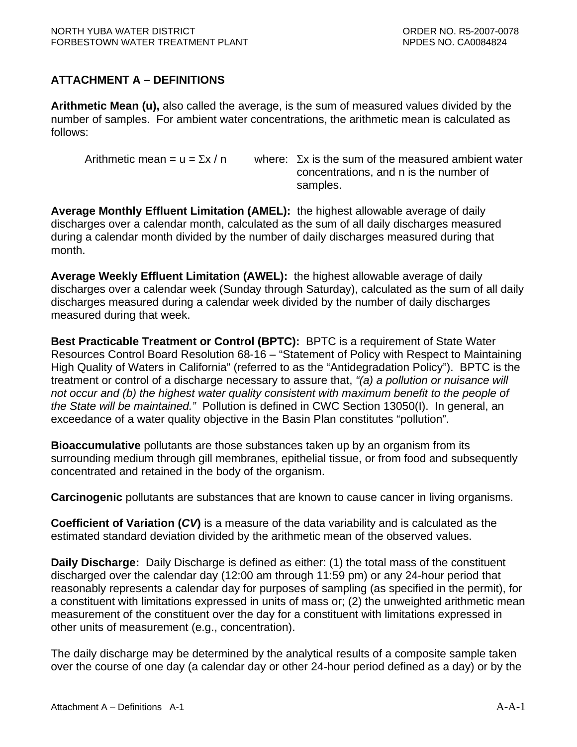## ATTACHMENT A – DEFINITIONS

**Arithmetic Mean (u),** also called the average, is the sum of measured values divided by the number of samples. For ambient water concentrations, the arithmetic mean is calculated as follows:

Arithmetic mean = $u = \Sigma x / n$ where: $\Sigma x$ is the sum of the measured ambient water concentrations, and n is the number of samples.

**Average Monthly Effluent Limitation (AMEL):** the highest allowable average of daily discharges over a calendar month, calculated as the sum of all daily discharges measured during a calendar month divided by the number of daily discharges measured during that month.

**Average Weekly Effluent Limitation (AWEL):** the highest allowable average of daily discharges over a calendar week (Sunday through Saturday), calculated as the sum of all daily discharges measured during a calendar week divided by the number of daily discharges measured during that week.

**Best Practicable Treatment or Control (BPTC):** BPTC is a requirement of State Water Resources Control Board Resolution 68-16 – "Statement of Policy with Respect to Maintaining High Quality of Waters in California" (referred to as the "Antidegradation Policy"). BPTC is the treatment or control of a discharge necessary to assure that, *"(a) a pollution or nuisance will not occur and (b) the highest water quality consistent with maximum benefit to the people of the State will be maintained."* Pollution is defined in CWC Section 13050(I). In general, an exceedance of a water quality objective in the Basin Plan constitutes "pollution".

**Bioaccumulative** pollutants are those substances taken up by an organism from its surrounding medium through gill membranes, epithelial tissue, or from food and subsequently concentrated and retained in the body of the organism.

**Carcinogenic** pollutants are substances that are known to cause cancer in living organisms.

**Coefficient of Variation (*CV*)** is a measure of the data variability and is calculated as the estimated standard deviation divided by the arithmetic mean of the observed values.

**Daily Discharge:** Daily Discharge is defined as either: (1) the total mass of the constituent discharged over the calendar day (12:00 am through 11:59 pm) or any 24-hour period that reasonably represents a calendar day for purposes of sampling (as specified in the permit), for a constituent with limitations expressed in units of mass or; (2) the unweighted arithmetic mean measurement of the constituent over the day for a constituent with limitations expressed in other units of measurement (e.g., concentration).

The daily discharge may be determined by the analytical results of a composite sample taken over the course of one day (a calendar day or other 24-hour period defined as a day) or by the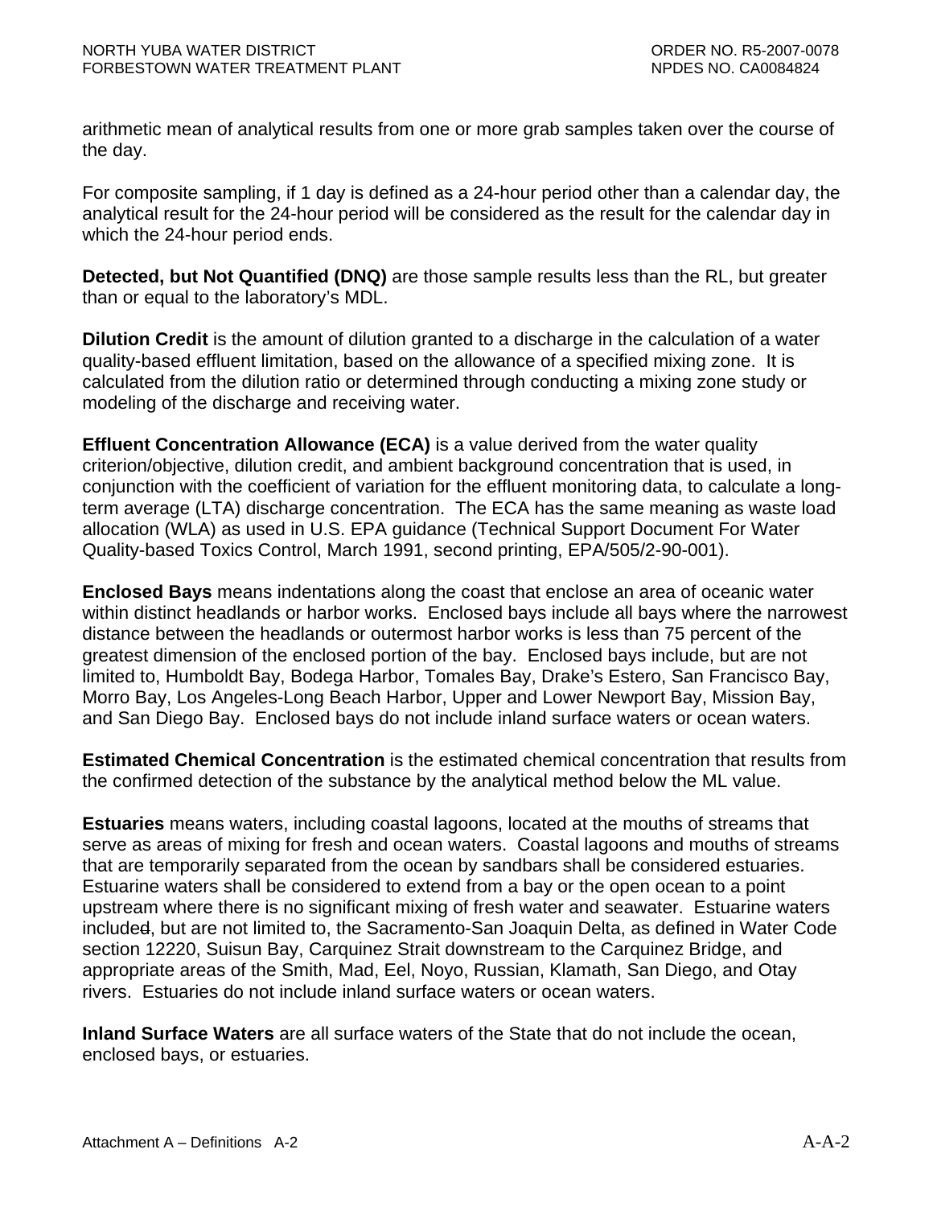arithmetic mean of analytical results from one or more grab samples taken over the course of the day.

For composite sampling, if 1 day is defined as a 24-hour period other than a calendar day, the analytical result for the 24-hour period will be considered as the result for the calendar day in which the 24-hour period ends.

**Detected, but Not Quantified (DNQ)** are those sample results less than the RL, but greater than or equal to the laboratory's MDL.

**Dilution Credit** is the amount of dilution granted to a discharge in the calculation of a water quality-based effluent limitation, based on the allowance of a specified mixing zone. It is calculated from the dilution ratio or determined through conducting a mixing zone study or modeling of the discharge and receiving water.

**Effluent Concentration Allowance (ECA)** is a value derived from the water quality criterion/objective, dilution credit, and ambient background concentration that is used, in conjunction with the coefficient of variation for the effluent monitoring data, to calculate a long-term average (LTA) discharge concentration. The ECA has the same meaning as waste load allocation (WLA) as used in U.S. EPA guidance (Technical Support Document For Water Quality-based Toxics Control, March 1991, second printing, EPA/505/2-90-001).

**Enclosed Bays** means indentations along the coast that enclose an area of oceanic water within distinct headlands or harbor works. Enclosed bays include all bays where the narrowest distance between the headlands or outermost harbor works is less than 75 percent of the greatest dimension of the enclosed portion of the bay. Enclosed bays include, but are not limited to, Humboldt Bay, Bodega Harbor, Tomales Bay, Drake's Estero, San Francisco Bay, Morro Bay, Los Angeles-Long Beach Harbor, Upper and Lower Newport Bay, Mission Bay, and San Diego Bay. Enclosed bays do not include inland surface waters or ocean waters.

**Estimated Chemical Concentration** is the estimated chemical concentration that results from the confirmed detection of the substance by the analytical method below the ML value.

**Estuaries** means waters, including coastal lagoons, located at the mouths of streams that serve as areas of mixing for fresh and ocean waters. Coastal lagoons and mouths of streams that are temporarily separated from the ocean by sandbars shall be considered estuaries. Estuarine waters shall be considered to extend from a bay or the open ocean to a point upstream where there is no significant mixing of fresh water and seawater. Estuarine waters included, but are not limited to, the Sacramento-San Joaquin Delta, as defined in Water Code section 12220, Suisun Bay, Carquinez Strait downstream to the Carquinez Bridge, and appropriate areas of the Smith, Mad, Eel, Noyo, Russian, Klamath, San Diego, and Otay rivers. Estuaries do not include inland surface waters or ocean waters.

**Inland Surface Waters** are all surface waters of the State that do not include the ocean, enclosed bays, or estuaries.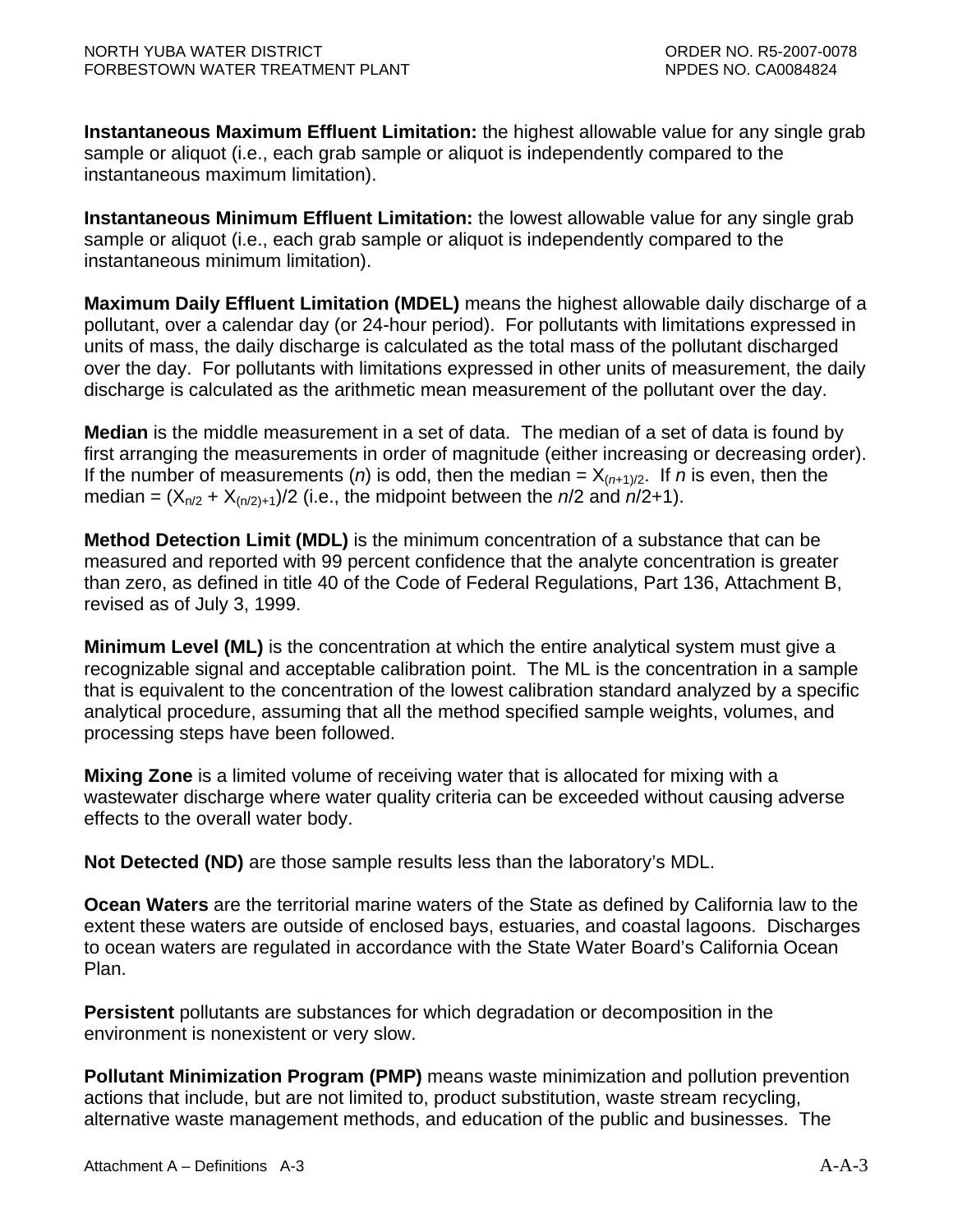**Instantaneous Maximum Effluent Limitation:** the highest allowable value for any single grab sample or aliquot (i.e., each grab sample or aliquot is independently compared to the instantaneous maximum limitation).

**Instantaneous Minimum Effluent Limitation:** the lowest allowable value for any single grab sample or aliquot (i.e., each grab sample or aliquot is independently compared to the instantaneous minimum limitation).

**Maximum Daily Effluent Limitation (MDEL)** means the highest allowable daily discharge of a pollutant, over a calendar day (or 24-hour period). For pollutants with limitations expressed in units of mass, the daily discharge is calculated as the total mass of the pollutant discharged over the day. For pollutants with limitations expressed in other units of measurement, the daily discharge is calculated as the arithmetic mean measurement of the pollutant over the day.

**Median** is the middle measurement in a set of data. The median of a set of data is found by first arranging the measurements in order of magnitude (either increasing or decreasing order). If the number of measurements (*n*) is odd, then the median = $X_{(n+1)/2}$. If *n* is even, then the median = $(X_{n/2} + X_{(n/2)+1})/2$ (i.e., the midpoint between the *n*/2 and *n*/2+1).

**Method Detection Limit (MDL)** is the minimum concentration of a substance that can be measured and reported with 99 percent confidence that the analyte concentration is greater than zero, as defined in title 40 of the Code of Federal Regulations, Part 136, Attachment B, revised as of July 3, 1999.

**Minimum Level (ML)** is the concentration at which the entire analytical system must give a recognizable signal and acceptable calibration point. The ML is the concentration in a sample that is equivalent to the concentration of the lowest calibration standard analyzed by a specific analytical procedure, assuming that all the method specified sample weights, volumes, and processing steps have been followed.

**Mixing Zone** is a limited volume of receiving water that is allocated for mixing with a wastewater discharge where water quality criteria can be exceeded without causing adverse effects to the overall water body.

**Not Detected (ND)** are those sample results less than the laboratory's MDL.

**Ocean Waters** are the territorial marine waters of the State as defined by California law to the extent these waters are outside of enclosed bays, estuaries, and coastal lagoons. Discharges to ocean waters are regulated in accordance with the State Water Board's California Ocean Plan.

**Persistent** pollutants are substances for which degradation or decomposition in the environment is nonexistent or very slow.

**Pollutant Minimization Program (PMP)** means waste minimization and pollution prevention actions that include, but are not limited to, product substitution, waste stream recycling, alternative waste management methods, and education of the public and businesses. The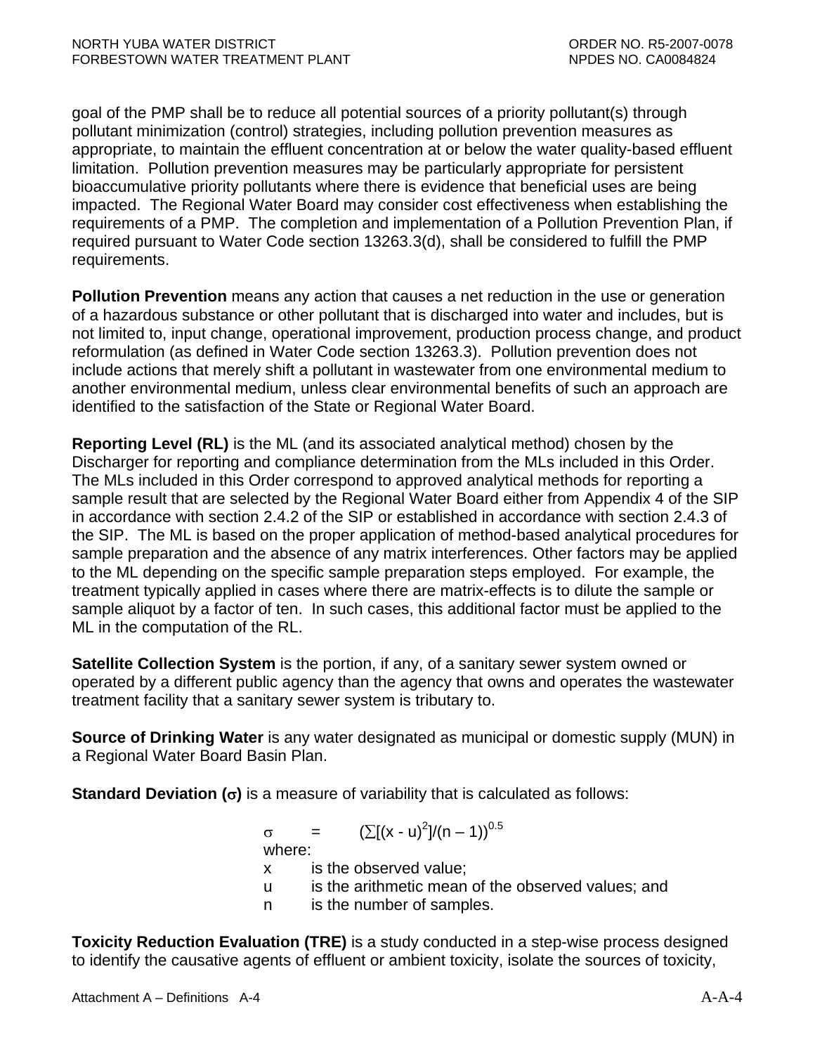goal of the PMP shall be to reduce all potential sources of a priority pollutant(s) through pollutant minimization (control) strategies, including pollution prevention measures as appropriate, to maintain the effluent concentration at or below the water quality-based effluent limitation. Pollution prevention measures may be particularly appropriate for persistent bioaccumulative priority pollutants where there is evidence that beneficial uses are being impacted. The Regional Water Board may consider cost effectiveness when establishing the requirements of a PMP. The completion and implementation of a Pollution Prevention Plan, if required pursuant to Water Code section 13263.3(d), shall be considered to fulfill the PMP requirements.

**Pollution Prevention** means any action that causes a net reduction in the use or generation of a hazardous substance or other pollutant that is discharged into water and includes, but is not limited to, input change, operational improvement, production process change, and product reformulation (as defined in Water Code section 13263.3). Pollution prevention does not include actions that merely shift a pollutant in wastewater from one environmental medium to another environmental medium, unless clear environmental benefits of such an approach are identified to the satisfaction of the State or Regional Water Board.

**Reporting Level (RL)** is the ML (and its associated analytical method) chosen by the Discharger for reporting and compliance determination from the MLs included in this Order. The MLs included in this Order correspond to approved analytical methods for reporting a sample result that are selected by the Regional Water Board either from Appendix 4 of the SIP in accordance with section 2.4.2 of the SIP or established in accordance with section 2.4.3 of the SIP. The ML is based on the proper application of method-based analytical procedures for sample preparation and the absence of any matrix interferences. Other factors may be applied to the ML depending on the specific sample preparation steps employed. For example, the treatment typically applied in cases where there are matrix-effects is to dilute the sample or sample aliquot by a factor of ten. In such cases, this additional factor must be applied to the ML in the computation of the RL.

**Satellite Collection System** is the portion, if any, of a sanitary sewer system owned or operated by a different public agency than the agency that owns and operates the wastewater treatment facility that a sanitary sewer system is tributary to.

**Source of Drinking Water** is any water designated as municipal or domestic supply (MUN) in a Regional Water Board Basin Plan.

**Standard Deviation ($\sigma$)** is a measure of variability that is calculated as follows:

$$\sigma = (\sum[(x - u)^2]/(n - 1))^{0.5}$$

where:

- x is the observed value;
- u is the arithmetic mean of the observed values; and
- n is the number of samples.

**Toxicity Reduction Evaluation (TRE)** is a study conducted in a step-wise process designed to identify the causative agents of effluent or ambient toxicity, isolate the sources of toxicity,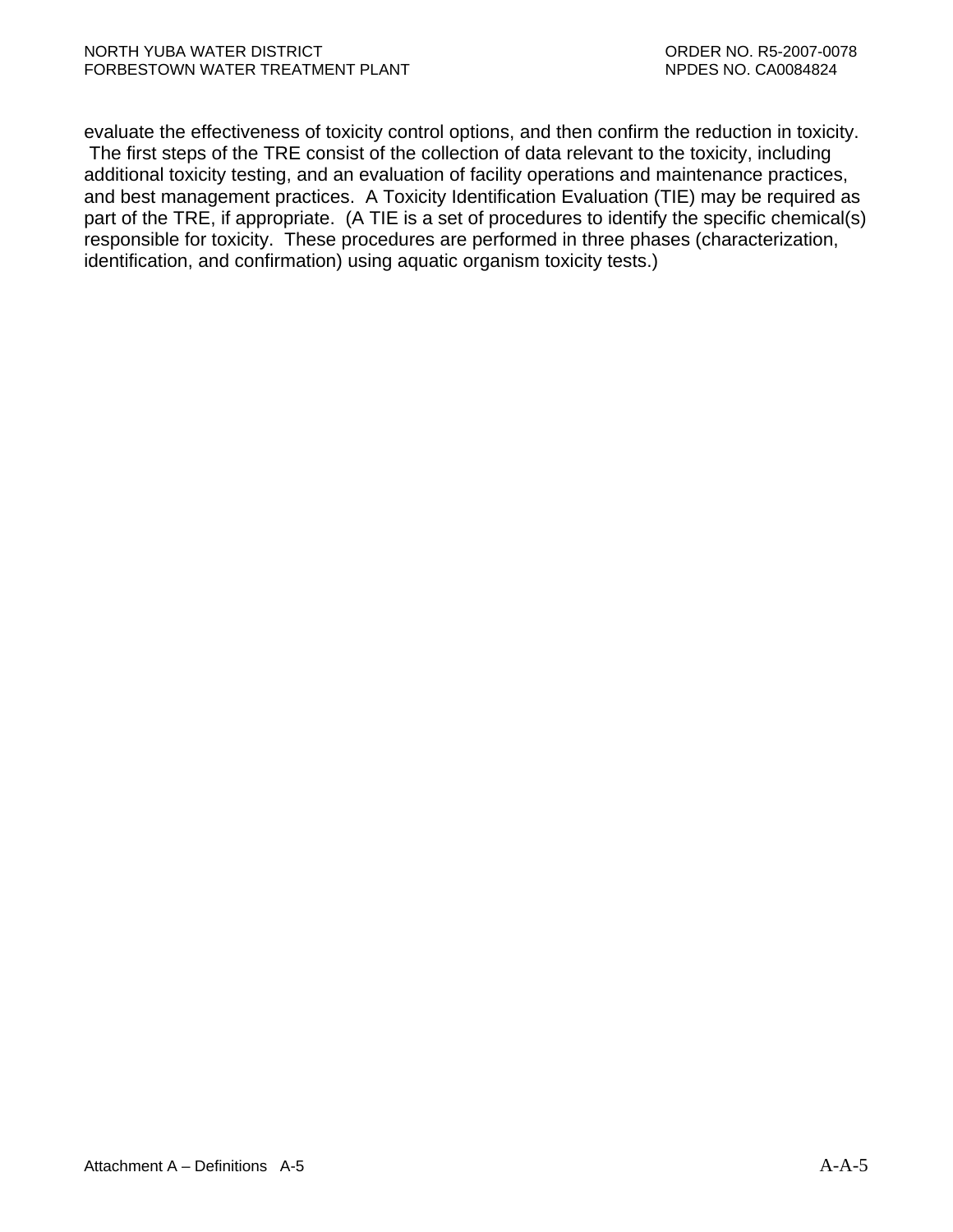evaluate the effectiveness of toxicity control options, and then confirm the reduction in toxicity. The first steps of the TRE consist of the collection of data relevant to the toxicity, including additional toxicity testing, and an evaluation of facility operations and maintenance practices, and best management practices. A Toxicity Identification Evaluation (TIE) may be required as part of the TRE, if appropriate. (A TIE is a set of procedures to identify the specific chemical(s) responsible for toxicity. These procedures are performed in three phases (characterization, identification, and confirmation) using aquatic organism toxicity tests.)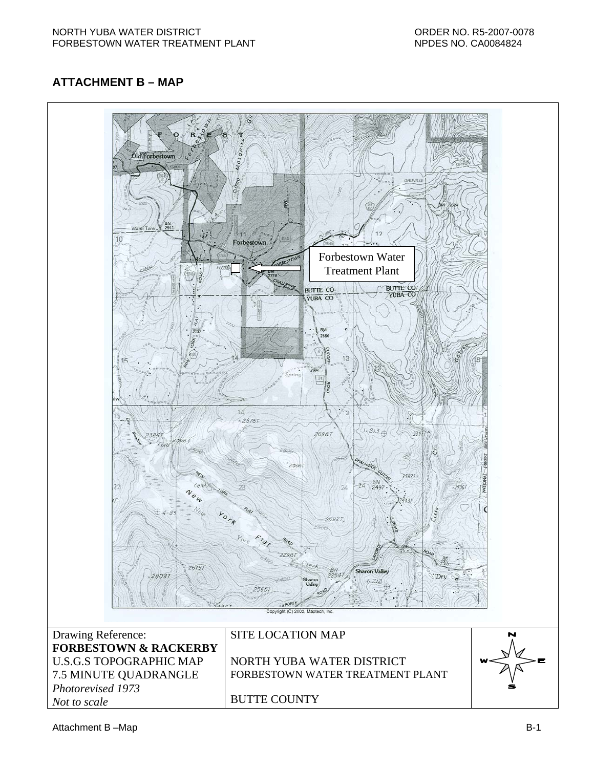## ATTACHMENT B – MAP

Forbestown Water Treatment Plant

Copyright (C) 2002, Maptech, Inc.

| Drawing Reference: **FORBESTOWN & RACKERBY** U.S.G.S TOPOGRAPHIC MAP 7.5 MINUTE QUADRANGLE *Photorevised 1973* *Not to scale* | SITE LOCATION MAP NORTH YUBA WATER DISTRICT FORBESTOWN WATER TREATMENT PLANT BUTTE COUNTY | N W E S |
|---|---|---|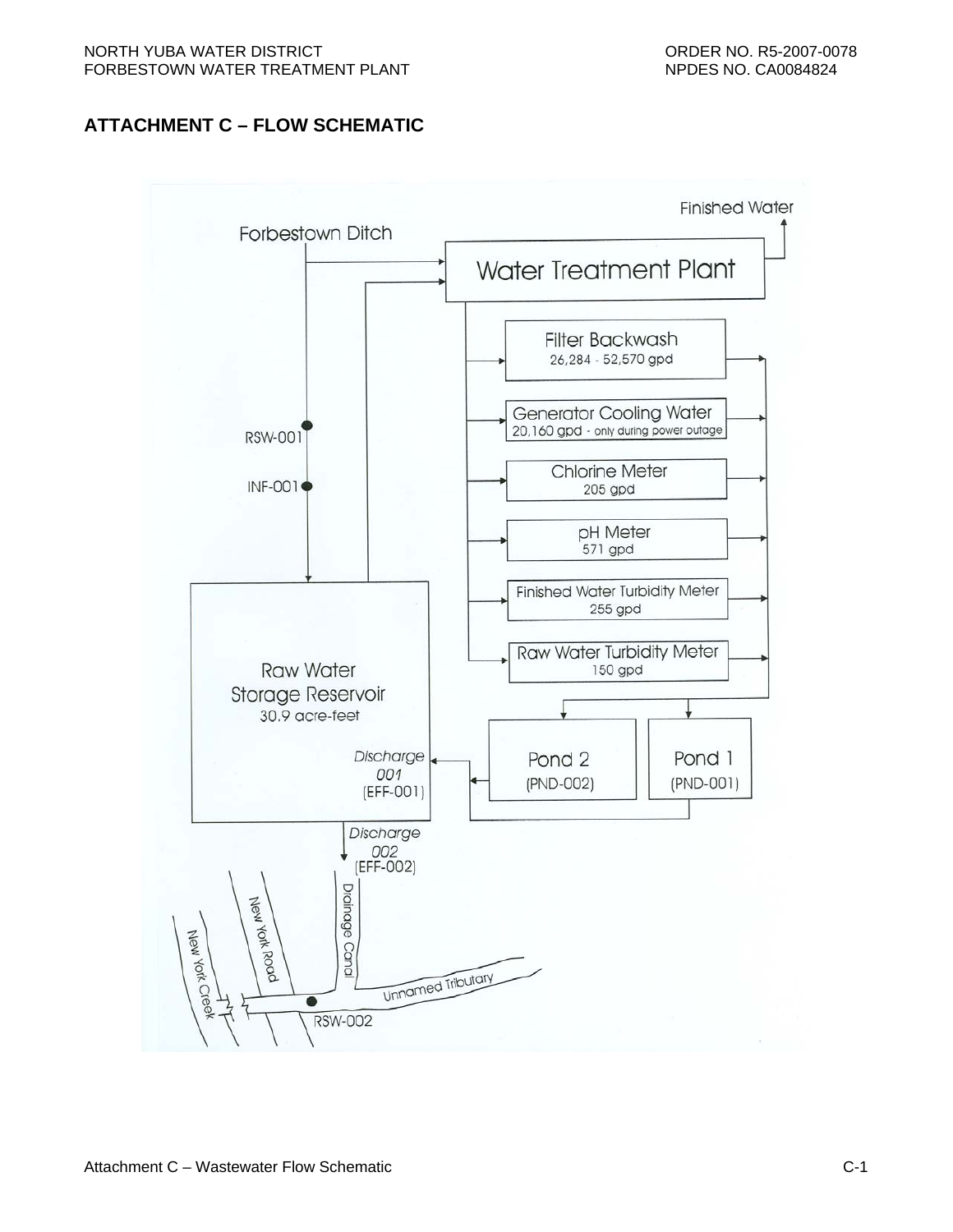## ATTACHMENT C – FLOW SCHEMATIC

Finished Water

Forbestown Ditch

Water Treatment Plant

Filter Backwash
26,284 - 52,570 gpd

Generator Cooling Water
20,160 gpd - only during power outage

Chlorine Meter
205 gpd

pH Meter
571 gpd

Finished Water Turbidity Meter
255 gpd

Raw Water Turbidity Meter
150 gpd

RSW-001

INF-001

Raw Water
Storage Reservoir
30.9 acre-feet

*Discharge*
*001*
(EFF-001)

Pond 2
(PND-002)

Pond 1
(PND-001)

*Discharge*
*002*
(EFF-002)

Drainage Canal

New York Road

New York Creek

Unnamed Tributary

RSW-002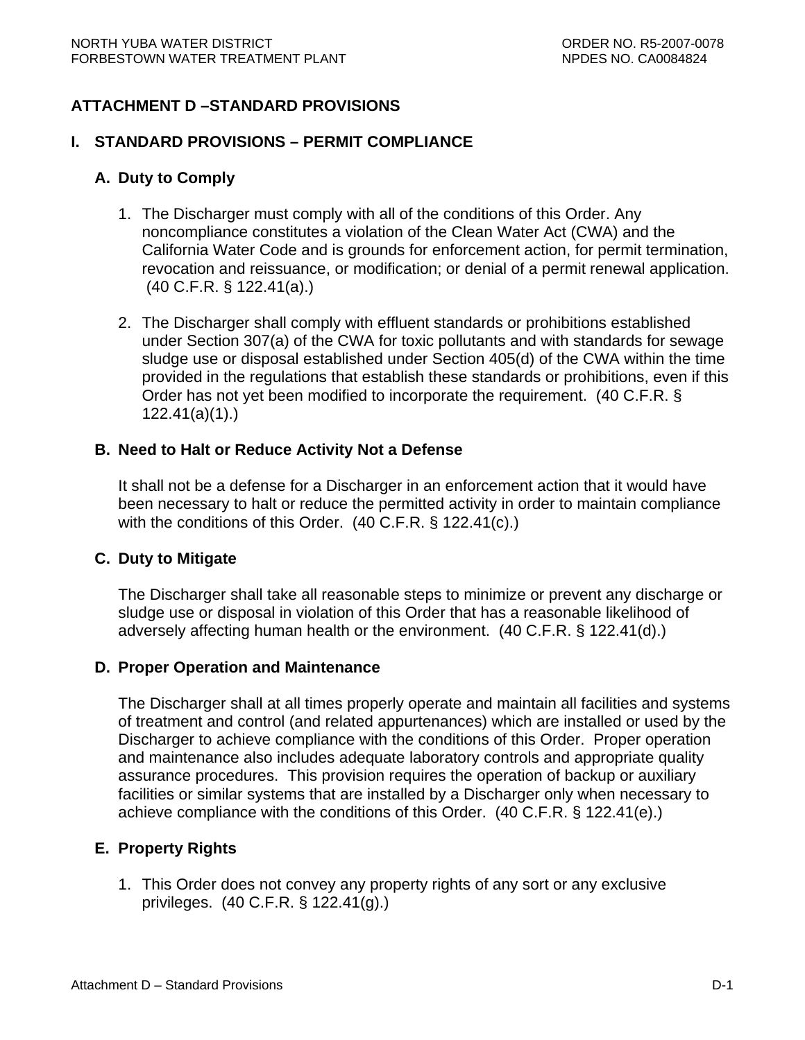# ATTACHMENT D –STANDARD PROVISIONS

## I. STANDARD PROVISIONS – PERMIT COMPLIANCE

### A. Duty to Comply

1. The Discharger must comply with all of the conditions of this Order. Any noncompliance constitutes a violation of the Clean Water Act (CWA) and the California Water Code and is grounds for enforcement action, for permit termination, revocation and reissuance, or modification; or denial of a permit renewal application. (40 C.F.R. § 122.41(a).)

2. The Discharger shall comply with effluent standards or prohibitions established under Section 307(a) of the CWA for toxic pollutants and with standards for sewage sludge use or disposal established under Section 405(d) of the CWA within the time provided in the regulations that establish these standards or prohibitions, even if this Order has not yet been modified to incorporate the requirement. (40 C.F.R. § 122.41(a)(1).)

### B. Need to Halt or Reduce Activity Not a Defense

It shall not be a defense for a Discharger in an enforcement action that it would have been necessary to halt or reduce the permitted activity in order to maintain compliance with the conditions of this Order. (40 C.F.R. § 122.41(c).)

### C. Duty to Mitigate

The Discharger shall take all reasonable steps to minimize or prevent any discharge or sludge use or disposal in violation of this Order that has a reasonable likelihood of adversely affecting human health or the environment. (40 C.F.R. § 122.41(d).)

### D. Proper Operation and Maintenance

The Discharger shall at all times properly operate and maintain all facilities and systems of treatment and control (and related appurtenances) which are installed or used by the Discharger to achieve compliance with the conditions of this Order. Proper operation and maintenance also includes adequate laboratory controls and appropriate quality assurance procedures. This provision requires the operation of backup or auxiliary facilities or similar systems that are installed by a Discharger only when necessary to achieve compliance with the conditions of this Order. (40 C.F.R. § 122.41(e).)

### E. Property Rights

1. This Order does not convey any property rights of any sort or any exclusive privileges. (40 C.F.R. § 122.41(g).)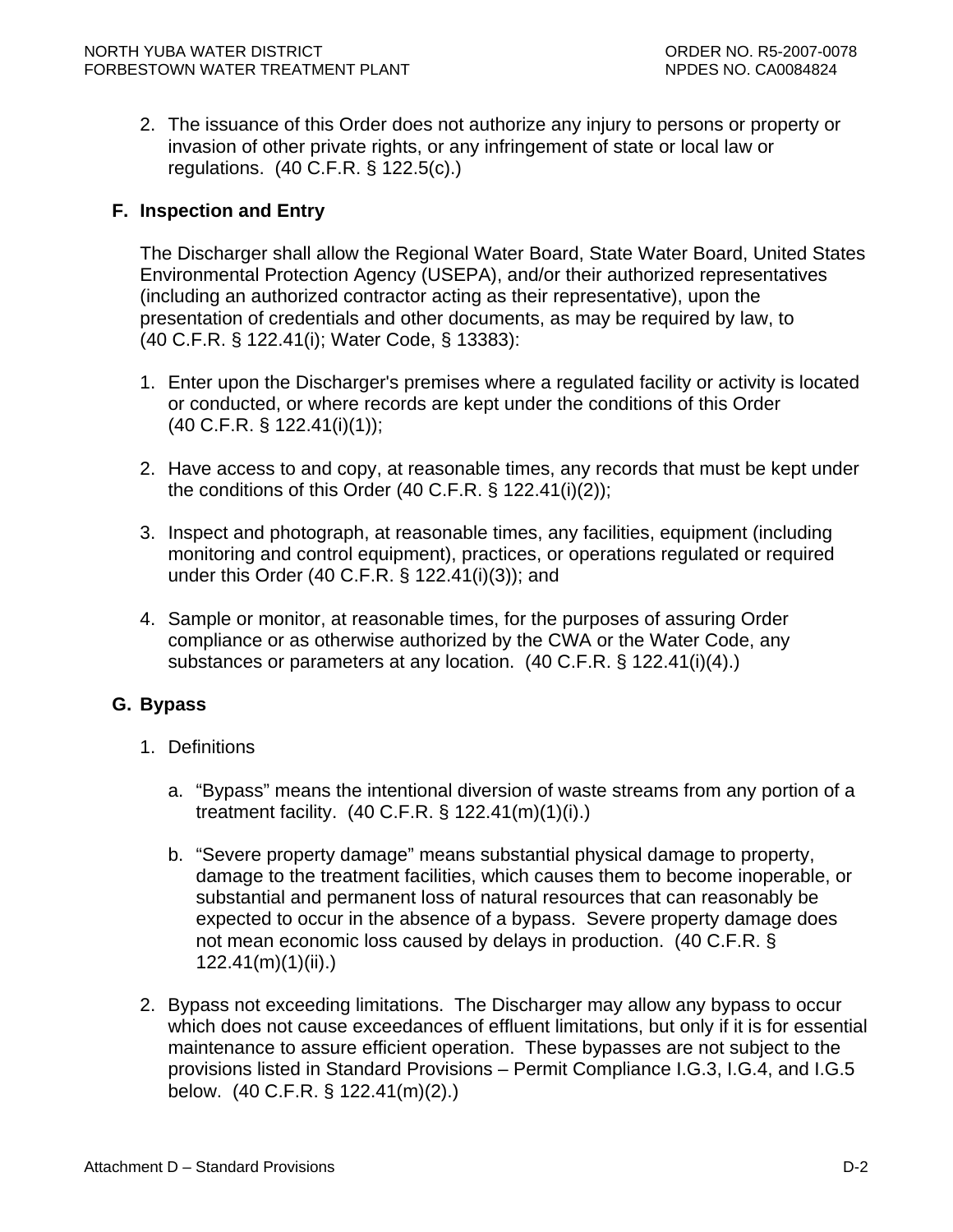2. The issuance of this Order does not authorize any injury to persons or property or invasion of other private rights, or any infringement of state or local law or regulations. (40 C.F.R. § 122.5(c).)

### F. Inspection and Entry

The Discharger shall allow the Regional Water Board, State Water Board, United States Environmental Protection Agency (USEPA), and/or their authorized representatives (including an authorized contractor acting as their representative), upon the presentation of credentials and other documents, as may be required by law, to (40 C.F.R. § 122.41(i); Water Code, § 13383):

1. Enter upon the Discharger's premises where a regulated facility or activity is located or conducted, or where records are kept under the conditions of this Order (40 C.F.R. § 122.41(i)(1));

2. Have access to and copy, at reasonable times, any records that must be kept under the conditions of this Order (40 C.F.R. § 122.41(i)(2));

3. Inspect and photograph, at reasonable times, any facilities, equipment (including monitoring and control equipment), practices, or operations regulated or required under this Order (40 C.F.R. § 122.41(i)(3)); and

4. Sample or monitor, at reasonable times, for the purposes of assuring Order compliance or as otherwise authorized by the CWA or the Water Code, any substances or parameters at any location. (40 C.F.R. § 122.41(i)(4).)

### G. Bypass

1. Definitions

   a. "Bypass" means the intentional diversion of waste streams from any portion of a treatment facility. (40 C.F.R. § 122.41(m)(1)(i).)

   b. "Severe property damage" means substantial physical damage to property, damage to the treatment facilities, which causes them to become inoperable, or substantial and permanent loss of natural resources that can reasonably be expected to occur in the absence of a bypass. Severe property damage does not mean economic loss caused by delays in production. (40 C.F.R. § 122.41(m)(1)(ii).)

2. Bypass not exceeding limitations. The Discharger may allow any bypass to occur which does not cause exceedances of effluent limitations, but only if it is for essential maintenance to assure efficient operation. These bypasses are not subject to the provisions listed in Standard Provisions – Permit Compliance I.G.3, I.G.4, and I.G.5 below. (40 C.F.R. § 122.41(m)(2).)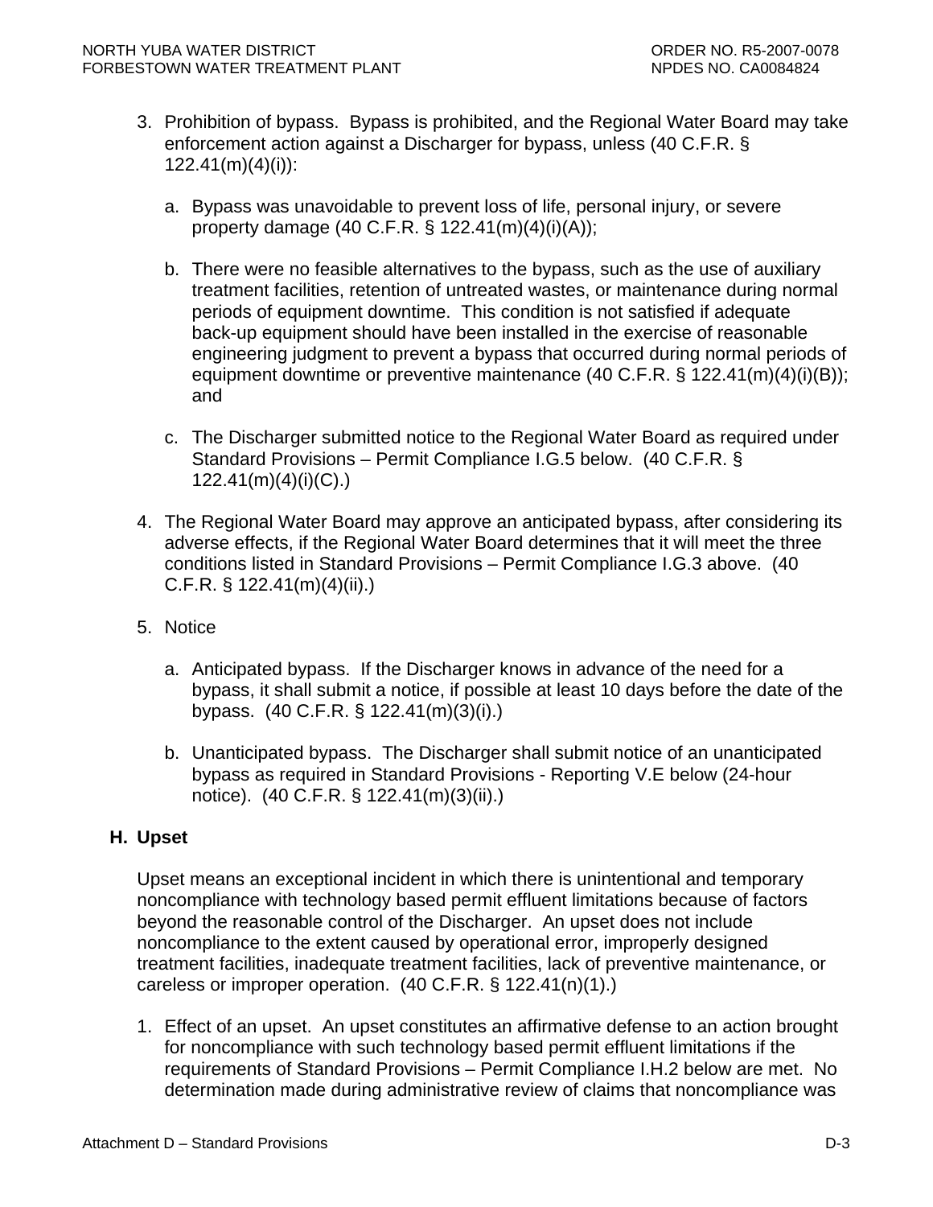3. Prohibition of bypass. Bypass is prohibited, and the Regional Water Board may take enforcement action against a Discharger for bypass, unless (40 C.F.R. § 122.41(m)(4)(i)):

   a. Bypass was unavoidable to prevent loss of life, personal injury, or severe property damage (40 C.F.R. § 122.41(m)(4)(i)(A));

   b. There were no feasible alternatives to the bypass, such as the use of auxiliary treatment facilities, retention of untreated wastes, or maintenance during normal periods of equipment downtime. This condition is not satisfied if adequate back-up equipment should have been installed in the exercise of reasonable engineering judgment to prevent a bypass that occurred during normal periods of equipment downtime or preventive maintenance (40 C.F.R. § 122.41(m)(4)(i)(B)); and

   c. The Discharger submitted notice to the Regional Water Board as required under Standard Provisions – Permit Compliance I.G.5 below. (40 C.F.R. § 122.41(m)(4)(i)(C).)

4. The Regional Water Board may approve an anticipated bypass, after considering its adverse effects, if the Regional Water Board determines that it will meet the three conditions listed in Standard Provisions – Permit Compliance I.G.3 above. (40 C.F.R. § 122.41(m)(4)(ii).)

5. Notice

   a. Anticipated bypass. If the Discharger knows in advance of the need for a bypass, it shall submit a notice, if possible at least 10 days before the date of the bypass. (40 C.F.R. § 122.41(m)(3)(i).)

   b. Unanticipated bypass. The Discharger shall submit notice of an unanticipated bypass as required in Standard Provisions - Reporting V.E below (24-hour notice). (40 C.F.R. § 122.41(m)(3)(ii).)

## H. Upset

Upset means an exceptional incident in which there is unintentional and temporary noncompliance with technology based permit effluent limitations because of factors beyond the reasonable control of the Discharger. An upset does not include noncompliance to the extent caused by operational error, improperly designed treatment facilities, inadequate treatment facilities, lack of preventive maintenance, or careless or improper operation. (40 C.F.R. § 122.41(n)(1).)

1. Effect of an upset. An upset constitutes an affirmative defense to an action brought for noncompliance with such technology based permit effluent limitations if the requirements of Standard Provisions – Permit Compliance I.H.2 below are met. No determination made during administrative review of claims that noncompliance was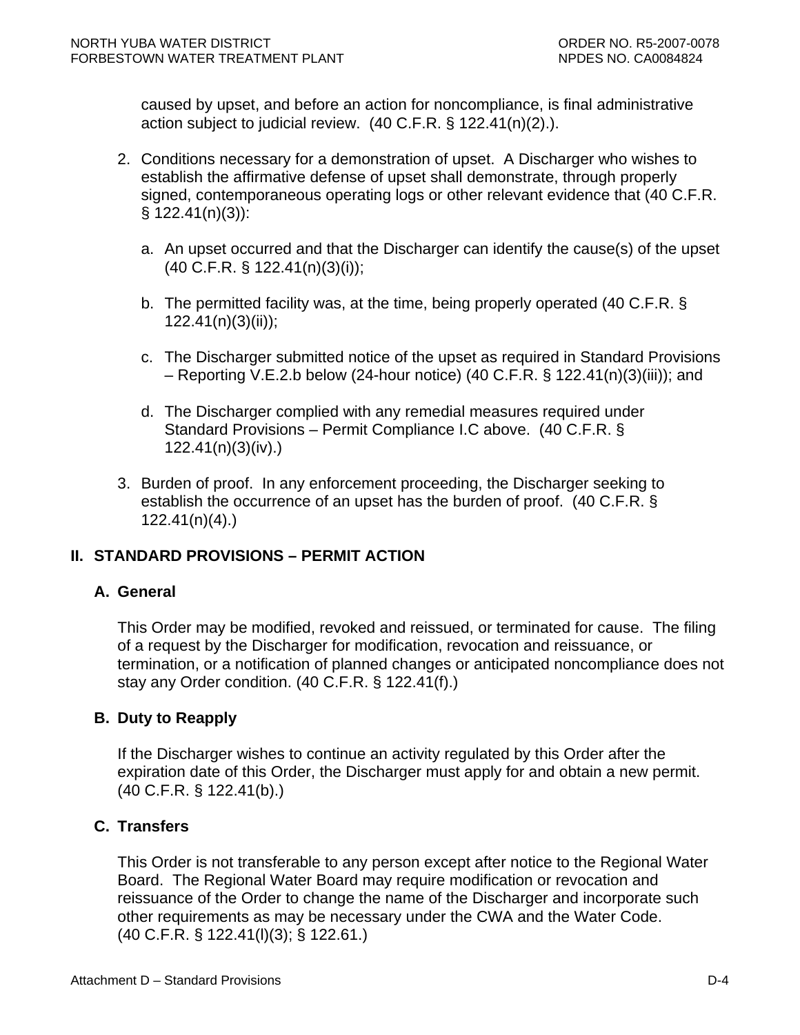caused by upset, and before an action for noncompliance, is final administrative action subject to judicial review. (40 C.F.R. § 122.41(n)(2).).

2. Conditions necessary for a demonstration of upset. A Discharger who wishes to establish the affirmative defense of upset shall demonstrate, through properly signed, contemporaneous operating logs or other relevant evidence that (40 C.F.R. § 122.41(n)(3)):

   a. An upset occurred and that the Discharger can identify the cause(s) of the upset (40 C.F.R. § 122.41(n)(3)(i));

   b. The permitted facility was, at the time, being properly operated (40 C.F.R. § 122.41(n)(3)(ii));

   c. The Discharger submitted notice of the upset as required in Standard Provisions – Reporting V.E.2.b below (24-hour notice) (40 C.F.R. § 122.41(n)(3)(iii)); and

   d. The Discharger complied with any remedial measures required under Standard Provisions – Permit Compliance I.C above. (40 C.F.R. § 122.41(n)(3)(iv).)

3. Burden of proof. In any enforcement proceeding, the Discharger seeking to establish the occurrence of an upset has the burden of proof. (40 C.F.R. § 122.41(n)(4).)

## II. STANDARD PROVISIONS – PERMIT ACTION

### A. General

This Order may be modified, revoked and reissued, or terminated for cause. The filing of a request by the Discharger for modification, revocation and reissuance, or termination, or a notification of planned changes or anticipated noncompliance does not stay any Order condition. (40 C.F.R. § 122.41(f).)

### B. Duty to Reapply

If the Discharger wishes to continue an activity regulated by this Order after the expiration date of this Order, the Discharger must apply for and obtain a new permit. (40 C.F.R. § 122.41(b).)

### C. Transfers

This Order is not transferable to any person except after notice to the Regional Water Board. The Regional Water Board may require modification or revocation and reissuance of the Order to change the name of the Discharger and incorporate such other requirements as may be necessary under the CWA and the Water Code. (40 C.F.R. § 122.41(l)(3); § 122.61.)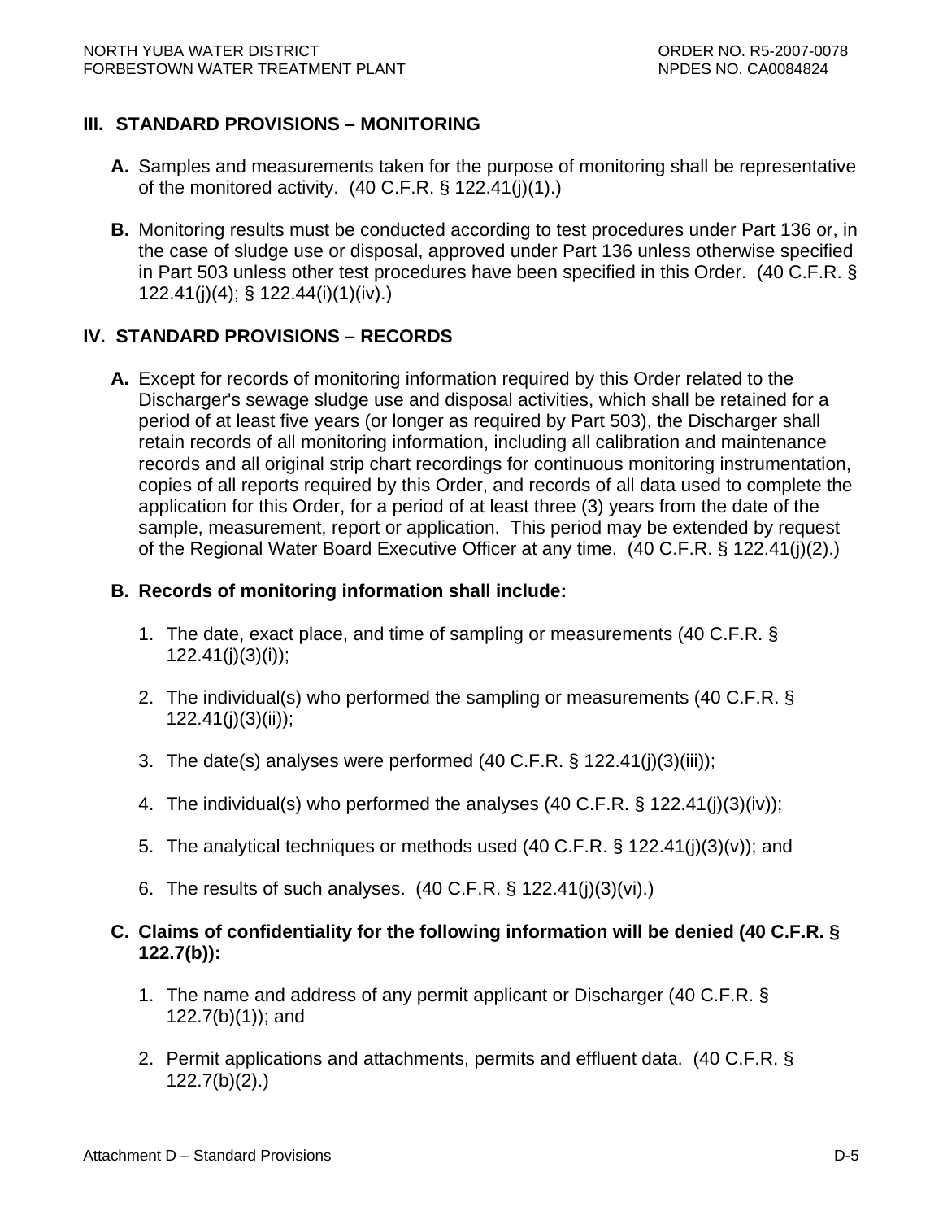## III. STANDARD PROVISIONS – MONITORING

**A.** Samples and measurements taken for the purpose of monitoring shall be representative of the monitored activity. (40 C.F.R. § 122.41(j)(1).)

**B.** Monitoring results must be conducted according to test procedures under Part 136 or, in the case of sludge use or disposal, approved under Part 136 unless otherwise specified in Part 503 unless other test procedures have been specified in this Order. (40 C.F.R. § 122.41(j)(4); § 122.44(i)(1)(iv).)

## IV. STANDARD PROVISIONS – RECORDS

**A.** Except for records of monitoring information required by this Order related to the Discharger's sewage sludge use and disposal activities, which shall be retained for a period of at least five years (or longer as required by Part 503), the Discharger shall retain records of all monitoring information, including all calibration and maintenance records and all original strip chart recordings for continuous monitoring instrumentation, copies of all reports required by this Order, and records of all data used to complete the application for this Order, for a period of at least three (3) years from the date of the sample, measurement, report or application. This period may be extended by request of the Regional Water Board Executive Officer at any time. (40 C.F.R. § 122.41(j)(2).)

**B. Records of monitoring information shall include:**

1. The date, exact place, and time of sampling or measurements (40 C.F.R. § 122.41(j)(3)(i));
2. The individual(s) who performed the sampling or measurements (40 C.F.R. § 122.41(j)(3)(ii));
3. The date(s) analyses were performed (40 C.F.R. § 122.41(j)(3)(iii));
4. The individual(s) who performed the analyses (40 C.F.R. § 122.41(j)(3)(iv));
5. The analytical techniques or methods used (40 C.F.R. § 122.41(j)(3)(v)); and
6. The results of such analyses. (40 C.F.R. § 122.41(j)(3)(vi).)

**C. Claims of confidentiality for the following information will be denied (40 C.F.R. § 122.7(b)):**

1. The name and address of any permit applicant or Discharger (40 C.F.R. § 122.7(b)(1)); and
2. Permit applications and attachments, permits and effluent data. (40 C.F.R. § 122.7(b)(2).)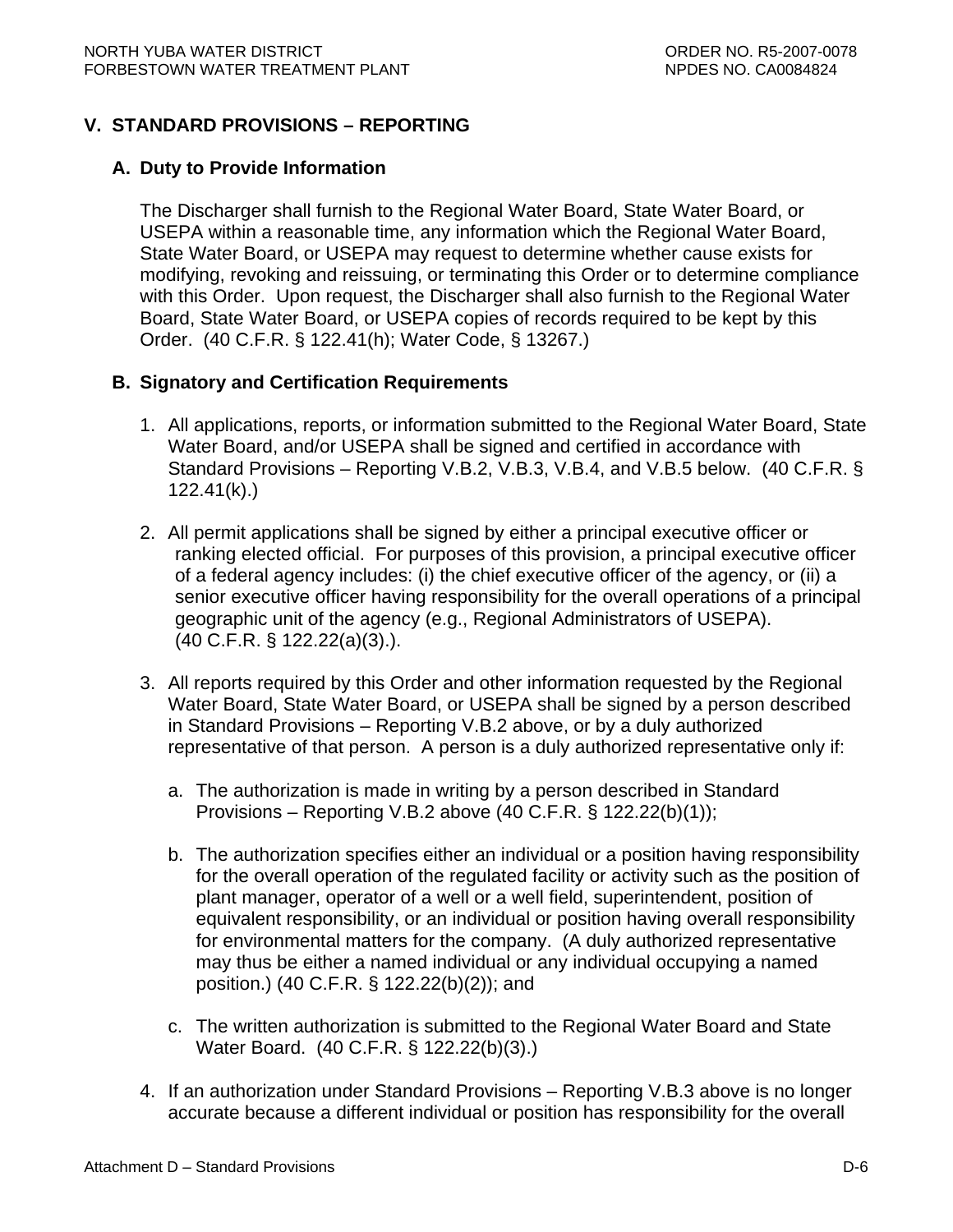## V. STANDARD PROVISIONS – REPORTING

### A. Duty to Provide Information

The Discharger shall furnish to the Regional Water Board, State Water Board, or USEPA within a reasonable time, any information which the Regional Water Board, State Water Board, or USEPA may request to determine whether cause exists for modifying, revoking and reissuing, or terminating this Order or to determine compliance with this Order. Upon request, the Discharger shall also furnish to the Regional Water Board, State Water Board, or USEPA copies of records required to be kept by this Order. (40 C.F.R. § 122.41(h); Water Code, § 13267.)

### B. Signatory and Certification Requirements

1. All applications, reports, or information submitted to the Regional Water Board, State Water Board, and/or USEPA shall be signed and certified in accordance with Standard Provisions – Reporting V.B.2, V.B.3, V.B.4, and V.B.5 below. (40 C.F.R. § 122.41(k).)

2. All permit applications shall be signed by either a principal executive officer or ranking elected official. For purposes of this provision, a principal executive officer of a federal agency includes: (i) the chief executive officer of the agency, or (ii) a senior executive officer having responsibility for the overall operations of a principal geographic unit of the agency (e.g., Regional Administrators of USEPA). (40 C.F.R. § 122.22(a)(3).).

3. All reports required by this Order and other information requested by the Regional Water Board, State Water Board, or USEPA shall be signed by a person described in Standard Provisions – Reporting V.B.2 above, or by a duly authorized representative of that person. A person is a duly authorized representative only if:

   a. The authorization is made in writing by a person described in Standard Provisions – Reporting V.B.2 above (40 C.F.R. § 122.22(b)(1));

   b. The authorization specifies either an individual or a position having responsibility for the overall operation of the regulated facility or activity such as the position of plant manager, operator of a well or a well field, superintendent, position of equivalent responsibility, or an individual or position having overall responsibility for environmental matters for the company. (A duly authorized representative may thus be either a named individual or any individual occupying a named position.) (40 C.F.R. § 122.22(b)(2)); and

   c. The written authorization is submitted to the Regional Water Board and State Water Board. (40 C.F.R. § 122.22(b)(3).)

4. If an authorization under Standard Provisions – Reporting V.B.3 above is no longer accurate because a different individual or position has responsibility for the overall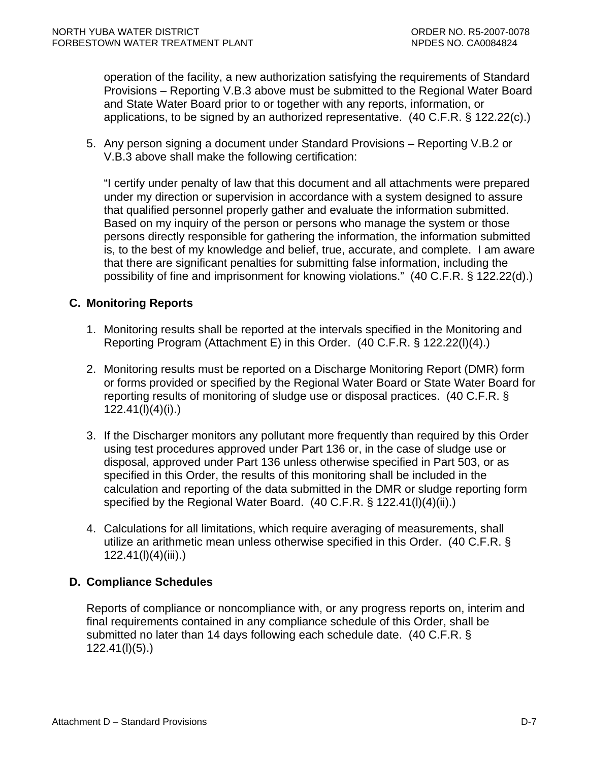operation of the facility, a new authorization satisfying the requirements of Standard Provisions – Reporting V.B.3 above must be submitted to the Regional Water Board and State Water Board prior to or together with any reports, information, or applications, to be signed by an authorized representative. (40 C.F.R. § 122.22(c).)

5. Any person signing a document under Standard Provisions – Reporting V.B.2 or V.B.3 above shall make the following certification:

   "I certify under penalty of law that this document and all attachments were prepared under my direction or supervision in accordance with a system designed to assure that qualified personnel properly gather and evaluate the information submitted. Based on my inquiry of the person or persons who manage the system or those persons directly responsible for gathering the information, the information submitted is, to the best of my knowledge and belief, true, accurate, and complete. I am aware that there are significant penalties for submitting false information, including the possibility of fine and imprisonment for knowing violations." (40 C.F.R. § 122.22(d).)

### C. Monitoring Reports

1. Monitoring results shall be reported at the intervals specified in the Monitoring and Reporting Program (Attachment E) in this Order. (40 C.F.R. § 122.22(l)(4).)

2. Monitoring results must be reported on a Discharge Monitoring Report (DMR) form or forms provided or specified by the Regional Water Board or State Water Board for reporting results of monitoring of sludge use or disposal practices. (40 C.F.R. § 122.41(l)(4)(i).)

3. If the Discharger monitors any pollutant more frequently than required by this Order using test procedures approved under Part 136 or, in the case of sludge use or disposal, approved under Part 136 unless otherwise specified in Part 503, or as specified in this Order, the results of this monitoring shall be included in the calculation and reporting of the data submitted in the DMR or sludge reporting form specified by the Regional Water Board. (40 C.F.R. § 122.41(l)(4)(ii).)

4. Calculations for all limitations, which require averaging of measurements, shall utilize an arithmetic mean unless otherwise specified in this Order. (40 C.F.R. § 122.41(l)(4)(iii).)

### D. Compliance Schedules

Reports of compliance or noncompliance with, or any progress reports on, interim and final requirements contained in any compliance schedule of this Order, shall be submitted no later than 14 days following each schedule date. (40 C.F.R. § 122.41(l)(5).)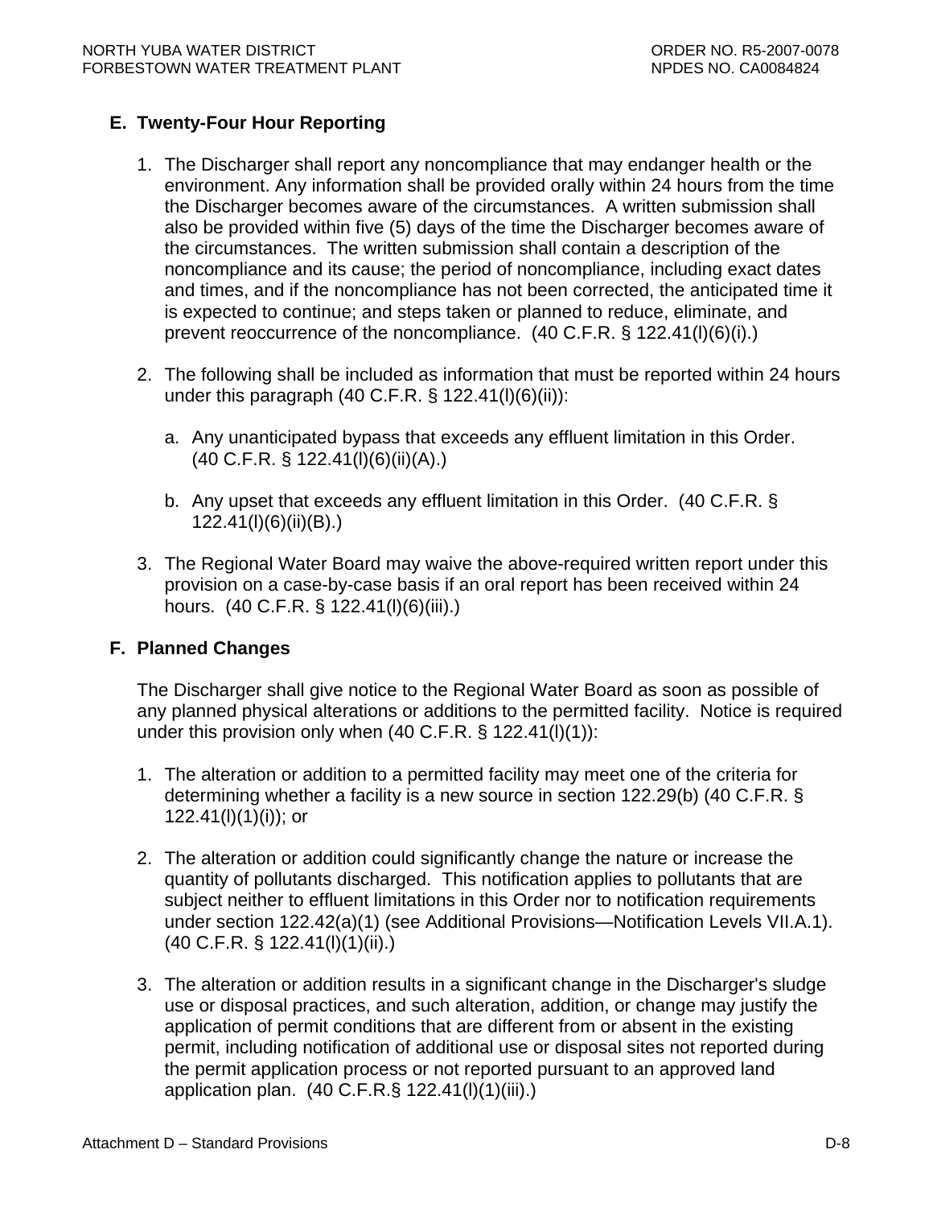## E. Twenty-Four Hour Reporting

1. The Discharger shall report any noncompliance that may endanger health or the environment. Any information shall be provided orally within 24 hours from the time the Discharger becomes aware of the circumstances. A written submission shall also be provided within five (5) days of the time the Discharger becomes aware of the circumstances. The written submission shall contain a description of the noncompliance and its cause; the period of noncompliance, including exact dates and times, and if the noncompliance has not been corrected, the anticipated time it is expected to continue; and steps taken or planned to reduce, eliminate, and prevent reoccurrence of the noncompliance. (40 C.F.R. § 122.41(l)(6)(i).)

2. The following shall be included as information that must be reported within 24 hours under this paragraph (40 C.F.R. § 122.41(l)(6)(ii)):

   a. Any unanticipated bypass that exceeds any effluent limitation in this Order. (40 C.F.R. § 122.41(l)(6)(ii)(A).)

   b. Any upset that exceeds any effluent limitation in this Order. (40 C.F.R. § 122.41(l)(6)(ii)(B).)

3. The Regional Water Board may waive the above-required written report under this provision on a case-by-case basis if an oral report has been received within 24 hours. (40 C.F.R. § 122.41(l)(6)(iii).)

## F. Planned Changes

The Discharger shall give notice to the Regional Water Board as soon as possible of any planned physical alterations or additions to the permitted facility. Notice is required under this provision only when (40 C.F.R. § 122.41(l)(1)):

1. The alteration or addition to a permitted facility may meet one of the criteria for determining whether a facility is a new source in section 122.29(b) (40 C.F.R. § 122.41(l)(1)(i)); or

2. The alteration or addition could significantly change the nature or increase the quantity of pollutants discharged. This notification applies to pollutants that are subject neither to effluent limitations in this Order nor to notification requirements under section 122.42(a)(1) (see Additional Provisions—Notification Levels VII.A.1). (40 C.F.R. § 122.41(l)(1)(ii).)

3. The alteration or addition results in a significant change in the Discharger's sludge use or disposal practices, and such alteration, addition, or change may justify the application of permit conditions that are different from or absent in the existing permit, including notification of additional use or disposal sites not reported during the permit application process or not reported pursuant to an approved land application plan. (40 C.F.R.§ 122.41(l)(1)(iii).)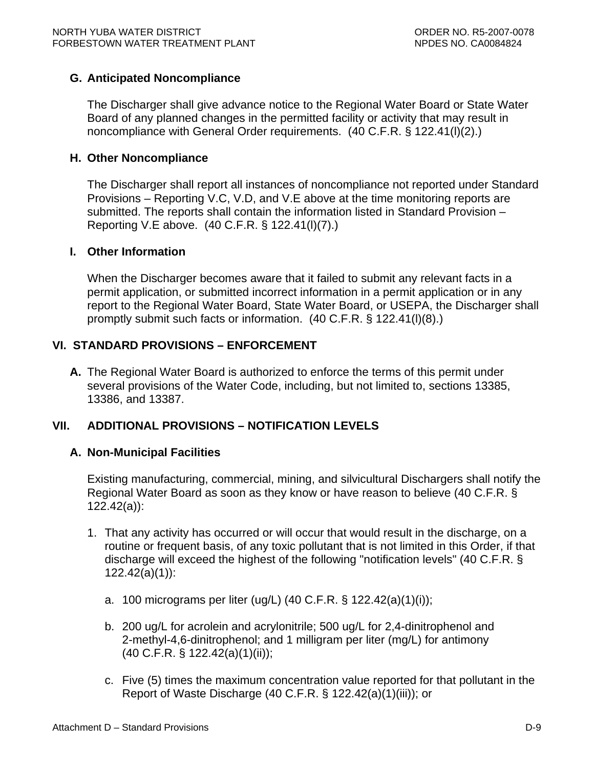### G. Anticipated Noncompliance

The Discharger shall give advance notice to the Regional Water Board or State Water Board of any planned changes in the permitted facility or activity that may result in noncompliance with General Order requirements. (40 C.F.R. § 122.41(l)(2).)

### H. Other Noncompliance

The Discharger shall report all instances of noncompliance not reported under Standard Provisions – Reporting V.C, V.D, and V.E above at the time monitoring reports are submitted. The reports shall contain the information listed in Standard Provision – Reporting V.E above. (40 C.F.R. § 122.41(l)(7).)

### I. Other Information

When the Discharger becomes aware that it failed to submit any relevant facts in a permit application, or submitted incorrect information in a permit application or in any report to the Regional Water Board, State Water Board, or USEPA, the Discharger shall promptly submit such facts or information. (40 C.F.R. § 122.41(l)(8).)

## VI. STANDARD PROVISIONS – ENFORCEMENT

**A.** The Regional Water Board is authorized to enforce the terms of this permit under several provisions of the Water Code, including, but not limited to, sections 13385, 13386, and 13387.

## VII. ADDITIONAL PROVISIONS – NOTIFICATION LEVELS

### A. Non-Municipal Facilities

Existing manufacturing, commercial, mining, and silvicultural Dischargers shall notify the Regional Water Board as soon as they know or have reason to believe (40 C.F.R. § 122.42(a)):

1. That any activity has occurred or will occur that would result in the discharge, on a routine or frequent basis, of any toxic pollutant that is not limited in this Order, if that discharge will exceed the highest of the following "notification levels" (40 C.F.R. § 122.42(a)(1)):

   a. 100 micrograms per liter (ug/L) (40 C.F.R. § 122.42(a)(1)(i));

   b. 200 ug/L for acrolein and acrylonitrile; 500 ug/L for 2,4-dinitrophenol and 2-methyl-4,6-dinitrophenol; and 1 milligram per liter (mg/L) for antimony (40 C.F.R. § 122.42(a)(1)(ii));

   c. Five (5) times the maximum concentration value reported for that pollutant in the Report of Waste Discharge (40 C.F.R. § 122.42(a)(1)(iii)); or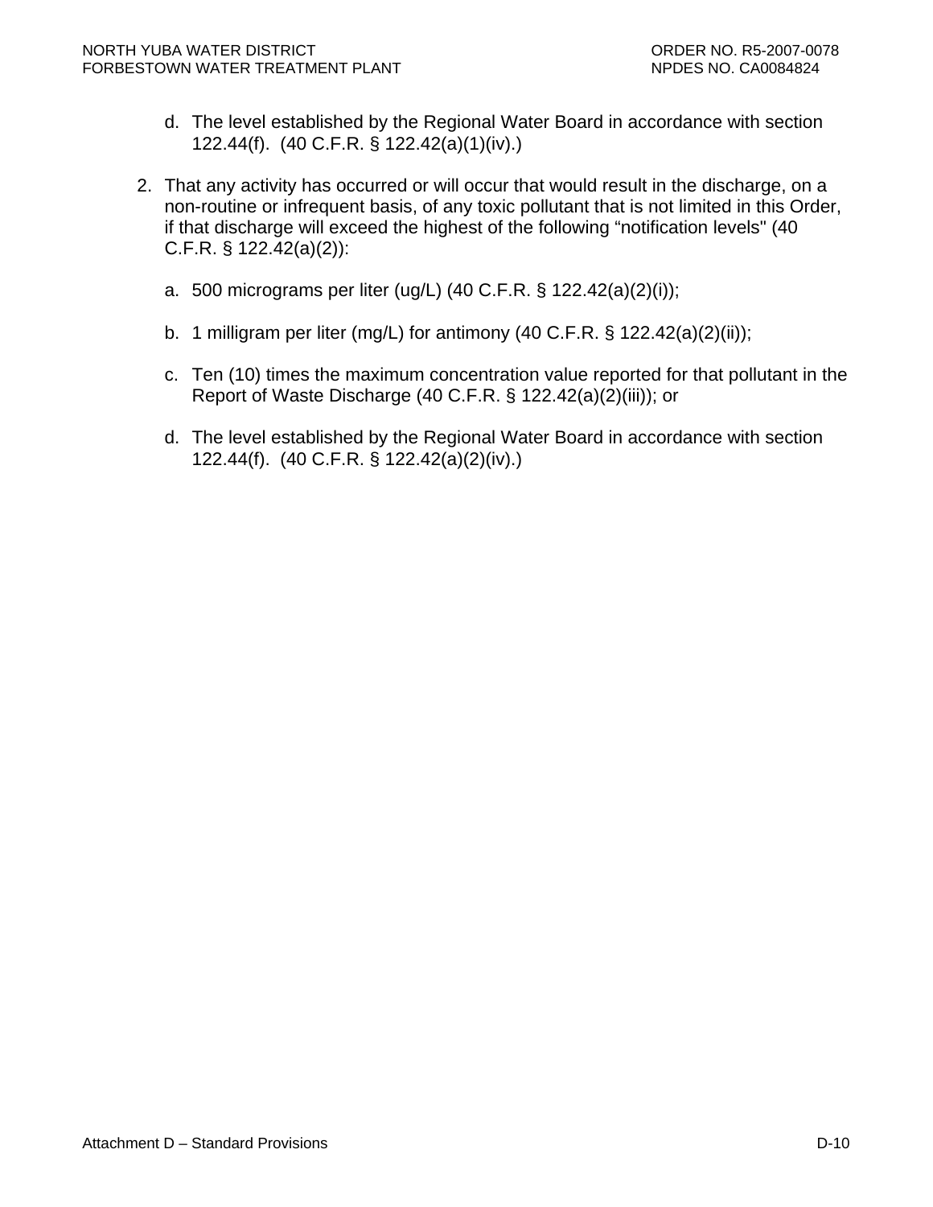d. The level established by the Regional Water Board in accordance with section 122.44(f). (40 C.F.R. § 122.42(a)(1)(iv).)

2. That any activity has occurred or will occur that would result in the discharge, on a non-routine or infrequent basis, of any toxic pollutant that is not limited in this Order, if that discharge will exceed the highest of the following "notification levels" (40 C.F.R. § 122.42(a)(2)):

   a. 500 micrograms per liter (ug/L) (40 C.F.R. § 122.42(a)(2)(i));

   b. 1 milligram per liter (mg/L) for antimony (40 C.F.R. § 122.42(a)(2)(ii));

   c. Ten (10) times the maximum concentration value reported for that pollutant in the Report of Waste Discharge (40 C.F.R. § 122.42(a)(2)(iii)); or

   d. The level established by the Regional Water Board in accordance with section 122.44(f). (40 C.F.R. § 122.42(a)(2)(iv).)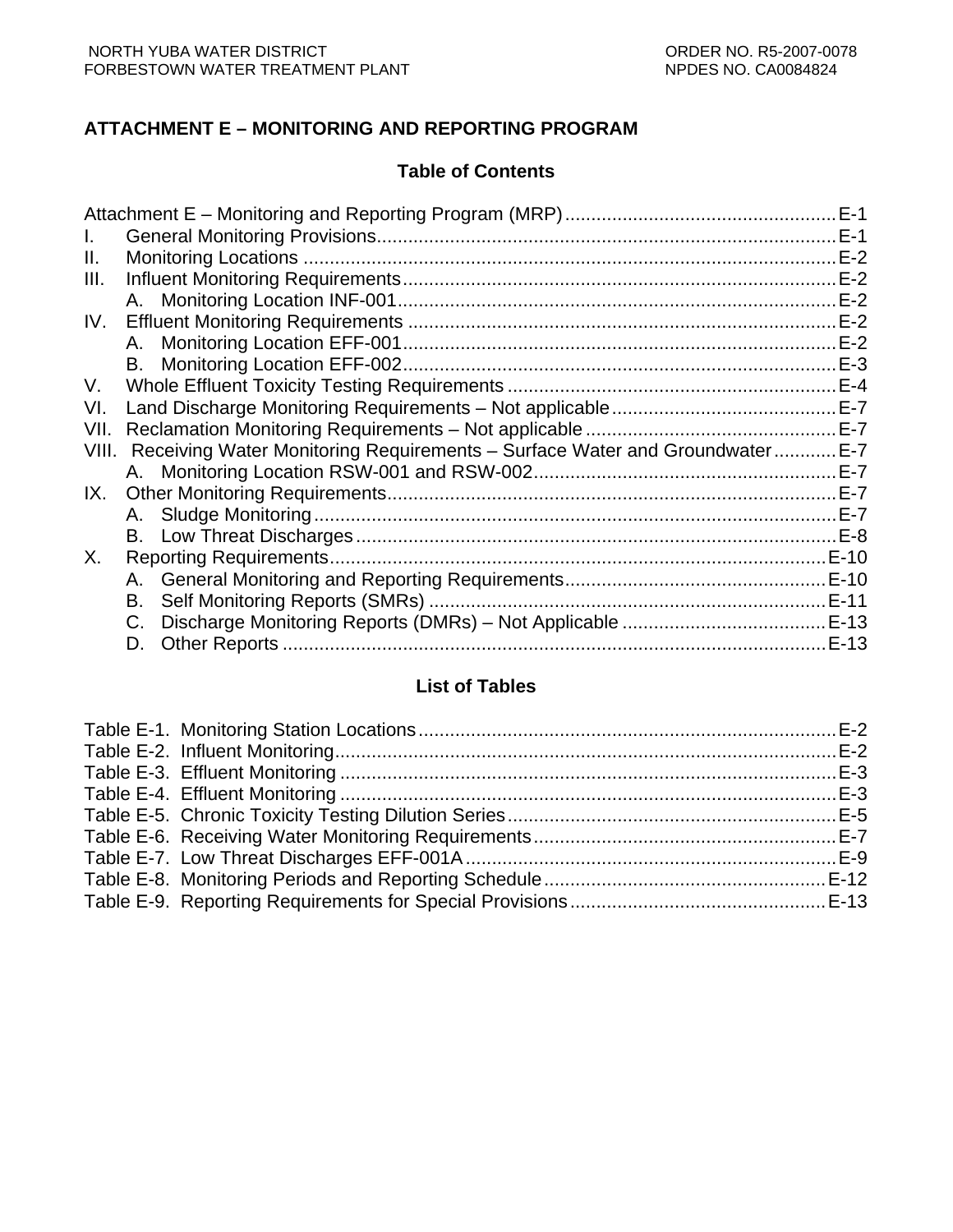# ATTACHMENT E – MONITORING AND REPORTING PROGRAM

## Table of Contents

Attachment E – Monitoring and Reporting Program (MRP) .......... E-1
I. General Monitoring Provisions .......... E-1
II. Monitoring Locations .......... E-2
III. Influent Monitoring Requirements .......... E-2
  A. Monitoring Location INF-001 .......... E-2
IV. Effluent Monitoring Requirements .......... E-2
  A. Monitoring Location EFF-001 .......... E-2
  B. Monitoring Location EFF-002 .......... E-3
V. Whole Effluent Toxicity Testing Requirements .......... E-4
VI. Land Discharge Monitoring Requirements – Not applicable .......... E-7
VII. Reclamation Monitoring Requirements – Not applicable .......... E-7
VIII. Receiving Water Monitoring Requirements – Surface Water and Groundwater .......... E-7
  A. Monitoring Location RSW-001 and RSW-002 .......... E-7
IX. Other Monitoring Requirements .......... E-7
  A. Sludge Monitoring .......... E-7
  B. Low Threat Discharges .......... E-8
X. Reporting Requirements .......... E-10
  A. General Monitoring and Reporting Requirements .......... E-10
  B. Self Monitoring Reports (SMRs) .......... E-11
  C. Discharge Monitoring Reports (DMRs) – Not Applicable .......... E-13
  D. Other Reports .......... E-13

## List of Tables

Table E-1. Monitoring Station Locations .......... E-2
Table E-2. Influent Monitoring .......... E-2
Table E-3. Effluent Monitoring .......... E-3
Table E-4. Effluent Monitoring .......... E-3
Table E-5. Chronic Toxicity Testing Dilution Series .......... E-5
Table E-6. Receiving Water Monitoring Requirements .......... E-7
Table E-7. Low Threat Discharges EFF-001A .......... E-9
Table E-8. Monitoring Periods and Reporting Schedule .......... E-12
Table E-9. Reporting Requirements for Special Provisions .......... E-13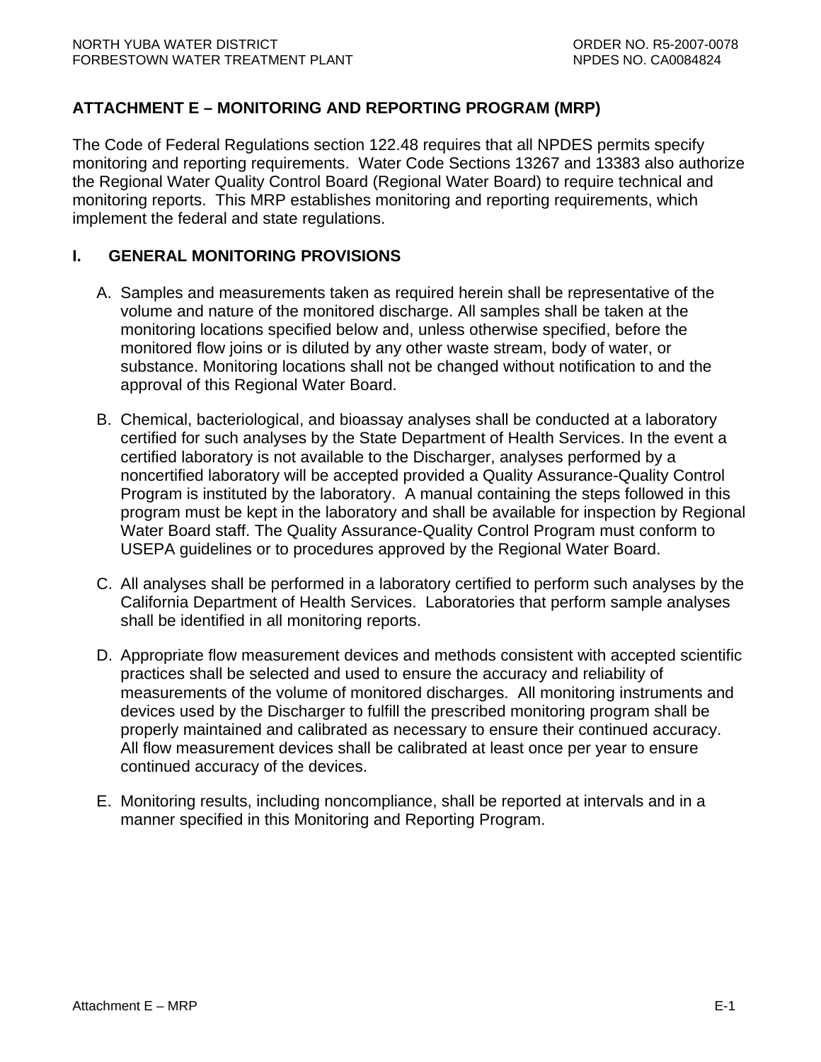## ATTACHMENT E – MONITORING AND REPORTING PROGRAM (MRP)

The Code of Federal Regulations section 122.48 requires that all NPDES permits specify monitoring and reporting requirements. Water Code Sections 13267 and 13383 also authorize the Regional Water Quality Control Board (Regional Water Board) to require technical and monitoring reports. This MRP establishes monitoring and reporting requirements, which implement the federal and state regulations.

### I. GENERAL MONITORING PROVISIONS

A. Samples and measurements taken as required herein shall be representative of the volume and nature of the monitored discharge. All samples shall be taken at the monitoring locations specified below and, unless otherwise specified, before the monitored flow joins or is diluted by any other waste stream, body of water, or substance. Monitoring locations shall not be changed without notification to and the approval of this Regional Water Board.

B. Chemical, bacteriological, and bioassay analyses shall be conducted at a laboratory certified for such analyses by the State Department of Health Services. In the event a certified laboratory is not available to the Discharger, analyses performed by a noncertified laboratory will be accepted provided a Quality Assurance-Quality Control Program is instituted by the laboratory. A manual containing the steps followed in this program must be kept in the laboratory and shall be available for inspection by Regional Water Board staff. The Quality Assurance-Quality Control Program must conform to USEPA guidelines or to procedures approved by the Regional Water Board.

C. All analyses shall be performed in a laboratory certified to perform such analyses by the California Department of Health Services. Laboratories that perform sample analyses shall be identified in all monitoring reports.

D. Appropriate flow measurement devices and methods consistent with accepted scientific practices shall be selected and used to ensure the accuracy and reliability of measurements of the volume of monitored discharges. All monitoring instruments and devices used by the Discharger to fulfill the prescribed monitoring program shall be properly maintained and calibrated as necessary to ensure their continued accuracy. All flow measurement devices shall be calibrated at least once per year to ensure continued accuracy of the devices.

E. Monitoring results, including noncompliance, shall be reported at intervals and in a manner specified in this Monitoring and Reporting Program.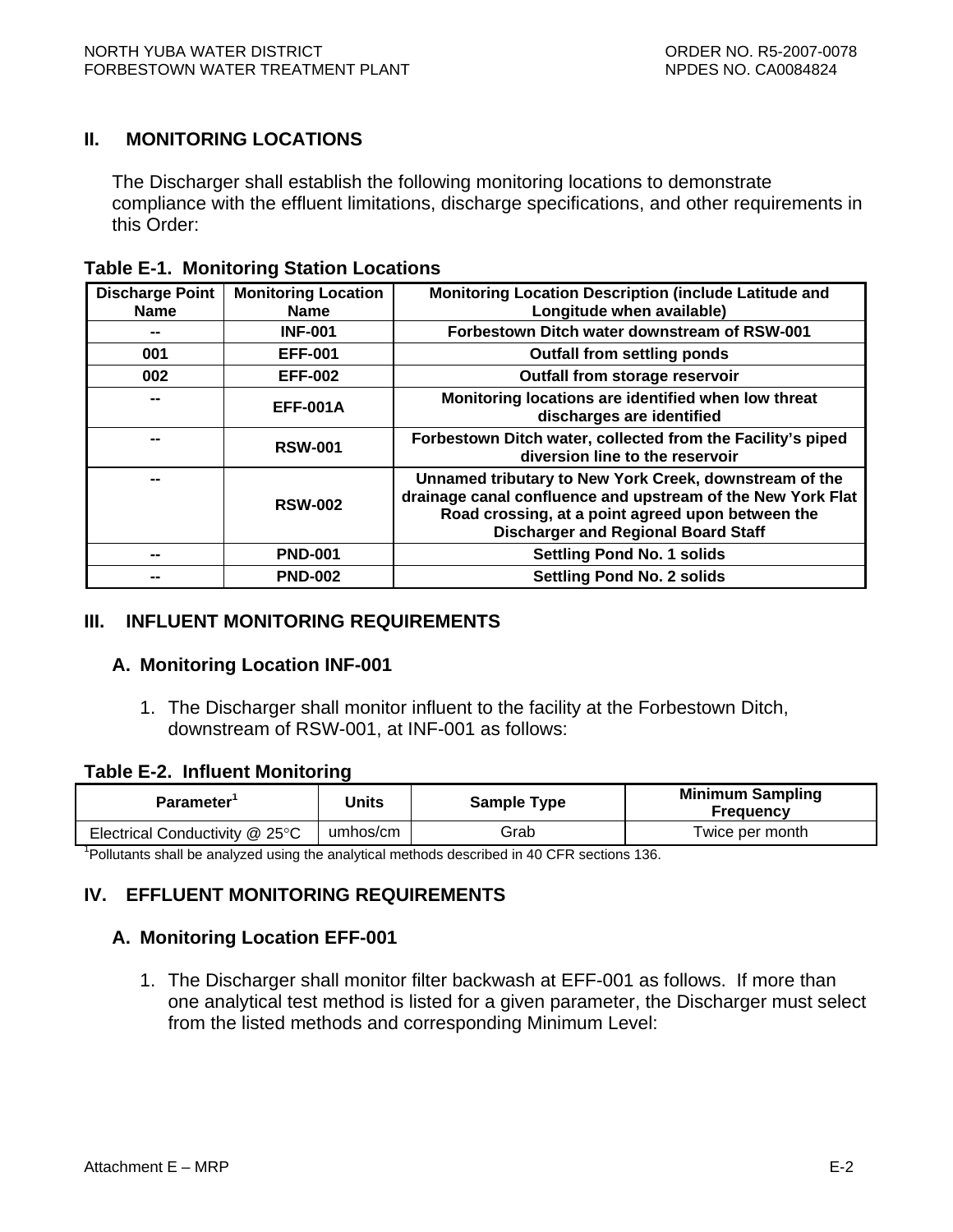## II. MONITORING LOCATIONS

The Discharger shall establish the following monitoring locations to demonstrate compliance with the effluent limitations, discharge specifications, and other requirements in this Order:

**Table E-1. Monitoring Station Locations**

| Discharge Point Name | Monitoring Location Name | Monitoring Location Description (include Latitude and Longitude when available) |
|---|---|---|
| -- | INF-001 | Forbestown Ditch water downstream of RSW-001 |
| 001 | EFF-001 | Outfall from settling ponds |
| 002 | EFF-002 | Outfall from storage reservoir |
| -- | EFF-001A | Monitoring locations are identified when low threat discharges are identified |
| -- | RSW-001 | Forbestown Ditch water, collected from the Facility's piped diversion line to the reservoir |
| -- | RSW-002 | Unnamed tributary to New York Creek, downstream of the drainage canal confluence and upstream of the New York Flat Road crossing, at a point agreed upon between the Discharger and Regional Board Staff |
| -- | PND-001 | Settling Pond No. 1 solids |
| -- | PND-002 | Settling Pond No. 2 solids |

## III. INFLUENT MONITORING REQUIREMENTS

### A. Monitoring Location INF-001

1. The Discharger shall monitor influent to the facility at the Forbestown Ditch, downstream of RSW-001, at INF-001 as follows:

**Table E-2. Influent Monitoring**

| Parameter[1] | Units | Sample Type | Minimum Sampling Frequency |
|---|---|---|---|
| Electrical Conductivity @ 25°C | umhos/cm | Grab | Twice per month |

[1]Pollutants shall be analyzed using the analytical methods described in 40 CFR sections 136.

## IV. EFFLUENT MONITORING REQUIREMENTS

### A. Monitoring Location EFF-001

1. The Discharger shall monitor filter backwash at EFF-001 as follows. If more than one analytical test method is listed for a given parameter, the Discharger must select from the listed methods and corresponding Minimum Level: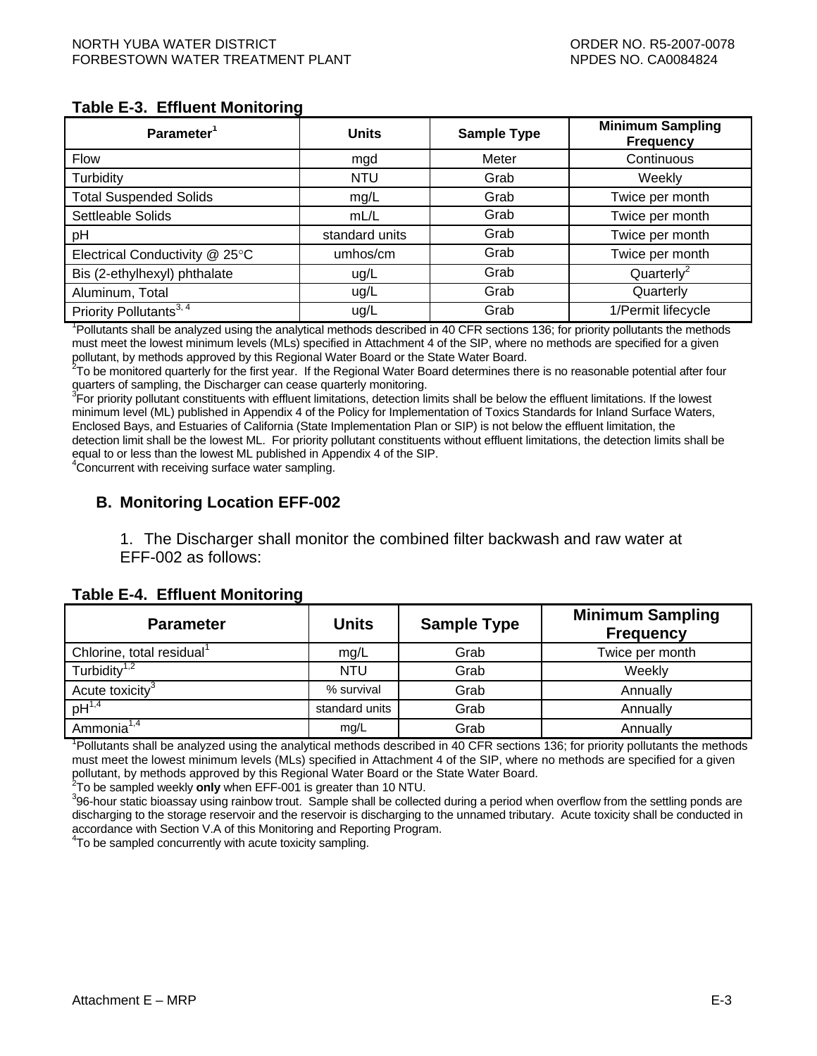**Table E-3. Effluent Monitoring**

| Parameter[1] | Units | Sample Type | Minimum Sampling Frequency |
|---|---|---|---|
| Flow | mgd | Meter | Continuous |
| Turbidity | NTU | Grab | Weekly |
| Total Suspended Solids | mg/L | Grab | Twice per month |
| Settleable Solids | mL/L | Grab | Twice per month |
| pH | standard units | Grab | Twice per month |
| Electrical Conductivity @ 25°C | umhos/cm | Grab | Twice per month |
| Bis (2-ethylhexyl) phthalate | ug/L | Grab | Quarterly[2] |
| Aluminum, Total | ug/L | Grab | Quarterly |
| Priority Pollutants[3, 4] | ug/L | Grab | 1/Permit lifecycle |

[1]Pollutants shall be analyzed using the analytical methods described in 40 CFR sections 136; for priority pollutants the methods must meet the lowest minimum levels (MLs) specified in Attachment 4 of the SIP, where no methods are specified for a given pollutant, by methods approved by this Regional Water Board or the State Water Board.
[2]To be monitored quarterly for the first year. If the Regional Water Board determines there is no reasonable potential after four quarters of sampling, the Discharger can cease quarterly monitoring.
[3]For priority pollutant constituents with effluent limitations, detection limits shall be below the effluent limitations. If the lowest minimum level (ML) published in Appendix 4 of the Policy for Implementation of Toxics Standards for Inland Surface Waters, Enclosed Bays, and Estuaries of California (State Implementation Plan or SIP) is not below the effluent limitation, the detection limit shall be the lowest ML. For priority pollutant constituents without effluent limitations, the detection limits shall be equal to or less than the lowest ML published in Appendix 4 of the SIP.
[4]Concurrent with receiving surface water sampling.

## B. Monitoring Location EFF-002

1. The Discharger shall monitor the combined filter backwash and raw water at EFF-002 as follows:

**Table E-4. Effluent Monitoring**

| Parameter | Units | Sample Type | Minimum Sampling Frequency |
|---|---|---|---|
| Chlorine, total residual[1] | mg/L | Grab | Twice per month |
| Turbidity[1,2] | NTU | Grab | Weekly |
| Acute toxicity[3] | % survival | Grab | Annually |
| pH[1,4] | standard units | Grab | Annually |
| Ammonia[1,4] | mg/L | Grab | Annually |

[1]Pollutants shall be analyzed using the analytical methods described in 40 CFR sections 136; for priority pollutants the methods must meet the lowest minimum levels (MLs) specified in Attachment 4 of the SIP, where no methods are specified for a given pollutant, by methods approved by this Regional Water Board or the State Water Board.
[2]To be sampled weekly **only** when EFF-001 is greater than 10 NTU.
[3]96-hour static bioassay using rainbow trout. Sample shall be collected during a period when overflow from the settling ponds are discharging to the storage reservoir and the reservoir is discharging to the unnamed tributary. Acute toxicity shall be conducted in accordance with Section V.A of this Monitoring and Reporting Program.
[4]To be sampled concurrently with acute toxicity sampling.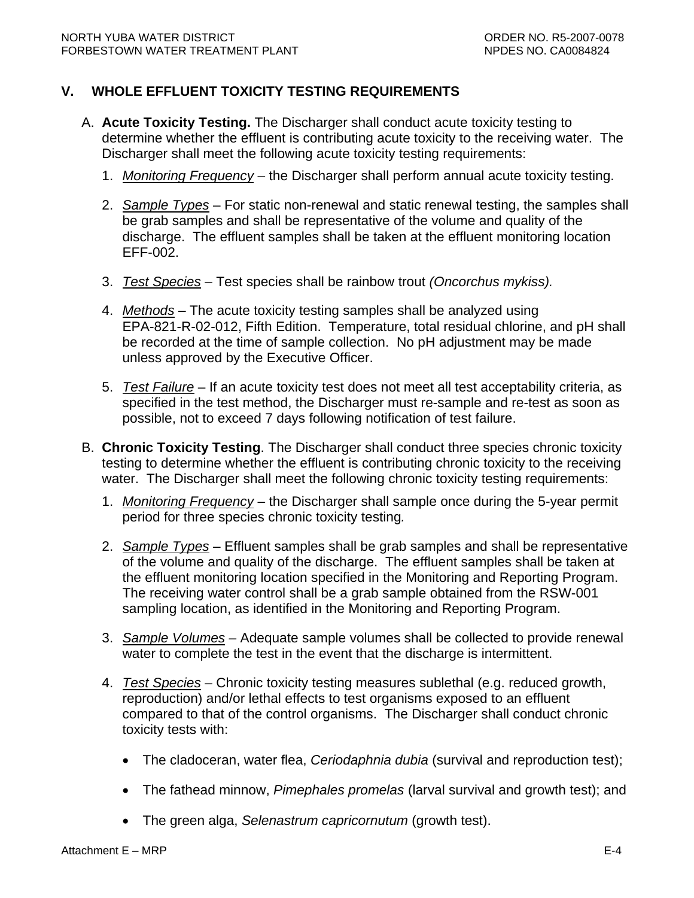## V. WHOLE EFFLUENT TOXICITY TESTING REQUIREMENTS

A. **Acute Toxicity Testing.** The Discharger shall conduct acute toxicity testing to determine whether the effluent is contributing acute toxicity to the receiving water. The Discharger shall meet the following acute toxicity testing requirements:

1. *Monitoring Frequency* – the Discharger shall perform annual acute toxicity testing.

2. *Sample Types* – For static non-renewal and static renewal testing, the samples shall be grab samples and shall be representative of the volume and quality of the discharge. The effluent samples shall be taken at the effluent monitoring location EFF-002.

3. *Test Species* – Test species shall be rainbow trout *(Oncorchus mykiss).*

4. *Methods* – The acute toxicity testing samples shall be analyzed using EPA-821-R-02-012, Fifth Edition. Temperature, total residual chlorine, and pH shall be recorded at the time of sample collection. No pH adjustment may be made unless approved by the Executive Officer.

5. *Test Failure* – If an acute toxicity test does not meet all test acceptability criteria, as specified in the test method, the Discharger must re-sample and re-test as soon as possible, not to exceed 7 days following notification of test failure.

B. **Chronic Toxicity Testing**. The Discharger shall conduct three species chronic toxicity testing to determine whether the effluent is contributing chronic toxicity to the receiving water. The Discharger shall meet the following chronic toxicity testing requirements:

1. *Monitoring Frequency* – the Discharger shall sample once during the 5-year permit period for three species chronic toxicity testing*.*

2. *Sample Types* – Effluent samples shall be grab samples and shall be representative of the volume and quality of the discharge. The effluent samples shall be taken at the effluent monitoring location specified in the Monitoring and Reporting Program. The receiving water control shall be a grab sample obtained from the RSW-001 sampling location, as identified in the Monitoring and Reporting Program.

3. *Sample Volumes* – Adequate sample volumes shall be collected to provide renewal water to complete the test in the event that the discharge is intermittent.

4. *Test Species* – Chronic toxicity testing measures sublethal (e.g. reduced growth, reproduction) and/or lethal effects to test organisms exposed to an effluent compared to that of the control organisms. The Discharger shall conduct chronic toxicity tests with:

   - The cladoceran, water flea, *Ceriodaphnia dubia* (survival and reproduction test);
   - The fathead minnow, *Pimephales promelas* (larval survival and growth test); and
   - The green alga, *Selenastrum capricornutum* (growth test).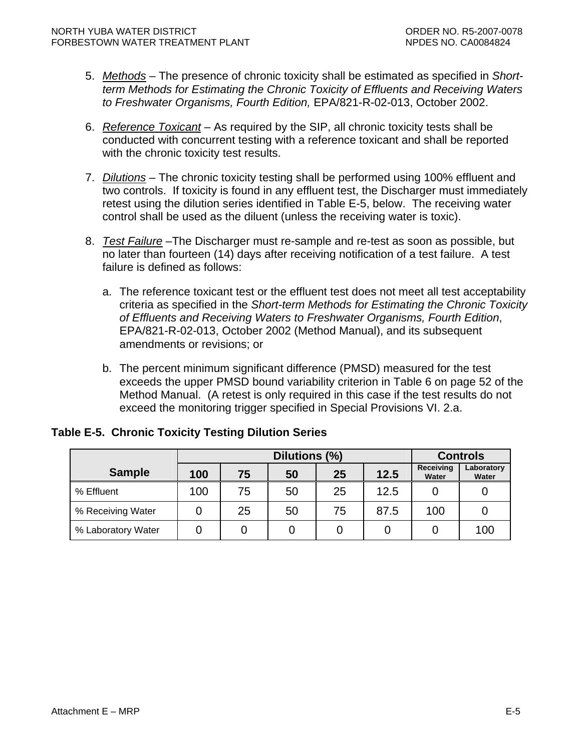5. *Methods* – The presence of chronic toxicity shall be estimated as specified in *Short-term Methods for Estimating the Chronic Toxicity of Effluents and Receiving Waters to Freshwater Organisms, Fourth Edition,* EPA/821-R-02-013, October 2002.

6. *Reference Toxicant* – As required by the SIP, all chronic toxicity tests shall be conducted with concurrent testing with a reference toxicant and shall be reported with the chronic toxicity test results.

7. *Dilutions* – The chronic toxicity testing shall be performed using 100% effluent and two controls. If toxicity is found in any effluent test, the Discharger must immediately retest using the dilution series identified in Table E-5, below. The receiving water control shall be used as the diluent (unless the receiving water is toxic).

8. *Test Failure* –The Discharger must re-sample and re-test as soon as possible, but no later than fourteen (14) days after receiving notification of a test failure. A test failure is defined as follows:

   a. The reference toxicant test or the effluent test does not meet all test acceptability criteria as specified in the *Short-term Methods for Estimating the Chronic Toxicity of Effluents and Receiving Waters to Freshwater Organisms, Fourth Edition*, EPA/821-R-02-013, October 2002 (Method Manual), and its subsequent amendments or revisions; or

   b. The percent minimum significant difference (PMSD) measured for the test exceeds the upper PMSD bound variability criterion in Table 6 on page 52 of the Method Manual. (A retest is only required in this case if the test results do not exceed the monitoring trigger specified in Special Provisions VI. 2.a.

**Table E-5. Chronic Toxicity Testing Dilution Series**

| Sample | Dilutions (%) | | | | | Controls | |
|---|---|---|---|---|---|---|---|
| | 100 | 75 | 50 | 25 | 12.5 | Receiving Water | Laboratory Water |
| % Effluent | 100 | 75 | 50 | 25 | 12.5 | 0 | 0 |
| % Receiving Water | 0 | 25 | 50 | 75 | 87.5 | 100 | 0 |
| % Laboratory Water | 0 | 0 | 0 | 0 | 0 | 0 | 100 |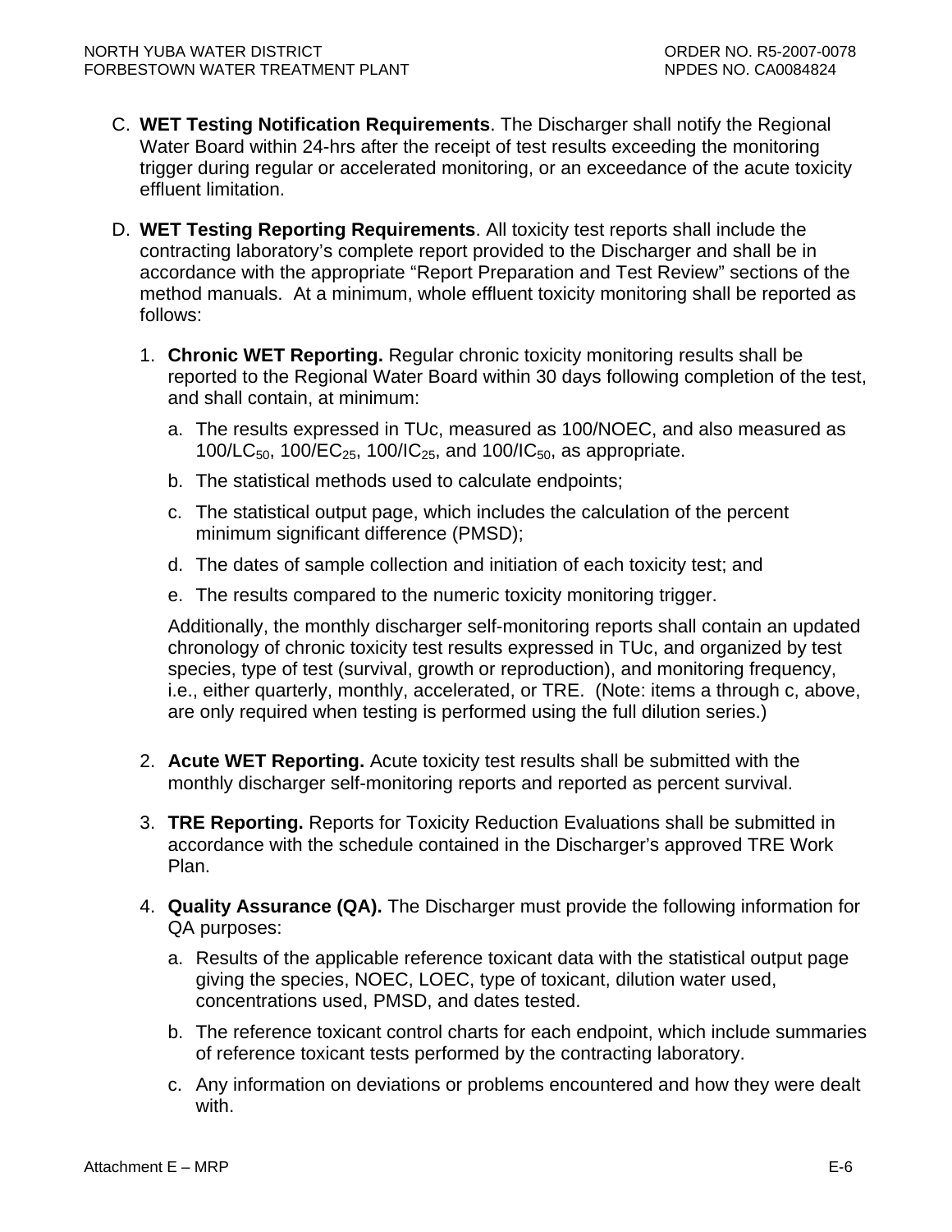C. **WET Testing Notification Requirements**. The Discharger shall notify the Regional Water Board within 24-hrs after the receipt of test results exceeding the monitoring trigger during regular or accelerated monitoring, or an exceedance of the acute toxicity effluent limitation.

D. **WET Testing Reporting Requirements**. All toxicity test reports shall include the contracting laboratory's complete report provided to the Discharger and shall be in accordance with the appropriate "Report Preparation and Test Review" sections of the method manuals. At a minimum, whole effluent toxicity monitoring shall be reported as follows:

1. **Chronic WET Reporting.** Regular chronic toxicity monitoring results shall be reported to the Regional Water Board within 30 days following completion of the test, and shall contain, at minimum:

   a. The results expressed in TUc, measured as 100/NOEC, and also measured as $100/LC_{50}$, $100/EC_{25}$, $100/IC_{25}$, and $100/IC_{50}$, as appropriate.

   b. The statistical methods used to calculate endpoints;

   c. The statistical output page, which includes the calculation of the percent minimum significant difference (PMSD);

   d. The dates of sample collection and initiation of each toxicity test; and

   e. The results compared to the numeric toxicity monitoring trigger.

   Additionally, the monthly discharger self-monitoring reports shall contain an updated chronology of chronic toxicity test results expressed in TUc, and organized by test species, type of test (survival, growth or reproduction), and monitoring frequency, i.e., either quarterly, monthly, accelerated, or TRE. (Note: items a through c, above, are only required when testing is performed using the full dilution series.)

2. **Acute WET Reporting.** Acute toxicity test results shall be submitted with the monthly discharger self-monitoring reports and reported as percent survival.

3. **TRE Reporting.** Reports for Toxicity Reduction Evaluations shall be submitted in accordance with the schedule contained in the Discharger's approved TRE Work Plan.

4. **Quality Assurance (QA).** The Discharger must provide the following information for QA purposes:

   a. Results of the applicable reference toxicant data with the statistical output page giving the species, NOEC, LOEC, type of toxicant, dilution water used, concentrations used, PMSD, and dates tested.

   b. The reference toxicant control charts for each endpoint, which include summaries of reference toxicant tests performed by the contracting laboratory.

   c. Any information on deviations or problems encountered and how they were dealt with.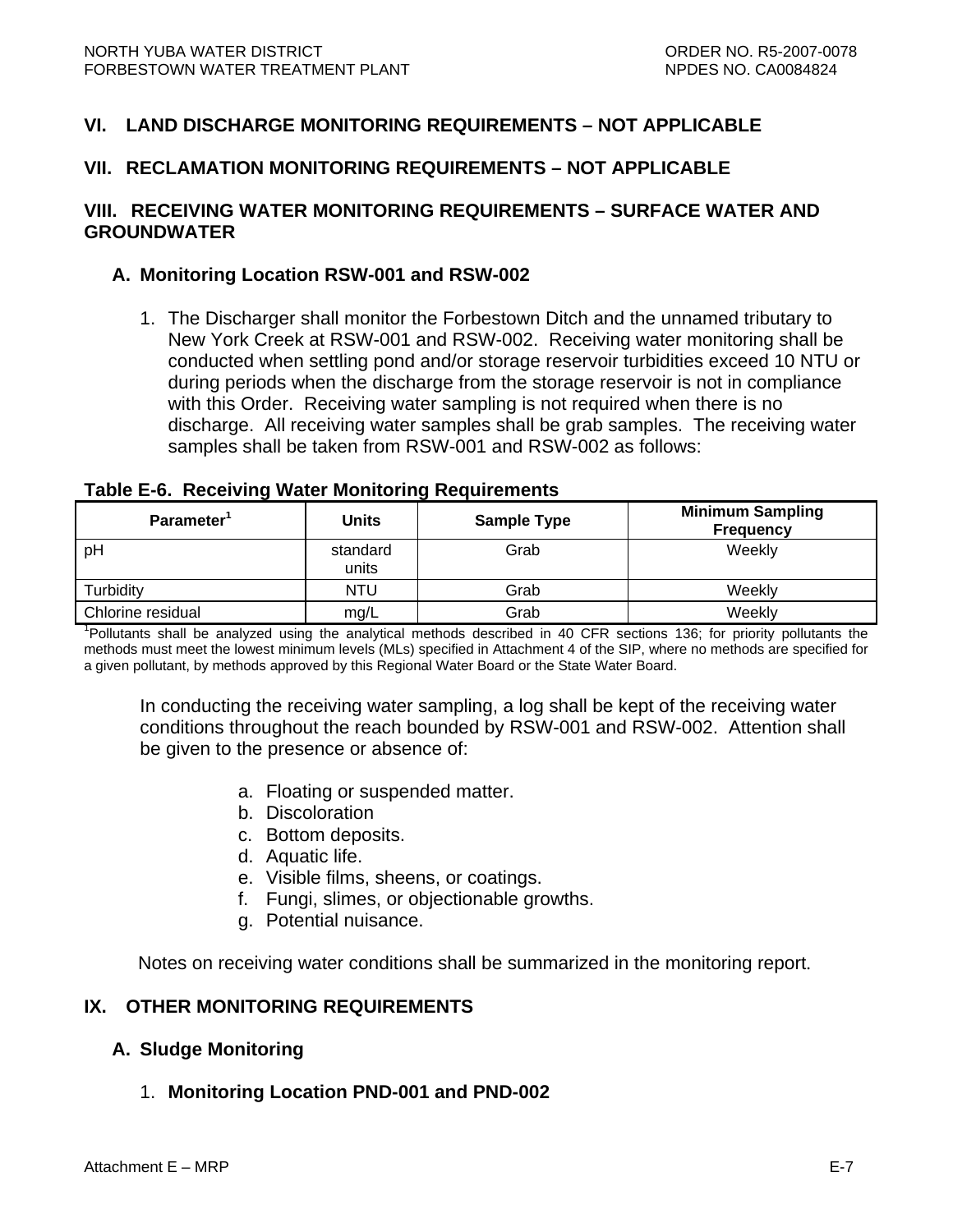## VI. LAND DISCHARGE MONITORING REQUIREMENTS – NOT APPLICABLE

## VII. RECLAMATION MONITORING REQUIREMENTS – NOT APPLICABLE

## VIII. RECEIVING WATER MONITORING REQUIREMENTS – SURFACE WATER AND GROUNDWATER

### A. Monitoring Location RSW-001 and RSW-002

1. The Discharger shall monitor the Forbestown Ditch and the unnamed tributary to New York Creek at RSW-001 and RSW-002. Receiving water monitoring shall be conducted when settling pond and/or storage reservoir turbidities exceed 10 NTU or during periods when the discharge from the storage reservoir is not in compliance with this Order. Receiving water sampling is not required when there is no discharge. All receiving water samples shall be grab samples. The receiving water samples shall be taken from RSW-001 and RSW-002 as follows:

**Table E-6. Receiving Water Monitoring Requirements**

| Parameter[1] | Units | Sample Type | Minimum Sampling Frequency |
|---|---|---|---|
| pH | standard units | Grab | Weekly |
| Turbidity | NTU | Grab | Weekly |
| Chlorine residual | mg/L | Grab | Weekly |

[1]Pollutants shall be analyzed using the analytical methods described in 40 CFR sections 136; for priority pollutants the methods must meet the lowest minimum levels (MLs) specified in Attachment 4 of the SIP, where no methods are specified for a given pollutant, by methods approved by this Regional Water Board or the State Water Board.

In conducting the receiving water sampling, a log shall be kept of the receiving water conditions throughout the reach bounded by RSW-001 and RSW-002. Attention shall be given to the presence or absence of:

a. Floating or suspended matter.
b. Discoloration
c. Bottom deposits.
d. Aquatic life.
e. Visible films, sheens, or coatings.
f. Fungi, slimes, or objectionable growths.
g. Potential nuisance.

Notes on receiving water conditions shall be summarized in the monitoring report.

## IX. OTHER MONITORING REQUIREMENTS

### A. Sludge Monitoring

1. **Monitoring Location PND-001 and PND-002**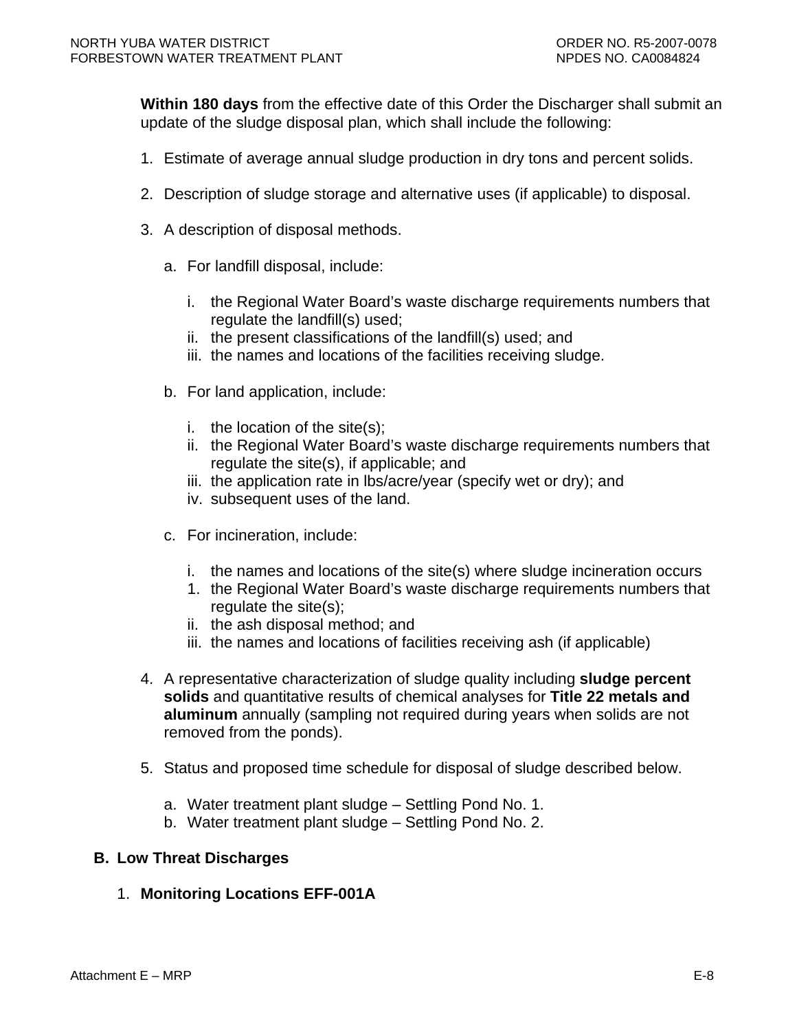**Within 180 days** from the effective date of this Order the Discharger shall submit an update of the sludge disposal plan, which shall include the following:

1. Estimate of average annual sludge production in dry tons and percent solids.

2. Description of sludge storage and alternative uses (if applicable) to disposal.

3. A description of disposal methods.

   a. For landfill disposal, include:

      i. the Regional Water Board's waste discharge requirements numbers that regulate the landfill(s) used;
      ii. the present classifications of the landfill(s) used; and
      iii. the names and locations of the facilities receiving sludge.

   b. For land application, include:

      i. the location of the site(s);
      ii. the Regional Water Board's waste discharge requirements numbers that regulate the site(s), if applicable; and
      iii. the application rate in lbs/acre/year (specify wet or dry); and
      iv. subsequent uses of the land.

   c. For incineration, include:

      i. the names and locations of the site(s) where sludge incineration occurs
      1. the Regional Water Board's waste discharge requirements numbers that regulate the site(s);
      ii. the ash disposal method; and
      iii. the names and locations of facilities receiving ash (if applicable)

4. A representative characterization of sludge quality including **sludge percent solids** and quantitative results of chemical analyses for **Title 22 metals and aluminum** annually (sampling not required during years when solids are not removed from the ponds).

5. Status and proposed time schedule for disposal of sludge described below.

   a. Water treatment plant sludge – Settling Pond No. 1.
   b. Water treatment plant sludge – Settling Pond No. 2.

## B. Low Threat Discharges

### 1. Monitoring Locations EFF-001A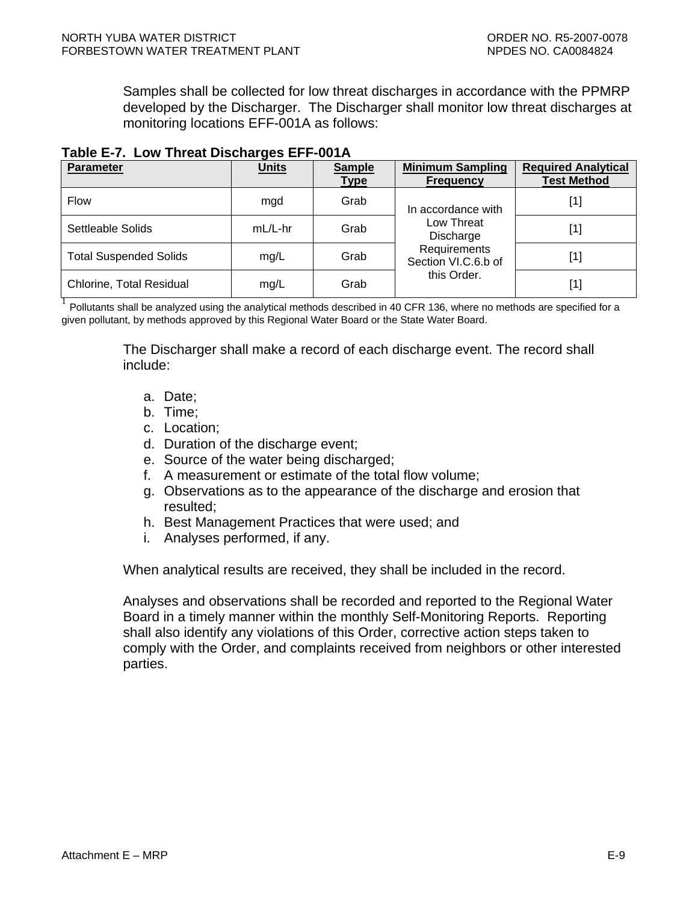Samples shall be collected for low threat discharges in accordance with the PPMRP developed by the Discharger. The Discharger shall monitor low threat discharges at monitoring locations EFF-001A as follows:

**Table E-7. Low Threat Discharges EFF-001A**

| Parameter | Units | Sample Type | Minimum Sampling Frequency | Required Analytical Test Method |
|---|---|---|---|---|
| Flow | mgd | Grab | In accordance with Low Threat Discharge Requirements Section VI.C.6.b of this Order. | [1] |
| Settleable Solids | mL/L-hr | Grab | | [1] |
| Total Suspended Solids | mg/L | Grab | | [1] |
| Chlorine, Total Residual | mg/L | Grab | | [1] |

[1] Pollutants shall be analyzed using the analytical methods described in 40 CFR 136, where no methods are specified for a given pollutant, by methods approved by this Regional Water Board or the State Water Board.

The Discharger shall make a record of each discharge event. The record shall include:

a. Date;
b. Time;
c. Location;
d. Duration of the discharge event;
e. Source of the water being discharged;
f. A measurement or estimate of the total flow volume;
g. Observations as to the appearance of the discharge and erosion that resulted;
h. Best Management Practices that were used; and
i. Analyses performed, if any.

When analytical results are received, they shall be included in the record.

Analyses and observations shall be recorded and reported to the Regional Water Board in a timely manner within the monthly Self-Monitoring Reports. Reporting shall also identify any violations of this Order, corrective action steps taken to comply with the Order, and complaints received from neighbors or other interested parties.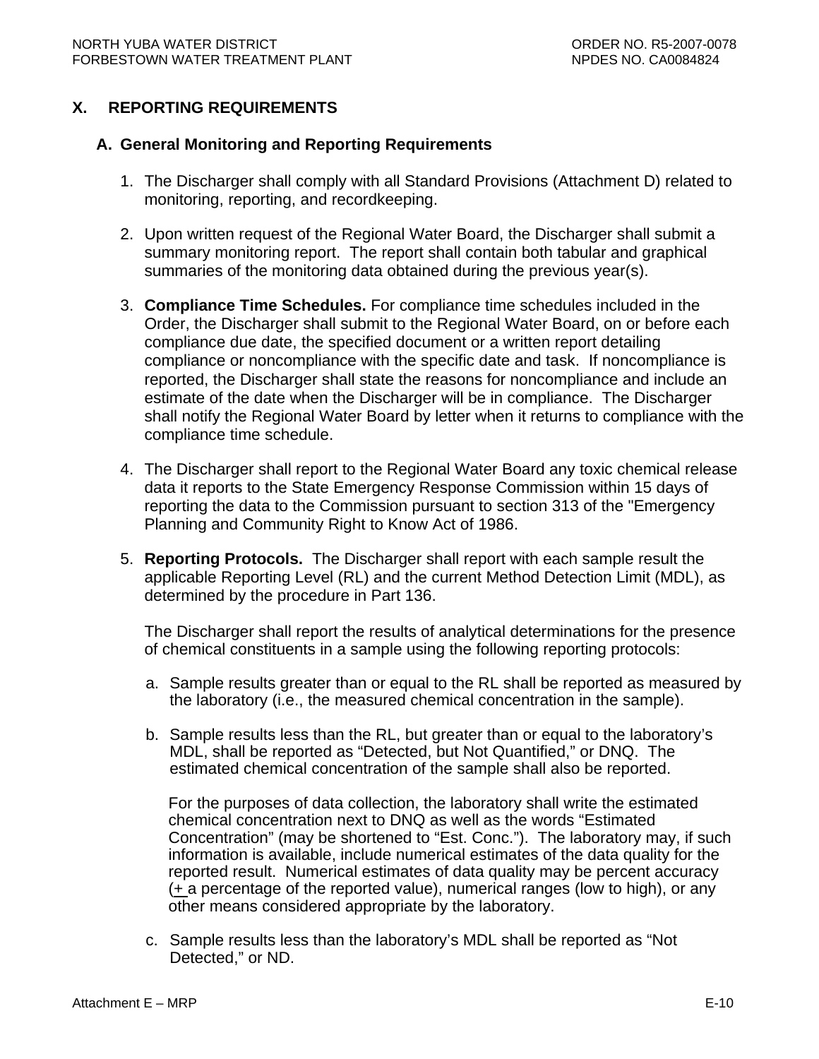## X. REPORTING REQUIREMENTS

### A. General Monitoring and Reporting Requirements

1. The Discharger shall comply with all Standard Provisions (Attachment D) related to monitoring, reporting, and recordkeeping.

2. Upon written request of the Regional Water Board, the Discharger shall submit a summary monitoring report. The report shall contain both tabular and graphical summaries of the monitoring data obtained during the previous year(s).

3. **Compliance Time Schedules.** For compliance time schedules included in the Order, the Discharger shall submit to the Regional Water Board, on or before each compliance due date, the specified document or a written report detailing compliance or noncompliance with the specific date and task. If noncompliance is reported, the Discharger shall state the reasons for noncompliance and include an estimate of the date when the Discharger will be in compliance. The Discharger shall notify the Regional Water Board by letter when it returns to compliance with the compliance time schedule.

4. The Discharger shall report to the Regional Water Board any toxic chemical release data it reports to the State Emergency Response Commission within 15 days of reporting the data to the Commission pursuant to section 313 of the "Emergency Planning and Community Right to Know Act of 1986.

5. **Reporting Protocols.** The Discharger shall report with each sample result the applicable Reporting Level (RL) and the current Method Detection Limit (MDL), as determined by the procedure in Part 136.

   The Discharger shall report the results of analytical determinations for the presence of chemical constituents in a sample using the following reporting protocols:

   a. Sample results greater than or equal to the RL shall be reported as measured by the laboratory (i.e., the measured chemical concentration in the sample).

   b. Sample results less than the RL, but greater than or equal to the laboratory's MDL, shall be reported as "Detected, but Not Quantified," or DNQ. The estimated chemical concentration of the sample shall also be reported.

      For the purposes of data collection, the laboratory shall write the estimated chemical concentration next to DNQ as well as the words "Estimated Concentration" (may be shortened to "Est. Conc."). The laboratory may, if such information is available, include numerical estimates of the data quality for the reported result. Numerical estimates of data quality may be percent accuracy (± a percentage of the reported value), numerical ranges (low to high), or any other means considered appropriate by the laboratory.

   c. Sample results less than the laboratory's MDL shall be reported as "Not Detected," or ND.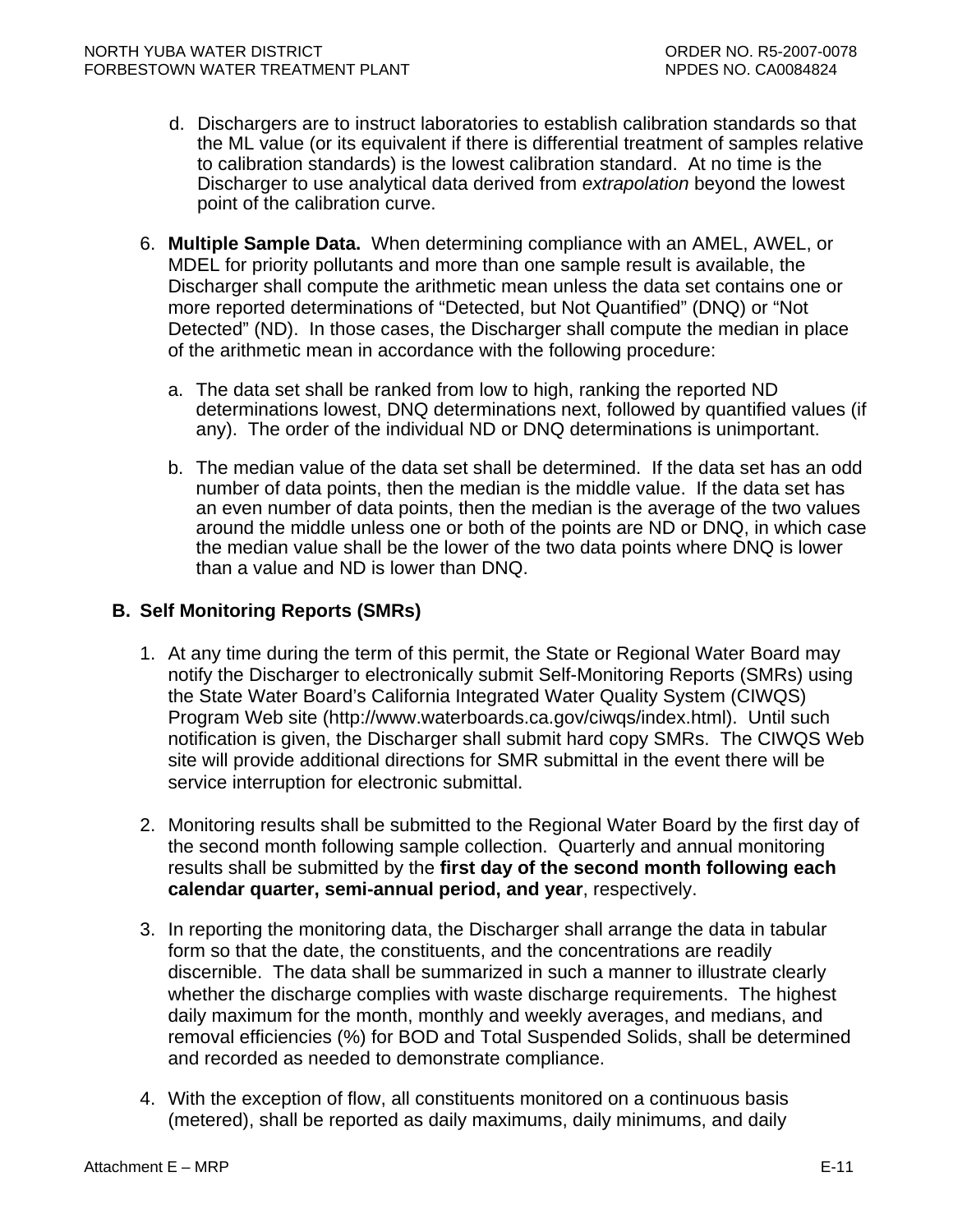d. Dischargers are to instruct laboratories to establish calibration standards so that the ML value (or its equivalent if there is differential treatment of samples relative to calibration standards) is the lowest calibration standard. At no time is the Discharger to use analytical data derived from *extrapolation* beyond the lowest point of the calibration curve.

6. **Multiple Sample Data.** When determining compliance with an AMEL, AWEL, or MDEL for priority pollutants and more than one sample result is available, the Discharger shall compute the arithmetic mean unless the data set contains one or more reported determinations of "Detected, but Not Quantified" (DNQ) or "Not Detected" (ND). In those cases, the Discharger shall compute the median in place of the arithmetic mean in accordance with the following procedure:

   a. The data set shall be ranked from low to high, ranking the reported ND determinations lowest, DNQ determinations next, followed by quantified values (if any). The order of the individual ND or DNQ determinations is unimportant.

   b. The median value of the data set shall be determined. If the data set has an odd number of data points, then the median is the middle value. If the data set has an even number of data points, then the median is the average of the two values around the middle unless one or both of the points are ND or DNQ, in which case the median value shall be the lower of the two data points where DNQ is lower than a value and ND is lower than DNQ.

## B. Self Monitoring Reports (SMRs)

1. At any time during the term of this permit, the State or Regional Water Board may notify the Discharger to electronically submit Self-Monitoring Reports (SMRs) using the State Water Board's California Integrated Water Quality System (CIWQS) Program Web site (http://www.waterboards.ca.gov/ciwqs/index.html). Until such notification is given, the Discharger shall submit hard copy SMRs. The CIWQS Web site will provide additional directions for SMR submittal in the event there will be service interruption for electronic submittal.

2. Monitoring results shall be submitted to the Regional Water Board by the first day of the second month following sample collection. Quarterly and annual monitoring results shall be submitted by the **first day of the second month following each calendar quarter, semi-annual period, and year**, respectively.

3. In reporting the monitoring data, the Discharger shall arrange the data in tabular form so that the date, the constituents, and the concentrations are readily discernible. The data shall be summarized in such a manner to illustrate clearly whether the discharge complies with waste discharge requirements. The highest daily maximum for the month, monthly and weekly averages, and medians, and removal efficiencies (%) for BOD and Total Suspended Solids, shall be determined and recorded as needed to demonstrate compliance.

4. With the exception of flow, all constituents monitored on a continuous basis (metered), shall be reported as daily maximums, daily minimums, and daily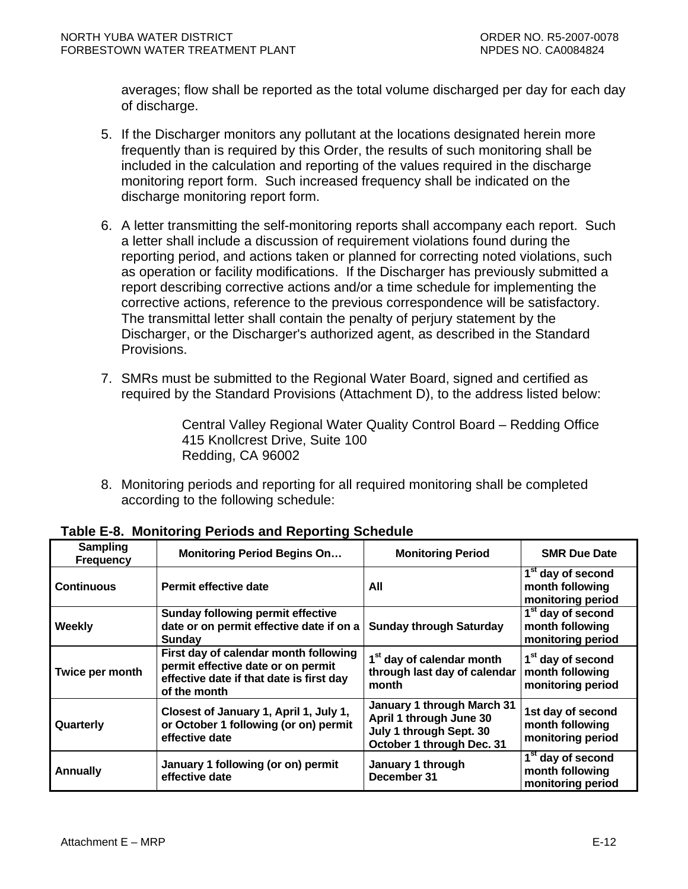averages; flow shall be reported as the total volume discharged per day for each day of discharge.

5. If the Discharger monitors any pollutant at the locations designated herein more frequently than is required by this Order, the results of such monitoring shall be included in the calculation and reporting of the values required in the discharge monitoring report form. Such increased frequency shall be indicated on the discharge monitoring report form.

6. A letter transmitting the self-monitoring reports shall accompany each report. Such a letter shall include a discussion of requirement violations found during the reporting period, and actions taken or planned for correcting noted violations, such as operation or facility modifications. If the Discharger has previously submitted a report describing corrective actions and/or a time schedule for implementing the corrective actions, reference to the previous correspondence will be satisfactory. The transmittal letter shall contain the penalty of perjury statement by the Discharger, or the Discharger's authorized agent, as described in the Standard Provisions.

7. SMRs must be submitted to the Regional Water Board, signed and certified as required by the Standard Provisions (Attachment D), to the address listed below:

   Central Valley Regional Water Quality Control Board – Redding Office
   415 Knollcrest Drive, Suite 100
   Redding, CA 96002

8. Monitoring periods and reporting for all required monitoring shall be completed according to the following schedule:

**Table E-8. Monitoring Periods and Reporting Schedule**

| Sampling Frequency | Monitoring Period Begins On… | Monitoring Period | SMR Due Date |
|---|---|---|---|
| **Continuous** | **Permit effective date** | **All** | **1st day of second month following monitoring period** |
| **Weekly** | **Sunday following permit effective date or on permit effective date if on a Sunday** | **Sunday through Saturday** | **1st day of second month following monitoring period** |
| **Twice per month** | **First day of calendar month following permit effective date or on permit effective date if that date is first day of the month** | **1st day of calendar month through last day of calendar month** | **1st day of second month following monitoring period** |
| **Quarterly** | **Closest of January 1, April 1, July 1, or October 1 following (or on) permit effective date** | **January 1 through March 31<br>April 1 through June 30<br>July 1 through Sept. 30<br>October 1 through Dec. 31** | **1st day of second month following monitoring period** |
| **Annually** | **January 1 following (or on) permit effective date** | **January 1 through December 31** | **1st day of second month following monitoring period** |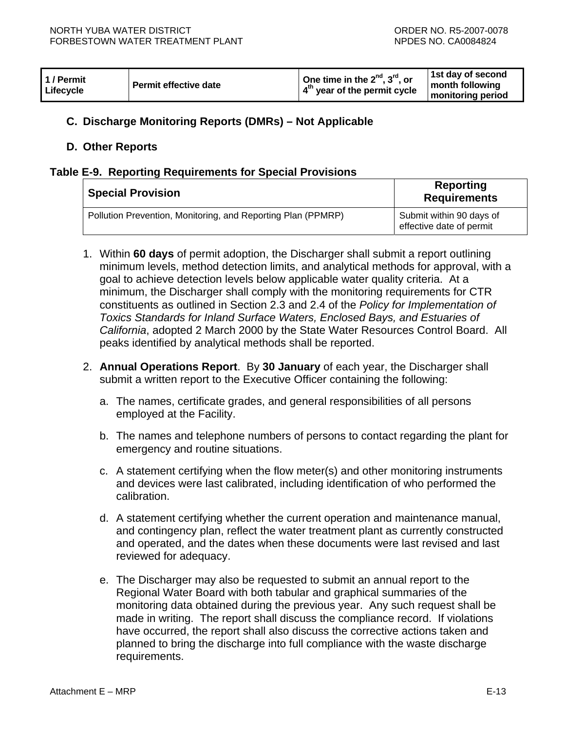| 1 / Permit Lifecycle | Permit effective date | One time in the 2nd, 3rd, or 4th year of the permit cycle | 1st day of second month following monitoring period |
|---|---|---|---|

### C. Discharge Monitoring Reports (DMRs) – Not Applicable

### D. Other Reports

**Table E-9. Reporting Requirements for Special Provisions**

| Special Provision | Reporting Requirements |
|---|---|
| Pollution Prevention, Monitoring, and Reporting Plan (PPMRP) | Submit within 90 days of effective date of permit |

1. Within **60 days** of permit adoption, the Discharger shall submit a report outlining minimum levels, method detection limits, and analytical methods for approval, with a goal to achieve detection levels below applicable water quality criteria. At a minimum, the Discharger shall comply with the monitoring requirements for CTR constituents as outlined in Section 2.3 and 2.4 of the *Policy for Implementation of Toxics Standards for Inland Surface Waters, Enclosed Bays, and Estuaries of California*, adopted 2 March 2000 by the State Water Resources Control Board. All peaks identified by analytical methods shall be reported.

2. **Annual Operations Report**. By **30 January** of each year, the Discharger shall submit a written report to the Executive Officer containing the following:

   a. The names, certificate grades, and general responsibilities of all persons employed at the Facility.

   b. The names and telephone numbers of persons to contact regarding the plant for emergency and routine situations.

   c. A statement certifying when the flow meter(s) and other monitoring instruments and devices were last calibrated, including identification of who performed the calibration.

   d. A statement certifying whether the current operation and maintenance manual, and contingency plan, reflect the water treatment plant as currently constructed and operated, and the dates when these documents were last revised and last reviewed for adequacy.

   e. The Discharger may also be requested to submit an annual report to the Regional Water Board with both tabular and graphical summaries of the monitoring data obtained during the previous year. Any such request shall be made in writing. The report shall discuss the compliance record. If violations have occurred, the report shall also discuss the corrective actions taken and planned to bring the discharge into full compliance with the waste discharge requirements.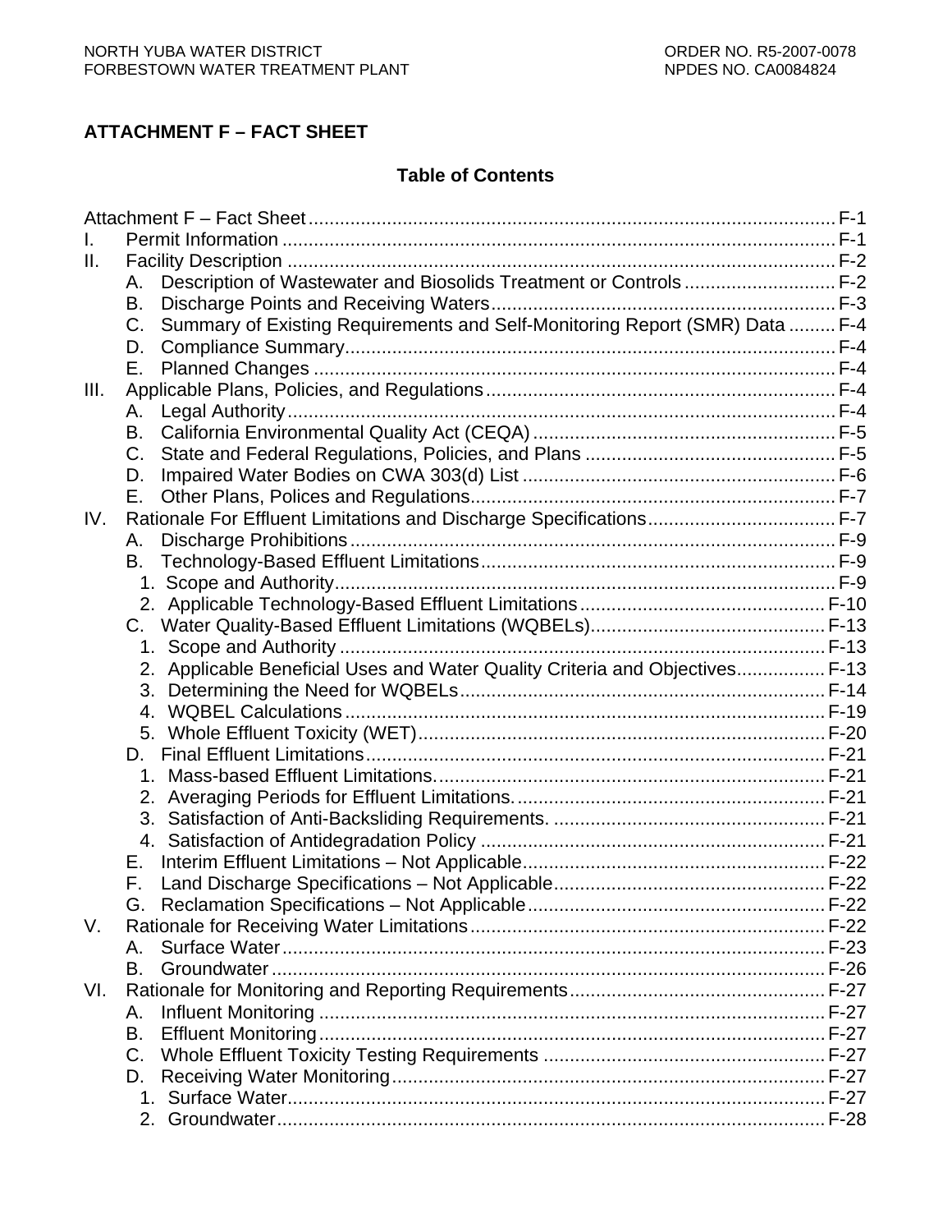## ATTACHMENT F – FACT SHEET

### Table of Contents

Attachment F – Fact Sheet ..................................................................................................... F-1
I. Permit Information ......................................................................................................... F-1
II. Facility Description ........................................................................................................ F-2
  A. Description of Wastewater and Biosolids Treatment or Controls ............................. F-2
  B. Discharge Points and Receiving Waters.................................................................. F-3
  C. Summary of Existing Requirements and Self-Monitoring Report (SMR) Data ......... F-4
  D. Compliance Summary.............................................................................................. F-4
  E. Planned Changes .................................................................................................... F-4
III. Applicable Plans, Policies, and Regulations.................................................................. F-4
  A. Legal Authority......................................................................................................... F-4
  B. California Environmental Quality Act (CEQA).......................................................... F-5
  C. State and Federal Regulations, Policies, and Plans ................................................ F-5
  D. Impaired Water Bodies on CWA 303(d) List ........................................................... F-6
  E. Other Plans, Polices and Regulations...................................................................... F-7
IV. Rationale For Effluent Limitations and Discharge Specifications.................................... F-7
  A. Discharge Prohibitions ............................................................................................. F-9
  B. Technology-Based Effluent Limitations.................................................................... F-9
    1. Scope and Authority................................................................................................ F-9
    2. Applicable Technology-Based Effluent Limitations ................................................ F-10
  C. Water Quality-Based Effluent Limitations (WQBELs)............................................. F-13
    1. Scope and Authority .............................................................................................. F-13
    2. Applicable Beneficial Uses and Water Quality Criteria and Objectives................. F-13
    3. Determining the Need for WQBELs ...................................................................... F-14
    4. WQBEL Calculations ............................................................................................ F-19
    5. Whole Effluent Toxicity (WET).............................................................................. F-20
  D. Final Effluent Limitations........................................................................................ F-21
    1. Mass-based Effluent Limitations........................................................................... F-21
    2. Averaging Periods for Effluent Limitations............................................................ F-21
    3. Satisfaction of Anti-Backsliding Requirements. .................................................... F-21
    4. Satisfaction of Antidegradation Policy .................................................................. F-21
  E. Interim Effluent Limitations – Not Applicable.......................................................... F-22
  F. Land Discharge Specifications – Not Applicable.................................................... F-22
  G. Reclamation Specifications – Not Applicable......................................................... F-22
V. Rationale for Receiving Water Limitations.................................................................... F-22
  A. Surface Water........................................................................................................ F-23
  B. Groundwater .......................................................................................................... F-26
VI. Rationale for Monitoring and Reporting Requirements................................................. F-27
  A. Influent Monitoring ................................................................................................. F-27
  B. Effluent Monitoring................................................................................................. F-27
  C. Whole Effluent Toxicity Testing Requirements ...................................................... F-27
  D. Receiving Water Monitoring................................................................................... F-27
    1. Surface Water....................................................................................................... F-27
    2. Groundwater......................................................................................................... F-28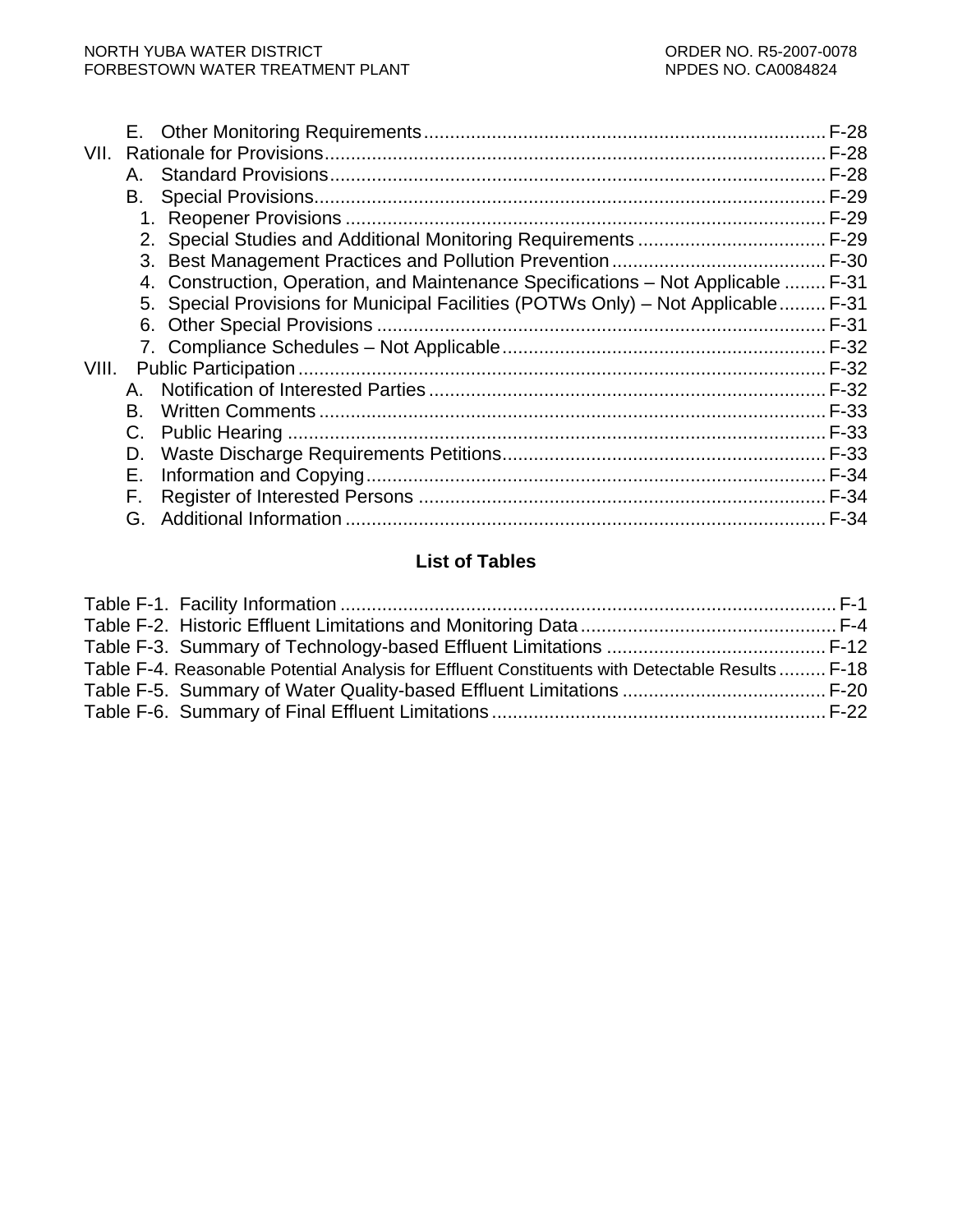E. Other Monitoring Requirements ........................................................................... F-28

VII. Rationale for Provisions ............................................................................................... F-28

A. Standard Provisions ............................................................................................... F-28

B. Special Provisions.................................................................................................. F-29

1. Reopener Provisions ........................................................................................... F-29

2. Special Studies and Additional Monitoring Requirements .................................... F-29

3. Best Management Practices and Pollution Prevention ......................................... F-30

4. Construction, Operation, and Maintenance Specifications – Not Applicable ........ F-31

5. Special Provisions for Municipal Facilities (POTWs Only) – Not Applicable......... F-31

6. Other Special Provisions ...................................................................................... F-31

7. Compliance Schedules – Not Applicable .............................................................. F-32

VIII. Public Participation ..................................................................................................... F-32

A. Notification of Interested Parties ........................................................................... F-32

B. Written Comments ................................................................................................. F-33

C. Public Hearing ....................................................................................................... F-33

D. Waste Discharge Requirements Petitions.............................................................. F-33

E. Information and Copying........................................................................................ F-34

F. Register of Interested Persons .............................................................................. F-34

G. Additional Information ............................................................................................ F-34

## List of Tables

Table F-1. Facility Information ............................................................................................... F-1

Table F-2. Historic Effluent Limitations and Monitoring Data ................................................. F-4

Table F-3. Summary of Technology-based Effluent Limitations .......................................... F-12

Table F-4. Reasonable Potential Analysis for Effluent Constituents with Detectable Results ......... F-18

Table F-5. Summary of Water Quality-based Effluent Limitations ....................................... F-20

Table F-6. Summary of Final Effluent Limitations ................................................................ F-22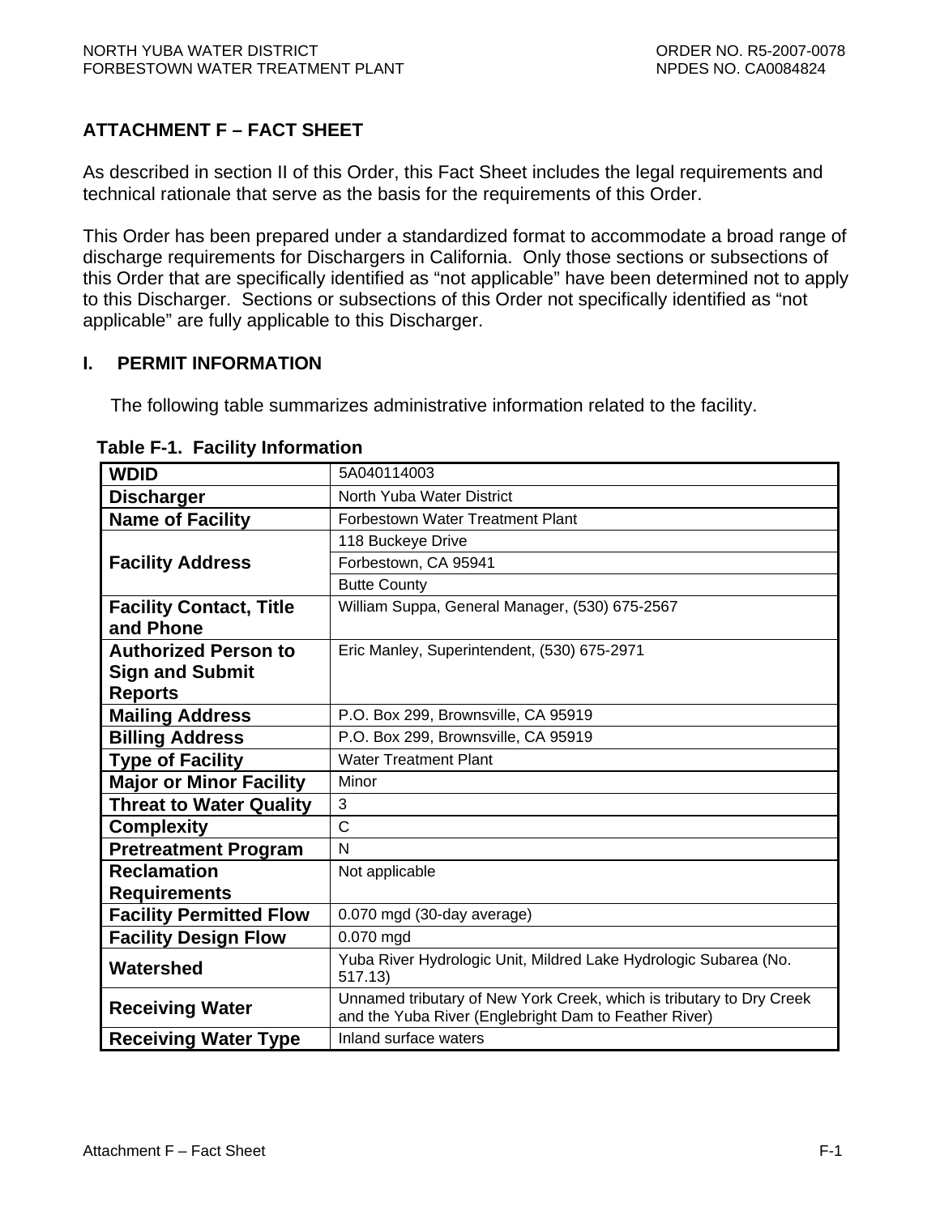## ATTACHMENT F – FACT SHEET

As described in section II of this Order, this Fact Sheet includes the legal requirements and technical rationale that serve as the basis for the requirements of this Order.

This Order has been prepared under a standardized format to accommodate a broad range of discharge requirements for Dischargers in California. Only those sections or subsections of this Order that are specifically identified as "not applicable" have been determined not to apply to this Discharger. Sections or subsections of this Order not specifically identified as "not applicable" are fully applicable to this Discharger.

## I. PERMIT INFORMATION

The following table summarizes administrative information related to the facility.

**Table F-1. Facility Information**

| | |
|---|---|
| **WDID** | 5A040114003 |
| **Discharger** | North Yuba Water District |
| **Name of Facility** | Forbestown Water Treatment Plant |
| **Facility Address** | 118 Buckeye Drive |
| | Forbestown, CA 95941 |
| | Butte County |
| **Facility Contact, Title and Phone** | William Suppa, General Manager, (530) 675-2567 |
| **Authorized Person to Sign and Submit Reports** | Eric Manley, Superintendent, (530) 675-2971 |
| **Mailing Address** | P.O. Box 299, Brownsville, CA 95919 |
| **Billing Address** | P.O. Box 299, Brownsville, CA 95919 |
| **Type of Facility** | Water Treatment Plant |
| **Major or Minor Facility** | Minor |
| **Threat to Water Quality** | 3 |
| **Complexity** | C |
| **Pretreatment Program** | N |
| **Reclamation Requirements** | Not applicable |
| **Facility Permitted Flow** | 0.070 mgd (30-day average) |
| **Facility Design Flow** | 0.070 mgd |
| **Watershed** | Yuba River Hydrologic Unit, Mildred Lake Hydrologic Subarea (No. 517.13) |
| **Receiving Water** | Unnamed tributary of New York Creek, which is tributary to Dry Creek and the Yuba River (Englebright Dam to Feather River) |
| **Receiving Water Type** | Inland surface waters |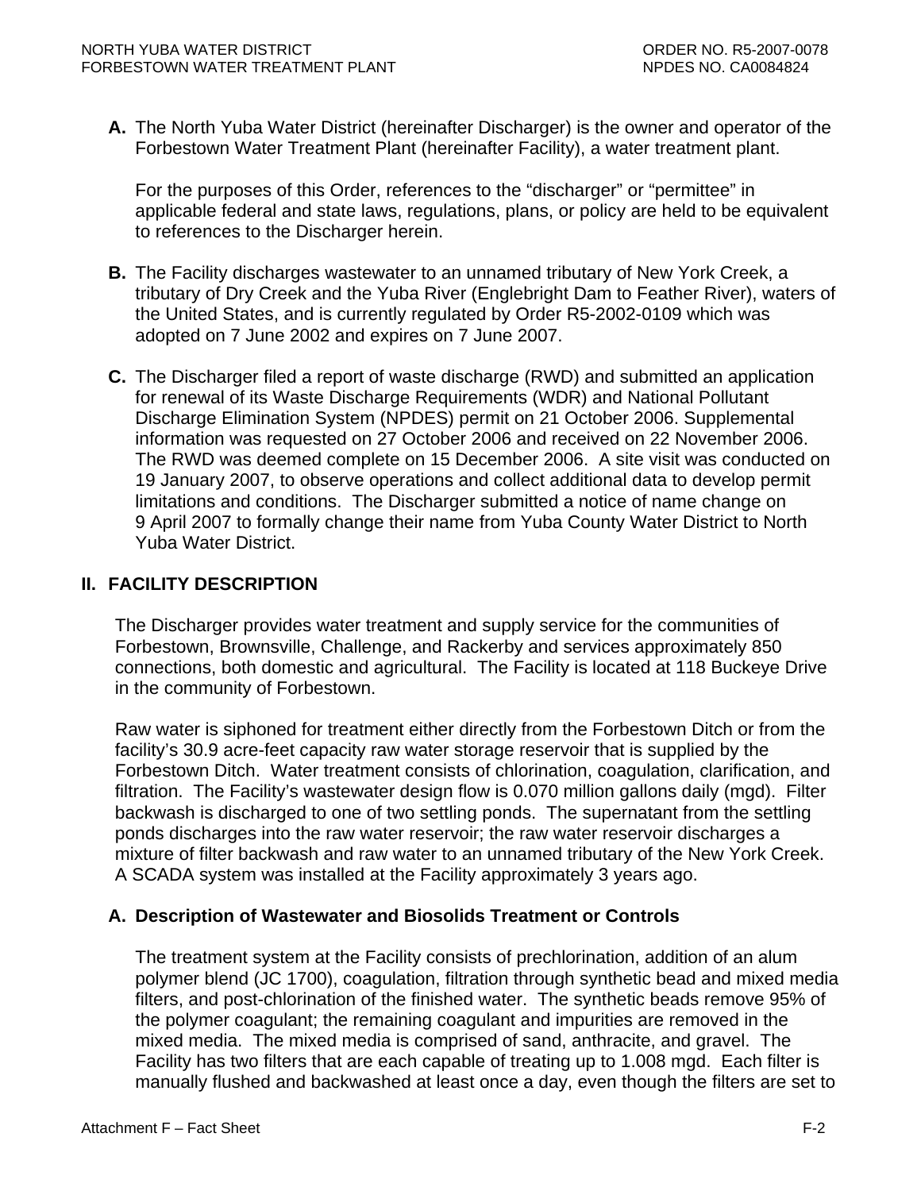**A.** The North Yuba Water District (hereinafter Discharger) is the owner and operator of the Forbestown Water Treatment Plant (hereinafter Facility), a water treatment plant.

For the purposes of this Order, references to the "discharger" or "permittee" in applicable federal and state laws, regulations, plans, or policy are held to be equivalent to references to the Discharger herein.

**B.** The Facility discharges wastewater to an unnamed tributary of New York Creek, a tributary of Dry Creek and the Yuba River (Englebright Dam to Feather River), waters of the United States, and is currently regulated by Order R5-2002-0109 which was adopted on 7 June 2002 and expires on 7 June 2007.

**C.** The Discharger filed a report of waste discharge (RWD) and submitted an application for renewal of its Waste Discharge Requirements (WDR) and National Pollutant Discharge Elimination System (NPDES) permit on 21 October 2006. Supplemental information was requested on 27 October 2006 and received on 22 November 2006. The RWD was deemed complete on 15 December 2006. A site visit was conducted on 19 January 2007, to observe operations and collect additional data to develop permit limitations and conditions. The Discharger submitted a notice of name change on 9 April 2007 to formally change their name from Yuba County Water District to North Yuba Water District.

## II. FACILITY DESCRIPTION

The Discharger provides water treatment and supply service for the communities of Forbestown, Brownsville, Challenge, and Rackerby and services approximately 850 connections, both domestic and agricultural. The Facility is located at 118 Buckeye Drive in the community of Forbestown.

Raw water is siphoned for treatment either directly from the Forbestown Ditch or from the facility's 30.9 acre-feet capacity raw water storage reservoir that is supplied by the Forbestown Ditch. Water treatment consists of chlorination, coagulation, clarification, and filtration. The Facility's wastewater design flow is 0.070 million gallons daily (mgd). Filter backwash is discharged to one of two settling ponds. The supernatant from the settling ponds discharges into the raw water reservoir; the raw water reservoir discharges a mixture of filter backwash and raw water to an unnamed tributary of the New York Creek. A SCADA system was installed at the Facility approximately 3 years ago.

### A. Description of Wastewater and Biosolids Treatment or Controls

The treatment system at the Facility consists of prechlorination, addition of an alum polymer blend (JC 1700), coagulation, filtration through synthetic bead and mixed media filters, and post-chlorination of the finished water. The synthetic beads remove 95% of the polymer coagulant; the remaining coagulant and impurities are removed in the mixed media. The mixed media is comprised of sand, anthracite, and gravel. The Facility has two filters that are each capable of treating up to 1.008 mgd. Each filter is manually flushed and backwashed at least once a day, even though the filters are set to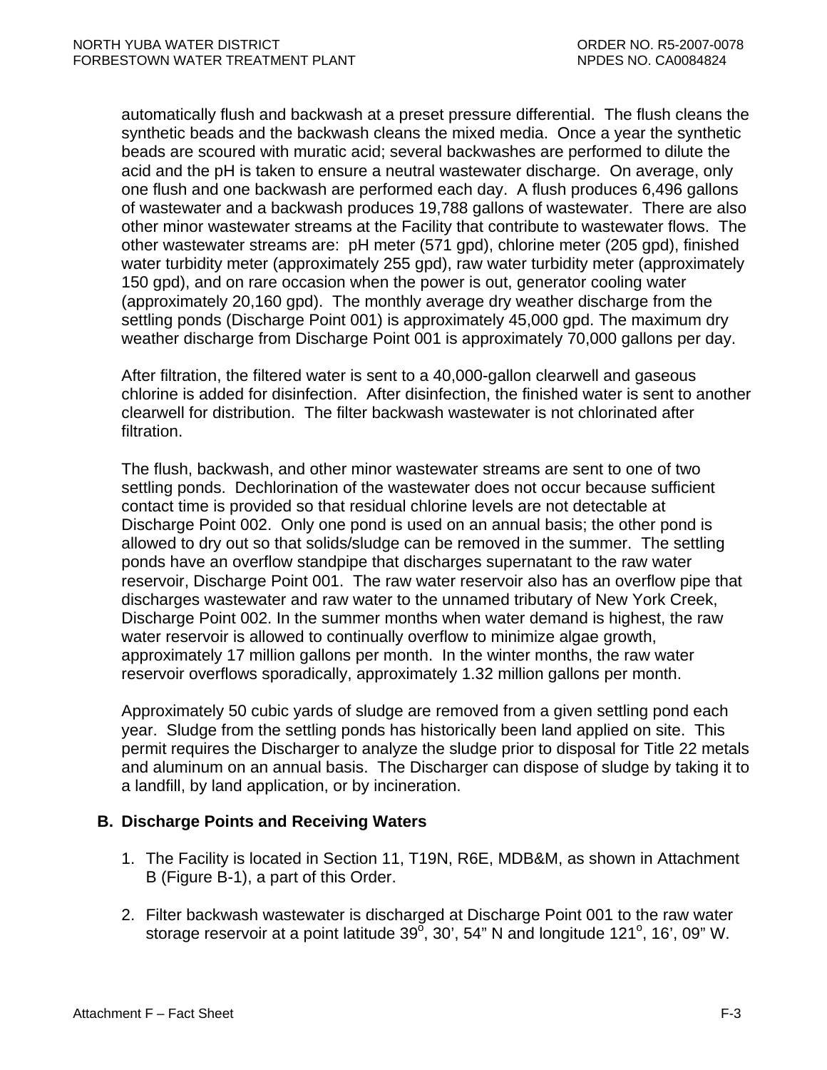automatically flush and backwash at a preset pressure differential. The flush cleans the synthetic beads and the backwash cleans the mixed media. Once a year the synthetic beads are scoured with muratic acid; several backwashes are performed to dilute the acid and the pH is taken to ensure a neutral wastewater discharge. On average, only one flush and one backwash are performed each day. A flush produces 6,496 gallons of wastewater and a backwash produces 19,788 gallons of wastewater. There are also other minor wastewater streams at the Facility that contribute to wastewater flows. The other wastewater streams are: pH meter (571 gpd), chlorine meter (205 gpd), finished water turbidity meter (approximately 255 gpd), raw water turbidity meter (approximately 150 gpd), and on rare occasion when the power is out, generator cooling water (approximately 20,160 gpd). The monthly average dry weather discharge from the settling ponds (Discharge Point 001) is approximately 45,000 gpd. The maximum dry weather discharge from Discharge Point 001 is approximately 70,000 gallons per day.

After filtration, the filtered water is sent to a 40,000-gallon clearwell and gaseous chlorine is added for disinfection. After disinfection, the finished water is sent to another clearwell for distribution. The filter backwash wastewater is not chlorinated after filtration.

The flush, backwash, and other minor wastewater streams are sent to one of two settling ponds. Dechlorination of the wastewater does not occur because sufficient contact time is provided so that residual chlorine levels are not detectable at Discharge Point 002. Only one pond is used on an annual basis; the other pond is allowed to dry out so that solids/sludge can be removed in the summer. The settling ponds have an overflow standpipe that discharges supernatant to the raw water reservoir, Discharge Point 001. The raw water reservoir also has an overflow pipe that discharges wastewater and raw water to the unnamed tributary of New York Creek, Discharge Point 002. In the summer months when water demand is highest, the raw water reservoir is allowed to continually overflow to minimize algae growth, approximately 17 million gallons per month. In the winter months, the raw water reservoir overflows sporadically, approximately 1.32 million gallons per month.

Approximately 50 cubic yards of sludge are removed from a given settling pond each year. Sludge from the settling ponds has historically been land applied on site. This permit requires the Discharger to analyze the sludge prior to disposal for Title 22 metals and aluminum on an annual basis. The Discharger can dispose of sludge by taking it to a landfill, by land application, or by incineration.

## B. Discharge Points and Receiving Waters

1. The Facility is located in Section 11, T19N, R6E, MDB&M, as shown in Attachment B (Figure B-1), a part of this Order.

2. Filter backwash wastewater is discharged at Discharge Point 001 to the raw water storage reservoir at a point latitude 39°, 30', 54" N and longitude 121°, 16', 09" W.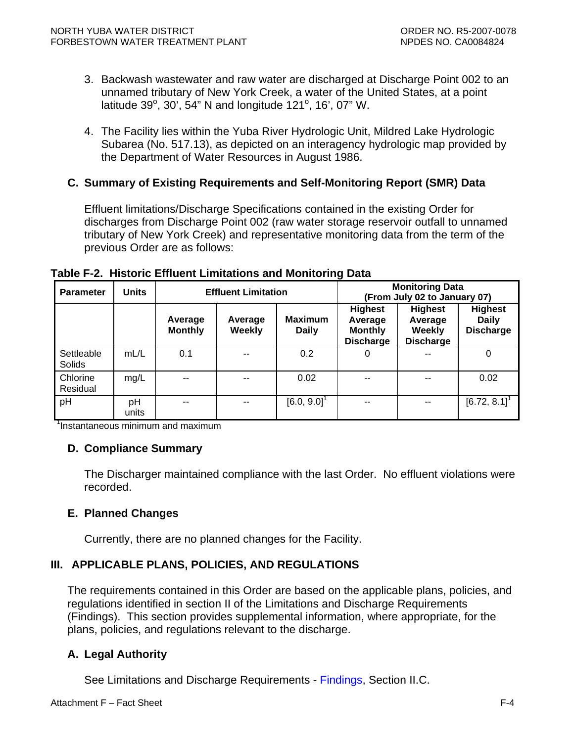3. Backwash wastewater and raw water are discharged at Discharge Point 002 to an unnamed tributary of New York Creek, a water of the United States, at a point latitude 39°, 30', 54" N and longitude 121°, 16', 07" W.

4. The Facility lies within the Yuba River Hydrologic Unit, Mildred Lake Hydrologic Subarea (No. 517.13), as depicted on an interagency hydrologic map provided by the Department of Water Resources in August 1986.

### C. Summary of Existing Requirements and Self-Monitoring Report (SMR) Data

Effluent limitations/Discharge Specifications contained in the existing Order for discharges from Discharge Point 002 (raw water storage reservoir outfall to unnamed tributary of New York Creek) and representative monitoring data from the term of the previous Order are as follows:

**Table F-2. Historic Effluent Limitations and Monitoring Data**

| Parameter | Units | Effluent Limitation | | | Monitoring Data (From July 02 to January 07) | | |
|---|---|---|---|---|---|---|---|
| | | Average Monthly | Average Weekly | Maximum Daily | Highest Average Monthly Discharge | Highest Average Weekly Discharge | Highest Daily Discharge |
| Settleable Solids | mL/L | 0.1 | -- | 0.2 | 0 | -- | 0 |
| Chlorine Residual | mg/L | -- | -- | 0.02 | -- | -- | 0.02 |
| pH | pH units | -- | -- | [6.0, 9.0][1] | -- | -- | [6.72, 8.1][1] |

[1]Instantaneous minimum and maximum

### D. Compliance Summary

The Discharger maintained compliance with the last Order. No effluent violations were recorded.

### E. Planned Changes

Currently, there are no planned changes for the Facility.

## III. APPLICABLE PLANS, POLICIES, AND REGULATIONS

The requirements contained in this Order are based on the applicable plans, policies, and regulations identified in section II of the Limitations and Discharge Requirements (Findings). This section provides supplemental information, where appropriate, for the plans, policies, and regulations relevant to the discharge.

### A. Legal Authority

See Limitations and Discharge Requirements - Findings, Section II.C.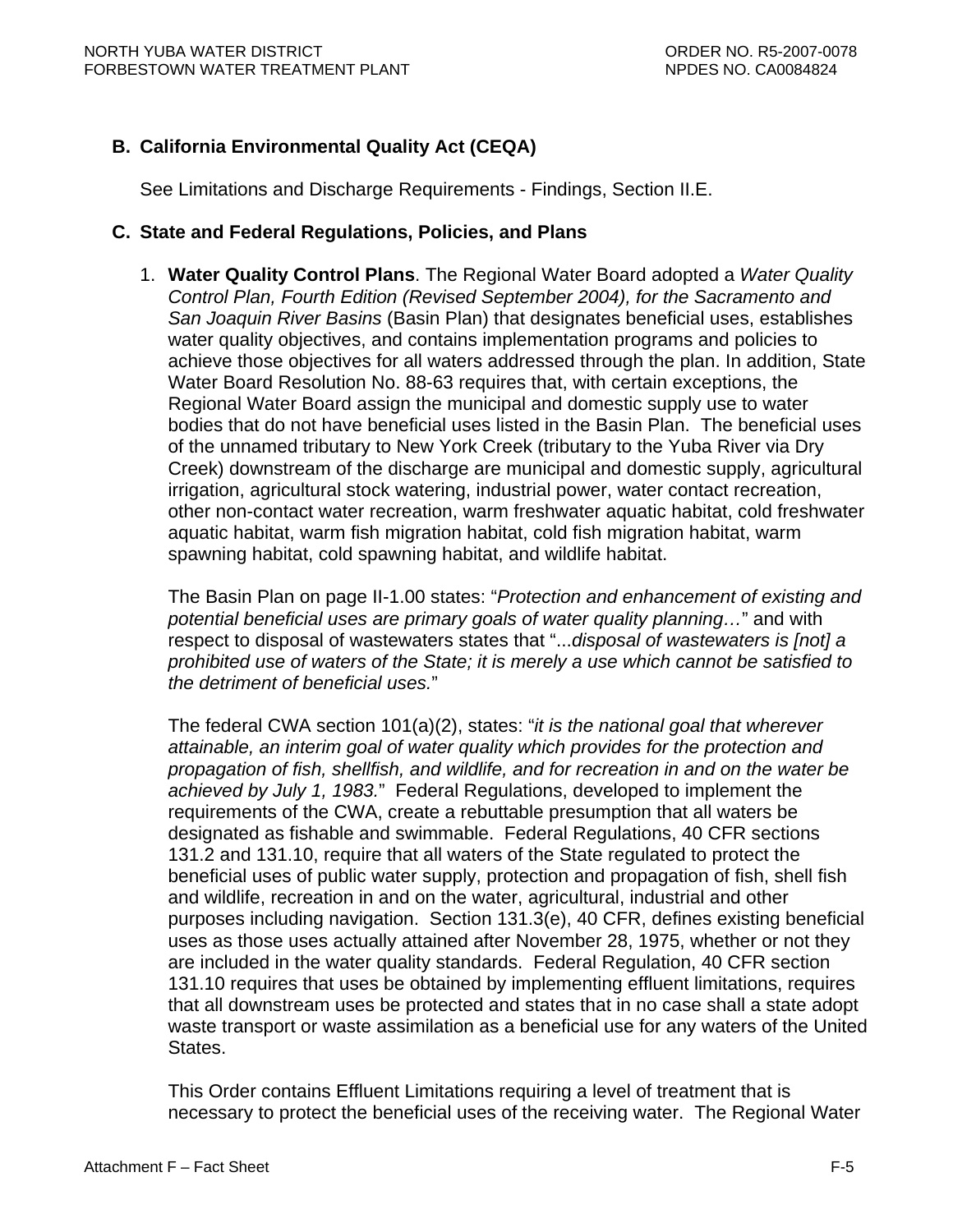## B. California Environmental Quality Act (CEQA)

See Limitations and Discharge Requirements - Findings, Section II.E.

## C. State and Federal Regulations, Policies, and Plans

1. **Water Quality Control Plans**. The Regional Water Board adopted a *Water Quality Control Plan, Fourth Edition (Revised September 2004), for the Sacramento and San Joaquin River Basins* (Basin Plan) that designates beneficial uses, establishes water quality objectives, and contains implementation programs and policies to achieve those objectives for all waters addressed through the plan. In addition, State Water Board Resolution No. 88-63 requires that, with certain exceptions, the Regional Water Board assign the municipal and domestic supply use to water bodies that do not have beneficial uses listed in the Basin Plan. The beneficial uses of the unnamed tributary to New York Creek (tributary to the Yuba River via Dry Creek) downstream of the discharge are municipal and domestic supply, agricultural irrigation, agricultural stock watering, industrial power, water contact recreation, other non-contact water recreation, warm freshwater aquatic habitat, cold freshwater aquatic habitat, warm fish migration habitat, cold fish migration habitat, warm spawning habitat, cold spawning habitat, and wildlife habitat.

   The Basin Plan on page II-1.00 states: "*Protection and enhancement of existing and potential beneficial uses are primary goals of water quality planning…*" and with respect to disposal of wastewaters states that "...*disposal of wastewaters is [not] a prohibited use of waters of the State; it is merely a use which cannot be satisfied to the detriment of beneficial uses.*"

   The federal CWA section 101(a)(2), states: "*it is the national goal that wherever attainable, an interim goal of water quality which provides for the protection and propagation of fish, shellfish, and wildlife, and for recreation in and on the water be achieved by July 1, 1983.*" Federal Regulations, developed to implement the requirements of the CWA, create a rebuttable presumption that all waters be designated as fishable and swimmable. Federal Regulations, 40 CFR sections 131.2 and 131.10, require that all waters of the State regulated to protect the beneficial uses of public water supply, protection and propagation of fish, shell fish and wildlife, recreation in and on the water, agricultural, industrial and other purposes including navigation. Section 131.3(e), 40 CFR, defines existing beneficial uses as those uses actually attained after November 28, 1975, whether or not they are included in the water quality standards. Federal Regulation, 40 CFR section 131.10 requires that uses be obtained by implementing effluent limitations, requires that all downstream uses be protected and states that in no case shall a state adopt waste transport or waste assimilation as a beneficial use for any waters of the United States.

   This Order contains Effluent Limitations requiring a level of treatment that is necessary to protect the beneficial uses of the receiving water. The Regional Water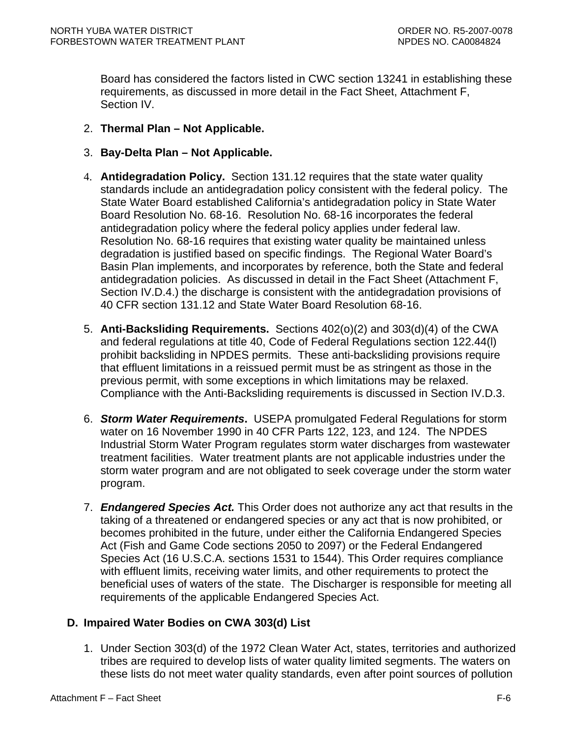Board has considered the factors listed in CWC section 13241 in establishing these requirements, as discussed in more detail in the Fact Sheet, Attachment F, Section IV.

2. **Thermal Plan – Not Applicable.**

3. **Bay-Delta Plan – Not Applicable.**

4. **Antidegradation Policy.** Section 131.12 requires that the state water quality standards include an antidegradation policy consistent with the federal policy. The State Water Board established California's antidegradation policy in State Water Board Resolution No. 68-16. Resolution No. 68-16 incorporates the federal antidegradation policy where the federal policy applies under federal law. Resolution No. 68-16 requires that existing water quality be maintained unless degradation is justified based on specific findings. The Regional Water Board's Basin Plan implements, and incorporates by reference, both the State and federal antidegradation policies. As discussed in detail in the Fact Sheet (Attachment F, Section IV.D.4.) the discharge is consistent with the antidegradation provisions of 40 CFR section 131.12 and State Water Board Resolution 68-16.

5. **Anti-Backsliding Requirements.** Sections 402(o)(2) and 303(d)(4) of the CWA and federal regulations at title 40, Code of Federal Regulations section 122.44(l) prohibit backsliding in NPDES permits. These anti-backsliding provisions require that effluent limitations in a reissued permit must be as stringent as those in the previous permit, with some exceptions in which limitations may be relaxed. Compliance with the Anti-Backsliding requirements is discussed in Section IV.D.3.

6. ***Storm Water Requirements*.** USEPA promulgated Federal Regulations for storm water on 16 November 1990 in 40 CFR Parts 122, 123, and 124. The NPDES Industrial Storm Water Program regulates storm water discharges from wastewater treatment facilities. Water treatment plants are not applicable industries under the storm water program and are not obligated to seek coverage under the storm water program.

7. ***Endangered Species Act.*** This Order does not authorize any act that results in the taking of a threatened or endangered species or any act that is now prohibited, or becomes prohibited in the future, under either the California Endangered Species Act (Fish and Game Code sections 2050 to 2097) or the Federal Endangered Species Act (16 U.S.C.A. sections 1531 to 1544). This Order requires compliance with effluent limits, receiving water limits, and other requirements to protect the beneficial uses of waters of the state. The Discharger is responsible for meeting all requirements of the applicable Endangered Species Act.

## D. Impaired Water Bodies on CWA 303(d) List

1. Under Section 303(d) of the 1972 Clean Water Act, states, territories and authorized tribes are required to develop lists of water quality limited segments. The waters on these lists do not meet water quality standards, even after point sources of pollution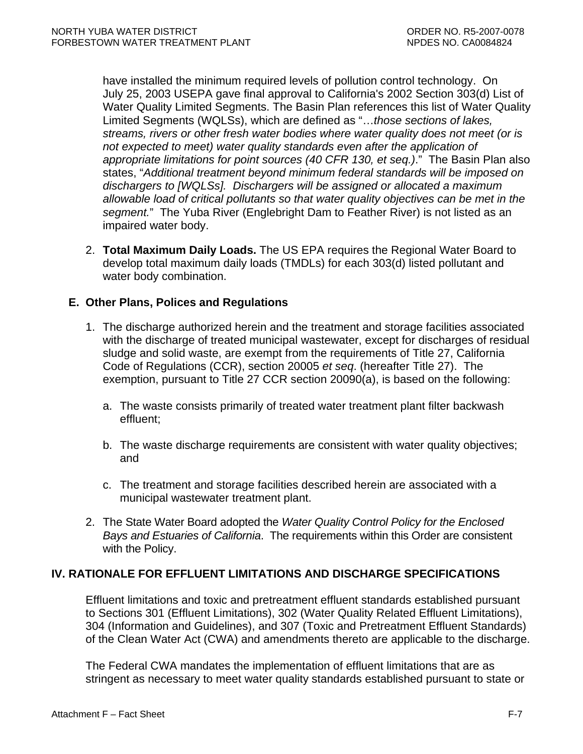have installed the minimum required levels of pollution control technology. On July 25, 2003 USEPA gave final approval to California's 2002 Section 303(d) List of Water Quality Limited Segments. The Basin Plan references this list of Water Quality Limited Segments (WQLSs), which are defined as "…*those sections of lakes, streams, rivers or other fresh water bodies where water quality does not meet (or is not expected to meet) water quality standards even after the application of appropriate limitations for point sources (40 CFR 130, et seq.)*." The Basin Plan also states, "*Additional treatment beyond minimum federal standards will be imposed on dischargers to [WQLSs]. Dischargers will be assigned or allocated a maximum allowable load of critical pollutants so that water quality objectives can be met in the segment.*" The Yuba River (Englebright Dam to Feather River) is not listed as an impaired water body.

2. **Total Maximum Daily Loads.** The US EPA requires the Regional Water Board to develop total maximum daily loads (TMDLs) for each 303(d) listed pollutant and water body combination.

### E. Other Plans, Polices and Regulations

1. The discharge authorized herein and the treatment and storage facilities associated with the discharge of treated municipal wastewater, except for discharges of residual sludge and solid waste, are exempt from the requirements of Title 27, California Code of Regulations (CCR), section 20005 *et seq*. (hereafter Title 27). The exemption, pursuant to Title 27 CCR section 20090(a), is based on the following:

   a. The waste consists primarily of treated water treatment plant filter backwash effluent;

   b. The waste discharge requirements are consistent with water quality objectives; and

   c. The treatment and storage facilities described herein are associated with a municipal wastewater treatment plant.

2. The State Water Board adopted the *Water Quality Control Policy for the Enclosed Bays and Estuaries of California*. The requirements within this Order are consistent with the Policy.

## IV. RATIONALE FOR EFFLUENT LIMITATIONS AND DISCHARGE SPECIFICATIONS

Effluent limitations and toxic and pretreatment effluent standards established pursuant to Sections 301 (Effluent Limitations), 302 (Water Quality Related Effluent Limitations), 304 (Information and Guidelines), and 307 (Toxic and Pretreatment Effluent Standards) of the Clean Water Act (CWA) and amendments thereto are applicable to the discharge.

The Federal CWA mandates the implementation of effluent limitations that are as stringent as necessary to meet water quality standards established pursuant to state or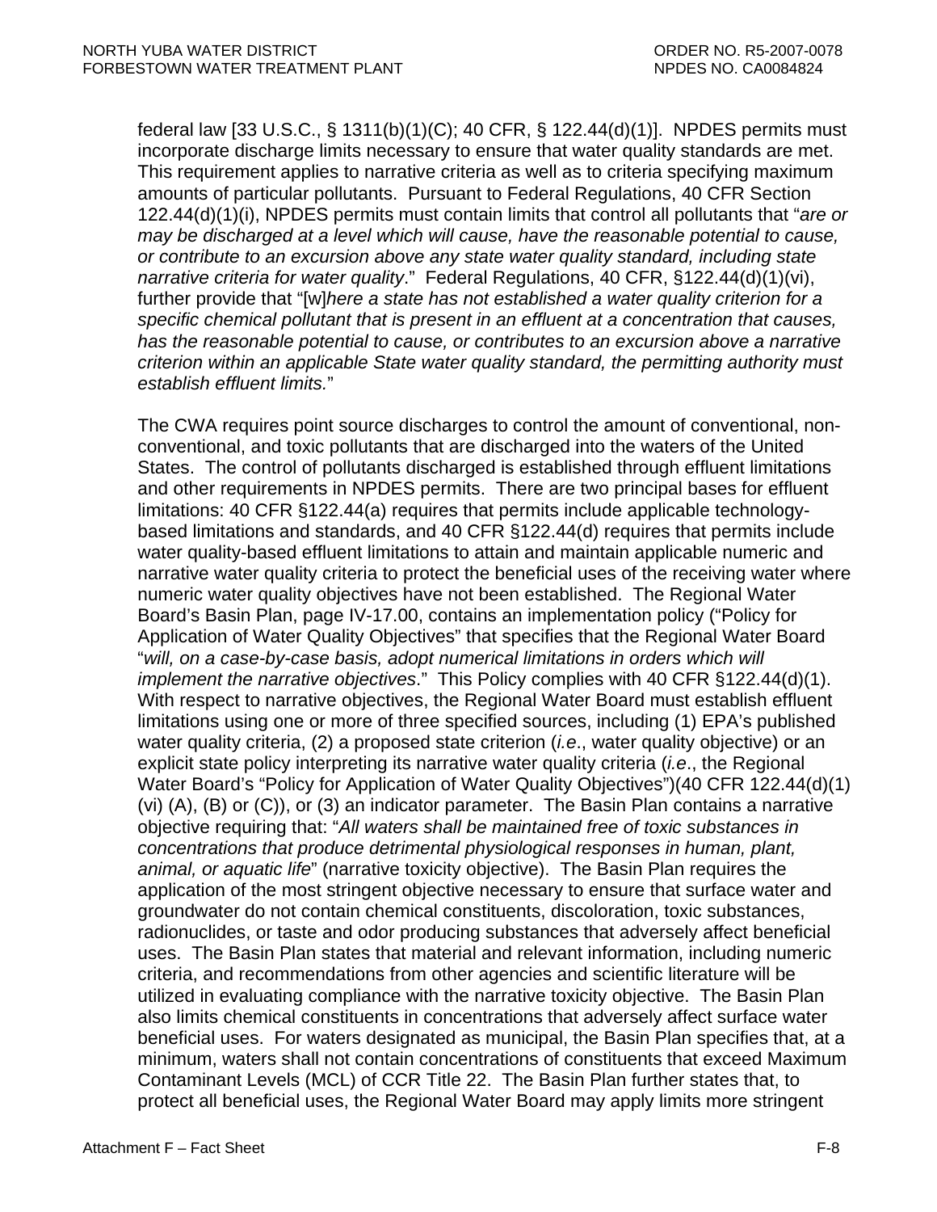federal law [33 U.S.C., § 1311(b)(1)(C); 40 CFR, § 122.44(d)(1)]. NPDES permits must incorporate discharge limits necessary to ensure that water quality standards are met. This requirement applies to narrative criteria as well as to criteria specifying maximum amounts of particular pollutants. Pursuant to Federal Regulations, 40 CFR Section 122.44(d)(1)(i), NPDES permits must contain limits that control all pollutants that "*are or may be discharged at a level which will cause, have the reasonable potential to cause, or contribute to an excursion above any state water quality standard, including state narrative criteria for water quality*." Federal Regulations, 40 CFR, §122.44(d)(1)(vi), further provide that "[w]*here a state has not established a water quality criterion for a specific chemical pollutant that is present in an effluent at a concentration that causes, has the reasonable potential to cause, or contributes to an excursion above a narrative criterion within an applicable State water quality standard, the permitting authority must establish effluent limits.*"

The CWA requires point source discharges to control the amount of conventional, non-conventional, and toxic pollutants that are discharged into the waters of the United States. The control of pollutants discharged is established through effluent limitations and other requirements in NPDES permits. There are two principal bases for effluent limitations: 40 CFR §122.44(a) requires that permits include applicable technology-based limitations and standards, and 40 CFR §122.44(d) requires that permits include water quality-based effluent limitations to attain and maintain applicable numeric and narrative water quality criteria to protect the beneficial uses of the receiving water where numeric water quality objectives have not been established. The Regional Water Board's Basin Plan, page IV-17.00, contains an implementation policy ("Policy for Application of Water Quality Objectives" that specifies that the Regional Water Board "*will, on a case-by-case basis, adopt numerical limitations in orders which will implement the narrative objectives*." This Policy complies with 40 CFR §122.44(d)(1). With respect to narrative objectives, the Regional Water Board must establish effluent limitations using one or more of three specified sources, including (1) EPA's published water quality criteria, (2) a proposed state criterion (*i.e*., water quality objective) or an explicit state policy interpreting its narrative water quality criteria (*i.e*., the Regional Water Board's "Policy for Application of Water Quality Objectives")(40 CFR 122.44(d)(1)(vi) (A), (B) or (C)), or (3) an indicator parameter. The Basin Plan contains a narrative objective requiring that: "*All waters shall be maintained free of toxic substances in concentrations that produce detrimental physiological responses in human, plant, animal, or aquatic life*" (narrative toxicity objective). The Basin Plan requires the application of the most stringent objective necessary to ensure that surface water and groundwater do not contain chemical constituents, discoloration, toxic substances, radionuclides, or taste and odor producing substances that adversely affect beneficial uses. The Basin Plan states that material and relevant information, including numeric criteria, and recommendations from other agencies and scientific literature will be utilized in evaluating compliance with the narrative toxicity objective. The Basin Plan also limits chemical constituents in concentrations that adversely affect surface water beneficial uses. For waters designated as municipal, the Basin Plan specifies that, at a minimum, waters shall not contain concentrations of constituents that exceed Maximum Contaminant Levels (MCL) of CCR Title 22. The Basin Plan further states that, to protect all beneficial uses, the Regional Water Board may apply limits more stringent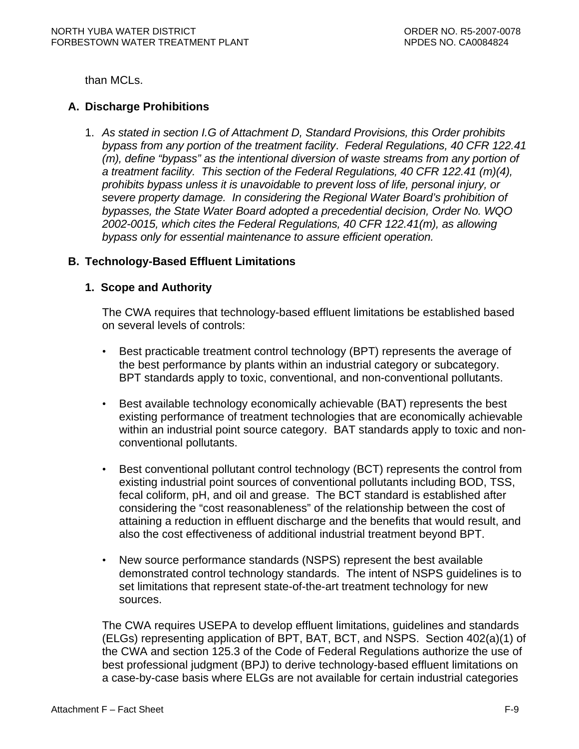than MCLs.

### A. Discharge Prohibitions

1. *As stated in section I.G of Attachment D, Standard Provisions, this Order prohibits bypass from any portion of the treatment facility*. *Federal Regulations, 40 CFR 122.41 (m), define "bypass" as the intentional diversion of waste streams from any portion of a treatment facility. This section of the Federal Regulations, 40 CFR 122.41 (m)(4), prohibits bypass unless it is unavoidable to prevent loss of life, personal injury, or severe property damage. In considering the Regional Water Board's prohibition of bypasses, the State Water Board adopted a precedential decision, Order No. WQO 2002-0015, which cites the Federal Regulations, 40 CFR 122.41(m), as allowing bypass only for essential maintenance to assure efficient operation.*

### B. Technology-Based Effluent Limitations

#### 1. Scope and Authority

The CWA requires that technology-based effluent limitations be established based on several levels of controls:

- Best practicable treatment control technology (BPT) represents the average of the best performance by plants within an industrial category or subcategory. BPT standards apply to toxic, conventional, and non-conventional pollutants.

- Best available technology economically achievable (BAT) represents the best existing performance of treatment technologies that are economically achievable within an industrial point source category. BAT standards apply to toxic and non-conventional pollutants.

- Best conventional pollutant control technology (BCT) represents the control from existing industrial point sources of conventional pollutants including BOD, TSS, fecal coliform, pH, and oil and grease. The BCT standard is established after considering the "cost reasonableness" of the relationship between the cost of attaining a reduction in effluent discharge and the benefits that would result, and also the cost effectiveness of additional industrial treatment beyond BPT.

- New source performance standards (NSPS) represent the best available demonstrated control technology standards. The intent of NSPS guidelines is to set limitations that represent state-of-the-art treatment technology for new sources.

The CWA requires USEPA to develop effluent limitations, guidelines and standards (ELGs) representing application of BPT, BAT, BCT, and NSPS. Section 402(a)(1) of the CWA and section 125.3 of the Code of Federal Regulations authorize the use of best professional judgment (BPJ) to derive technology-based effluent limitations on a case-by-case basis where ELGs are not available for certain industrial categories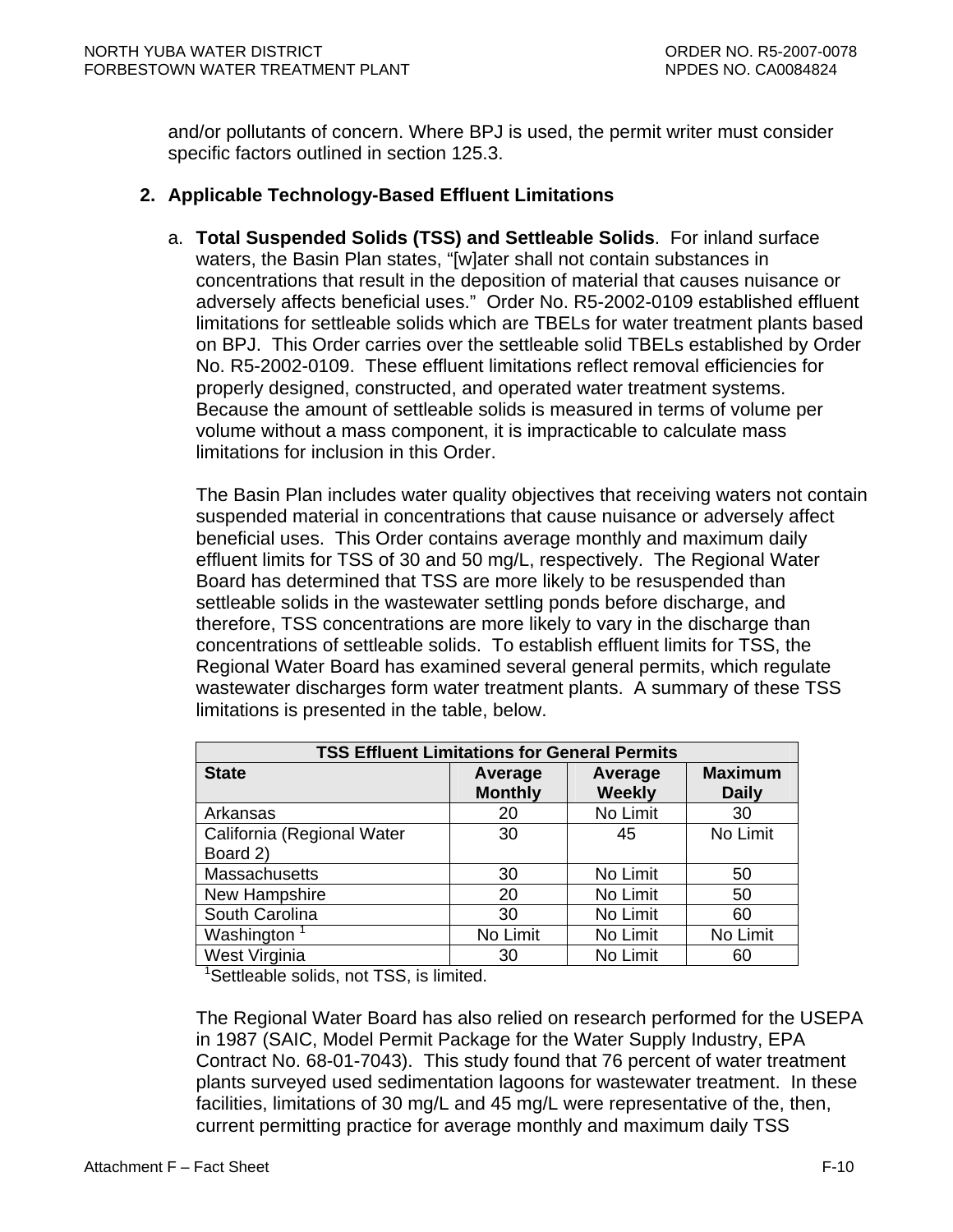and/or pollutants of concern. Where BPJ is used, the permit writer must consider specific factors outlined in section 125.3.

## 2. Applicable Technology-Based Effluent Limitations

a. **Total Suspended Solids (TSS) and Settleable Solids**. For inland surface waters, the Basin Plan states, "[w]ater shall not contain substances in concentrations that result in the deposition of material that causes nuisance or adversely affects beneficial uses." Order No. R5-2002-0109 established effluent limitations for settleable solids which are TBELs for water treatment plants based on BPJ. This Order carries over the settleable solid TBELs established by Order No. R5-2002-0109. These effluent limitations reflect removal efficiencies for properly designed, constructed, and operated water treatment systems. Because the amount of settleable solids is measured in terms of volume per volume without a mass component, it is impracticable to calculate mass limitations for inclusion in this Order.

The Basin Plan includes water quality objectives that receiving waters not contain suspended material in concentrations that cause nuisance or adversely affect beneficial uses. This Order contains average monthly and maximum daily effluent limits for TSS of 30 and 50 mg/L, respectively. The Regional Water Board has determined that TSS are more likely to be resuspended than settleable solids in the wastewater settling ponds before discharge, and therefore, TSS concentrations are more likely to vary in the discharge than concentrations of settleable solids. To establish effluent limits for TSS, the Regional Water Board has examined several general permits, which regulate wastewater discharges form water treatment plants. A summary of these TSS limitations is presented in the table, below.

| **TSS Effluent Limitations for General Permits** | | | |
|---|---|---|---|
| **State** | **Average Monthly** | **Average Weekly** | **Maximum Daily** |
| Arkansas | 20 | No Limit | 30 |
| California (Regional Water Board 2) | 30 | 45 | No Limit |
| Massachusetts | 30 | No Limit | 50 |
| New Hampshire | 20 | No Limit | 50 |
| South Carolina | 30 | No Limit | 60 |
| Washington [1] | No Limit | No Limit | No Limit |
| West Virginia | 30 | No Limit | 60 |

[1]Settleable solids, not TSS, is limited.

The Regional Water Board has also relied on research performed for the USEPA in 1987 (SAIC, Model Permit Package for the Water Supply Industry, EPA Contract No. 68-01-7043). This study found that 76 percent of water treatment plants surveyed used sedimentation lagoons for wastewater treatment. In these facilities, limitations of 30 mg/L and 45 mg/L were representative of the, then, current permitting practice for average monthly and maximum daily TSS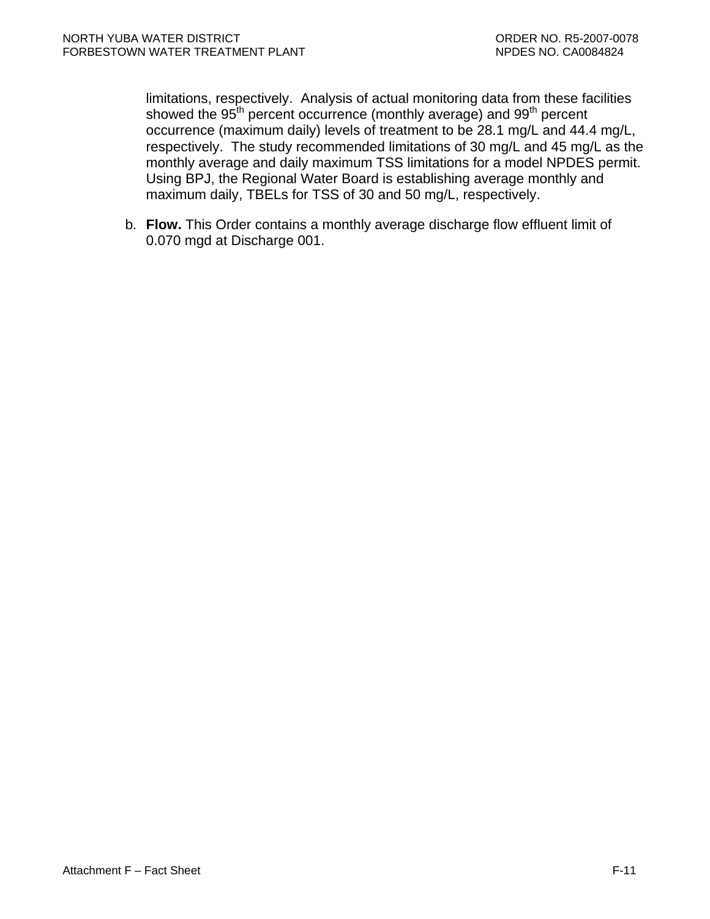limitations, respectively. Analysis of actual monitoring data from these facilities showed the $95^{th}$ percent occurrence (monthly average) and $99^{th}$ percent occurrence (maximum daily) levels of treatment to be 28.1 mg/L and 44.4 mg/L, respectively. The study recommended limitations of 30 mg/L and 45 mg/L as the monthly average and daily maximum TSS limitations for a model NPDES permit. Using BPJ, the Regional Water Board is establishing average monthly and maximum daily, TBELs for TSS of 30 and 50 mg/L, respectively.

b. **Flow.** This Order contains a monthly average discharge flow effluent limit of 0.070 mgd at Discharge 001.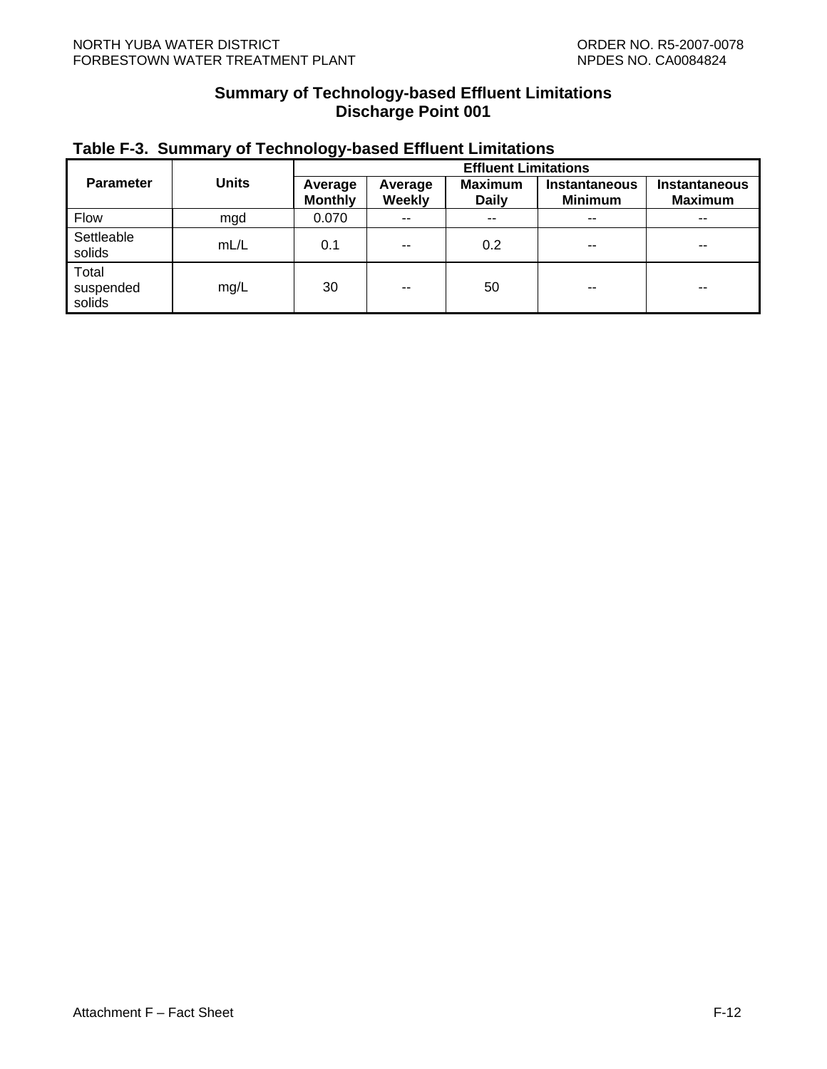**Summary of Technology-based Effluent Limitations**
**Discharge Point 001**

**Table F-3. Summary of Technology-based Effluent Limitations**

| Parameter | Units | Effluent Limitations | | | | |
|---|---|---|---|---|---|---|
| | | Average Monthly | Average Weekly | Maximum Daily | Instantaneous Minimum | Instantaneous Maximum |
| Flow | mgd | 0.070 | -- | -- | -- | -- |
| Settleable solids | mL/L | 0.1 | -- | 0.2 | -- | -- |
| Total suspended solids | mg/L | 30 | -- | 50 | -- | -- |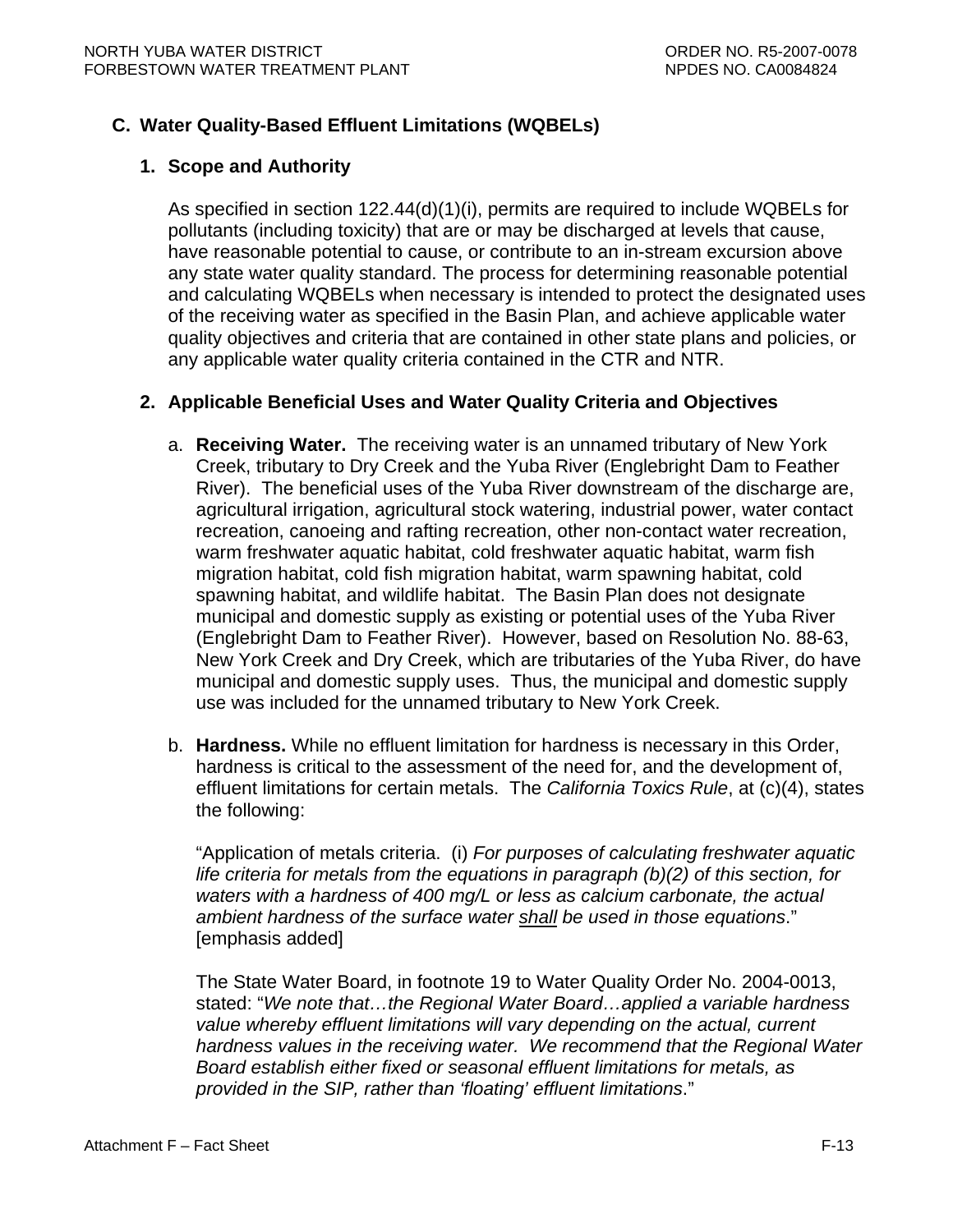## C. Water Quality-Based Effluent Limitations (WQBELs)

### 1. Scope and Authority

As specified in section 122.44(d)(1)(i), permits are required to include WQBELs for pollutants (including toxicity) that are or may be discharged at levels that cause, have reasonable potential to cause, or contribute to an in-stream excursion above any state water quality standard. The process for determining reasonable potential and calculating WQBELs when necessary is intended to protect the designated uses of the receiving water as specified in the Basin Plan, and achieve applicable water quality objectives and criteria that are contained in other state plans and policies, or any applicable water quality criteria contained in the CTR and NTR.

### 2. Applicable Beneficial Uses and Water Quality Criteria and Objectives

a. **Receiving Water.** The receiving water is an unnamed tributary of New York Creek, tributary to Dry Creek and the Yuba River (Englebright Dam to Feather River). The beneficial uses of the Yuba River downstream of the discharge are, agricultural irrigation, agricultural stock watering, industrial power, water contact recreation, canoeing and rafting recreation, other non-contact water recreation, warm freshwater aquatic habitat, cold freshwater aquatic habitat, warm fish migration habitat, cold fish migration habitat, warm spawning habitat, cold spawning habitat, and wildlife habitat. The Basin Plan does not designate municipal and domestic supply as existing or potential uses of the Yuba River (Englebright Dam to Feather River). However, based on Resolution No. 88-63, New York Creek and Dry Creek, which are tributaries of the Yuba River, do have municipal and domestic supply uses. Thus, the municipal and domestic supply use was included for the unnamed tributary to New York Creek.

b. **Hardness.** While no effluent limitation for hardness is necessary in this Order, hardness is critical to the assessment of the need for, and the development of, effluent limitations for certain metals. The *California Toxics Rule*, at (c)(4), states the following:

   "Application of metals criteria. (i) *For purposes of calculating freshwater aquatic life criteria for metals from the equations in paragraph (b)(2) of this section, for waters with a hardness of 400 mg/L or less as calcium carbonate, the actual ambient hardness of the surface water* <u>*shall*</u> *be used in those equations*." [emphasis added]

   The State Water Board, in footnote 19 to Water Quality Order No. 2004-0013, stated: "*We note that…the Regional Water Board…applied a variable hardness value whereby effluent limitations will vary depending on the actual, current hardness values in the receiving water. We recommend that the Regional Water Board establish either fixed or seasonal effluent limitations for metals, as provided in the SIP, rather than 'floating' effluent limitations*."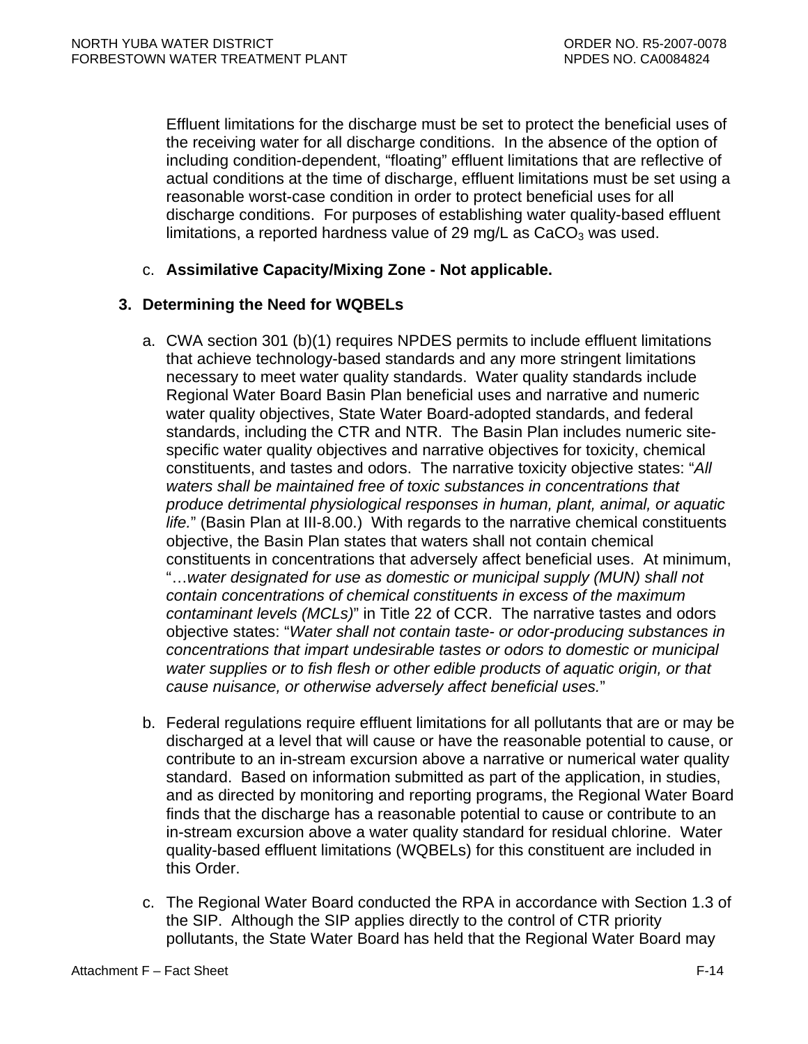Effluent limitations for the discharge must be set to protect the beneficial uses of the receiving water for all discharge conditions. In the absence of the option of including condition-dependent, "floating" effluent limitations that are reflective of actual conditions at the time of discharge, effluent limitations must be set using a reasonable worst-case condition in order to protect beneficial uses for all discharge conditions. For purposes of establishing water quality-based effluent limitations, a reported hardness value of 29 mg/L as $CaCO_3$ was used.

c. **Assimilative Capacity/Mixing Zone - Not applicable.**

### 3. Determining the Need for WQBELs

a. CWA section 301 (b)(1) requires NPDES permits to include effluent limitations that achieve technology-based standards and any more stringent limitations necessary to meet water quality standards. Water quality standards include Regional Water Board Basin Plan beneficial uses and narrative and numeric water quality objectives, State Water Board-adopted standards, and federal standards, including the CTR and NTR. The Basin Plan includes numeric site-specific water quality objectives and narrative objectives for toxicity, chemical constituents, and tastes and odors. The narrative toxicity objective states: "*All waters shall be maintained free of toxic substances in concentrations that produce detrimental physiological responses in human, plant, animal, or aquatic life.*" (Basin Plan at III-8.00.) With regards to the narrative chemical constituents objective, the Basin Plan states that waters shall not contain chemical constituents in concentrations that adversely affect beneficial uses. At minimum, "…*water designated for use as domestic or municipal supply (MUN) shall not contain concentrations of chemical constituents in excess of the maximum contaminant levels (MCLs)*" in Title 22 of CCR. The narrative tastes and odors objective states: "*Water shall not contain taste- or odor-producing substances in concentrations that impart undesirable tastes or odors to domestic or municipal water supplies or to fish flesh or other edible products of aquatic origin, or that cause nuisance, or otherwise adversely affect beneficial uses.*"

b. Federal regulations require effluent limitations for all pollutants that are or may be discharged at a level that will cause or have the reasonable potential to cause, or contribute to an in-stream excursion above a narrative or numerical water quality standard. Based on information submitted as part of the application, in studies, and as directed by monitoring and reporting programs, the Regional Water Board finds that the discharge has a reasonable potential to cause or contribute to an in-stream excursion above a water quality standard for residual chlorine. Water quality-based effluent limitations (WQBELs) for this constituent are included in this Order.

c. The Regional Water Board conducted the RPA in accordance with Section 1.3 of the SIP. Although the SIP applies directly to the control of CTR priority pollutants, the State Water Board has held that the Regional Water Board may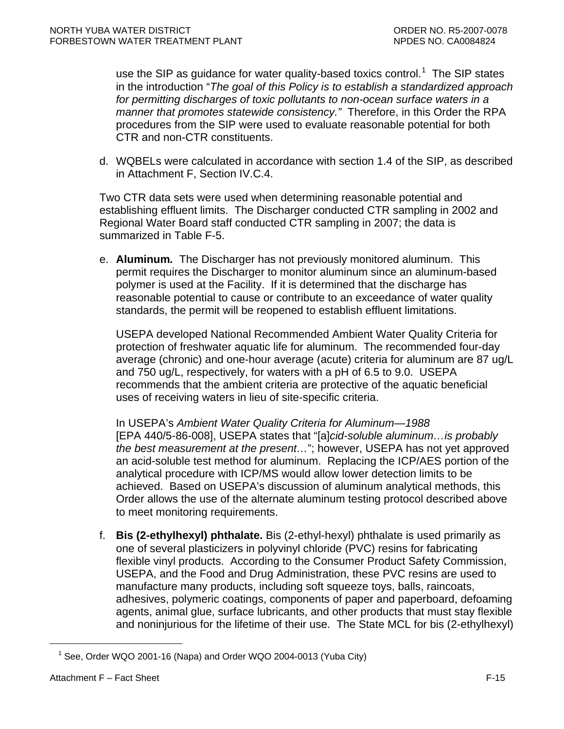use the SIP as guidance for water quality-based toxics control.[1] The SIP states in the introduction "*The goal of this Policy is to establish a standardized approach for permitting discharges of toxic pollutants to non-ocean surface waters in a manner that promotes statewide consistency.*" Therefore, in this Order the RPA procedures from the SIP were used to evaluate reasonable potential for both CTR and non-CTR constituents.

d. WQBELs were calculated in accordance with section 1.4 of the SIP, as described in Attachment F, Section IV.C.4.

Two CTR data sets were used when determining reasonable potential and establishing effluent limits. The Discharger conducted CTR sampling in 2002 and Regional Water Board staff conducted CTR sampling in 2007; the data is summarized in Table F-5.

e. **Aluminum*.*** The Discharger has not previously monitored aluminum. This permit requires the Discharger to monitor aluminum since an aluminum-based polymer is used at the Facility. If it is determined that the discharge has reasonable potential to cause or contribute to an exceedance of water quality standards, the permit will be reopened to establish effluent limitations.

   USEPA developed National Recommended Ambient Water Quality Criteria for protection of freshwater aquatic life for aluminum. The recommended four-day average (chronic) and one-hour average (acute) criteria for aluminum are 87 ug/L and 750 ug/L, respectively, for waters with a pH of 6.5 to 9.0. USEPA recommends that the ambient criteria are protective of the aquatic beneficial uses of receiving waters in lieu of site-specific criteria.

   In USEPA's *Ambient Water Quality Criteria for Aluminum—1988* [EPA 440/5-86-008], USEPA states that "[a]*cid-soluble aluminum…is probably the best measurement at the present…*"; however, USEPA has not yet approved an acid-soluble test method for aluminum. Replacing the ICP/AES portion of the analytical procedure with ICP/MS would allow lower detection limits to be achieved. Based on USEPA's discussion of aluminum analytical methods, this Order allows the use of the alternate aluminum testing protocol described above to meet monitoring requirements.

f. **Bis (2-ethylhexyl) phthalate.** Bis (2-ethyl-hexyl) phthalate is used primarily as one of several plasticizers in polyvinyl chloride (PVC) resins for fabricating flexible vinyl products. According to the Consumer Product Safety Commission, USEPA, and the Food and Drug Administration, these PVC resins are used to manufacture many products, including soft squeeze toys, balls, raincoats, adhesives, polymeric coatings, components of paper and paperboard, defoaming agents, animal glue, surface lubricants, and other products that must stay flexible and noninjurious for the lifetime of their use. The State MCL for bis (2-ethylhexyl)

---

[1] See, Order WQO 2001-16 (Napa) and Order WQO 2004-0013 (Yuba City)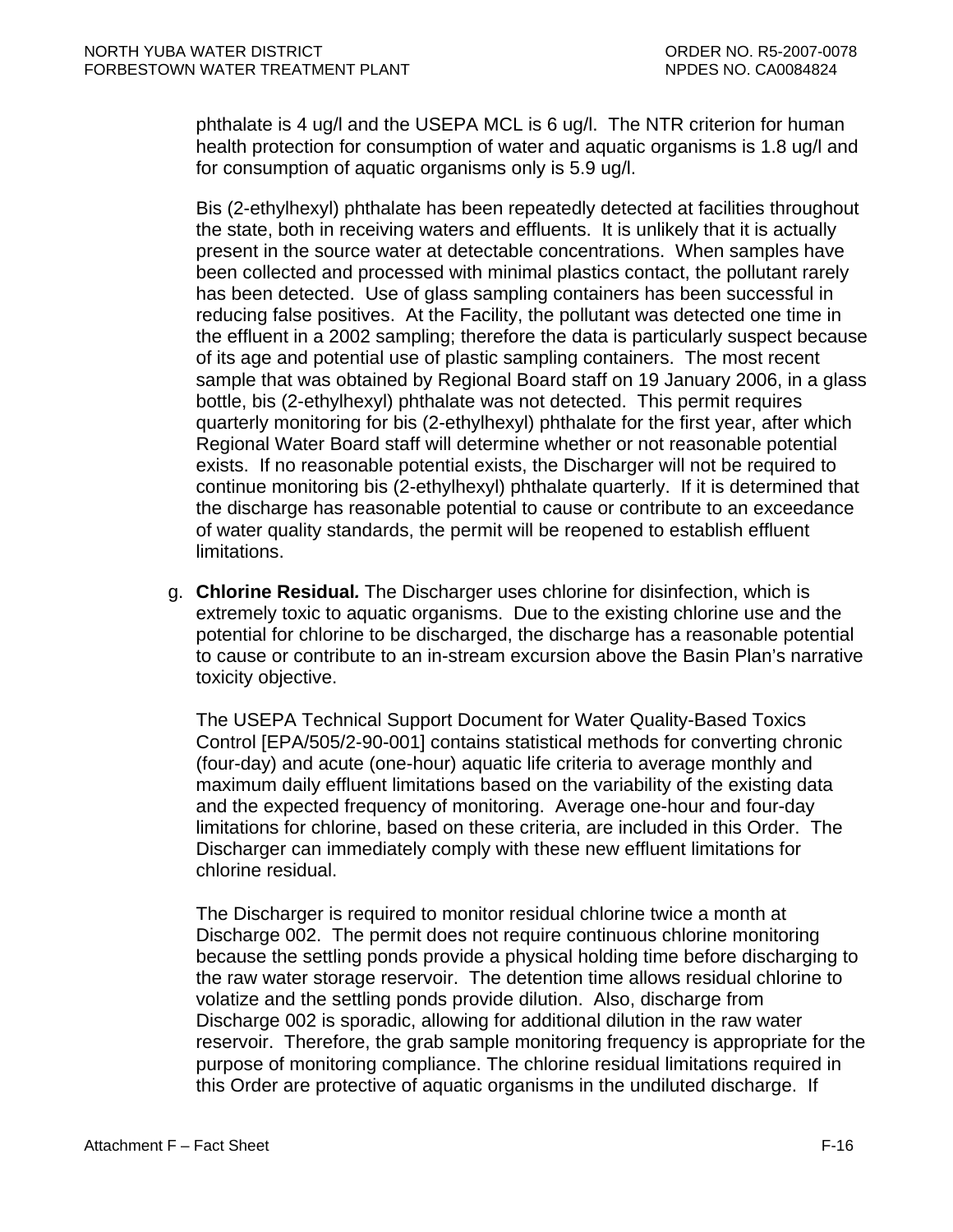phthalate is 4 ug/l and the USEPA MCL is 6 ug/l. The NTR criterion for human health protection for consumption of water and aquatic organisms is 1.8 ug/l and for consumption of aquatic organisms only is 5.9 ug/l.

Bis (2-ethylhexyl) phthalate has been repeatedly detected at facilities throughout the state, both in receiving waters and effluents. It is unlikely that it is actually present in the source water at detectable concentrations. When samples have been collected and processed with minimal plastics contact, the pollutant rarely has been detected. Use of glass sampling containers has been successful in reducing false positives. At the Facility, the pollutant was detected one time in the effluent in a 2002 sampling; therefore the data is particularly suspect because of its age and potential use of plastic sampling containers. The most recent sample that was obtained by Regional Board staff on 19 January 2006, in a glass bottle, bis (2-ethylhexyl) phthalate was not detected. This permit requires quarterly monitoring for bis (2-ethylhexyl) phthalate for the first year, after which Regional Water Board staff will determine whether or not reasonable potential exists. If no reasonable potential exists, the Discharger will not be required to continue monitoring bis (2-ethylhexyl) phthalate quarterly. If it is determined that the discharge has reasonable potential to cause or contribute to an exceedance of water quality standards, the permit will be reopened to establish effluent limitations.

g. **Chlorine Residual.** The Discharger uses chlorine for disinfection, which is extremely toxic to aquatic organisms. Due to the existing chlorine use and the potential for chlorine to be discharged, the discharge has a reasonable potential to cause or contribute to an in-stream excursion above the Basin Plan's narrative toxicity objective.

The USEPA Technical Support Document for Water Quality-Based Toxics Control [EPA/505/2-90-001] contains statistical methods for converting chronic (four-day) and acute (one-hour) aquatic life criteria to average monthly and maximum daily effluent limitations based on the variability of the existing data and the expected frequency of monitoring. Average one-hour and four-day limitations for chlorine, based on these criteria, are included in this Order. The Discharger can immediately comply with these new effluent limitations for chlorine residual.

The Discharger is required to monitor residual chlorine twice a month at Discharge 002. The permit does not require continuous chlorine monitoring because the settling ponds provide a physical holding time before discharging to the raw water storage reservoir. The detention time allows residual chlorine to volatize and the settling ponds provide dilution. Also, discharge from Discharge 002 is sporadic, allowing for additional dilution in the raw water reservoir. Therefore, the grab sample monitoring frequency is appropriate for the purpose of monitoring compliance. The chlorine residual limitations required in this Order are protective of aquatic organisms in the undiluted discharge. If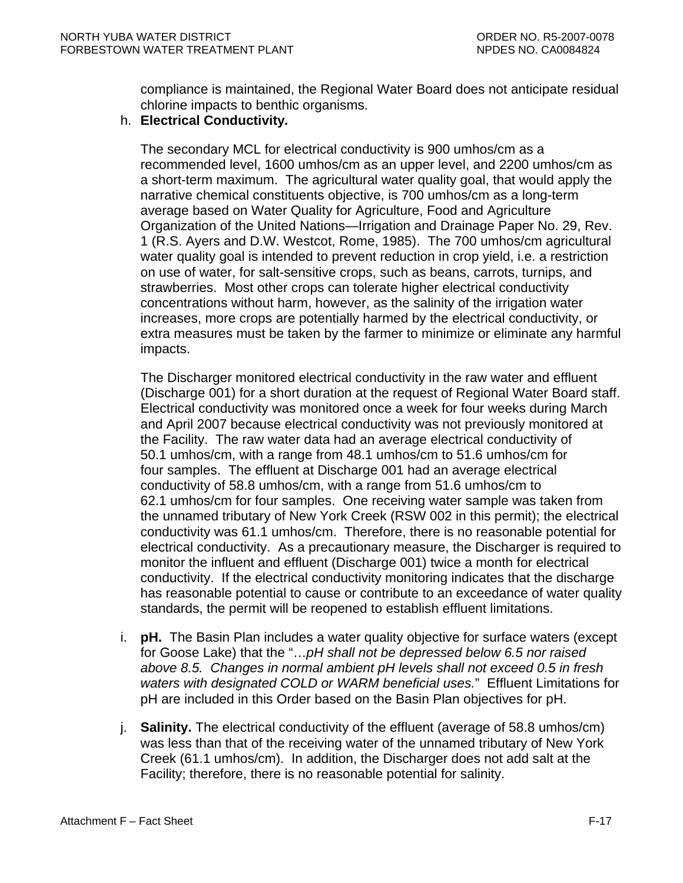compliance is maintained, the Regional Water Board does not anticipate residual chlorine impacts to benthic organisms.

h. **Electrical Conductivity*.***

   The secondary MCL for electrical conductivity is 900 umhos/cm as a recommended level, 1600 umhos/cm as an upper level, and 2200 umhos/cm as a short-term maximum. The agricultural water quality goal, that would apply the narrative chemical constituents objective, is 700 umhos/cm as a long-term average based on Water Quality for Agriculture, Food and Agriculture Organization of the United Nations—Irrigation and Drainage Paper No. 29, Rev. 1 (R.S. Ayers and D.W. Westcot, Rome, 1985). The 700 umhos/cm agricultural water quality goal is intended to prevent reduction in crop yield, i.e. a restriction on use of water, for salt-sensitive crops, such as beans, carrots, turnips, and strawberries. Most other crops can tolerate higher electrical conductivity concentrations without harm, however, as the salinity of the irrigation water increases, more crops are potentially harmed by the electrical conductivity, or extra measures must be taken by the farmer to minimize or eliminate any harmful impacts.

   The Discharger monitored electrical conductivity in the raw water and effluent (Discharge 001) for a short duration at the request of Regional Water Board staff. Electrical conductivity was monitored once a week for four weeks during March and April 2007 because electrical conductivity was not previously monitored at the Facility. The raw water data had an average electrical conductivity of 50.1 umhos/cm, with a range from 48.1 umhos/cm to 51.6 umhos/cm for four samples. The effluent at Discharge 001 had an average electrical conductivity of 58.8 umhos/cm, with a range from 51.6 umhos/cm to 62.1 umhos/cm for four samples. One receiving water sample was taken from the unnamed tributary of New York Creek (RSW 002 in this permit); the electrical conductivity was 61.1 umhos/cm. Therefore, there is no reasonable potential for electrical conductivity. As a precautionary measure, the Discharger is required to monitor the influent and effluent (Discharge 001) twice a month for electrical conductivity. If the electrical conductivity monitoring indicates that the discharge has reasonable potential to cause or contribute to an exceedance of water quality standards, the permit will be reopened to establish effluent limitations.

i. **pH.** The Basin Plan includes a water quality objective for surface waters (except for Goose Lake) that the "…*pH shall not be depressed below 6.5 nor raised above 8.5. Changes in normal ambient pH levels shall not exceed 0.5 in fresh waters with designated COLD or WARM beneficial uses.*" Effluent Limitations for pH are included in this Order based on the Basin Plan objectives for pH.

j. **Salinity.** The electrical conductivity of the effluent (average of 58.8 umhos/cm) was less than that of the receiving water of the unnamed tributary of New York Creek (61.1 umhos/cm). In addition, the Discharger does not add salt at the Facility; therefore, there is no reasonable potential for salinity.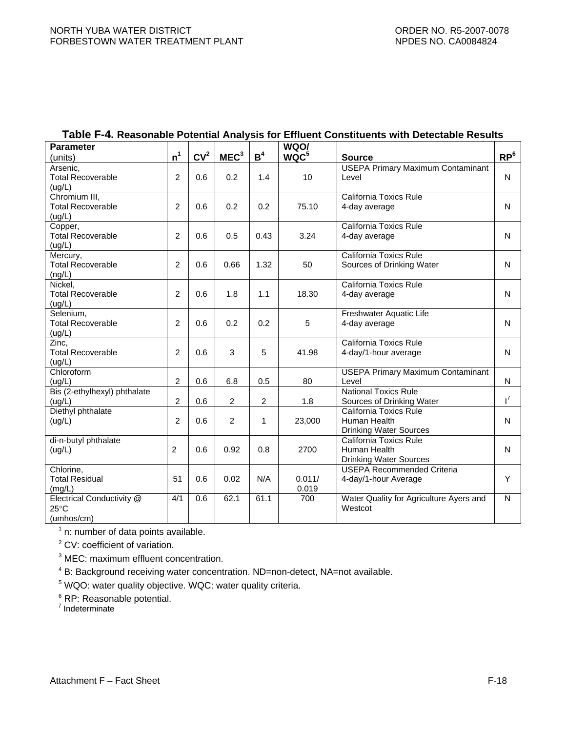**Table F-4. Reasonable Potential Analysis for Effluent Constituents with Detectable Results**

| Parameter (units) | n[1] | CV[2] | MEC[3] | B[4] | WQO/ WQC[5] | Source | RP[6] |
|---|---|---|---|---|---|---|---|
| Arsenic, Total Recoverable (ug/L) | 2 | 0.6 | 0.2 | 1.4 | 10 | USEPA Primary Maximum Contaminant Level | N |
| Chromium III, Total Recoverable (ug/L) | 2 | 0.6 | 0.2 | 0.2 | 75.10 | California Toxics Rule 4-day average | N |
| Copper, Total Recoverable (ug/L) | 2 | 0.6 | 0.5 | 0.43 | 3.24 | California Toxics Rule 4-day average | N |
| Mercury, Total Recoverable (ng/L) | 2 | 0.6 | 0.66 | 1.32 | 50 | California Toxics Rule Sources of Drinking Water | N |
| Nickel, Total Recoverable (ug/L) | 2 | 0.6 | 1.8 | 1.1 | 18.30 | California Toxics Rule 4-day average | N |
| Selenium, Total Recoverable (ug/L) | 2 | 0.6 | 0.2 | 0.2 | 5 | Freshwater Aquatic Life 4-day average | N |
| Zinc, Total Recoverable (ug/L) | 2 | 0.6 | 3 | 5 | 41.98 | California Toxics Rule 4-day/1-hour average | N |
| Chloroform (ug/L) | 2 | 0.6 | 6.8 | 0.5 | 80 | USEPA Primary Maximum Contaminant Level | N |
| Bis (2-ethylhexyl) phthalate (ug/L) | 2 | 0.6 | 2 | 2 | 1.8 | National Toxics Rule Sources of Drinking Water | I[7] |
| Diethyl phthalate (ug/L) | 2 | 0.6 | 2 | 1 | 23,000 | California Toxics Rule Human Health Drinking Water Sources | N |
| di-n-butyl phthalate (ug/L) | 2 | 0.6 | 0.92 | 0.8 | 2700 | California Toxics Rule Human Health Drinking Water Sources | N |
| Chlorine, Total Residual (mg/L) | 51 | 0.6 | 0.02 | N/A | 0.011/ 0.019 | USEPA Recommended Criteria 4-day/1-hour Average | Y |
| Electrical Conductivity @ 25°C (umhos/cm) | 4/1 | 0.6 | 62.1 | 61.1 | 700 | Water Quality for Agriculture Ayers and Westcot | N |

[1] n: number of data points available.

[2] CV: coefficient of variation.

[3] MEC: maximum effluent concentration.

[4] B: Background receiving water concentration. ND=non-detect, NA=not available.

[5] WQO: water quality objective. WQC: water quality criteria.

[6] RP: Reasonable potential.

[7] Indeterminate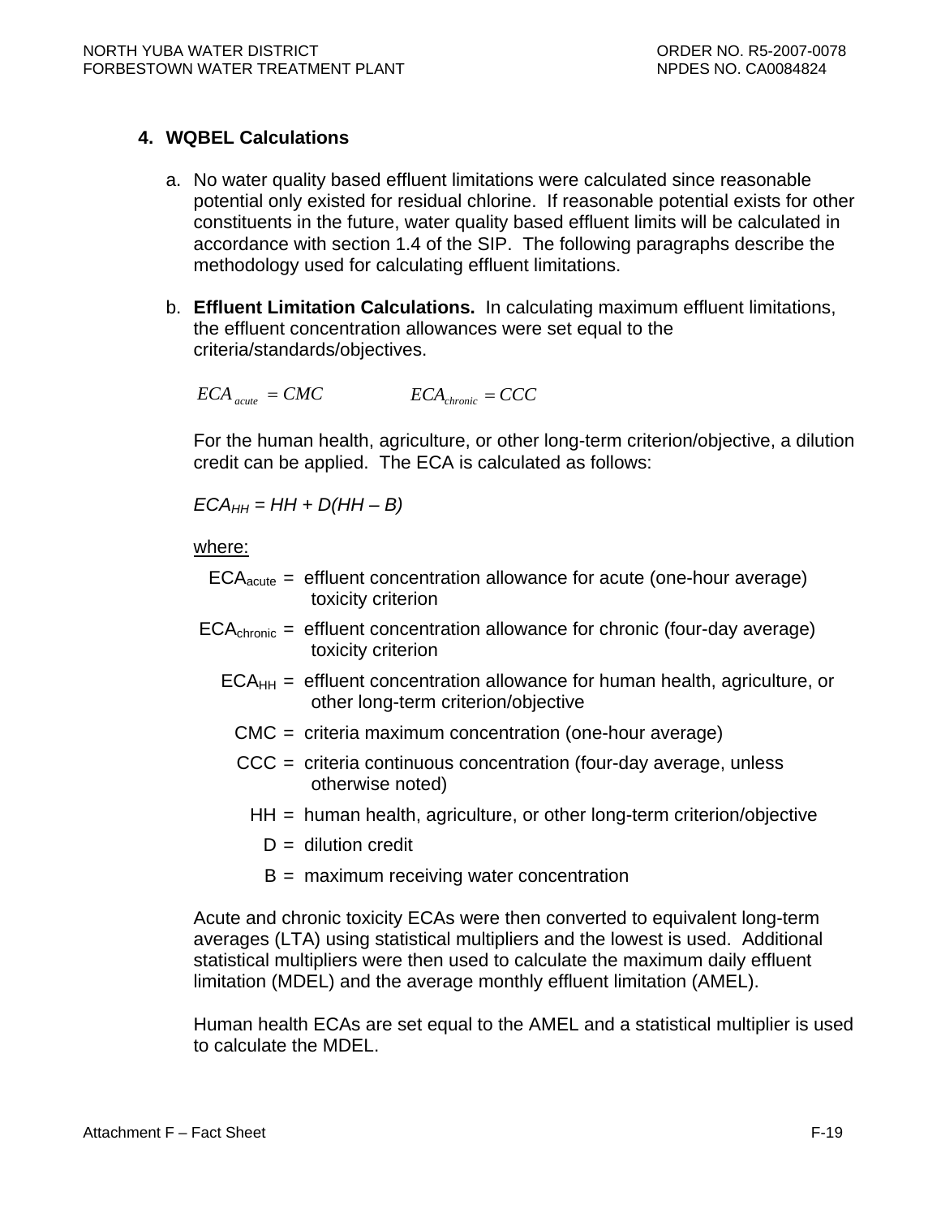### 4. WQBEL Calculations

a. No water quality based effluent limitations were calculated since reasonable potential only existed for residual chlorine. If reasonable potential exists for other constituents in the future, water quality based effluent limits will be calculated in accordance with section 1.4 of the SIP. The following paragraphs describe the methodology used for calculating effluent limitations.

b. **Effluent Limitation Calculations.** In calculating maximum effluent limitations, the effluent concentration allowances were set equal to the criteria/standards/objectives.

$$ECA_{acute} = CMC \qquad\qquad ECA_{chronic} = CCC$$

For the human health, agriculture, or other long-term criterion/objective, a dilution credit can be applied. The ECA is calculated as follows:

$$ECA_{HH} = HH + D(HH - B)$$

<u>where:</u>

- $ECA_{acute}$ = effluent concentration allowance for acute (one-hour average) toxicity criterion
- $ECA_{chronic}$ = effluent concentration allowance for chronic (four-day average) toxicity criterion
- $ECA_{HH}$ = effluent concentration allowance for human health, agriculture, or other long-term criterion/objective
- CMC = criteria maximum concentration (one-hour average)
- CCC = criteria continuous concentration (four-day average, unless otherwise noted)
- HH = human health, agriculture, or other long-term criterion/objective
- D = dilution credit
- B = maximum receiving water concentration

Acute and chronic toxicity ECAs were then converted to equivalent long-term averages (LTA) using statistical multipliers and the lowest is used. Additional statistical multipliers were then used to calculate the maximum daily effluent limitation (MDEL) and the average monthly effluent limitation (AMEL).

Human health ECAs are set equal to the AMEL and a statistical multiplier is used to calculate the MDEL.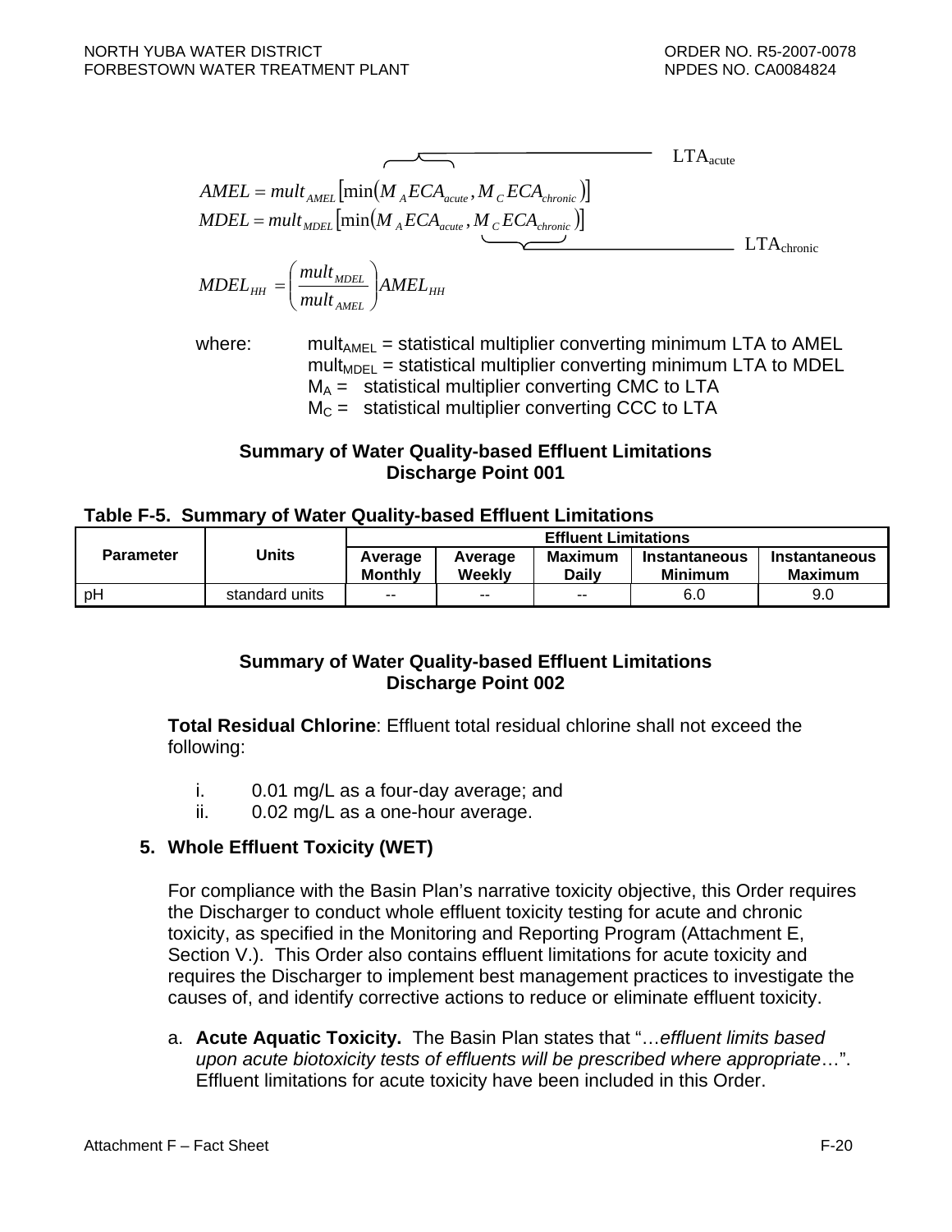$$AMEL = mult_{AMEL}\left[\min\left(\underbrace{M_A ECA_{acute}}_{LTA_{acute}}, \underbrace{M_C ECA_{chronic}}_{LTA_{chronic}}\right)\right]$$

$$MDEL = mult_{MDEL}\left[\min\left(M_A ECA_{acute}, M_C ECA_{chronic}\right)\right]$$

$$MDEL_{HH} = \left(\frac{mult_{MDEL}}{mult_{AMEL}}\right) AMEL_{HH}$$

where:
$mult_{AMEL}$ = statistical multiplier converting minimum LTA to AMEL
$mult_{MDEL}$ = statistical multiplier converting minimum LTA to MDEL
$M_A$ = statistical multiplier converting CMC to LTA
$M_C$ = statistical multiplier converting CCC to LTA

**Summary of Water Quality-based Effluent Limitations**
**Discharge Point 001**

**Table F-5. Summary of Water Quality-based Effluent Limitations**

| Parameter | Units | Effluent Limitations | | | | |
|---|---|---|---|---|---|---|
| | | Average Monthly | Average Weekly | Maximum Daily | Instantaneous Minimum | Instantaneous Maximum |
| pH | standard units | -- | -- | -- | 6.0 | 9.0 |

**Summary of Water Quality-based Effluent Limitations**
**Discharge Point 002**

**Total Residual Chlorine**: Effluent total residual chlorine shall not exceed the following:

i. 0.01 mg/L as a four-day average; and
ii. 0.02 mg/L as a one-hour average.

**5. Whole Effluent Toxicity (WET)**

For compliance with the Basin Plan's narrative toxicity objective, this Order requires the Discharger to conduct whole effluent toxicity testing for acute and chronic toxicity, as specified in the Monitoring and Reporting Program (Attachment E, Section V.). This Order also contains effluent limitations for acute toxicity and requires the Discharger to implement best management practices to investigate the causes of, and identify corrective actions to reduce or eliminate effluent toxicity.

a. **Acute Aquatic Toxicity.** The Basin Plan states that "…*effluent limits based upon acute biotoxicity tests of effluents will be prescribed where appropriate*…". Effluent limitations for acute toxicity have been included in this Order.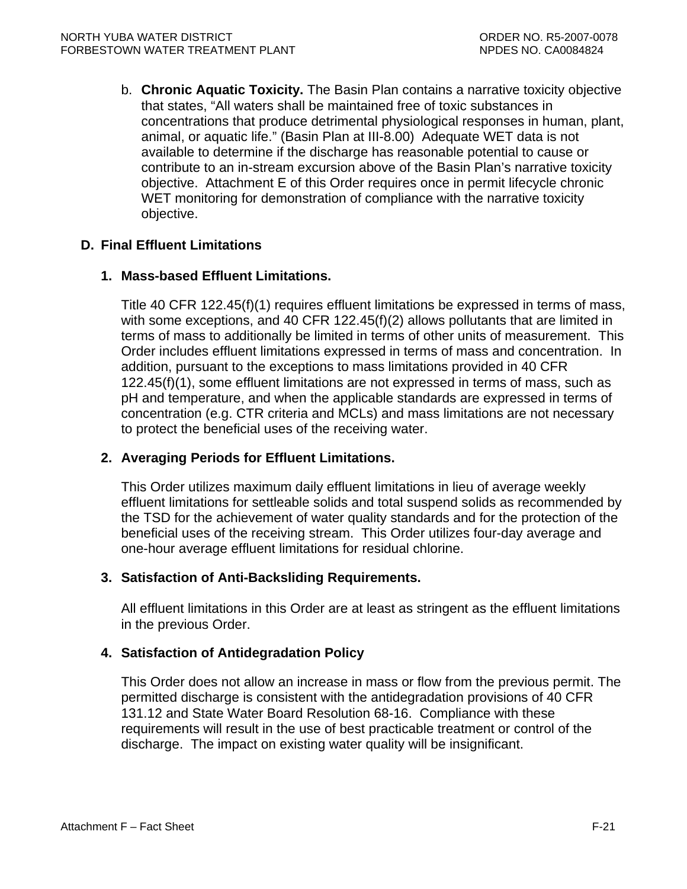b. **Chronic Aquatic Toxicity.** The Basin Plan contains a narrative toxicity objective that states, "All waters shall be maintained free of toxic substances in concentrations that produce detrimental physiological responses in human, plant, animal, or aquatic life." (Basin Plan at III-8.00) Adequate WET data is not available to determine if the discharge has reasonable potential to cause or contribute to an in-stream excursion above of the Basin Plan's narrative toxicity objective. Attachment E of this Order requires once in permit lifecycle chronic WET monitoring for demonstration of compliance with the narrative toxicity objective.

## D. Final Effluent Limitations

### 1. Mass-based Effluent Limitations.

Title 40 CFR 122.45(f)(1) requires effluent limitations be expressed in terms of mass, with some exceptions, and 40 CFR 122.45(f)(2) allows pollutants that are limited in terms of mass to additionally be limited in terms of other units of measurement. This Order includes effluent limitations expressed in terms of mass and concentration. In addition, pursuant to the exceptions to mass limitations provided in 40 CFR 122.45(f)(1), some effluent limitations are not expressed in terms of mass, such as pH and temperature, and when the applicable standards are expressed in terms of concentration (e.g. CTR criteria and MCLs) and mass limitations are not necessary to protect the beneficial uses of the receiving water.

### 2. Averaging Periods for Effluent Limitations.

This Order utilizes maximum daily effluent limitations in lieu of average weekly effluent limitations for settleable solids and total suspend solids as recommended by the TSD for the achievement of water quality standards and for the protection of the beneficial uses of the receiving stream. This Order utilizes four-day average and one-hour average effluent limitations for residual chlorine.

### 3. Satisfaction of Anti-Backsliding Requirements.

All effluent limitations in this Order are at least as stringent as the effluent limitations in the previous Order.

### 4. Satisfaction of Antidegradation Policy

This Order does not allow an increase in mass or flow from the previous permit. The permitted discharge is consistent with the antidegradation provisions of 40 CFR 131.12 and State Water Board Resolution 68-16. Compliance with these requirements will result in the use of best practicable treatment or control of the discharge. The impact on existing water quality will be insignificant.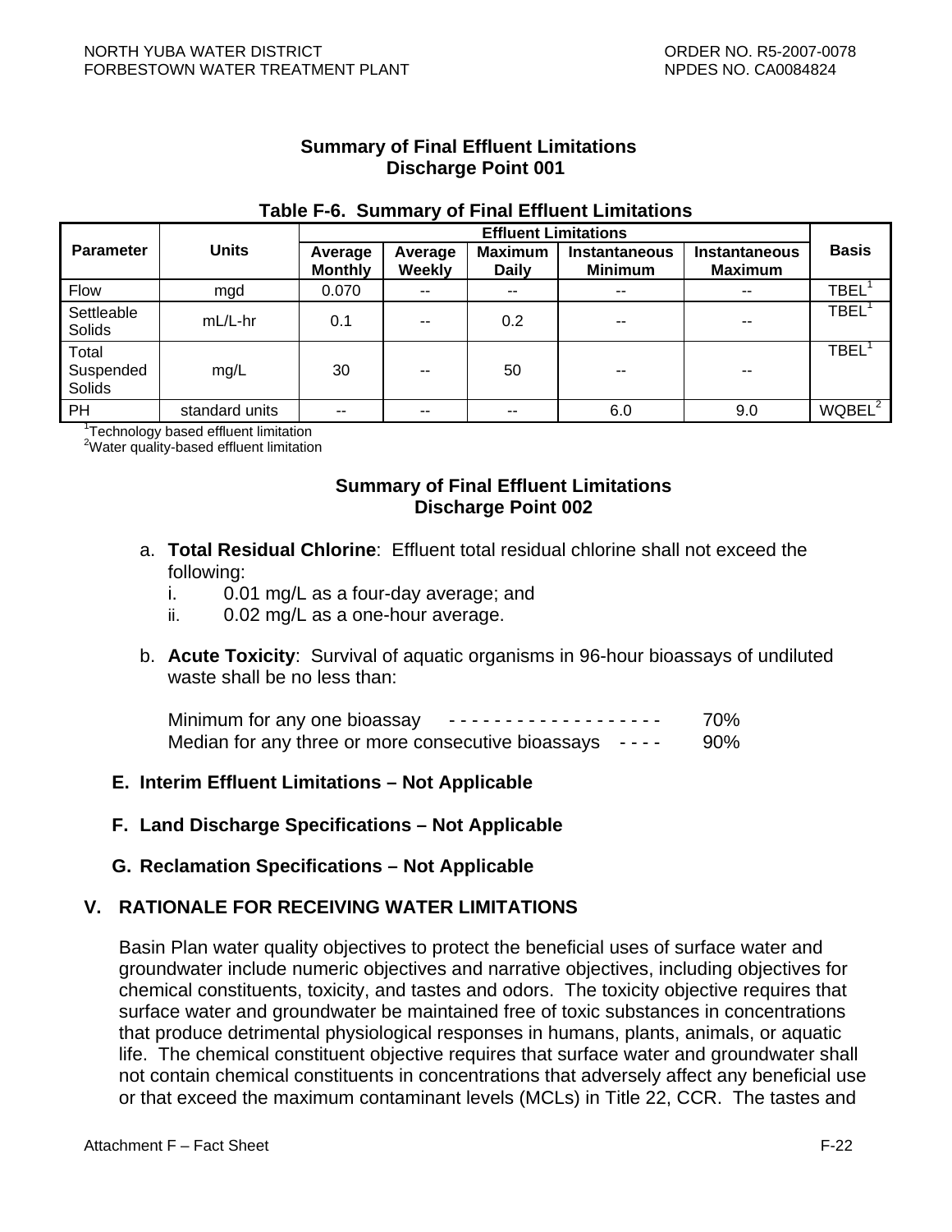**Summary of Final Effluent Limitations**
**Discharge Point 001**

**Table F-6. Summary of Final Effluent Limitations**

| Parameter | Units | Effluent Limitations | | | | | Basis |
|---|---|---|---|---|---|---|---|
| | | Average Monthly | Average Weekly | Maximum Daily | Instantaneous Minimum | Instantaneous Maximum | |
| Flow | mgd | 0.070 | -- | -- | -- | -- | TBEL[1] |
| Settleable Solids | mL/L-hr | 0.1 | -- | 0.2 | -- | -- | TBEL[1] |
| Total Suspended Solids | mg/L | 30 | -- | 50 | -- | -- | TBEL[1] |
| PH | standard units | -- | -- | -- | 6.0 | 9.0 | WQBEL[2] |

[1]Technology based effluent limitation
[2]Water quality-based effluent limitation

**Summary of Final Effluent Limitations**
**Discharge Point 002**

a. **Total Residual Chlorine**: Effluent total residual chlorine shall not exceed the following:
   i. 0.01 mg/L as a four-day average; and
   ii. 0.02 mg/L as a one-hour average.

b. **Acute Toxicity**: Survival of aquatic organisms in 96-hour bioassays of undiluted waste shall be no less than:

   Minimum for any one bioassay - - - - - - - - - - - - - - - - - - - 70%
   Median for any three or more consecutive bioassays - - - - 90%

### E. Interim Effluent Limitations – Not Applicable

### F. Land Discharge Specifications – Not Applicable

### G. Reclamation Specifications – Not Applicable

## V. RATIONALE FOR RECEIVING WATER LIMITATIONS

Basin Plan water quality objectives to protect the beneficial uses of surface water and groundwater include numeric objectives and narrative objectives, including objectives for chemical constituents, toxicity, and tastes and odors. The toxicity objective requires that surface water and groundwater be maintained free of toxic substances in concentrations that produce detrimental physiological responses in humans, plants, animals, or aquatic life. The chemical constituent objective requires that surface water and groundwater shall not contain chemical constituents in concentrations that adversely affect any beneficial use or that exceed the maximum contaminant levels (MCLs) in Title 22, CCR. The tastes and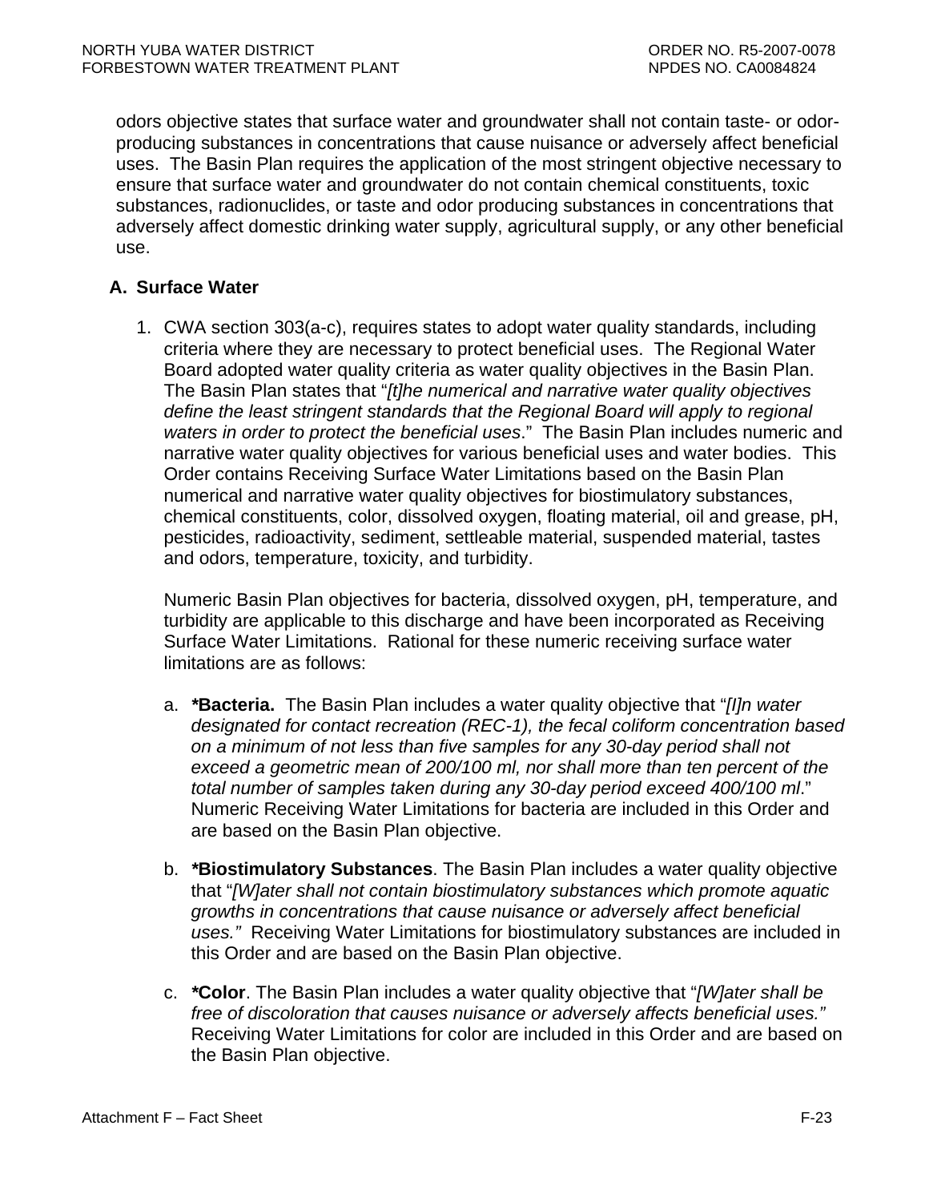odors objective states that surface water and groundwater shall not contain taste- or odor-producing substances in concentrations that cause nuisance or adversely affect beneficial uses. The Basin Plan requires the application of the most stringent objective necessary to ensure that surface water and groundwater do not contain chemical constituents, toxic substances, radionuclides, or taste and odor producing substances in concentrations that adversely affect domestic drinking water supply, agricultural supply, or any other beneficial use.

## A. Surface Water

1. CWA section 303(a-c), requires states to adopt water quality standards, including criteria where they are necessary to protect beneficial uses. The Regional Water Board adopted water quality criteria as water quality objectives in the Basin Plan. The Basin Plan states that "*[t]he numerical and narrative water quality objectives define the least stringent standards that the Regional Board will apply to regional waters in order to protect the beneficial uses*." The Basin Plan includes numeric and narrative water quality objectives for various beneficial uses and water bodies. This Order contains Receiving Surface Water Limitations based on the Basin Plan numerical and narrative water quality objectives for biostimulatory substances, chemical constituents, color, dissolved oxygen, floating material, oil and grease, pH, pesticides, radioactivity, sediment, settleable material, suspended material, tastes and odors, temperature, toxicity, and turbidity.

   Numeric Basin Plan objectives for bacteria, dissolved oxygen, pH, temperature, and turbidity are applicable to this discharge and have been incorporated as Receiving Surface Water Limitations. Rational for these numeric receiving surface water limitations are as follows:

   a. ***\*Bacteria.*** The Basin Plan includes a water quality objective that "*[I]n water designated for contact recreation (REC-1), the fecal coliform concentration based on a minimum of not less than five samples for any 30-day period shall not exceed a geometric mean of 200/100 ml, nor shall more than ten percent of the total number of samples taken during any 30-day period exceed 400/100 ml*." Numeric Receiving Water Limitations for bacteria are included in this Order and are based on the Basin Plan objective.

   b. ***\*Biostimulatory Substances***. The Basin Plan includes a water quality objective that "*[W]ater shall not contain biostimulatory substances which promote aquatic growths in concentrations that cause nuisance or adversely affect beneficial uses.*" Receiving Water Limitations for biostimulatory substances are included in this Order and are based on the Basin Plan objective.

   c. ***\*Color***. The Basin Plan includes a water quality objective that "*[W]ater shall be free of discoloration that causes nuisance or adversely affects beneficial uses.*" Receiving Water Limitations for color are included in this Order and are based on the Basin Plan objective.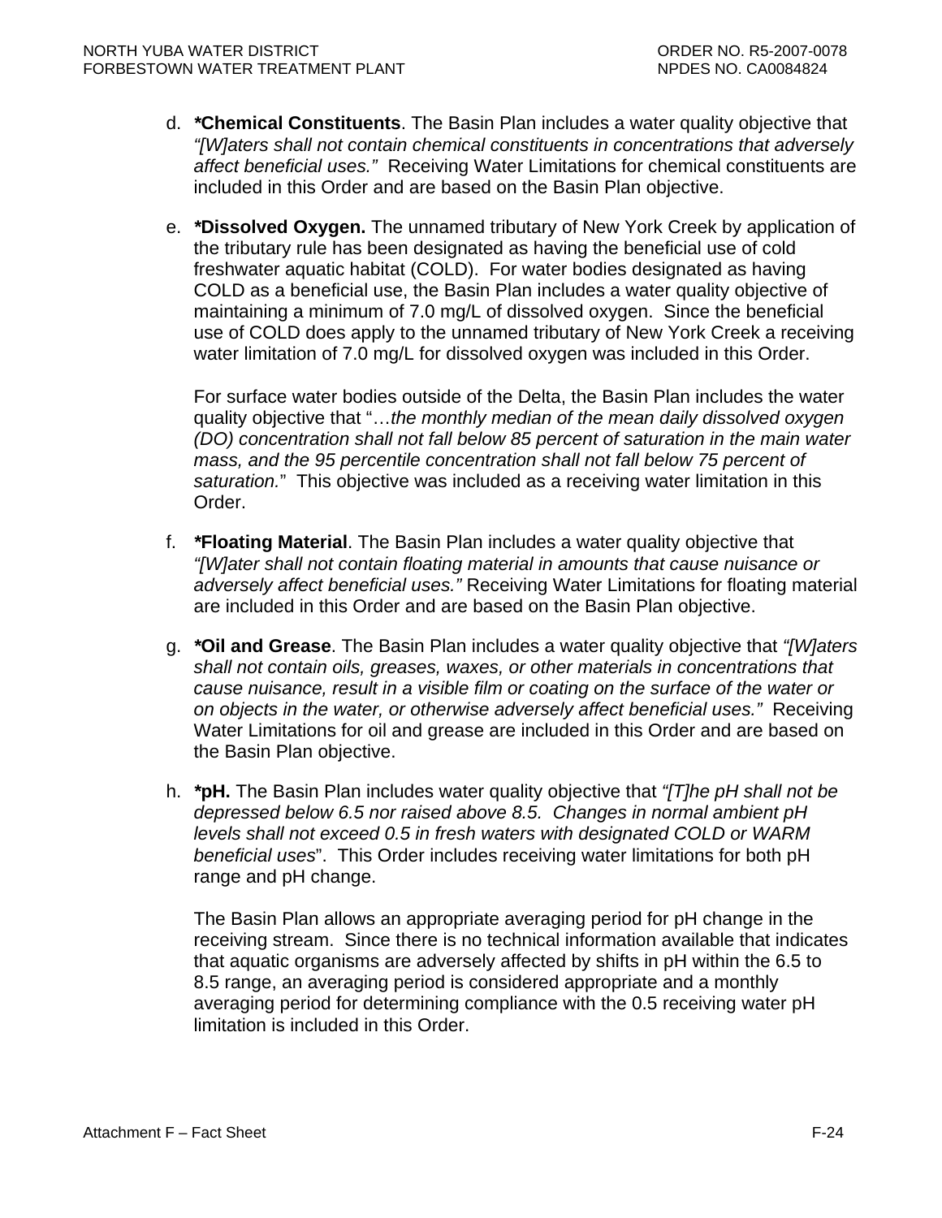d. ***Chemical Constituents**. The Basin Plan includes a water quality objective that *"[W]aters shall not contain chemical constituents in concentrations that adversely affect beneficial uses."* Receiving Water Limitations for chemical constituents are included in this Order and are based on the Basin Plan objective.

e. ***Dissolved Oxygen.** The unnamed tributary of New York Creek by application of the tributary rule has been designated as having the beneficial use of cold freshwater aquatic habitat (COLD). For water bodies designated as having COLD as a beneficial use, the Basin Plan includes a water quality objective of maintaining a minimum of 7.0 mg/L of dissolved oxygen. Since the beneficial use of COLD does apply to the unnamed tributary of New York Creek a receiving water limitation of 7.0 mg/L for dissolved oxygen was included in this Order.

   For surface water bodies outside of the Delta, the Basin Plan includes the water quality objective that "…*the monthly median of the mean daily dissolved oxygen (DO) concentration shall not fall below 85 percent of saturation in the main water mass, and the 95 percentile concentration shall not fall below 75 percent of saturation.*" This objective was included as a receiving water limitation in this Order.

f. ***Floating Material**. The Basin Plan includes a water quality objective that *"[W]ater shall not contain floating material in amounts that cause nuisance or adversely affect beneficial uses."* Receiving Water Limitations for floating material are included in this Order and are based on the Basin Plan objective.

g. ***Oil and Grease**. The Basin Plan includes a water quality objective that *"[W]aters shall not contain oils, greases, waxes, or other materials in concentrations that cause nuisance, result in a visible film or coating on the surface of the water or on objects in the water, or otherwise adversely affect beneficial uses."* Receiving Water Limitations for oil and grease are included in this Order and are based on the Basin Plan objective.

h. ***pH.** The Basin Plan includes water quality objective that *"[T]he pH shall not be depressed below 6.5 nor raised above 8.5. Changes in normal ambient pH levels shall not exceed 0.5 in fresh waters with designated COLD or WARM beneficial uses*". This Order includes receiving water limitations for both pH range and pH change.

   The Basin Plan allows an appropriate averaging period for pH change in the receiving stream. Since there is no technical information available that indicates that aquatic organisms are adversely affected by shifts in pH within the 6.5 to 8.5 range, an averaging period is considered appropriate and a monthly averaging period for determining compliance with the 0.5 receiving water pH limitation is included in this Order.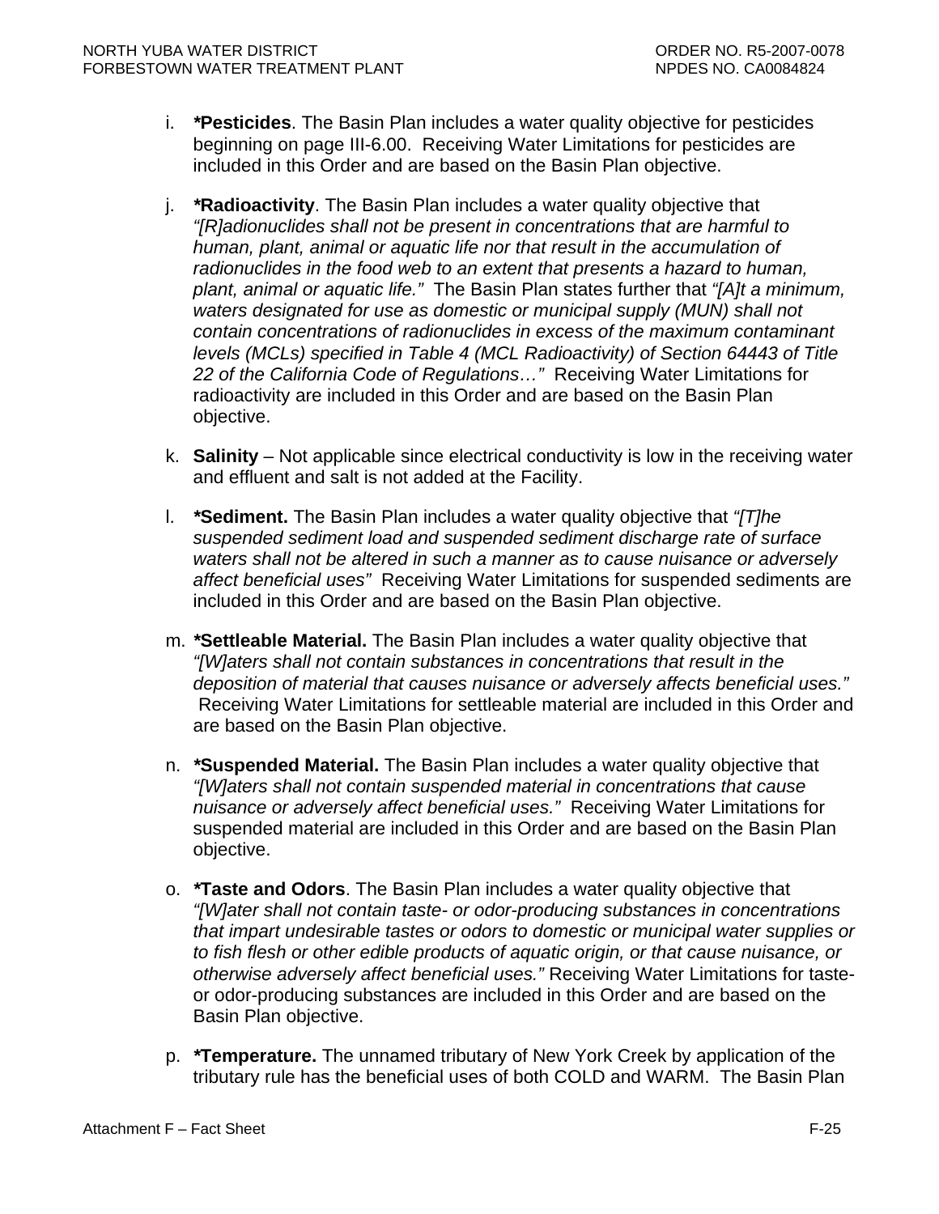i. ***Pesticides***. The Basin Plan includes a water quality objective for pesticides beginning on page III-6.00. Receiving Water Limitations for pesticides are included in this Order and are based on the Basin Plan objective.

j. ***Radioactivity***. The Basin Plan includes a water quality objective that *"[R]adionuclides shall not be present in concentrations that are harmful to human, plant, animal or aquatic life nor that result in the accumulation of radionuclides in the food web to an extent that presents a hazard to human, plant, animal or aquatic life."* The Basin Plan states further that *"[A]t a minimum, waters designated for use as domestic or municipal supply (MUN) shall not contain concentrations of radionuclides in excess of the maximum contaminant levels (MCLs) specified in Table 4 (MCL Radioactivity) of Section 64443 of Title 22 of the California Code of Regulations…"* Receiving Water Limitations for radioactivity are included in this Order and are based on the Basin Plan objective.

k. **Salinity** – Not applicable since electrical conductivity is low in the receiving water and effluent and salt is not added at the Facility.

l. ***Sediment.*** The Basin Plan includes a water quality objective that *"[T]he suspended sediment load and suspended sediment discharge rate of surface waters shall not be altered in such a manner as to cause nuisance or adversely affect beneficial uses"* Receiving Water Limitations for suspended sediments are included in this Order and are based on the Basin Plan objective.

m. ***Settleable Material.*** The Basin Plan includes a water quality objective that *"[W]aters shall not contain substances in concentrations that result in the deposition of material that causes nuisance or adversely affects beneficial uses."* Receiving Water Limitations for settleable material are included in this Order and are based on the Basin Plan objective.

n. ***Suspended Material.*** The Basin Plan includes a water quality objective that *"[W]aters shall not contain suspended material in concentrations that cause nuisance or adversely affect beneficial uses."* Receiving Water Limitations for suspended material are included in this Order and are based on the Basin Plan objective.

o. ***Taste and Odors***. The Basin Plan includes a water quality objective that *"[W]ater shall not contain taste- or odor-producing substances in concentrations that impart undesirable tastes or odors to domestic or municipal water supplies or to fish flesh or other edible products of aquatic origin, or that cause nuisance, or otherwise adversely affect beneficial uses."* Receiving Water Limitations for taste- or odor-producing substances are included in this Order and are based on the Basin Plan objective.

p. ***Temperature.*** The unnamed tributary of New York Creek by application of the tributary rule has the beneficial uses of both COLD and WARM. The Basin Plan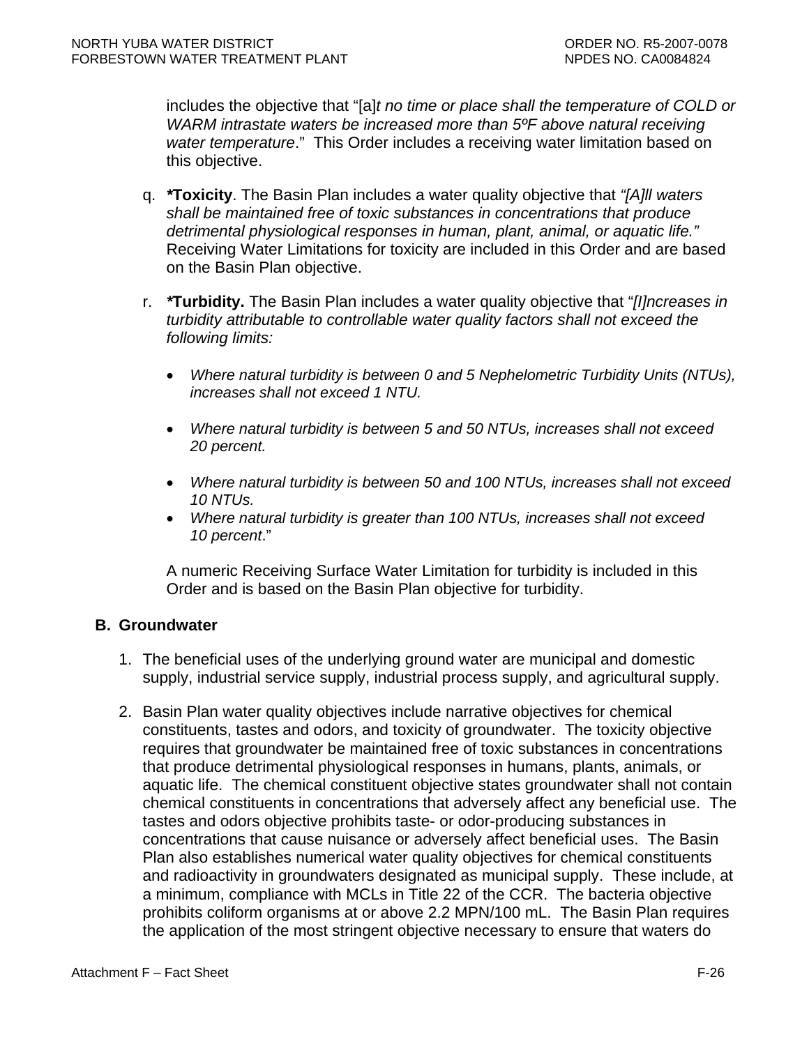includes the objective that "[a]*t no time or place shall the temperature of COLD or WARM intrastate waters be increased more than 5ºF above natural receiving water temperature*." This Order includes a receiving water limitation based on this objective.

q. ***Toxicity**. The Basin Plan includes a water quality objective that *"[A]ll waters shall be maintained free of toxic substances in concentrations that produce detrimental physiological responses in human, plant, animal, or aquatic life."* Receiving Water Limitations for toxicity are included in this Order and are based on the Basin Plan objective.

r. ***Turbidity.** The Basin Plan includes a water quality objective that "*[I]ncreases in turbidity attributable to controllable water quality factors shall not exceed the following limits:*

- *Where natural turbidity is between 0 and 5 Nephelometric Turbidity Units (NTUs), increases shall not exceed 1 NTU.*
- *Where natural turbidity is between 5 and 50 NTUs, increases shall not exceed 20 percent.*
- *Where natural turbidity is between 50 and 100 NTUs, increases shall not exceed 10 NTUs.*
- *Where natural turbidity is greater than 100 NTUs, increases shall not exceed 10 percent*."

A numeric Receiving Surface Water Limitation for turbidity is included in this Order and is based on the Basin Plan objective for turbidity.

## B. Groundwater

1. The beneficial uses of the underlying ground water are municipal and domestic supply, industrial service supply, industrial process supply, and agricultural supply.

2. Basin Plan water quality objectives include narrative objectives for chemical constituents, tastes and odors, and toxicity of groundwater. The toxicity objective requires that groundwater be maintained free of toxic substances in concentrations that produce detrimental physiological responses in humans, plants, animals, or aquatic life. The chemical constituent objective states groundwater shall not contain chemical constituents in concentrations that adversely affect any beneficial use. The tastes and odors objective prohibits taste- or odor-producing substances in concentrations that cause nuisance or adversely affect beneficial uses. The Basin Plan also establishes numerical water quality objectives for chemical constituents and radioactivity in groundwaters designated as municipal supply. These include, at a minimum, compliance with MCLs in Title 22 of the CCR. The bacteria objective prohibits coliform organisms at or above 2.2 MPN/100 mL. The Basin Plan requires the application of the most stringent objective necessary to ensure that waters do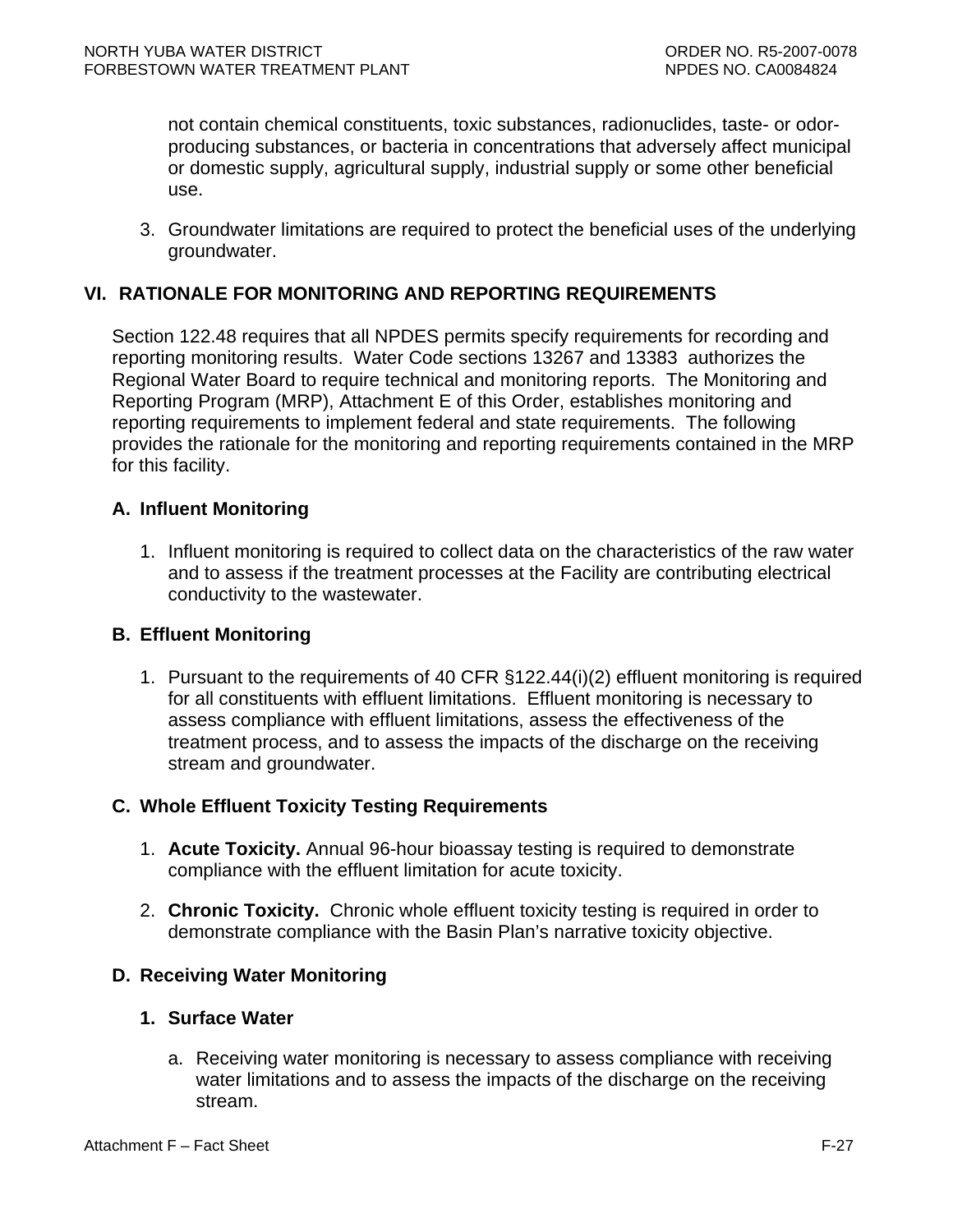not contain chemical constituents, toxic substances, radionuclides, taste- or odor-producing substances, or bacteria in concentrations that adversely affect municipal or domestic supply, agricultural supply, industrial supply or some other beneficial use.

3. Groundwater limitations are required to protect the beneficial uses of the underlying groundwater.

## VI. RATIONALE FOR MONITORING AND REPORTING REQUIREMENTS

Section 122.48 requires that all NPDES permits specify requirements for recording and reporting monitoring results. Water Code sections 13267 and 13383 authorizes the Regional Water Board to require technical and monitoring reports. The Monitoring and Reporting Program (MRP), Attachment E of this Order, establishes monitoring and reporting requirements to implement federal and state requirements. The following provides the rationale for the monitoring and reporting requirements contained in the MRP for this facility.

### A. Influent Monitoring

1. Influent monitoring is required to collect data on the characteristics of the raw water and to assess if the treatment processes at the Facility are contributing electrical conductivity to the wastewater.

### B. Effluent Monitoring

1. Pursuant to the requirements of 40 CFR §122.44(i)(2) effluent monitoring is required for all constituents with effluent limitations. Effluent monitoring is necessary to assess compliance with effluent limitations, assess the effectiveness of the treatment process, and to assess the impacts of the discharge on the receiving stream and groundwater.

### C. Whole Effluent Toxicity Testing Requirements

1. **Acute Toxicity.** Annual 96-hour bioassay testing is required to demonstrate compliance with the effluent limitation for acute toxicity.

2. **Chronic Toxicity.** Chronic whole effluent toxicity testing is required in order to demonstrate compliance with the Basin Plan's narrative toxicity objective.

### D. Receiving Water Monitoring

#### 1. Surface Water

a. Receiving water monitoring is necessary to assess compliance with receiving water limitations and to assess the impacts of the discharge on the receiving stream.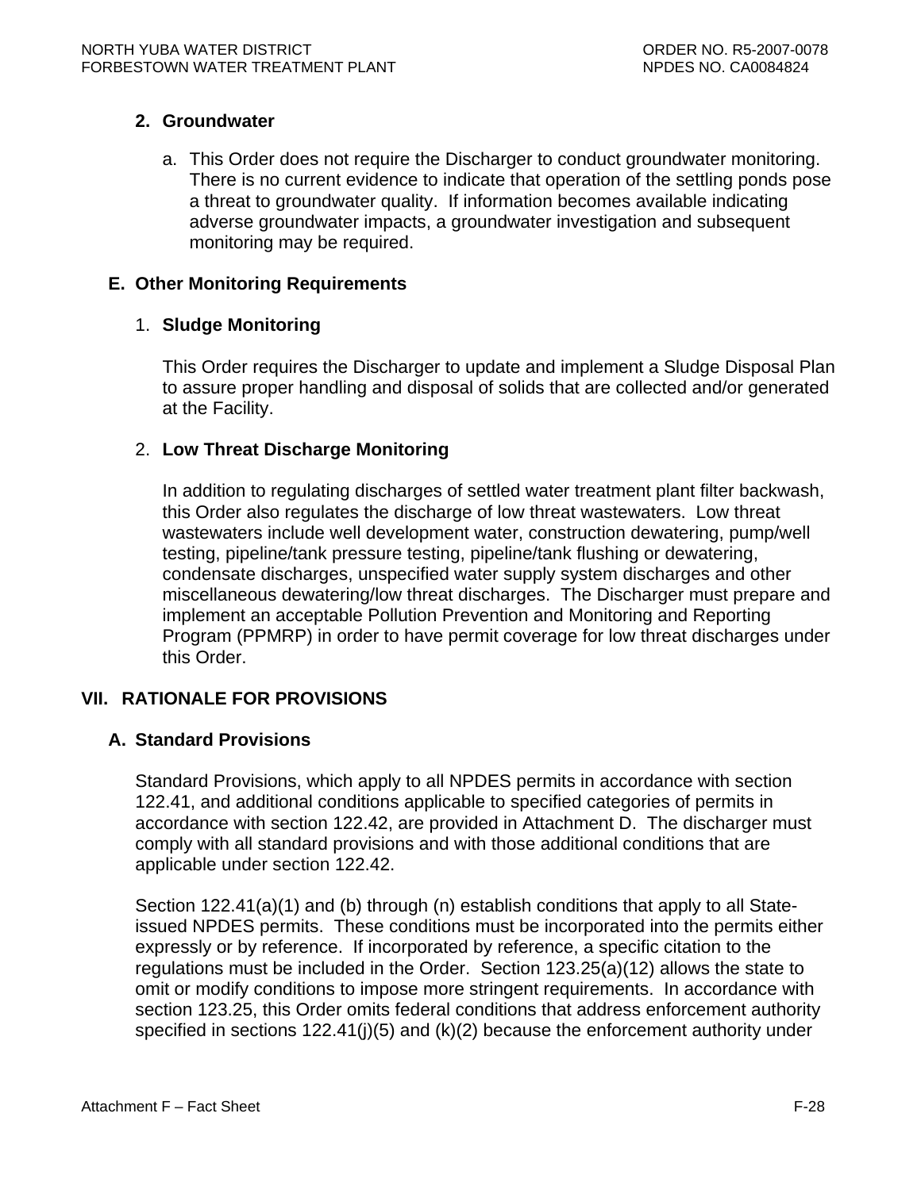### 2. Groundwater

a. This Order does not require the Discharger to conduct groundwater monitoring. There is no current evidence to indicate that operation of the settling ponds pose a threat to groundwater quality. If information becomes available indicating adverse groundwater impacts, a groundwater investigation and subsequent monitoring may be required.

## E. Other Monitoring Requirements

### 1. Sludge Monitoring

This Order requires the Discharger to update and implement a Sludge Disposal Plan to assure proper handling and disposal of solids that are collected and/or generated at the Facility.

### 2. Low Threat Discharge Monitoring

In addition to regulating discharges of settled water treatment plant filter backwash, this Order also regulates the discharge of low threat wastewaters. Low threat wastewaters include well development water, construction dewatering, pump/well testing, pipeline/tank pressure testing, pipeline/tank flushing or dewatering, condensate discharges, unspecified water supply system discharges and other miscellaneous dewatering/low threat discharges. The Discharger must prepare and implement an acceptable Pollution Prevention and Monitoring and Reporting Program (PPMRP) in order to have permit coverage for low threat discharges under this Order.

# VII. RATIONALE FOR PROVISIONS

## A. Standard Provisions

Standard Provisions, which apply to all NPDES permits in accordance with section 122.41, and additional conditions applicable to specified categories of permits in accordance with section 122.42, are provided in Attachment D. The discharger must comply with all standard provisions and with those additional conditions that are applicable under section 122.42.

Section 122.41(a)(1) and (b) through (n) establish conditions that apply to all State-issued NPDES permits. These conditions must be incorporated into the permits either expressly or by reference. If incorporated by reference, a specific citation to the regulations must be included in the Order. Section 123.25(a)(12) allows the state to omit or modify conditions to impose more stringent requirements. In accordance with section 123.25, this Order omits federal conditions that address enforcement authority specified in sections 122.41(j)(5) and (k)(2) because the enforcement authority under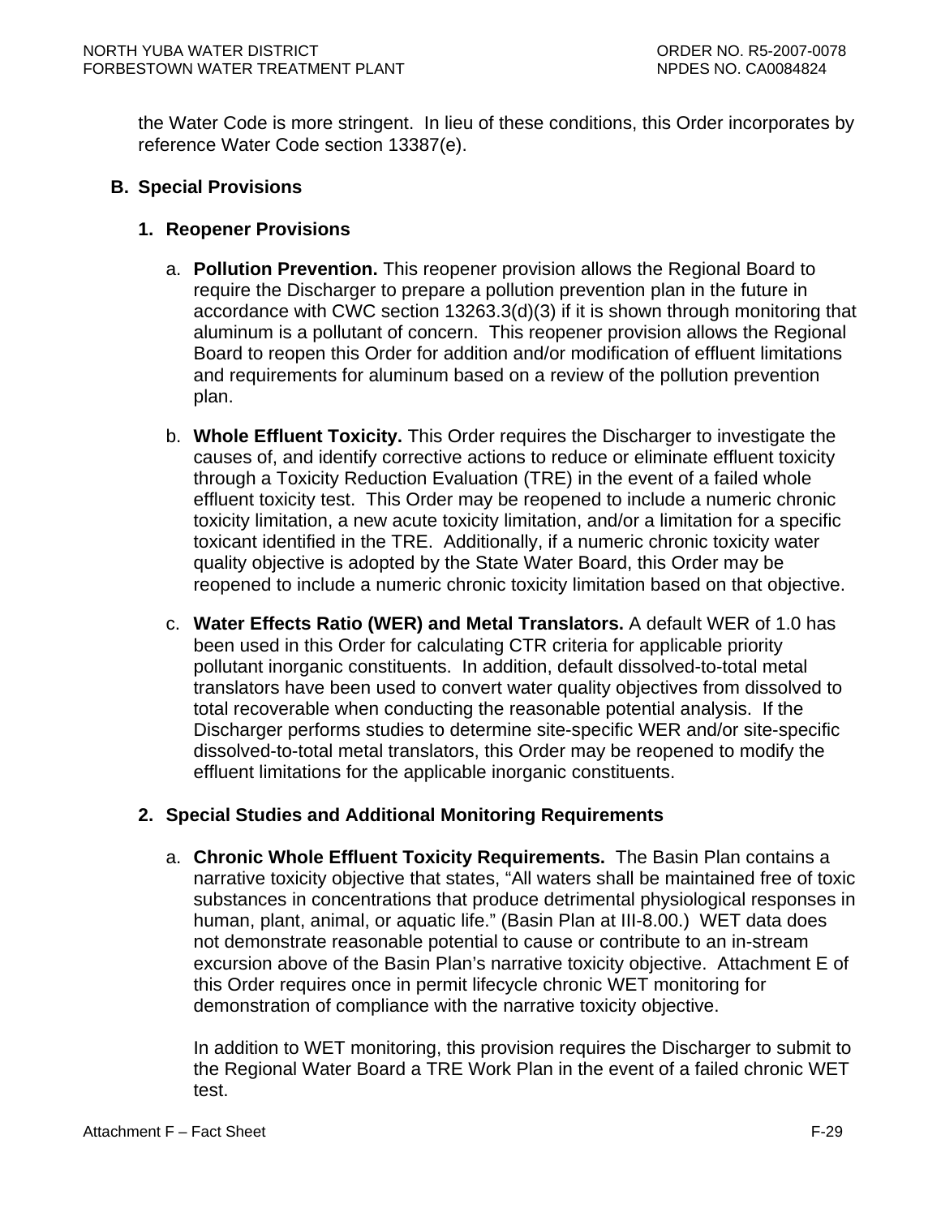the Water Code is more stringent. In lieu of these conditions, this Order incorporates by reference Water Code section 13387(e).

### B. Special Provisions

#### 1. Reopener Provisions

a. **Pollution Prevention.** This reopener provision allows the Regional Board to require the Discharger to prepare a pollution prevention plan in the future in accordance with CWC section 13263.3(d)(3) if it is shown through monitoring that aluminum is a pollutant of concern. This reopener provision allows the Regional Board to reopen this Order for addition and/or modification of effluent limitations and requirements for aluminum based on a review of the pollution prevention plan.

b. **Whole Effluent Toxicity.** This Order requires the Discharger to investigate the causes of, and identify corrective actions to reduce or eliminate effluent toxicity through a Toxicity Reduction Evaluation (TRE) in the event of a failed whole effluent toxicity test. This Order may be reopened to include a numeric chronic toxicity limitation, a new acute toxicity limitation, and/or a limitation for a specific toxicant identified in the TRE. Additionally, if a numeric chronic toxicity water quality objective is adopted by the State Water Board, this Order may be reopened to include a numeric chronic toxicity limitation based on that objective.

c. **Water Effects Ratio (WER) and Metal Translators.** A default WER of 1.0 has been used in this Order for calculating CTR criteria for applicable priority pollutant inorganic constituents. In addition, default dissolved-to-total metal translators have been used to convert water quality objectives from dissolved to total recoverable when conducting the reasonable potential analysis. If the Discharger performs studies to determine site-specific WER and/or site-specific dissolved-to-total metal translators, this Order may be reopened to modify the effluent limitations for the applicable inorganic constituents.

#### 2. Special Studies and Additional Monitoring Requirements

a. **Chronic Whole Effluent Toxicity Requirements.** The Basin Plan contains a narrative toxicity objective that states, "All waters shall be maintained free of toxic substances in concentrations that produce detrimental physiological responses in human, plant, animal, or aquatic life." (Basin Plan at III-8.00.) WET data does not demonstrate reasonable potential to cause or contribute to an in-stream excursion above of the Basin Plan's narrative toxicity objective. Attachment E of this Order requires once in permit lifecycle chronic WET monitoring for demonstration of compliance with the narrative toxicity objective.

   In addition to WET monitoring, this provision requires the Discharger to submit to the Regional Water Board a TRE Work Plan in the event of a failed chronic WET test.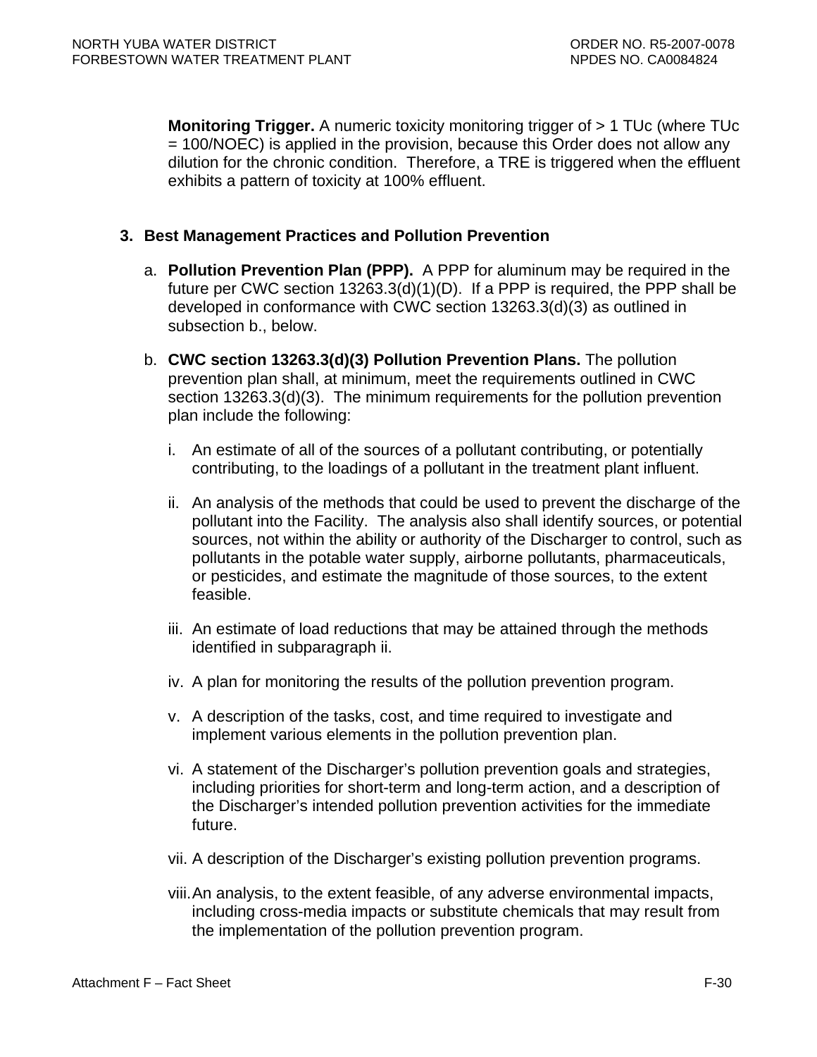**Monitoring Trigger.** A numeric toxicity monitoring trigger of > 1 TUc (where TUc = 100/NOEC) is applied in the provision, because this Order does not allow any dilution for the chronic condition. Therefore, a TRE is triggered when the effluent exhibits a pattern of toxicity at 100% effluent.

3. **Best Management Practices and Pollution Prevention**

   a. **Pollution Prevention Plan (PPP).** A PPP for aluminum may be required in the future per CWC section 13263.3(d)(1)(D). If a PPP is required, the PPP shall be developed in conformance with CWC section 13263.3(d)(3) as outlined in subsection b., below.

   b. **CWC section 13263.3(d)(3) Pollution Prevention Plans.** The pollution prevention plan shall, at minimum, meet the requirements outlined in CWC section 13263.3(d)(3). The minimum requirements for the pollution prevention plan include the following:

      i. An estimate of all of the sources of a pollutant contributing, or potentially contributing, to the loadings of a pollutant in the treatment plant influent.

      ii. An analysis of the methods that could be used to prevent the discharge of the pollutant into the Facility. The analysis also shall identify sources, or potential sources, not within the ability or authority of the Discharger to control, such as pollutants in the potable water supply, airborne pollutants, pharmaceuticals, or pesticides, and estimate the magnitude of those sources, to the extent feasible.

      iii. An estimate of load reductions that may be attained through the methods identified in subparagraph ii.

      iv. A plan for monitoring the results of the pollution prevention program.

      v. A description of the tasks, cost, and time required to investigate and implement various elements in the pollution prevention plan.

      vi. A statement of the Discharger's pollution prevention goals and strategies, including priorities for short-term and long-term action, and a description of the Discharger's intended pollution prevention activities for the immediate future.

      vii. A description of the Discharger's existing pollution prevention programs.

      viii. An analysis, to the extent feasible, of any adverse environmental impacts, including cross-media impacts or substitute chemicals that may result from the implementation of the pollution prevention program.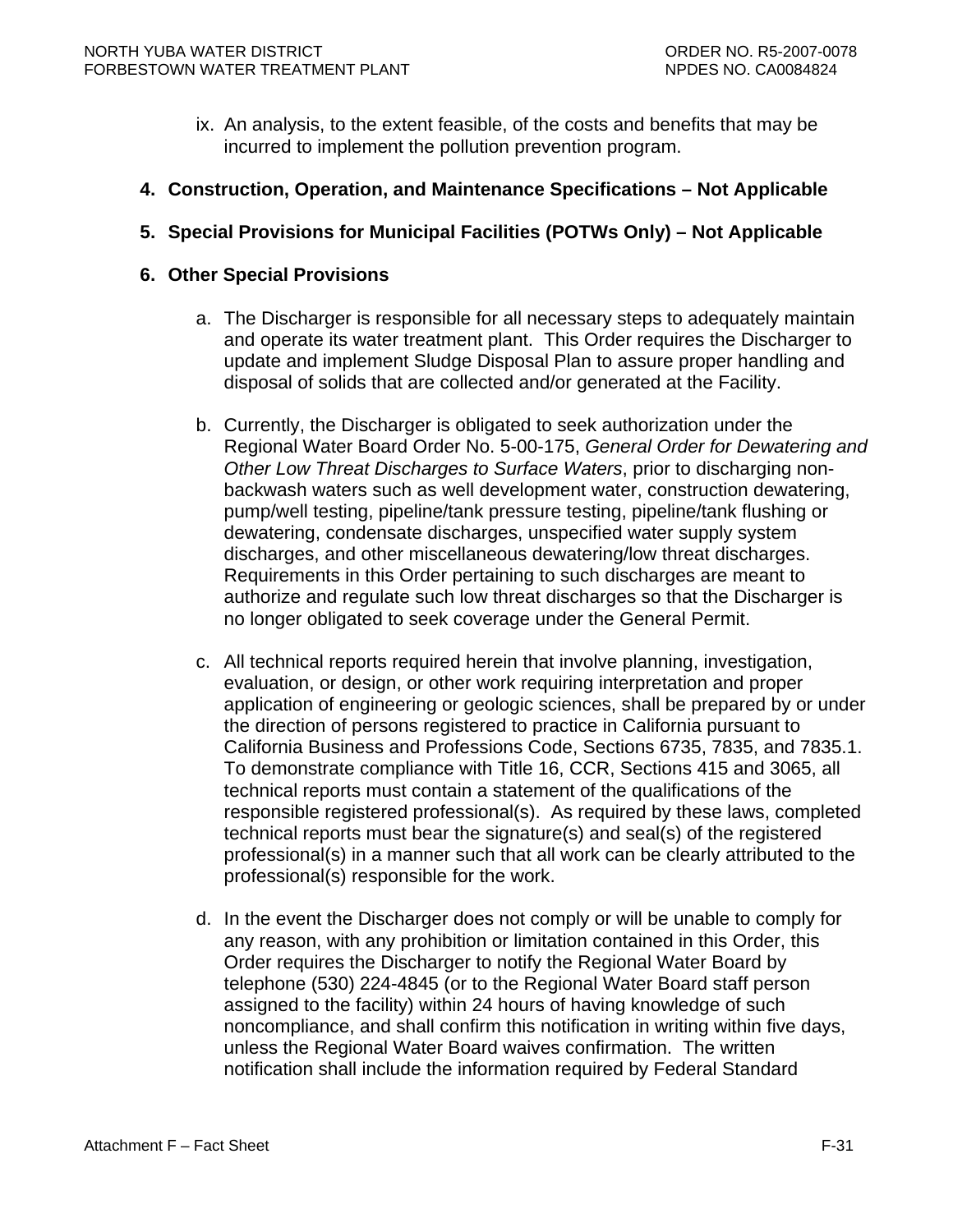ix. An analysis, to the extent feasible, of the costs and benefits that may be incurred to implement the pollution prevention program.

**4. Construction, Operation, and Maintenance Specifications – Not Applicable**

**5. Special Provisions for Municipal Facilities (POTWs Only) – Not Applicable**

**6. Other Special Provisions**

a. The Discharger is responsible for all necessary steps to adequately maintain and operate its water treatment plant. This Order requires the Discharger to update and implement Sludge Disposal Plan to assure proper handling and disposal of solids that are collected and/or generated at the Facility.

b. Currently, the Discharger is obligated to seek authorization under the Regional Water Board Order No. 5-00-175, *General Order for Dewatering and Other Low Threat Discharges to Surface Waters*, prior to discharging non-backwash waters such as well development water, construction dewatering, pump/well testing, pipeline/tank pressure testing, pipeline/tank flushing or dewatering, condensate discharges, unspecified water supply system discharges, and other miscellaneous dewatering/low threat discharges. Requirements in this Order pertaining to such discharges are meant to authorize and regulate such low threat discharges so that the Discharger is no longer obligated to seek coverage under the General Permit.

c. All technical reports required herein that involve planning, investigation, evaluation, or design, or other work requiring interpretation and proper application of engineering or geologic sciences, shall be prepared by or under the direction of persons registered to practice in California pursuant to California Business and Professions Code, Sections 6735, 7835, and 7835.1. To demonstrate compliance with Title 16, CCR, Sections 415 and 3065, all technical reports must contain a statement of the qualifications of the responsible registered professional(s). As required by these laws, completed technical reports must bear the signature(s) and seal(s) of the registered professional(s) in a manner such that all work can be clearly attributed to the professional(s) responsible for the work.

d. In the event the Discharger does not comply or will be unable to comply for any reason, with any prohibition or limitation contained in this Order, this Order requires the Discharger to notify the Regional Water Board by telephone (530) 224-4845 (or to the Regional Water Board staff person assigned to the facility) within 24 hours of having knowledge of such noncompliance, and shall confirm this notification in writing within five days, unless the Regional Water Board waives confirmation. The written notification shall include the information required by Federal Standard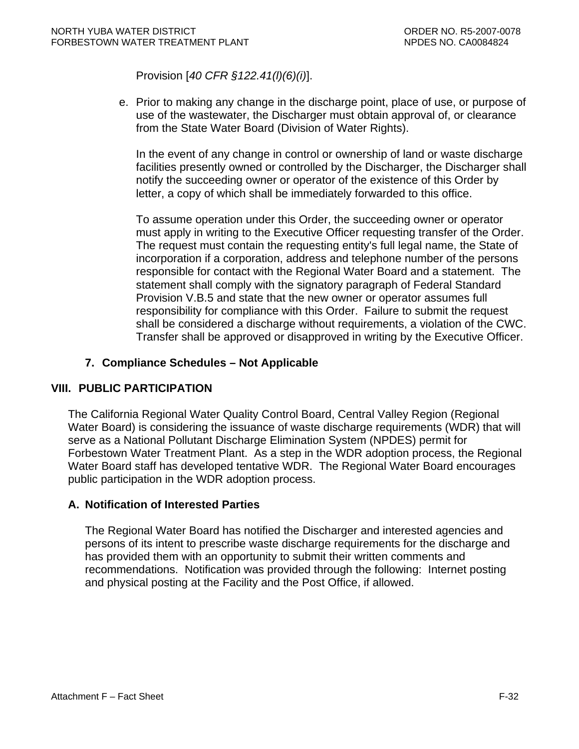Provision [*40 CFR §122.41(l)(6)(i)*].

e. Prior to making any change in the discharge point, place of use, or purpose of use of the wastewater, the Discharger must obtain approval of, or clearance from the State Water Board (Division of Water Rights).

   In the event of any change in control or ownership of land or waste discharge facilities presently owned or controlled by the Discharger, the Discharger shall notify the succeeding owner or operator of the existence of this Order by letter, a copy of which shall be immediately forwarded to this office.

   To assume operation under this Order, the succeeding owner or operator must apply in writing to the Executive Officer requesting transfer of the Order. The request must contain the requesting entity's full legal name, the State of incorporation if a corporation, address and telephone number of the persons responsible for contact with the Regional Water Board and a statement. The statement shall comply with the signatory paragraph of Federal Standard Provision V.B.5 and state that the new owner or operator assumes full responsibility for compliance with this Order. Failure to submit the request shall be considered a discharge without requirements, a violation of the CWC. Transfer shall be approved or disapproved in writing by the Executive Officer.

### 7. Compliance Schedules – Not Applicable

## VIII. PUBLIC PARTICIPATION

The California Regional Water Quality Control Board, Central Valley Region (Regional Water Board) is considering the issuance of waste discharge requirements (WDR) that will serve as a National Pollutant Discharge Elimination System (NPDES) permit for Forbestown Water Treatment Plant. As a step in the WDR adoption process, the Regional Water Board staff has developed tentative WDR. The Regional Water Board encourages public participation in the WDR adoption process.

### A. Notification of Interested Parties

The Regional Water Board has notified the Discharger and interested agencies and persons of its intent to prescribe waste discharge requirements for the discharge and has provided them with an opportunity to submit their written comments and recommendations. Notification was provided through the following: Internet posting and physical posting at the Facility and the Post Office, if allowed.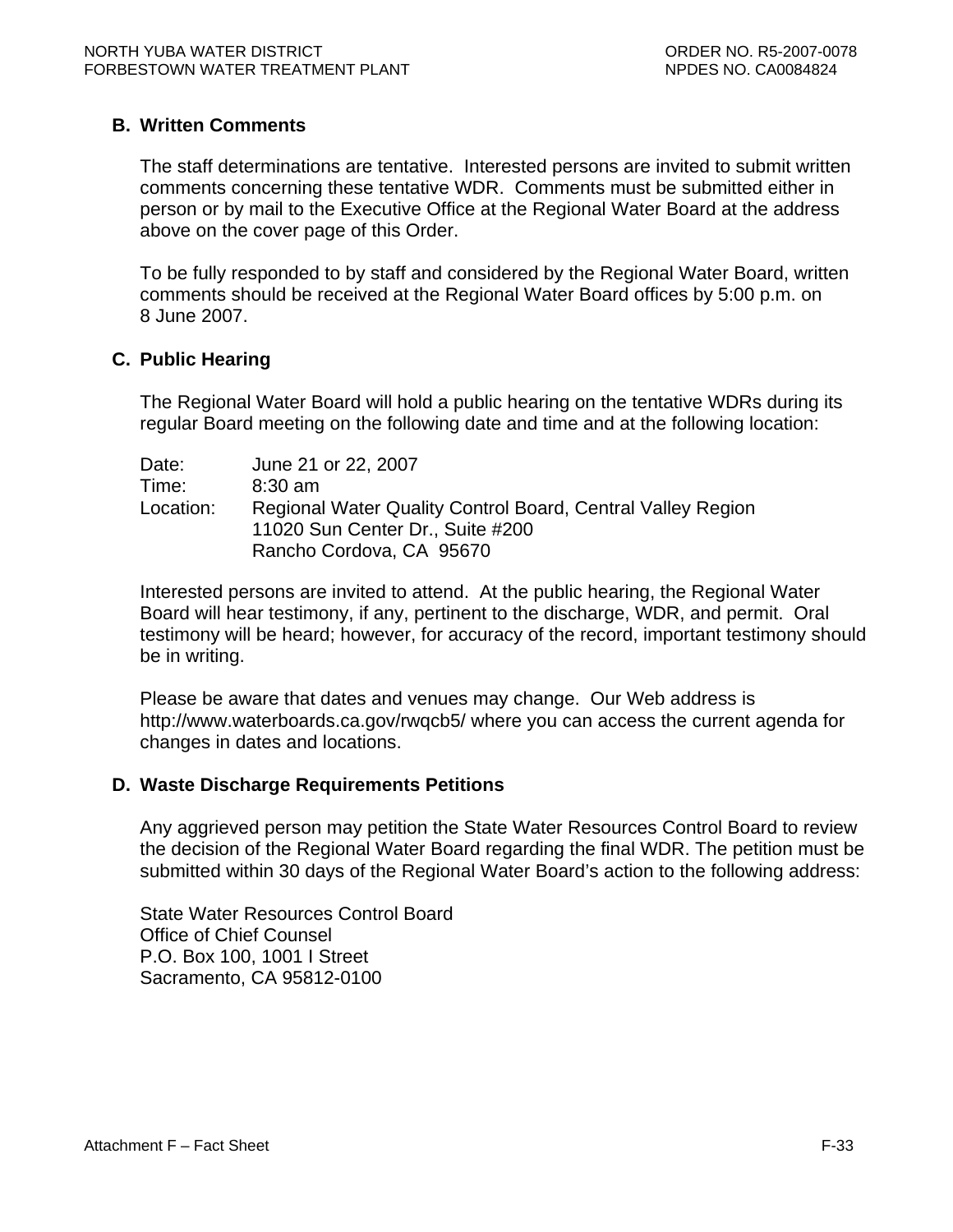### B. Written Comments

The staff determinations are tentative. Interested persons are invited to submit written comments concerning these tentative WDR. Comments must be submitted either in person or by mail to the Executive Office at the Regional Water Board at the address above on the cover page of this Order.

To be fully responded to by staff and considered by the Regional Water Board, written comments should be received at the Regional Water Board offices by 5:00 p.m. on 8 June 2007.

### C. Public Hearing

The Regional Water Board will hold a public hearing on the tentative WDRs during its regular Board meeting on the following date and time and at the following location:

Date: June 21 or 22, 2007
Time: 8:30 am
Location: Regional Water Quality Control Board, Central Valley Region
11020 Sun Center Dr., Suite #200
Rancho Cordova, CA 95670

Interested persons are invited to attend. At the public hearing, the Regional Water Board will hear testimony, if any, pertinent to the discharge, WDR, and permit. Oral testimony will be heard; however, for accuracy of the record, important testimony should be in writing.

Please be aware that dates and venues may change. Our Web address is http://www.waterboards.ca.gov/rwqcb5/ where you can access the current agenda for changes in dates and locations.

### D. Waste Discharge Requirements Petitions

Any aggrieved person may petition the State Water Resources Control Board to review the decision of the Regional Water Board regarding the final WDR. The petition must be submitted within 30 days of the Regional Water Board's action to the following address:

State Water Resources Control Board
Office of Chief Counsel
P.O. Box 100, 1001 I Street
Sacramento, CA 95812-0100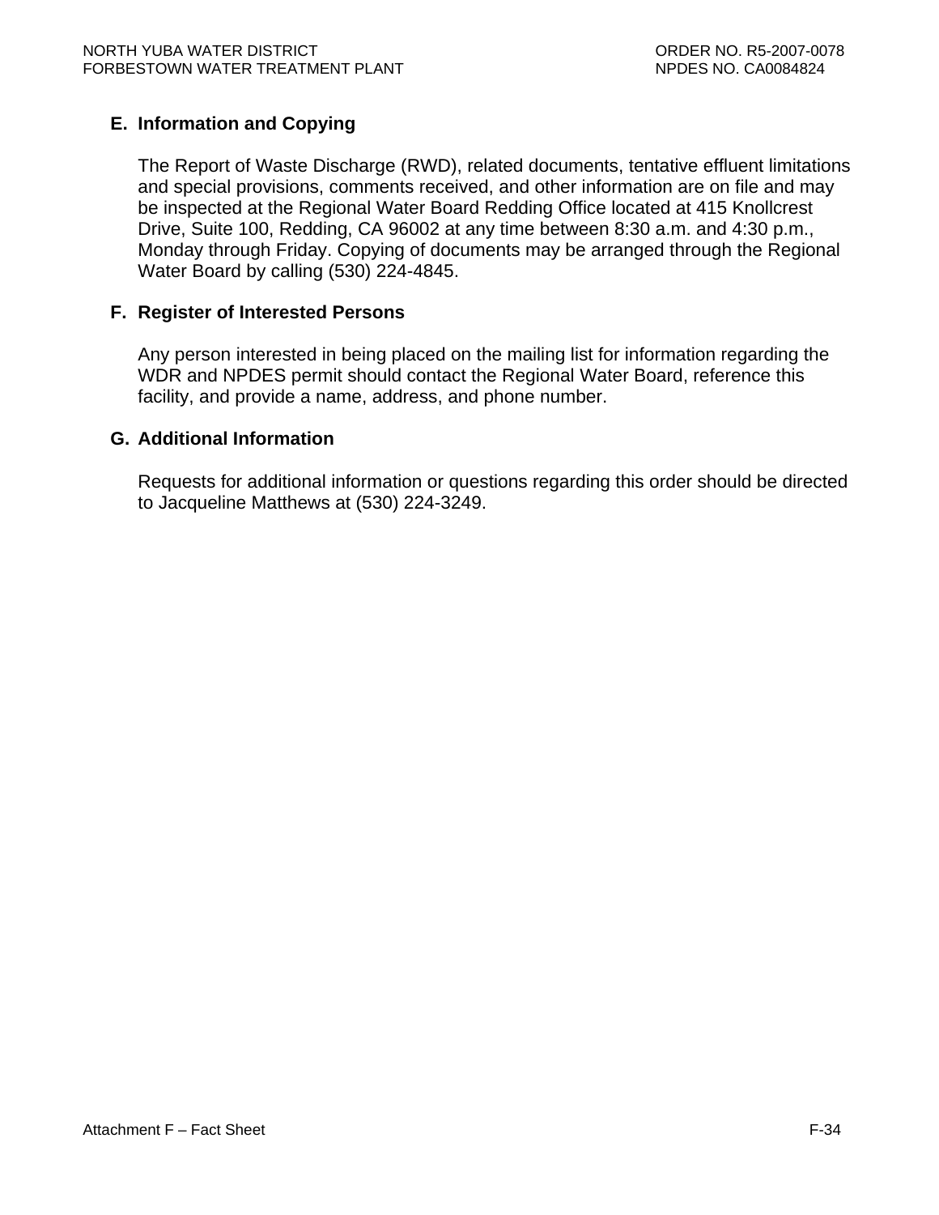### E. Information and Copying

The Report of Waste Discharge (RWD), related documents, tentative effluent limitations and special provisions, comments received, and other information are on file and may be inspected at the Regional Water Board Redding Office located at 415 Knollcrest Drive, Suite 100, Redding, CA 96002 at any time between 8:30 a.m. and 4:30 p.m., Monday through Friday. Copying of documents may be arranged through the Regional Water Board by calling (530) 224-4845.

### F. Register of Interested Persons

Any person interested in being placed on the mailing list for information regarding the WDR and NPDES permit should contact the Regional Water Board, reference this facility, and provide a name, address, and phone number.

### G. Additional Information

Requests for additional information or questions regarding this order should be directed to Jacqueline Matthews at (530) 224-3249.